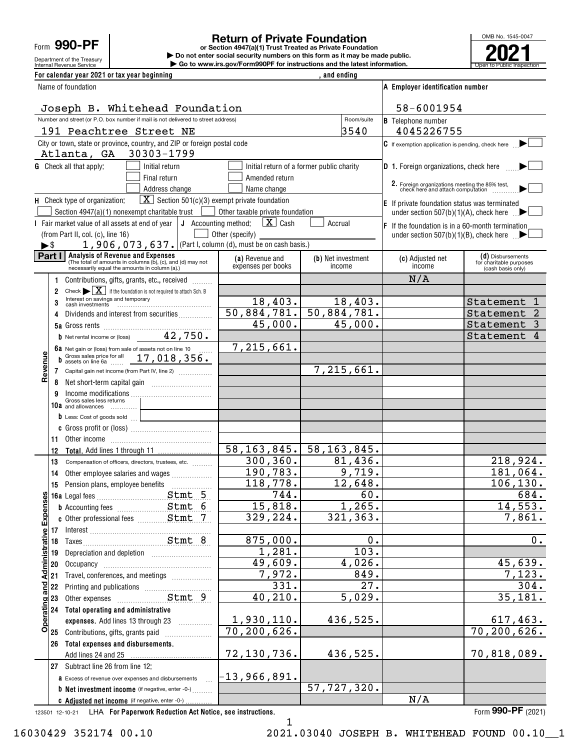Form **990-PF**

Department of the Treasury
Internal Revenue Service

# Return of Private Foundation

**or Section 4947(a)(1) Trust Treated as Private Foundation**

▶ Do not enter social security numbers on this form as it may be made public.

▶ Go to www.irs.gov/Form990PF for instructions and the latest information.

OMB No. 1545-0047

**2021**

Open to Public Inspection

**For calendar year 2021 or tax year beginning , and ending**

| Name of foundation | A Employer identification number |
|---|---|
| Joseph B. Whitehead Foundation | 58-6001954 |
| Number and street (or P.O. box number if mail is not delivered to street address) / Room/suite | B Telephone number |
| 191 Peachtree Street NE / 3540 | 4045226755 |
| City or town, state or province, country, and ZIP or foreign postal code | C If exemption application is pending, check here ▶ ☐ |
| Atlanta, GA 30303-1799 | |

**G** Check all that apply: ☐ Initial return ☐ Initial return of a former public charity ☐ Final return ☐ Amended return ☐ Address change ☐ Name change

**D** 1. Foreign organizations, check here ▶ ☐
2. Foreign organizations meeting the 85% test, check here and attach computation ▶ ☐

**H** Check type of organization: ☒ Section 501(c)(3) exempt private foundation ☐ Section 4947(a)(1) nonexempt charitable trust ☐ Other taxable private foundation

**E** If private foundation status was terminated under section 507(b)(1)(A), check here ▶ ☐

**I** Fair market value of all assets at end of year (from Part II, col. (c), line 16) ▶$ 1,906,073,637.

**J** Accounting method: ☒ Cash ☐ Accrual ☐ Other (specify) (Part I, column (d), must be on cash basis.)

**F** If the foundation is in a 60-month termination under section 507(b)(1)(B), check here ▶ ☐

## Part I Analysis of Revenue and Expenses

(The total of amounts in columns (b), (c), and (d) may not necessarily equal the amounts in column (a).)

| | | (a) Revenue and expenses per books | (b) Net investment income | (c) Adjusted net income | (d) Disbursements for charitable purposes (cash basis only) |
|---|---|---|---|---|---|
| Revenue | 1 Contributions, gifts, grants, etc., received | | | N/A | |
| | 2 Check ▶ ☒ if the foundation is not required to attach Sch. B | | | | |
| | 3 Interest on savings and temporary cash investments | 18,403. | 18,403. | | Statement 1 |
| | 4 Dividends and interest from securities | 50,884,781. | 50,884,781. | | Statement 2 |
| | 5a Gross rents | 45,000. | 45,000. | | Statement 3 |
| | b Net rental income or (loss) 42,750. | | | | Statement 4 |
| | 6a Net gain or (loss) from sale of assets not on line 10 | 7,215,661. | | | |
| | b Gross sales price for all assets on line 6a 17,018,356. | | | | |
| | 7 Capital gain net income (from Part IV, line 2) | | 7,215,661. | | |
| | 8 Net short-term capital gain | | | | |
| | 9 Income modifications | | | | |
| | 10a Gross sales less returns and allowances | | | | |
| | b Less: Cost of goods sold | | | | |
| | c Gross profit or (loss) | | | | |
| | 11 Other income | | | | |
| | 12 **Total.** Add lines 1 through 11 | 58,163,845. | 58,163,845. | | |
| Operating and Administrative Expenses | 13 Compensation of officers, directors, trustees, etc. | 300,360. | 81,436. | | 218,924. |
| | 14 Other employee salaries and wages | 190,783. | 9,719. | | 181,064. |
| | 15 Pension plans, employee benefits | 118,778. | 12,648. | | 106,130. |
| | 16a Legal fees Stmt 5 | 744. | 60. | | 684. |
| | b Accounting fees Stmt 6 | 15,818. | 1,265. | | 14,553. |
| | c Other professional fees Stmt 7 | 329,224. | 321,363. | | 7,861. |
| | 17 Interest | | | | |
| | 18 Taxes Stmt 8 | 875,000. | 0. | | 0. |
| | 19 Depreciation and depletion | 1,281. | 103. | | |
| | 20 Occupancy | 49,609. | 4,026. | | 45,639. |
| | 21 Travel, conferences, and meetings | 7,972. | 849. | | 7,123. |
| | 22 Printing and publications | 331. | 27. | | 304. |
| | 23 Other expenses Stmt 9 | 40,210. | 5,029. | | 35,181. |
| | 24 **Total operating and administrative expenses.** Add lines 13 through 23 | 1,930,110. | 436,525. | | 617,463. |
| | 25 Contributions, gifts, grants paid | 70,200,626. | | | 70,200,626. |
| | 26 **Total expenses and disbursements.** Add lines 24 and 25 | 72,130,736. | 436,525. | | 70,818,089. |
| | 27 Subtract line 26 from line 12: | | | | |
| | a Excess of revenue over expenses and disbursements | -13,966,891. | | | |
| | b **Net investment income** (if negative, enter -0-) | | 57,727,320. | | |
| | c **Adjusted net income** (if negative, enter -0-) | | | N/A | |

123501 12-10-21 LHA **For Paperwork Reduction Act Notice, see instructions.** Form **990-PF** (2021)

16030429 352174 00.10 2021.03040 JOSEPH B. WHITEHEAD FOUND 00.10__1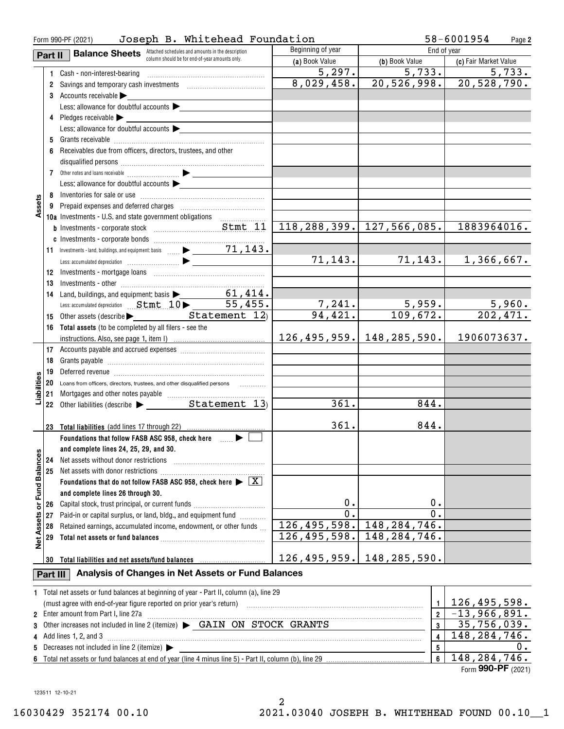Form 990-PF (2021) Joseph B. Whitehead Foundation 58-6001954 Page **2**

## Part II Balance Sheets

Attached schedules and amounts in the description column should be for end-of-year amounts only.

| | | Beginning of year | End of year | |
|---|---|---|---|---|
| | | (a) Book Value | (b) Book Value | (c) Fair Market Value |
| **Assets** | 1 Cash - non-interest-bearing | 5,297. | 5,733. | 5,733. |
| | 2 Savings and temporary cash investments | 8,029,458. | 20,526,998. | 20,528,790. |
| | 3 Accounts receivable ▶ | | | |
| | Less: allowance for doubtful accounts ▶ | | | |
| | 4 Pledges receivable ▶ | | | |
| | Less: allowance for doubtful accounts ▶ | | | |
| | 5 Grants receivable | | | |
| | 6 Receivables due from officers, directors, trustees, and other disqualified persons | | | |
| | 7 Other notes and loans receivable ▶ | | | |
| | Less: allowance for doubtful accounts ▶ | | | |
| | 8 Inventories for sale or use | | | |
| | 9 Prepaid expenses and deferred charges | | | |
| | 10a Investments - U.S. and state government obligations | | | |
| | b Investments - corporate stock Stmt 11 | 118,288,399. | 127,566,085. | 1883964016. |
| | c Investments - corporate bonds | | | |
| | 11 Investments - land, buildings, and equipment: basis ▶ 71,143. | | | |
| | Less: accumulated depreciation ▶ | 71,143. | 71,143. | 1,366,667. |
| | 12 Investments - mortgage loans | | | |
| | 13 Investments - other | | | |
| | 14 Land, buildings, and equipment: basis ▶ 61,414. | | | |
| | Less: accumulated depreciation Stmt 10 ▶ 55,455. | 7,241. | 5,959. | 5,960. |
| | 15 Other assets (describe ▶ Statement 12) | 94,421. | 109,672. | 202,471. |
| | 16 **Total assets** (to be completed by all filers - see the instructions. Also, see page 1, item I) | 126,495,959. | 148,285,590. | 1906073637. |
| **Liabilities** | 17 Accounts payable and accrued expenses | | | |
| | 18 Grants payable | | | |
| | 19 Deferred revenue | | | |
| | 20 Loans from officers, directors, trustees, and other disqualified persons | | | |
| | 21 Mortgages and other notes payable | | | |
| | 22 Other liabilities (describe ▶ Statement 13) | 361. | 844. | |
| | 23 **Total liabilities** (add lines 17 through 22) | 361. | 844. | |
| **Net Assets or Fund Balances** | **Foundations that follow FASB ASC 958, check here** ▶ ☐ **and complete lines 24, 25, 29, and 30.** | | | |
| | 24 Net assets without donor restrictions | | | |
| | 25 Net assets with donor restrictions | | | |
| | **Foundations that do not follow FASB ASC 958, check here** ▶ ☒ **and complete lines 26 through 30.** | | | |
| | 26 Capital stock, trust principal, or current funds | 0. | 0. | |
| | 27 Paid-in or capital surplus, or land, bldg., and equipment fund | 0. | 0. | |
| | 28 Retained earnings, accumulated income, endowment, or other funds | 126,495,598. | 148,284,746. | |
| | 29 **Total net assets or fund balances** | 126,495,598. | 148,284,746. | |
| | 30 **Total liabilities and net assets/fund balances** | 126,495,959. | 148,285,590. | |

## Part III Analysis of Changes in Net Assets or Fund Balances

| | | | |
|---|---|---|---|
| 1 | Total net assets or fund balances at beginning of year - Part II, column (a), line 29 (must agree with end-of-year figure reported on prior year's return) | 1 | 126,495,598. |
| 2 | Enter amount from Part I, line 27a | 2 | -13,966,891. |
| 3 | Other increases not included in line 2 (itemize) ▶ GAIN ON STOCK GRANTS | 3 | 35,756,039. |
| 4 | Add lines 1, 2, and 3 | 4 | 148,284,746. |
| 5 | Decreases not included in line 2 (itemize) ▶ | 5 | 0. |
| 6 | Total net assets or fund balances at end of year (line 4 minus line 5) - Part II, column (b), line 29 | 6 | 148,284,746. |

Form **990-PF** (2021)

123511 12-10-21

16030429 352174 00.10 2021.03040 JOSEPH B. WHITEHEAD FOUND 00.10__1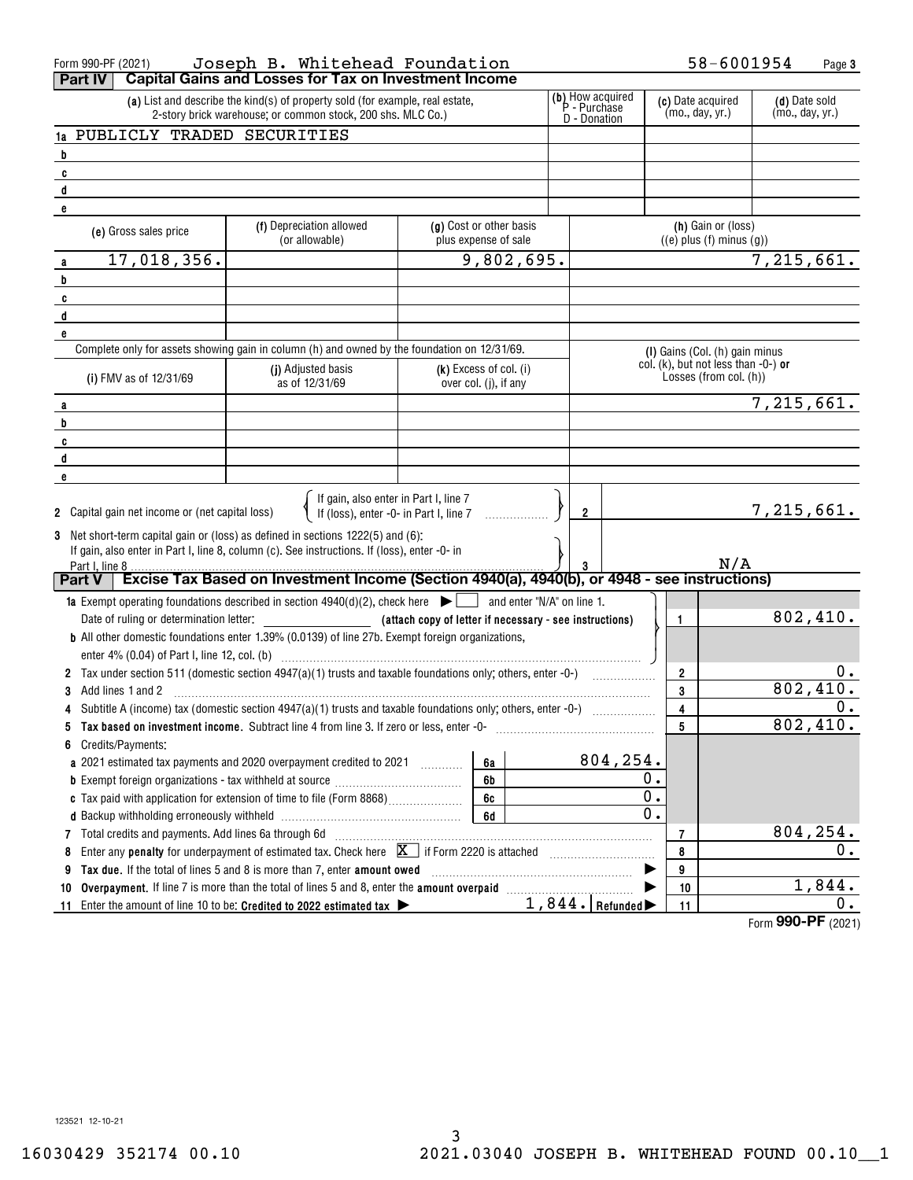Form 990-PF (2021) Joseph B. Whitehead Foundation 58-6001954 Page 3

## Part IV Capital Gains and Losses for Tax on Investment Income

| | (a) List and describe the kind(s) of property sold (for example, real estate, 2-story brick warehouse; or common stock, 200 shs. MLC Co.) | (b) How acquired P - Purchase D - Donation | (c) Date acquired (mo., day, yr.) | (d) Date sold (mo., day, yr.) |
|---|---|---|---|---|
| 1a | PUBLICLY TRADED SECURITIES | | | |
| b | | | | |
| c | | | | |
| d | | | | |
| e | | | | |

| | (e) Gross sales price | (f) Depreciation allowed (or allowable) | (g) Cost or other basis plus expense of sale | (h) Gain or (loss) ((e) plus (f) minus (g)) |
|---|---|---|---|---|
| a | 17,018,356. | | 9,802,695. | 7,215,661. |
| b | | | | |
| c | | | | |
| d | | | | |
| e | | | | |

Complete only for assets showing gain in column (h) and owned by the foundation on 12/31/69.

| | (i) FMV as of 12/31/69 | (j) Adjusted basis as of 12/31/69 | (k) Excess of col. (i) over col. (j), if any | (l) Gains (Col. (h) gain minus col. (k), but not less than -0-) or Losses (from col. (h)) |
|---|---|---|---|---|
| a | | | | 7,215,661. |
| b | | | | |
| c | | | | |
| d | | | | |
| e | | | | |

| | | | |
|---|---|---|---|
| 2 | Capital gain net income or (net capital loss) { If gain, also enter in Part I, line 7; If (loss), enter -0- in Part I, line 7 } | 2 | 7,215,661. |
| 3 | Net short-term capital gain or (loss) as defined in sections 1222(5) and (6): If gain, also enter in Part I, line 8, column (c). See instructions. If (loss), enter -0- in Part I, line 8 | 3 | N/A |

## Part V Excise Tax Based on Investment Income (Section 4940(a), 4940(b), or 4948 - see instructions)

| | | | | | |
|---|---|---|---|---|---|
| 1a | Exempt operating foundations described in section 4940(d)(2), check here ☐ and enter "N/A" on line 1. Date of ruling or determination letter: (attach copy of letter if necessary - see instructions) | | | 1 | 802,410. |
| b | All other domestic foundations enter 1.39% (0.0139) of line 27b. Exempt foreign organizations, enter 4% (0.04) of Part I, line 12, col. (b) | | | | |
| 2 | Tax under section 511 (domestic section 4947(a)(1) trusts and taxable foundations only; others, enter -0-) | | | 2 | 0. |
| 3 | Add lines 1 and 2 | | | 3 | 802,410. |
| 4 | Subtitle A (income) tax (domestic section 4947(a)(1) trusts and taxable foundations only; others, enter -0-) | | | 4 | 0. |
| 5 | **Tax based on investment income.** Subtract line 4 from line 3. If zero or less, enter -0- | | | 5 | 802,410. |
| 6 | Credits/Payments: | | | | |
| a | 2021 estimated tax payments and 2020 overpayment credited to 2021 | 6a | 804,254. | | |
| b | Exempt foreign organizations - tax withheld at source | 6b | 0. | | |
| c | Tax paid with application for extension of time to file (Form 8868) | 6c | 0. | | |
| d | Backup withholding erroneously withheld | 6d | 0. | | |
| 7 | Total credits and payments. Add lines 6a through 6d | | | 7 | 804,254. |
| 8 | Enter any **penalty** for underpayment of estimated tax. Check here ☒ if Form 2220 is attached | | | 8 | 0. |
| 9 | **Tax due.** If the total of lines 5 and 8 is more than 7, enter **amount owed** | | | 9 | |
| 10 | **Overpayment.** If line 7 is more than the total of lines 5 and 8, enter the **amount overpaid** | | | 10 | 1,844. |
| 11 | Enter the amount of line 10 to be: **Credited to 2022 estimated tax** ▶ 1,844. **Refunded** ▶ | | | 11 | 0. |

Form **990-PF** (2021)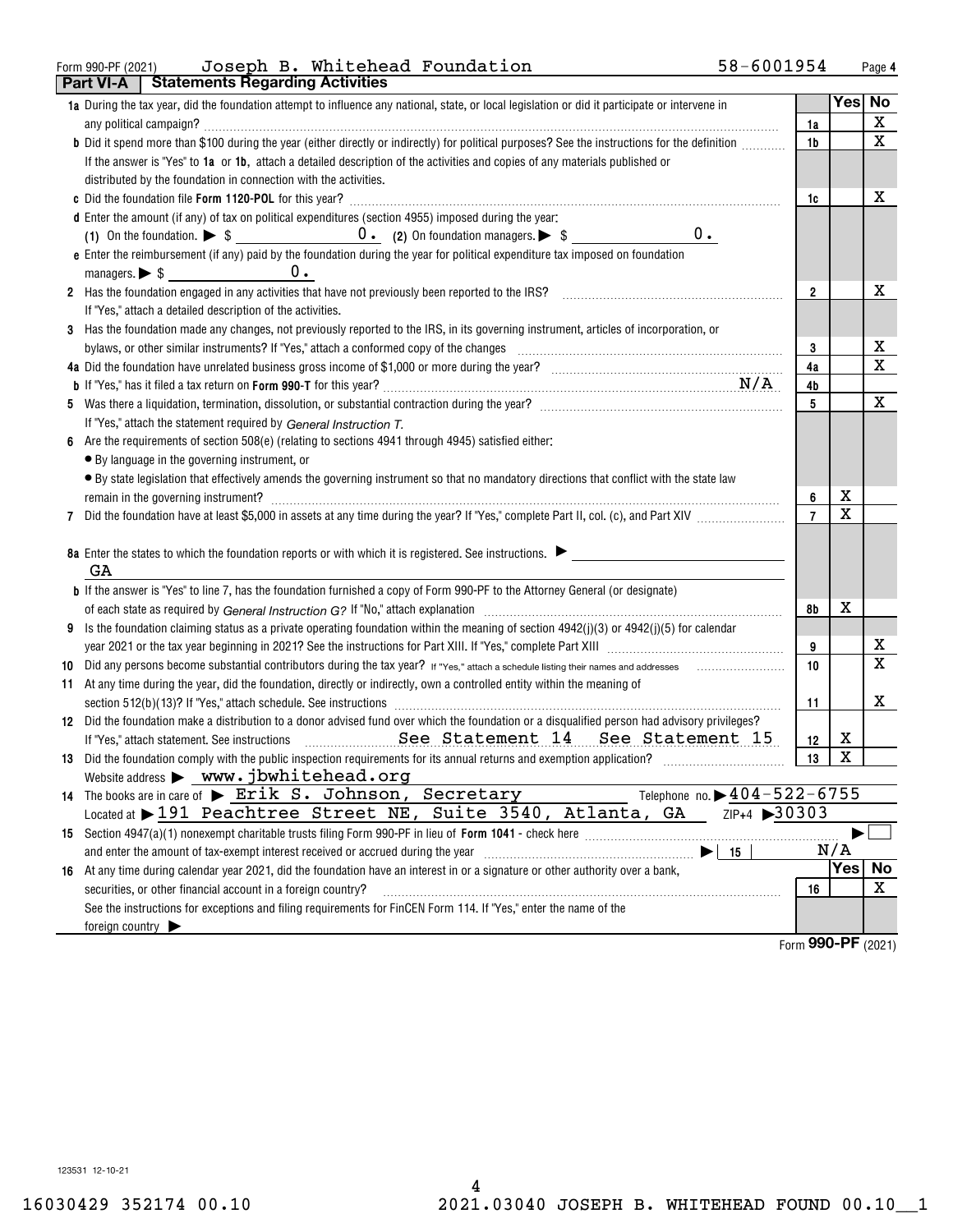Form 990-PF (2021) Joseph B. Whitehead Foundation 58-6001954

## Part VI-A Statements Regarding Activities

| | | | Yes | No |
|---|---|---|---|---|
| **1a** | During the tax year, did the foundation attempt to influence any national, state, or local legislation or did it participate or intervene in any political campaign? | 1a | | X |
| **b** | Did it spend more than $100 during the year (either directly or indirectly) for political purposes? See the instructions for the definition | 1b | | X |
| | If the answer is "Yes" to **1a** or **1b**, attach a detailed description of the activities and copies of any materials published or distributed by the foundation in connection with the activities. | | | |
| **c** | Did the foundation file **Form 1120-POL** for this year? | 1c | | X |
| **d** | Enter the amount (if any) of tax on political expenditures (section 4955) imposed during the year: (1) On the foundation. ▶ $ 0. (2) On foundation managers. ▶ $ 0. | | | |
| **e** | Enter the reimbursement (if any) paid by the foundation during the year for political expenditure tax imposed on foundation managers. ▶ $ 0. | | | |
| **2** | Has the foundation engaged in any activities that have not previously been reported to the IRS? If "Yes," attach a detailed description of the activities. | 2 | | X |
| **3** | Has the foundation made any changes, not previously reported to the IRS, in its governing instrument, articles of incorporation, or bylaws, or other similar instruments? If "Yes," attach a conformed copy of the changes | 3 | | X |
| **4a** | Did the foundation have unrelated business gross income of $1,000 or more during the year? | 4a | | X |
| **b** | If "Yes," has it filed a tax return on **Form 990-T** for this year? N/A | 4b | | |
| **5** | Was there a liquidation, termination, dissolution, or substantial contraction during the year? If "Yes," attach the statement required by *General Instruction T.* | 5 | | X |
| **6** | Are the requirements of section 508(e) (relating to sections 4941 through 4945) satisfied either: • By language in the governing instrument, or • By state legislation that effectively amends the governing instrument so that no mandatory directions that conflict with the state law remain in the governing instrument? | 6 | X | |
| **7** | Did the foundation have at least $5,000 in assets at any time during the year? If "Yes," complete Part II, col. (c), and Part XIV | 7 | X | |
| **8a** | Enter the states to which the foundation reports or with which it is registered. See instructions. ▶ GA | | | |
| **b** | If the answer is "Yes" to line 7, has the foundation furnished a copy of Form 990-PF to the Attorney General (or designate) of each state as required by *General Instruction G?* If "No," attach explanation | 8b | X | |
| **9** | Is the foundation claiming status as a private operating foundation within the meaning of section 4942(j)(3) or 4942(j)(5) for calendar year 2021 or the tax year beginning in 2021? See the instructions for Part XIII. If "Yes," complete Part XIII | 9 | | X |
| **10** | Did any persons become substantial contributors during the tax year? If "Yes," attach a schedule listing their names and addresses | 10 | | X |
| **11** | At any time during the year, did the foundation, directly or indirectly, own a controlled entity within the meaning of section 512(b)(13)? If "Yes," attach schedule. See instructions | 11 | | X |
| **12** | Did the foundation make a distribution to a donor advised fund over which the foundation or a disqualified person had advisory privileges? If "Yes," attach statement. See instructions See Statement 14 See Statement 15 | 12 | X | |
| **13** | Did the foundation comply with the public inspection requirements for its annual returns and exemption application? | 13 | X | |
| | Website address ▶ www.jbwhitehead.org | | | |
| **14** | The books are in care of ▶ Erik S. Johnson, Secretary Telephone no. ▶ 404-522-6755 | | | |
| | Located at ▶ 191 Peachtree Street NE, Suite 3540, Atlanta, GA ZIP+4 ▶ 30303 | | | |
| **15** | Section 4947(a)(1) nonexempt charitable trusts filing Form 990-PF in lieu of **Form 1041** - check here ▶ ☐ and enter the amount of tax-exempt interest received or accrued during the year ▶ 15 | | N/A | |
| **16** | At any time during calendar year 2021, did the foundation have an interest in or a signature or other authority over a bank, securities, or other financial account in a foreign country? | 16 | | X |
| | See the instructions for exceptions and filing requirements for FinCEN Form 114. If "Yes," enter the name of the foreign country ▶ | | | |

Form **990-PF** (2021)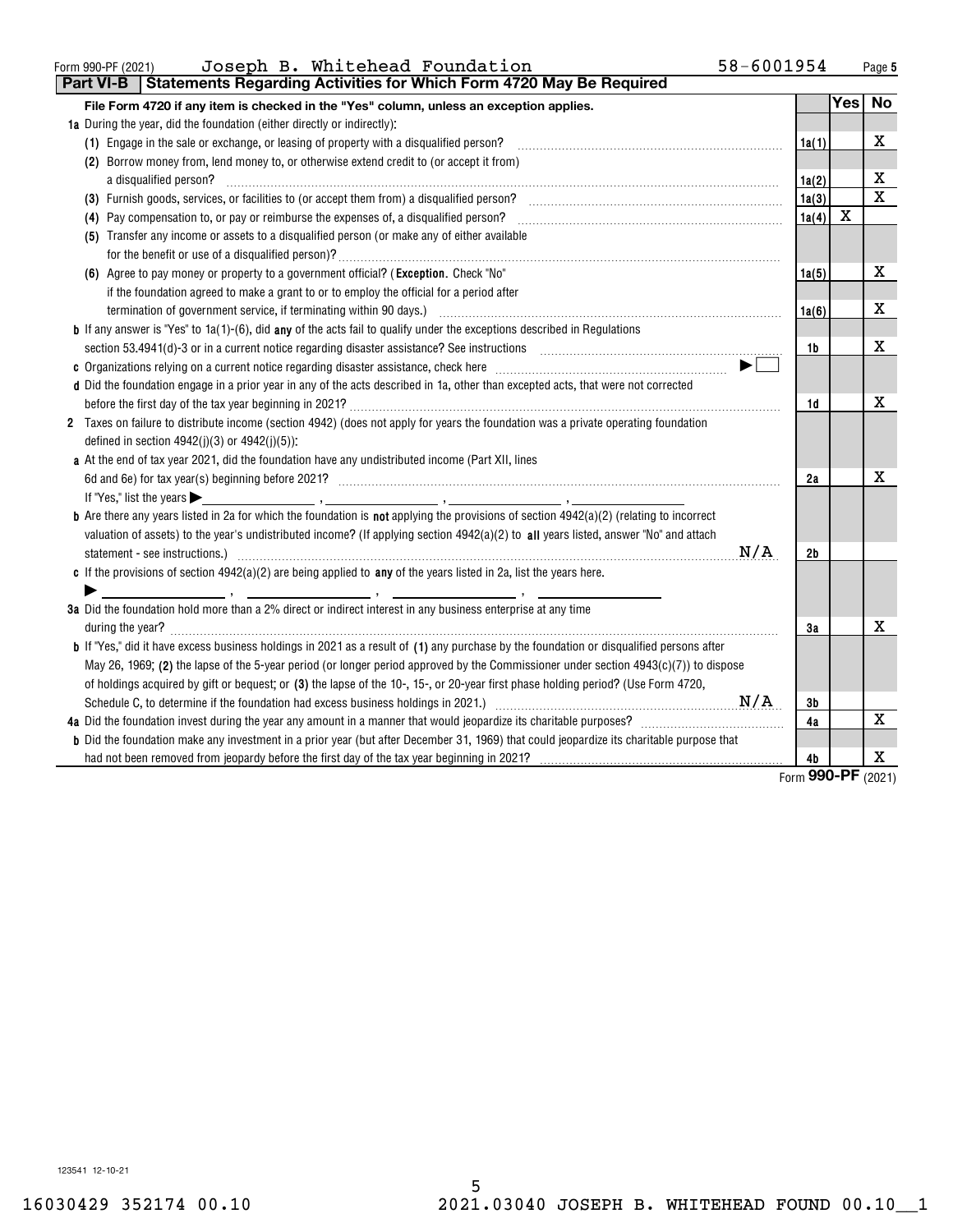Form 990-PF (2021) Joseph B. Whitehead Foundation 58-6001954 Page 5

## Part VI-B Statements Regarding Activities for Which Form 4720 May Be Required

| **File Form 4720 if any item is checked in the "Yes" column, unless an exception applies.** | | Yes | No |
|---|---|---|---|
| **1a** During the year, did the foundation (either directly or indirectly): | | | |
| (1) Engage in the sale or exchange, or leasing of property with a disqualified person? | 1a(1) | | X |
| (2) Borrow money from, lend money to, or otherwise extend credit to (or accept it from) a disqualified person? | 1a(2) | | X |
| (3) Furnish goods, services, or facilities to (or accept them from) a disqualified person? | 1a(3) | | X |
| (4) Pay compensation to, or pay or reimburse the expenses of, a disqualified person? | 1a(4) | X | |
| (5) Transfer any income or assets to a disqualified person (or make any of either available for the benefit or use of a disqualified person)? | 1a(5) | | X |
| (6) Agree to pay money or property to a government official? (**Exception**. Check "No" if the foundation agreed to make a grant to or to employ the official for a period after termination of government service, if terminating within 90 days.) | 1a(6) | | X |
| **b** If any answer is "Yes" to 1a(1)-(6), did **any** of the acts fail to qualify under the exceptions described in Regulations section 53.4941(d)-3 or in a current notice regarding disaster assistance? See instructions | 1b | | X |
| **c** Organizations relying on a current notice regarding disaster assistance, check here ▶ ☐ | | | |
| **d** Did the foundation engage in a prior year in any of the acts described in 1a, other than excepted acts, that were not corrected before the first day of the tax year beginning in 2021? | 1d | | X |
| **2** Taxes on failure to distribute income (section 4942) (does not apply for years the foundation was a private operating foundation defined in section 4942(j)(3) or 4942(j)(5)): | | | |
| **a** At the end of tax year 2021, did the foundation have any undistributed income (Part XII, lines 6d and 6e) for tax year(s) beginning before 2021? If "Yes," list the years ▶ \_\_\_\_, \_\_\_\_, \_\_\_\_, \_\_\_\_ | 2a | | X |
| **b** Are there any years listed in 2a for which the foundation is **not** applying the provisions of section 4942(a)(2) (relating to incorrect valuation of assets) to the year's undistributed income? (If applying section 4942(a)(2) to **all** years listed, answer "No" and attach statement - see instructions.) N/A | 2b | | |
| **c** If the provisions of section 4942(a)(2) are being applied to **any** of the years listed in 2a, list the years here. ▶ \_\_\_\_, \_\_\_\_, \_\_\_\_, \_\_\_\_ | | | |
| **3a** Did the foundation hold more than a 2% direct or indirect interest in any business enterprise at any time during the year? | 3a | | X |
| **b** If "Yes," did it have excess business holdings in 2021 as a result of **(1)** any purchase by the foundation or disqualified persons after May 26, 1969; **(2)** the lapse of the 5-year period (or longer period approved by the Commissioner under section 4943(c)(7)) to dispose of holdings acquired by gift or bequest; or **(3)** the lapse of the 10-, 15-, or 20-year first phase holding period? (Use Form 4720, Schedule C, to determine if the foundation had excess business holdings in 2021.) N/A | 3b | | |
| **4a** Did the foundation invest during the year any amount in a manner that would jeopardize its charitable purposes? | 4a | | X |
| **b** Did the foundation make any investment in a prior year (but after December 31, 1969) that could jeopardize its charitable purpose that had not been removed from jeopardy before the first day of the tax year beginning in 2021? | 4b | | X |

Form **990-PF** (2021)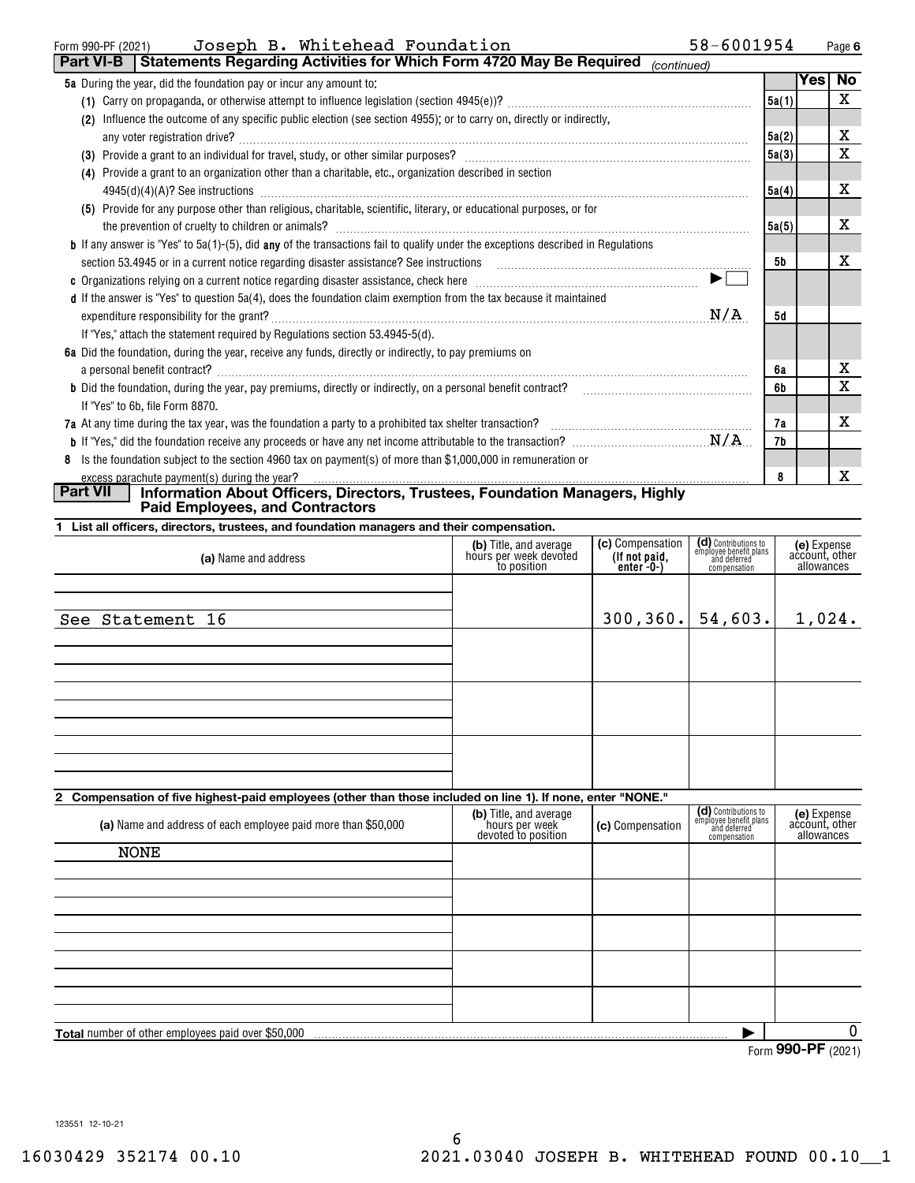Form 990-PF (2021) Joseph B. Whitehead Foundation 58-6001954 Page 6

## Part VI-B Statements Regarding Activities for Which Form 4720 May Be Required *(continued)*

| | | Yes | No |
|---|---|---|---|
| **5a** During the year, did the foundation pay or incur any amount to: | | | |
| (1) Carry on propaganda, or otherwise attempt to influence legislation (section 4945(e))? | 5a(1) | | X |
| (2) Influence the outcome of any specific public election (see section 4955); or to carry on, directly or indirectly, any voter registration drive? | 5a(2) | | X |
| (3) Provide a grant to an individual for travel, study, or other similar purposes? | 5a(3) | | X |
| (4) Provide a grant to an organization other than a charitable, etc., organization described in section 4945(d)(4)(A)? See instructions | 5a(4) | | X |
| (5) Provide for any purpose other than religious, charitable, scientific, literary, or educational purposes, or for the prevention of cruelty to children or animals? | 5a(5) | | X |
| **b** If any answer is "Yes" to 5a(1)-(5), did **any** of the transactions fail to qualify under the exceptions described in Regulations section 53.4945 or in a current notice regarding disaster assistance? See instructions | 5b | | X |
| **c** Organizations relying on a current notice regarding disaster assistance, check here ▶ ☐ | | | |
| **d** If the answer is "Yes" to question 5a(4), does the foundation claim exemption from the tax because it maintained expenditure responsibility for the grant? N/A | 5d | | |
| If "Yes," attach the statement required by Regulations section 53.4945-5(d). | | | |
| **6a** Did the foundation, during the year, receive any funds, directly or indirectly, to pay premiums on a personal benefit contract? | 6a | | X |
| **b** Did the foundation, during the year, pay premiums, directly or indirectly, on a personal benefit contract? | 6b | | X |
| If "Yes" to 6b, file Form 8870. | | | |
| **7a** At any time during the tax year, was the foundation a party to a prohibited tax shelter transaction? | 7a | | X |
| **b** If "Yes," did the foundation receive any proceeds or have any net income attributable to the transaction? N/A | 7b | | |
| **8** Is the foundation subject to the section 4960 tax on payment(s) of more than $1,000,000 in remuneration or excess parachute payment(s) during the year? | 8 | | X |

## Part VII Information About Officers, Directors, Trustees, Foundation Managers, Highly Paid Employees, and Contractors

**1 List all officers, directors, trustees, and foundation managers and their compensation.**

| (a) Name and address | (b) Title, and average hours per week devoted to position | (c) Compensation (If not paid, enter -0-) | (d) Contributions to employee benefit plans and deferred compensation | (e) Expense account, other allowances |
|---|---|---|---|---|
| See Statement 16 | | 300,360. | 54,603. | 1,024. |

**2 Compensation of five highest-paid employees (other than those included on line 1). If none, enter "NONE."**

| (a) Name and address of each employee paid more than $50,000 | (b) Title, and average hours per week devoted to position | (c) Compensation | (d) Contributions to employee benefit plans and deferred compensation | (e) Expense account, other allowances |
|---|---|---|---|---|
| NONE | | | | |

**Total** number of other employees paid over $50,000 ▶ 0

Form **990-PF** (2021)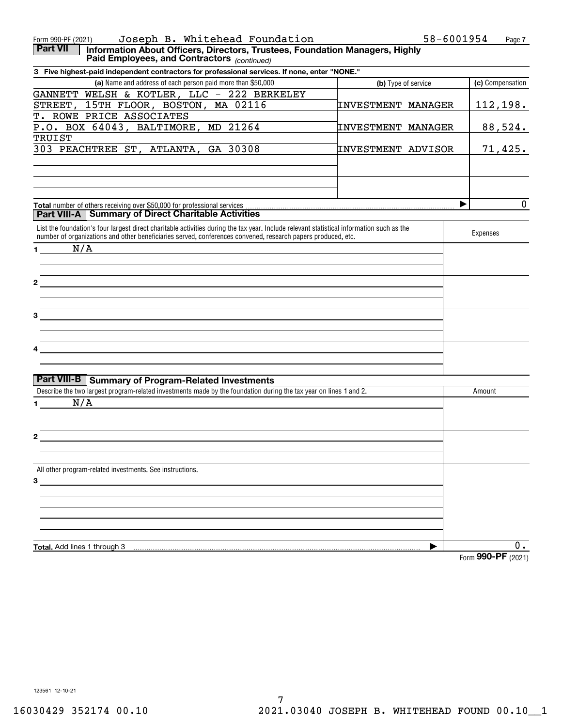Form 990-PF (2021) Joseph B. Whitehead Foundation 58-6001954

## Part VII Information About Officers, Directors, Trustees, Foundation Managers, Highly Paid Employees, and Contractors *(continued)*

**3 Five highest-paid independent contractors for professional services. If none, enter "NONE."**

| (a) Name and address of each person paid more than $50,000 | (b) Type of service | (c) Compensation |
|---|---|---|
| GANNETT WELSH & KOTLER, LLC - 222 BERKELEY STREET, 15TH FLOOR, BOSTON, MA 02116 | INVESTMENT MANAGER | 112,198. |
| T. ROWE PRICE ASSOCIATES P.O. BOX 64043, BALTIMORE, MD 21264 | INVESTMENT MANAGER | 88,524. |
| TRUIST 303 PEACHTREE ST, ATLANTA, GA 30308 | INVESTMENT ADVISOR | 71,425. |
| | | |
| | | |

**Total** number of others receiving over $50,000 for professional services ▶ 0

## Part VIII-A Summary of Direct Charitable Activities

| List the foundation's four largest direct charitable activities during the tax year. Include relevant statistical information such as the number of organizations and other beneficiaries served, conferences convened, research papers produced, etc. | Expenses |
|---|---|
| 1 N/A | |
| 2 | |
| 3 | |
| 4 | |

## Part VIII-B Summary of Program-Related Investments

| Describe the two largest program-related investments made by the foundation during the tax year on lines 1 and 2. | Amount |
|---|---|
| 1 N/A | |
| 2 | |
| All other program-related investments. See instructions. | |
| 3 | |
| **Total.** Add lines 1 through 3 ▶ | 0. |

Form **990-PF** (2021)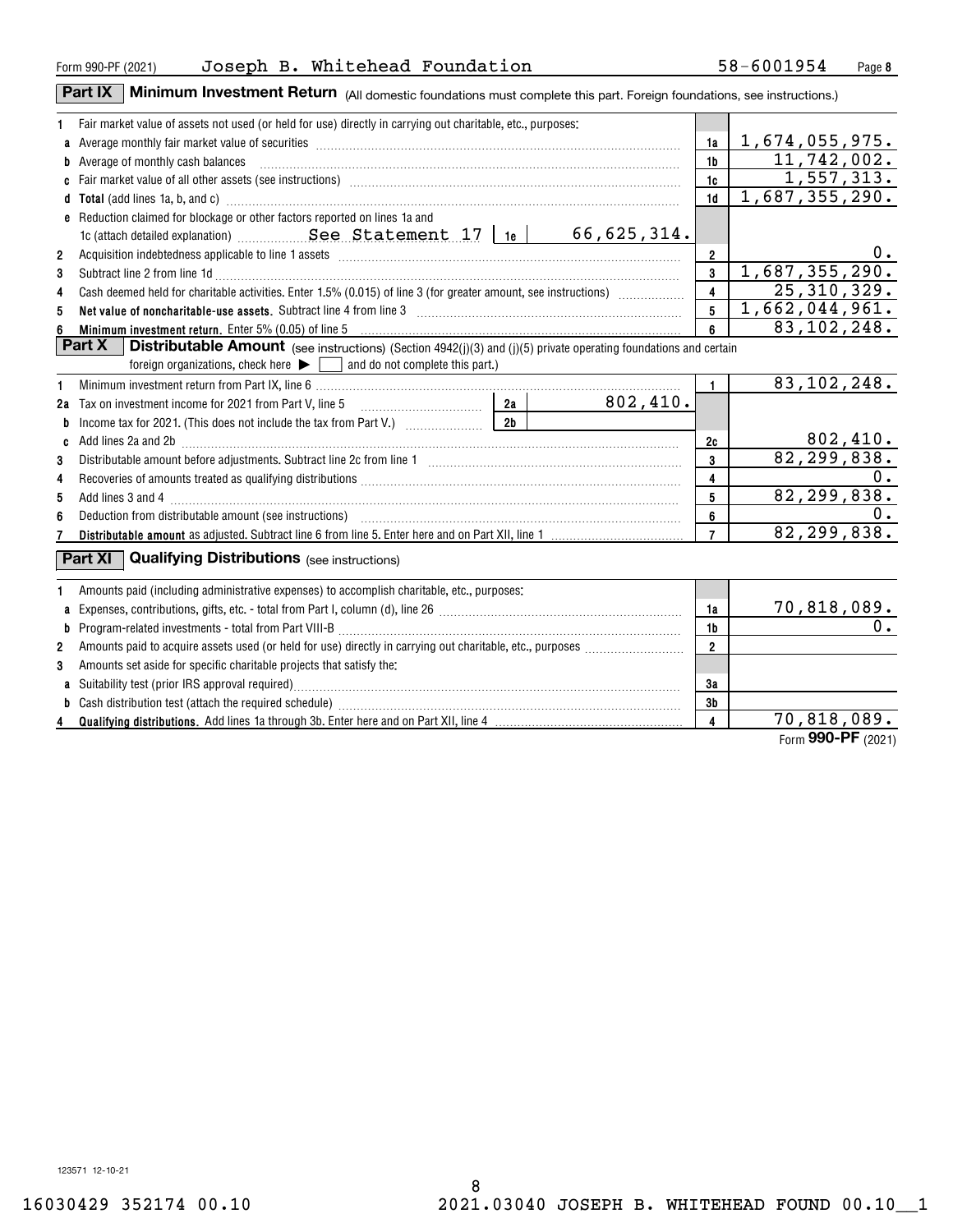Form 990-PF (2021) Joseph B. Whitehead Foundation 58-6001954 Page **8**

## Part IX Minimum Investment Return (All domestic foundations must complete this part. Foreign foundations, see instructions.)

| | | | | |
|---|---|---|---|---|
| **1** | Fair market value of assets not used (or held for use) directly in carrying out charitable, etc., purposes: | | | |
| **a** | Average monthly fair market value of securities | | 1a | 1,674,055,975. |
| **b** | Average of monthly cash balances | | 1b | 11,742,002. |
| **c** | Fair market value of all other assets (see instructions) | | 1c | 1,557,313. |
| **d** | **Total** (add lines 1a, b, and c) | | 1d | 1,687,355,290. |
| **e** | Reduction claimed for blockage or other factors reported on lines 1a and 1c (attach detailed explanation) See Statement 17 | 1e 66,625,314. | | |
| **2** | Acquisition indebtedness applicable to line 1 assets | | 2 | 0. |
| **3** | Subtract line 2 from line 1d | | 3 | 1,687,355,290. |
| **4** | Cash deemed held for charitable activities. Enter 1.5% (0.015) of line 3 (for greater amount, see instructions) | | 4 | 25,310,329. |
| **5** | **Net value of noncharitable-use assets.** Subtract line 4 from line 3 | | 5 | 1,662,044,961. |
| **6** | **Minimum investment return.** Enter 5% (0.05) of line 5 | | 6 | 83,102,248. |

## Part X Distributable Amount (see instructions) (Section 4942(j)(3) and (j)(5) private operating foundations and certain foreign organizations, check here ▶ ☐ and do not complete this part.)

| | | | | |
|---|---|---|---|---|
| **1** | Minimum investment return from Part IX, line 6 | | 1 | 83,102,248. |
| **2a** | Tax on investment income for 2021 from Part V, line 5 | 2a 802,410. | | |
| **b** | Income tax for 2021. (This does not include the tax from Part V.) | 2b | | |
| **c** | Add lines 2a and 2b | | 2c | 802,410. |
| **3** | Distributable amount before adjustments. Subtract line 2c from line 1 | | 3 | 82,299,838. |
| **4** | Recoveries of amounts treated as qualifying distributions | | 4 | 0. |
| **5** | Add lines 3 and 4 | | 5 | 82,299,838. |
| **6** | Deduction from distributable amount (see instructions) | | 6 | 0. |
| **7** | **Distributable amount** as adjusted. Subtract line 6 from line 5. Enter here and on Part XII, line 1 | | 7 | 82,299,838. |

## Part XI Qualifying Distributions (see instructions)

| | | | |
|---|---|---|---|
| **1** | Amounts paid (including administrative expenses) to accomplish charitable, etc., purposes: | | |
| **a** | Expenses, contributions, gifts, etc. - total from Part I, column (d), line 26 | 1a | 70,818,089. |
| **b** | Program-related investments - total from Part VIII-B | 1b | 0. |
| **2** | Amounts paid to acquire assets used (or held for use) directly in carrying out charitable, etc., purposes | 2 | |
| **3** | Amounts set aside for specific charitable projects that satisfy the: | | |
| **a** | Suitability test (prior IRS approval required) | 3a | |
| **b** | Cash distribution test (attach the required schedule) | 3b | |
| **4** | **Qualifying distributions.** Add lines 1a through 3b. Enter here and on Part XII, line 4 | 4 | 70,818,089. |

Form **990-PF** (2021)

123571 12-10-21

16030429 352174 00.10 2021.03040 JOSEPH B. WHITEHEAD FOUND 00.10__1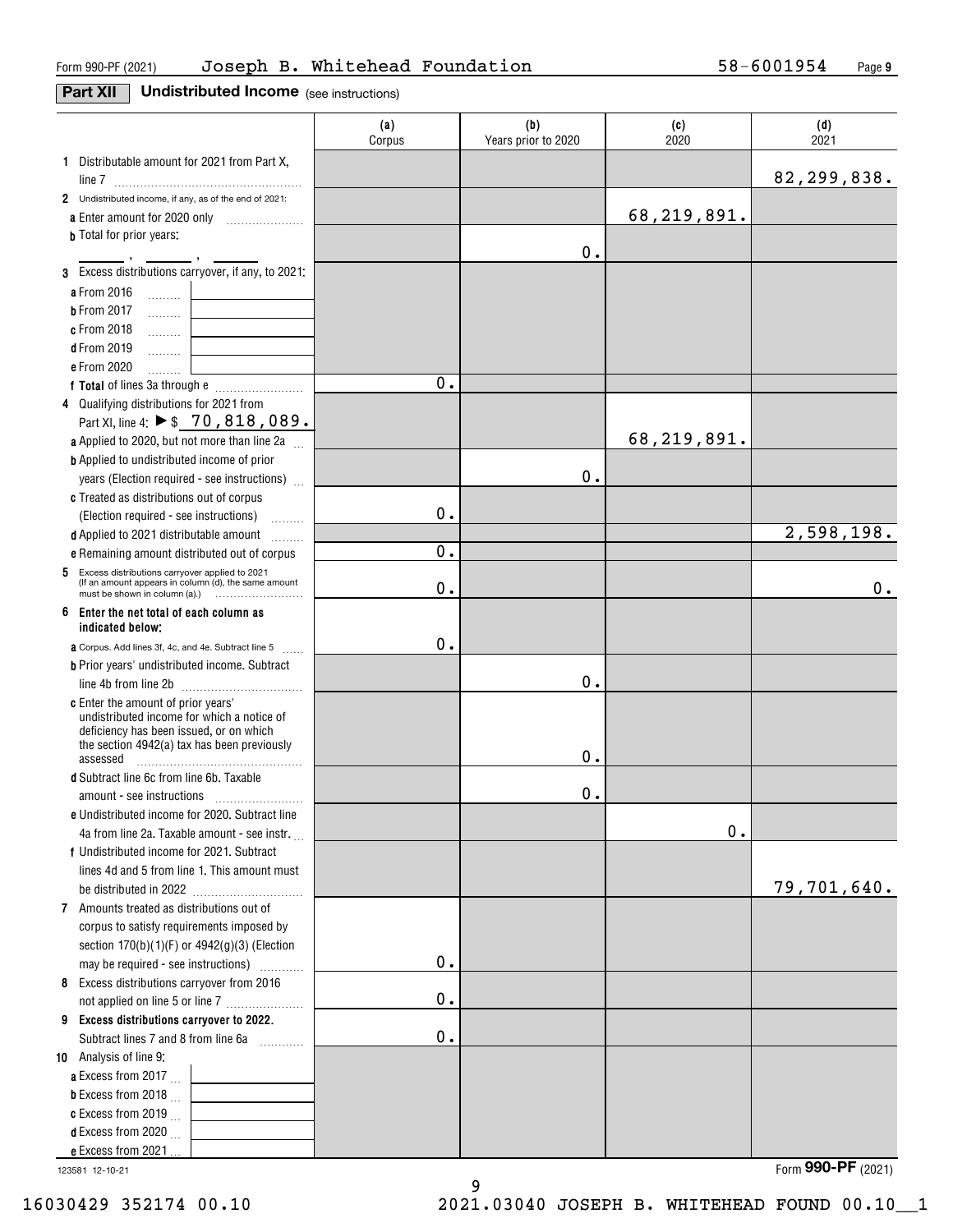Form 990-PF (2021) Joseph B. Whitehead Foundation 58-6001954

## Part XII Undistributed Income (see instructions)

| | (a) Corpus | (b) Years prior to 2020 | (c) 2020 | (d) 2021 |
|---|---|---|---|---|
| **1** Distributable amount for 2021 from Part X, line 7 | | | | 82,299,838. |
| **2** Undistributed income, if any, as of the end of 2021: | | | | |
| **a** Enter amount for 2020 only | | | 68,219,891. | |
| **b** Total for prior years: ___ , ___ , ___ | | 0. | | |
| **3** Excess distributions carryover, if any, to 2021: | | | | |
| **a** From 2016 | | | | |
| **b** From 2017 | | | | |
| **c** From 2018 | | | | |
| **d** From 2019 | | | | |
| **e** From 2020 | | | | |
| **f Total** of lines 3a through e | 0. | | | |
| **4** Qualifying distributions for 2021 from Part XI, line 4: ▶ $ 70,818,089. | | | | |
| **a** Applied to 2020, but not more than line 2a | | | 68,219,891. | |
| **b** Applied to undistributed income of prior years (Election required - see instructions) | | 0. | | |
| **c** Treated as distributions out of corpus (Election required - see instructions) | 0. | | | |
| **d** Applied to 2021 distributable amount | | | | 2,598,198. |
| **e** Remaining amount distributed out of corpus | 0. | | | |
| **5** Excess distributions carryover applied to 2021 (If an amount appears in column (d), the same amount must be shown in column (a).) | 0. | | | 0. |
| **6 Enter the net total of each column as indicated below:** | | | | |
| **a** Corpus. Add lines 3f, 4c, and 4e. Subtract line 5 | 0. | | | |
| **b** Prior years' undistributed income. Subtract line 4b from line 2b | | 0. | | |
| **c** Enter the amount of prior years' undistributed income for which a notice of deficiency has been issued, or on which the section 4942(a) tax has been previously assessed | | 0. | | |
| **d** Subtract line 6c from line 6b. Taxable amount - see instructions | | 0. | | |
| **e** Undistributed income for 2020. Subtract line 4a from line 2a. Taxable amount - see instr. | | | 0. | |
| **f** Undistributed income for 2021. Subtract lines 4d and 5 from line 1. This amount must be distributed in 2022 | | | | 79,701,640. |
| **7** Amounts treated as distributions out of corpus to satisfy requirements imposed by section 170(b)(1)(F) or 4942(g)(3) (Election may be required - see instructions) | 0. | | | |
| **8** Excess distributions carryover from 2016 not applied on line 5 or line 7 | 0. | | | |
| **9 Excess distributions carryover to 2022.** Subtract lines 7 and 8 from line 6a | 0. | | | |
| **10** Analysis of line 9: | | | | |
| **a** Excess from 2017 | | | | |
| **b** Excess from 2018 | | | | |
| **c** Excess from 2019 | | | | |
| **d** Excess from 2020 | | | | |
| **e** Excess from 2021 | | | | |

123581 12-10-21

Form **990-PF** (2021)

16030429 352174 00.10 2021.03040 JOSEPH B. WHITEHEAD FOUND 00.10__1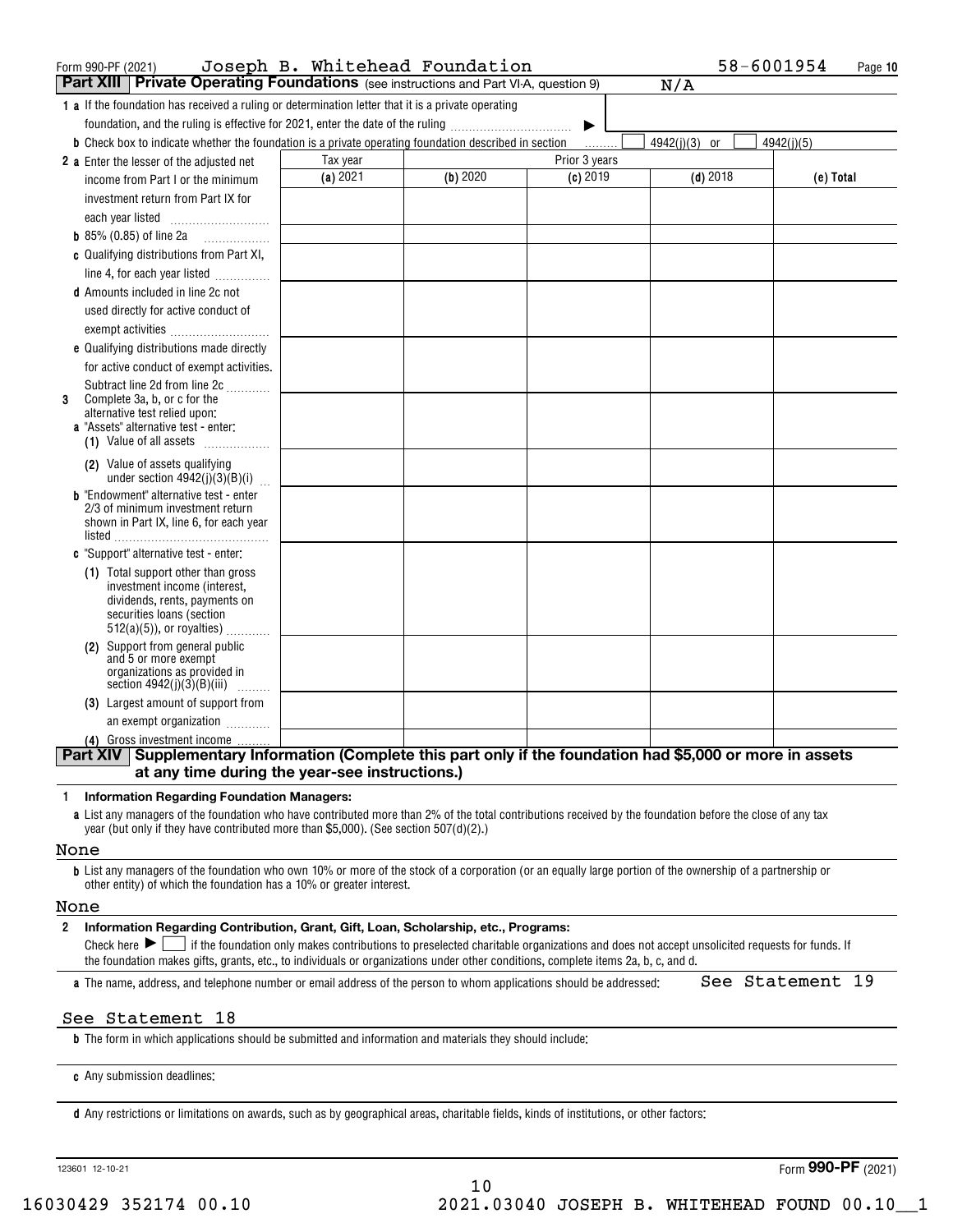Form 990-PF (2021) Joseph B. Whitehead Foundation 58-6001954

## Part XIII Private Operating Foundations (see instructions and Part VI-A, question 9) N/A

**1 a** If the foundation has received a ruling or determination letter that it is a private operating foundation, and the ruling is effective for 2021, enter the date of the ruling ▶

**b** Check box to indicate whether the foundation is a private operating foundation described in section ☐ 4942(j)(3) or ☐ 4942(j)(5)

| | Tax year | Prior 3 years | | | |
|---|---|---|---|---|---|
| | **(a)** 2021 | **(b)** 2020 | **(c)** 2019 | **(d)** 2018 | **(e) Total** |
| **2 a** Enter the lesser of the adjusted net income from Part I or the minimum investment return from Part IX for each year listed | | | | | |
| **b** 85% (0.85) of line 2a | | | | | |
| **c** Qualifying distributions from Part XI, line 4, for each year listed | | | | | |
| **d** Amounts included in line 2c not used directly for active conduct of exempt activities | | | | | |
| **e** Qualifying distributions made directly for active conduct of exempt activities. Subtract line 2d from line 2c | | | | | |
| **3** Complete 3a, b, or c for the alternative test relied upon: **a** "Assets" alternative test - enter: **(1)** Value of all assets | | | | | |
| **(2)** Value of assets qualifying under section 4942(j)(3)(B)(i) | | | | | |
| **b** "Endowment" alternative test - enter 2/3 of minimum investment return shown in Part IX, line 6, for each year listed | | | | | |
| **c** "Support" alternative test - enter: **(1)** Total support other than gross investment income (interest, dividends, rents, payments on securities loans (section 512(a)(5)), or royalties) | | | | | |
| **(2)** Support from general public and 5 or more exempt organizations as provided in section 4942(j)(3)(B)(iii) | | | | | |
| **(3)** Largest amount of support from an exempt organization | | | | | |
| **(4)** Gross investment income | | | | | |

## Part XIV Supplementary Information (Complete this part only if the foundation had $5,000 or more in assets at any time during the year-see instructions.)

**1 Information Regarding Foundation Managers:**

**a** List any managers of the foundation who have contributed more than 2% of the total contributions received by the foundation before the close of any tax year (but only if they have contributed more than $5,000). (See section 507(d)(2).)

None

**b** List any managers of the foundation who own 10% or more of the stock of a corporation (or an equally large portion of the ownership of a partnership or other entity) of which the foundation has a 10% or greater interest.

None

**2 Information Regarding Contribution, Grant, Gift, Loan, Scholarship, etc., Programs:**

Check here ▶ ☐ if the foundation only makes contributions to preselected charitable organizations and does not accept unsolicited requests for funds. If the foundation makes gifts, grants, etc., to individuals or organizations under other conditions, complete items 2a, b, c, and d.

**a** The name, address, and telephone number or email address of the person to whom applications should be addressed: See Statement 19

See Statement 18

**b** The form in which applications should be submitted and information and materials they should include:

**c** Any submission deadlines:

**d** Any restrictions or limitations on awards, such as by geographical areas, charitable fields, kinds of institutions, or other factors:

123601 12-10-21 Form 990-PF (2021)

16030429 352174 00.10 2021.03040 JOSEPH B. WHITEHEAD FOUND 00.10__1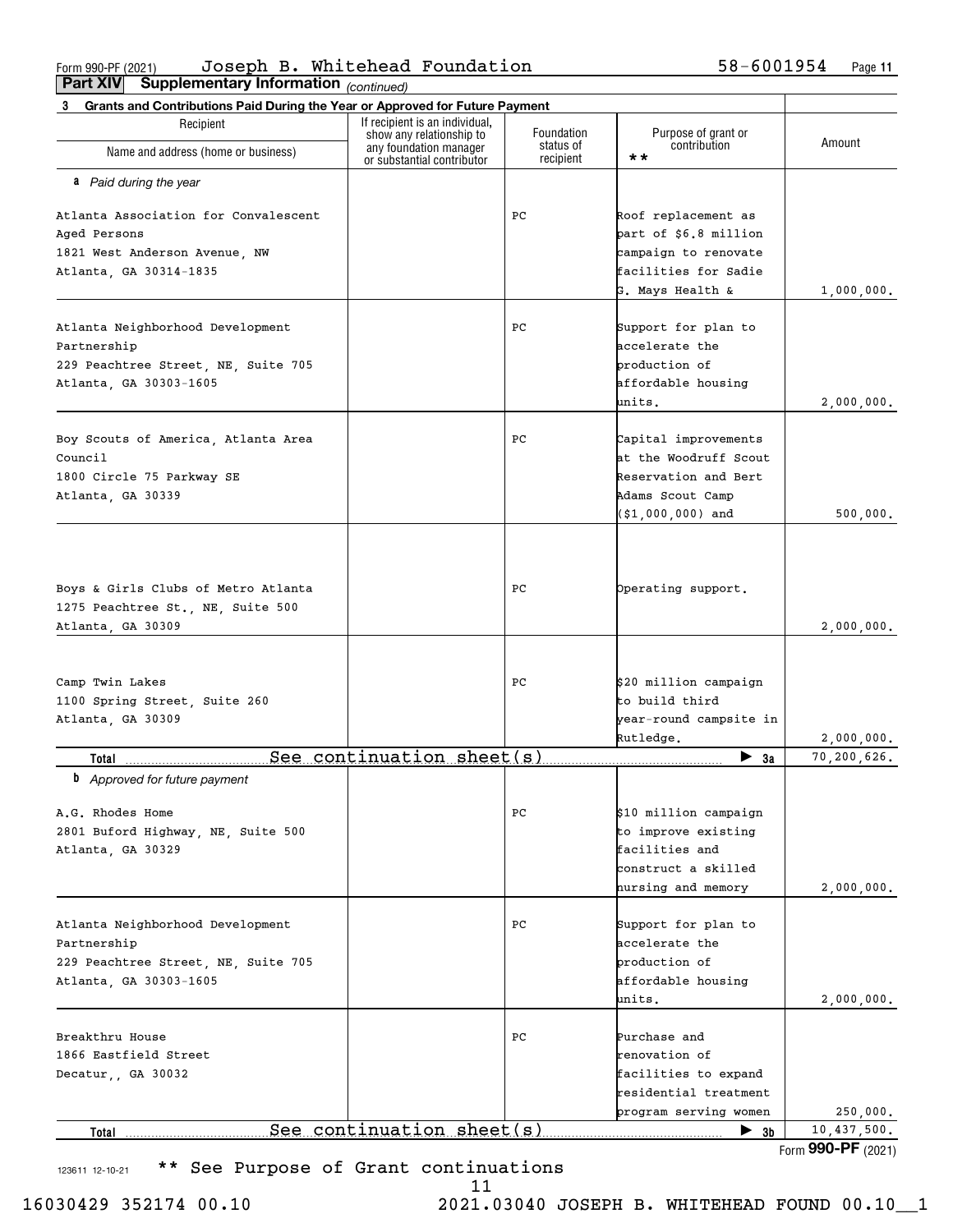Form 990-PF (2021) Joseph B. Whitehead Foundation 58-6001954

**Part XIV Supplementary Information** *(continued)*

**3 Grants and Contributions Paid During the Year or Approved for Future Payment**

| Recipient Name and address (home or business) | If recipient is an individual, show any relationship to any foundation manager or substantial contributor | Foundation status of recipient | Purpose of grant or contribution ** | Amount |
|---|---|---|---|---|
| ***a** Paid during the year* | | | | |
| Atlanta Association for Convalescent Aged Persons<br>1821 West Anderson Avenue, NW<br>Atlanta, GA 30314-1835 | | PC | Roof replacement as part of $6.8 million campaign to renovate facilities for Sadie G. Mays Health & | 1,000,000. |
| Atlanta Neighborhood Development Partnership<br>229 Peachtree Street, NE, Suite 705<br>Atlanta, GA 30303-1605 | | PC | Support for plan to accelerate the production of affordable housing units. | 2,000,000. |
| Boy Scouts of America, Atlanta Area Council<br>1800 Circle 75 Parkway SE<br>Atlanta, GA 30339 | | PC | Capital improvements at the Woodruff Scout Reservation and Bert Adams Scout Camp ($1,000,000) and | 500,000. |
| Boys & Girls Clubs of Metro Atlanta<br>1275 Peachtree St., NE, Suite 500<br>Atlanta, GA 30309 | | PC | Operating support. | 2,000,000. |
| Camp Twin Lakes<br>1100 Spring Street, Suite 260<br>Atlanta, GA 30309 | | PC | $20 million campaign to build third year-round campsite in Rutledge. | 2,000,000. |
| **Total** See continuation sheet(s) | | | ▶ **3a** | 70,200,626. |
| ***b** Approved for future payment* | | | | |
| A.G. Rhodes Home<br>2801 Buford Highway, NE, Suite 500<br>Atlanta, GA 30329 | | PC | $10 million campaign to improve existing facilities and construct a skilled nursing and memory | 2,000,000. |
| Atlanta Neighborhood Development Partnership<br>229 Peachtree Street, NE, Suite 705<br>Atlanta, GA 30303-1605 | | PC | Support for plan to accelerate the production of affordable housing units. | 2,000,000. |
| Breakthru House<br>1866 Eastfield Street<br>Decatur,, GA 30032 | | PC | Purchase and renovation of facilities to expand residential treatment program serving women | 250,000. |
| **Total** See continuation sheet(s) | | | ▶ **3b** | 10,437,500. |

Form **990-PF** (2021)

** See Purpose of Grant continuations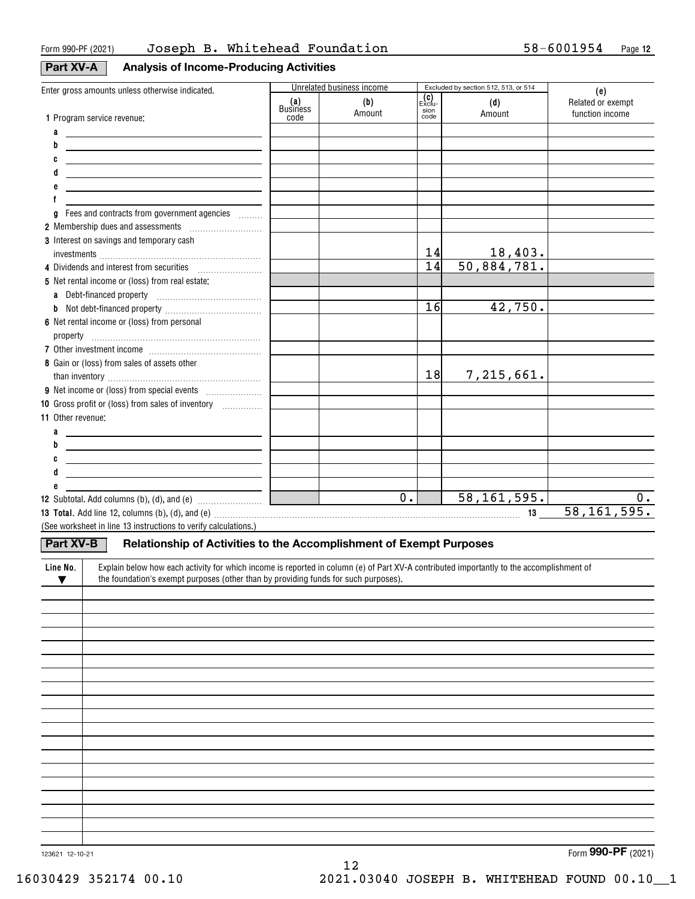Form 990-PF (2021) Joseph B. Whitehead Foundation 58-6001954 Page 12

## Part XV-A Analysis of Income-Producing Activities

| Enter gross amounts unless otherwise indicated. | Unrelated business income | | Excluded by section 512, 513, or 514 | | (e) |
|---|---|---|---|---|---|
| | (a) Business code | (b) Amount | (c) Exclusion code | (d) Amount | Related or exempt function income |
| **1** Program service revenue: | | | | | |
| a | | | | | |
| b | | | | | |
| c | | | | | |
| d | | | | | |
| e | | | | | |
| f | | | | | |
| g Fees and contracts from government agencies | | | | | |
| **2** Membership dues and assessments | | | | | |
| **3** Interest on savings and temporary cash investments | | | 14 | 18,403. | |
| **4** Dividends and interest from securities | | | 14 | 50,884,781. | |
| **5** Net rental income or (loss) from real estate: | | | | | |
| a Debt-financed property | | | | | |
| b Not debt-financed property | | | 16 | 42,750. | |
| **6** Net rental income or (loss) from personal property | | | | | |
| **7** Other investment income | | | | | |
| **8** Gain or (loss) from sales of assets other than inventory | | | 18 | 7,215,661. | |
| **9** Net income or (loss) from special events | | | | | |
| **10** Gross profit or (loss) from sales of inventory | | | | | |
| **11** Other revenue: | | | | | |
| a | | | | | |
| b | | | | | |
| c | | | | | |
| d | | | | | |
| e | | | | | |
| **12** Subtotal. Add columns (b), (d), and (e) | | 0. | | 58,161,595. | 0. |
| **13 Total.** Add line 12, columns (b), (d), and (e) **13** | | | | | 58,161,595. |

(See worksheet in line 13 instructions to verify calculations.)

## Part XV-B Relationship of Activities to the Accomplishment of Exempt Purposes

| Line No. ▼ | Explain below how each activity for which income is reported in column (e) of Part XV-A contributed importantly to the accomplishment of the foundation's exempt purposes (other than by providing funds for such purposes). |
|---|---|
| | |

123621 12-10-21 Form **990-PF** (2021)

16030429 352174 00.10 2021.03040 JOSEPH B. WHITEHEAD FOUND 00.10__1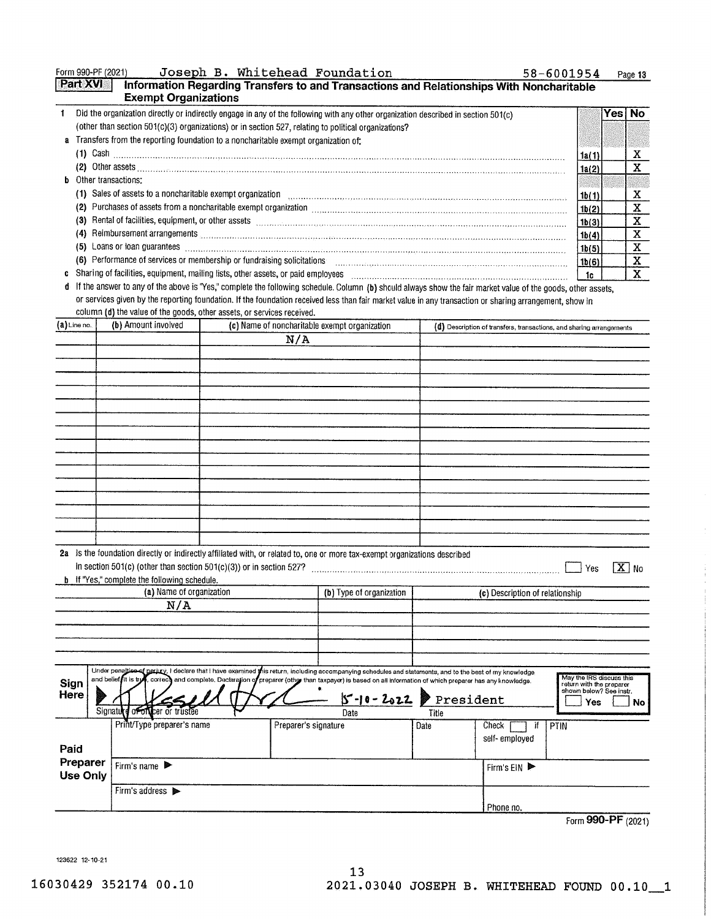Form 990-PF (2021) Joseph B. Whitehead Foundation 58-6001954 Page 13

## Part XVI Information Regarding Transfers to and Transactions and Relationships With Noncharitable Exempt Organizations

| | | Yes | No |
|---|---|---|---|
| **1** Did the organization directly or indirectly engage in any of the following with any other organization described in section 501(c) (other than section 501(c)(3) organizations) or in section 527, relating to political organizations? | | | |
| **a** Transfers from the reporting foundation to a noncharitable exempt organization of: | | | |
| (1) Cash | 1a(1) | | X |
| (2) Other assets | 1a(2) | | X |
| **b** Other transactions: | | | |
| (1) Sales of assets to a noncharitable exempt organization | 1b(1) | | X |
| (2) Purchases of assets from a noncharitable exempt organization | 1b(2) | | X |
| (3) Rental of facilities, equipment, or other assets | 1b(3) | | X |
| (4) Reimbursement arrangements | 1b(4) | | X |
| (5) Loans or loan guarantees | 1b(5) | | X |
| (6) Performance of services or membership or fundraising solicitations | 1b(6) | | X |
| **c** Sharing of facilities, equipment, mailing lists, other assets, or paid employees | 1c | | X |

**d** If the answer to any of the above is "Yes," complete the following schedule. Column **(b)** should always show the fair market value of the goods, other assets, or services given by the reporting foundation. If the foundation received less than fair market value in any transaction or sharing arrangement, show in column **(d)** the value of the goods, other assets, or services received.

| (a) Line no. | (b) Amount involved | (c) Name of noncharitable exempt organization | (d) Description of transfers, transactions, and sharing arrangements |
|---|---|---|---|
| | | N/A | |

**2a** Is the foundation directly or indirectly affiliated with, or related to, one or more tax-exempt organizations described in section 501(c) (other than section 501(c)(3)) or in section 527? ☐ Yes ☒ No

**b** If "Yes," complete the following schedule.

| (a) Name of organization | (b) Type of organization | (c) Description of relationship |
|---|---|---|
| N/A | | |

**Sign Here**

Under penalties of perjury, I declare that I have examined this return, including accompanying schedules and statements, and to the best of my knowledge and belief, it is true, correct, and complete. Declaration of preparer (other than taxpayer) is based on all information of which preparer has any knowledge.

Signature of officer or trustee: [signature] Date: 5-10-2022 Title: President

May the IRS discuss this return with the preparer shown below? See instr. ☐ Yes ☐ No

**Paid Preparer Use Only**

| Print/Type preparer's name | Preparer's signature | Date | Check ☐ if self-employed | PTIN |
|---|---|---|---|---|
| | | | | |

Firm's name ▶ Firm's EIN ▶

Firm's address ▶ Phone no.

Form **990-PF** (2021)

123622 12-10-21

16030429 352174 00.10 2021.03040 JOSEPH B. WHITEHEAD FOUND 00.10__1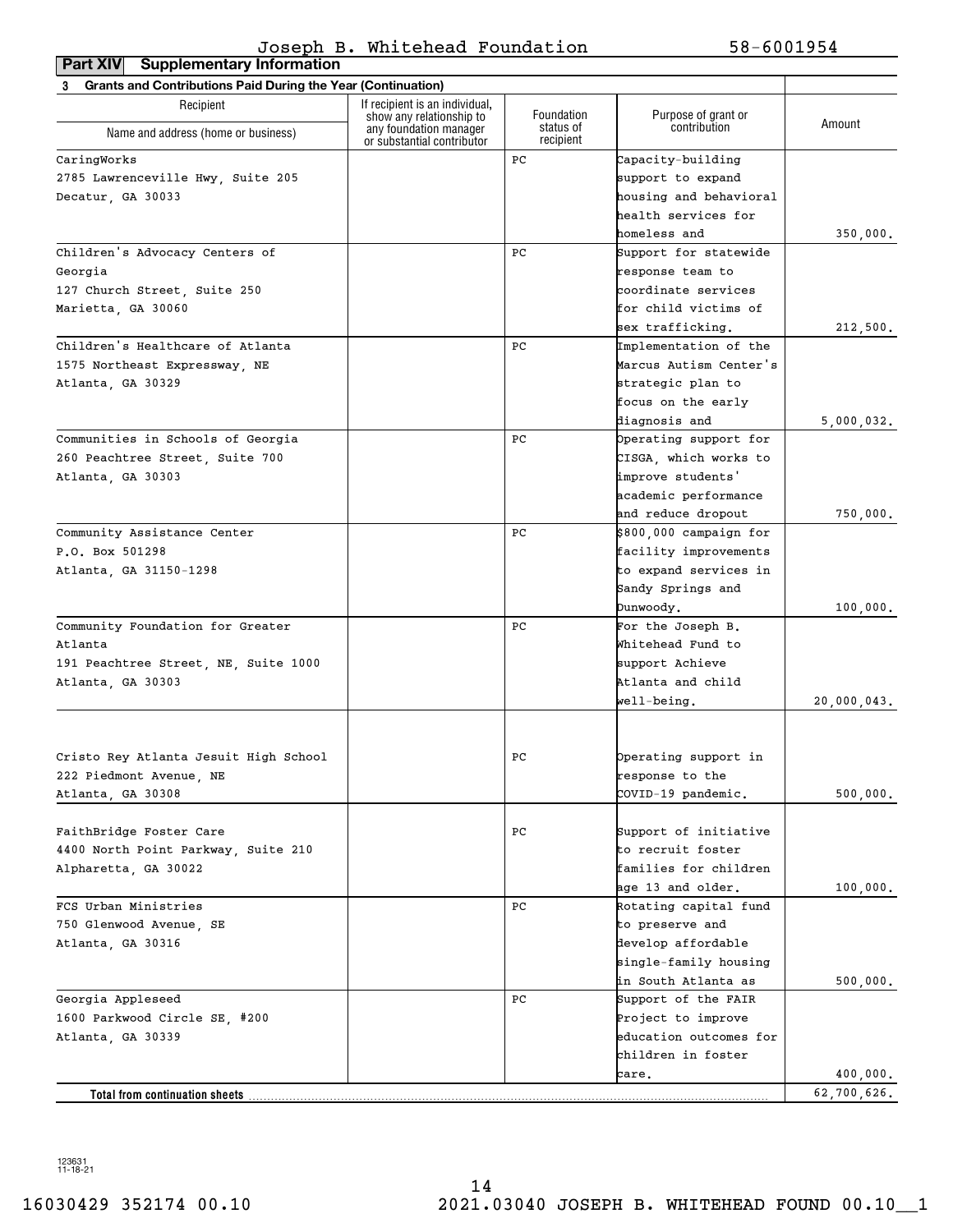Joseph B. Whitehead Foundation 58-6001954

**Part XIV Supplementary Information**

**3 Grants and Contributions Paid During the Year (Continuation)**

| Recipient Name and address (home or business) | If recipient is an individual, show any relationship to any foundation manager or substantial contributor | Foundation status of recipient | Purpose of grant or contribution | Amount |
|---|---|---|---|---|
| CaringWorks<br>2785 Lawrenceville Hwy, Suite 205<br>Decatur, GA 30033 | | PC | Capacity-building support to expand housing and behavioral health services for homeless and | 350,000. |
| Children's Advocacy Centers of Georgia<br>127 Church Street, Suite 250<br>Marietta, GA 30060 | | PC | Support for statewide response team to coordinate services for child victims of sex trafficking. | 212,500. |
| Children's Healthcare of Atlanta<br>1575 Northeast Expressway, NE<br>Atlanta, GA 30329 | | PC | Implementation of the Marcus Autism Center's strategic plan to focus on the early diagnosis and | 5,000,032. |
| Communities in Schools of Georgia<br>260 Peachtree Street, Suite 700<br>Atlanta, GA 30303 | | PC | Operating support for CISGA, which works to improve students' academic performance and reduce dropout | 750,000. |
| Community Assistance Center<br>P.O. Box 501298<br>Atlanta, GA 31150-1298 | | PC | $800,000 campaign for facility improvements to expand services in Sandy Springs and Dunwoody. | 100,000. |
| Community Foundation for Greater Atlanta<br>191 Peachtree Street, NE, Suite 1000<br>Atlanta, GA 30303 | | PC | For the Joseph B. Whitehead Fund to support Achieve Atlanta and child well-being. | 20,000,043. |
| Cristo Rey Atlanta Jesuit High School<br>222 Piedmont Avenue, NE<br>Atlanta, GA 30308 | | PC | Operating support in response to the COVID-19 pandemic. | 500,000. |
| FaithBridge Foster Care<br>4400 North Point Parkway, Suite 210<br>Alpharetta, GA 30022 | | PC | Support of initiative to recruit foster families for children age 13 and older. | 100,000. |
| FCS Urban Ministries<br>750 Glenwood Avenue, SE<br>Atlanta, GA 30316 | | PC | Rotating capital fund to preserve and develop affordable single-family housing in South Atlanta as | 500,000. |
| Georgia Appleseed<br>1600 Parkwood Circle SE, #200<br>Atlanta, GA 30339 | | PC | Support of the FAIR Project to improve education outcomes for children in foster care. | 400,000. |
| **Total from continuation sheets** | | | | 62,700,626. |

123631 11-18-21

16030429 352174 00.10 2021.03040 JOSEPH B. WHITEHEAD FOUND 00.10__1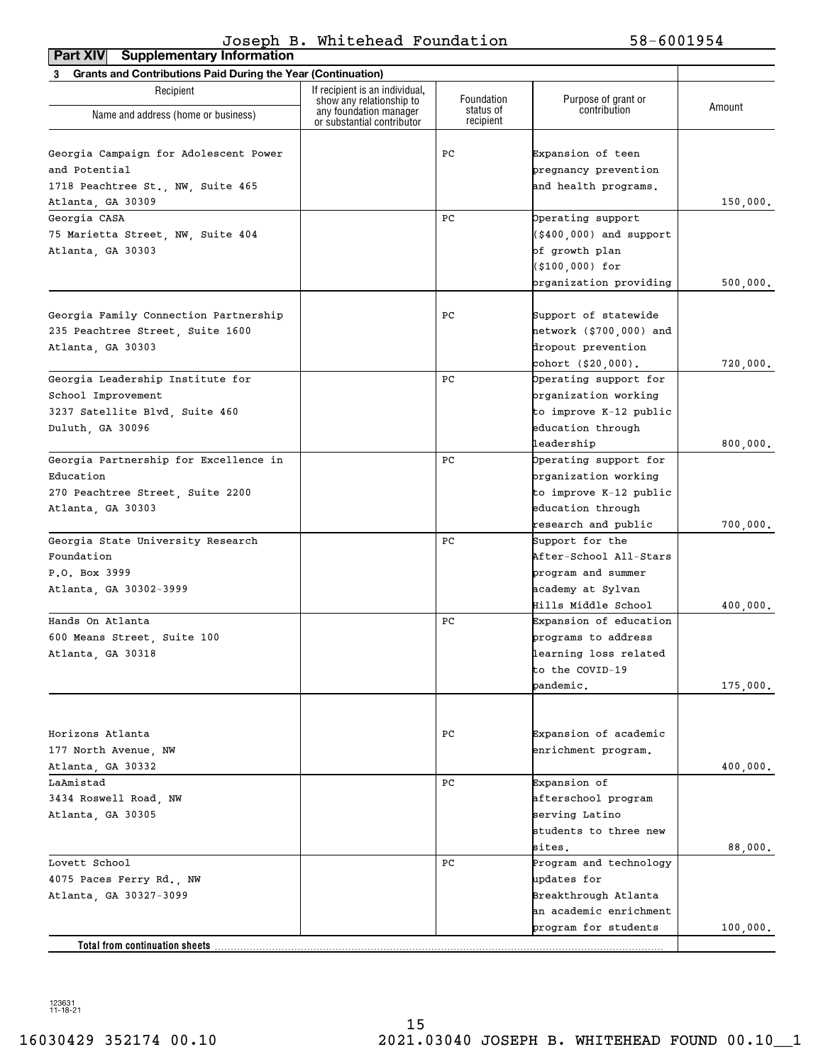Joseph B. Whitehead Foundation 58-6001954

**Part XIV Supplementary Information**

**3 Grants and Contributions Paid During the Year (Continuation)**

| Recipient<br>Name and address (home or business) | If recipient is an individual, show any relationship to any foundation manager or substantial contributor | Foundation status of recipient | Purpose of grant or contribution | Amount |
|---|---|---|---|---|
| Georgia Campaign for Adolescent Power and Potential<br>1718 Peachtree St., NW, Suite 465<br>Atlanta, GA 30309 | | PC | Expansion of teen pregnancy prevention and health programs. | 150,000. |
| Georgia CASA<br>75 Marietta Street, NW, Suite 404<br>Atlanta, GA 30303 | | PC | Operating support ($400,000) and support of growth plan ($100,000) for organization providing | 500,000. |
| Georgia Family Connection Partnership<br>235 Peachtree Street, Suite 1600<br>Atlanta, GA 30303 | | PC | Support of statewide network ($700,000) and dropout prevention cohort ($20,000). | 720,000. |
| Georgia Leadership Institute for School Improvement<br>3237 Satellite Blvd, Suite 460<br>Duluth, GA 30096 | | PC | Operating support for organization working to improve K-12 public education through leadership | 800,000. |
| Georgia Partnership for Excellence in Education<br>270 Peachtree Street, Suite 2200<br>Atlanta, GA 30303 | | PC | Operating support for organization working to improve K-12 public education through research and public | 700,000. |
| Georgia State University Research Foundation<br>P.O. Box 3999<br>Atlanta, GA 30302-3999 | | PC | Support for the After-School All-Stars program and summer academy at Sylvan Hills Middle School | 400,000. |
| Hands On Atlanta<br>600 Means Street, Suite 100<br>Atlanta, GA 30318 | | PC | Expansion of education programs to address learning loss related to the COVID-19 pandemic. | 175,000. |
| Horizons Atlanta<br>177 North Avenue, NW<br>Atlanta, GA 30332 | | PC | Expansion of academic enrichment program. | 400,000. |
| LaAmistad<br>3434 Roswell Road, NW<br>Atlanta, GA 30305 | | PC | Expansion of afterschool program serving Latino students to three new sites. | 88,000. |
| Lovett School<br>4075 Paces Ferry Rd., NW<br>Atlanta, GA 30327-3099 | | PC | Program and technology updates for Breakthrough Atlanta an academic enrichment program for students | 100,000. |
| **Total from continuation sheets** | | | | |

123631 11-18-21

16030429 352174 00.10 2021.03040 JOSEPH B. WHITEHEAD FOUND 00.10__1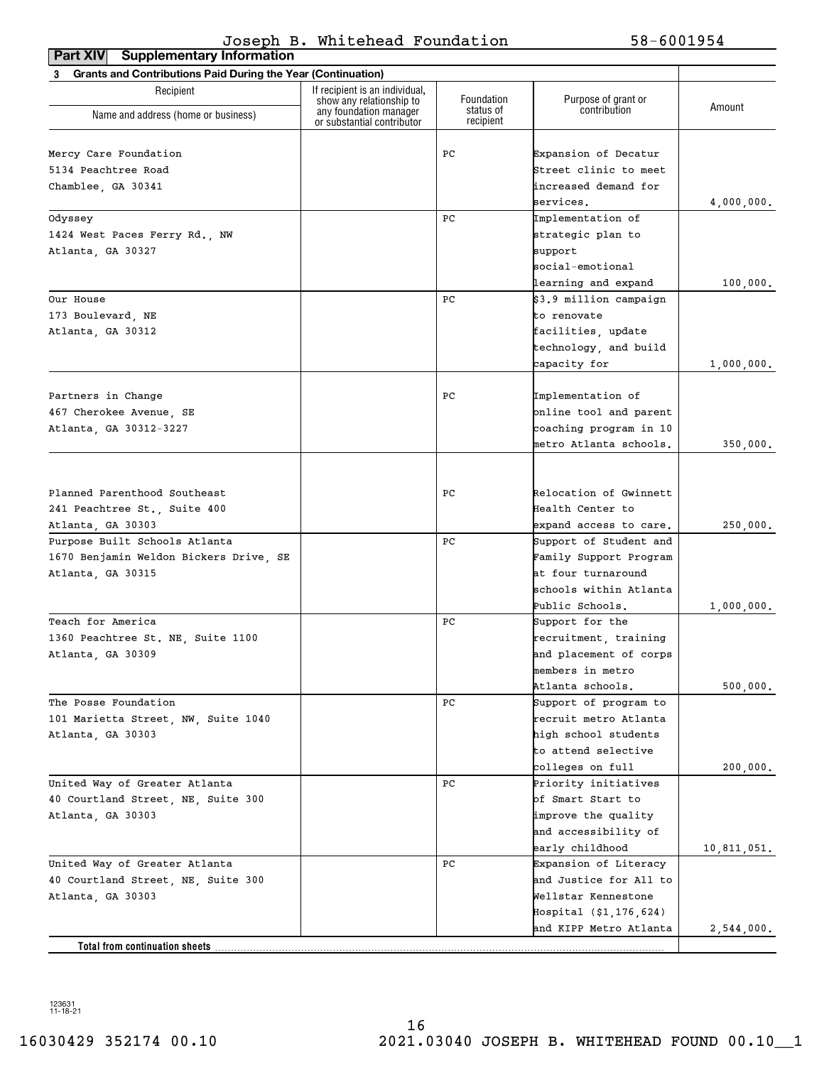Joseph B. Whitehead Foundation 58-6001954

**Part XIV Supplementary Information**

**3 Grants and Contributions Paid During the Year (Continuation)**

| Recipient Name and address (home or business) | If recipient is an individual, show any relationship to any foundation manager or substantial contributor | Foundation status of recipient | Purpose of grant or contribution | Amount |
|---|---|---|---|---|
| Mercy Care Foundation 5134 Peachtree Road Chamblee, GA 30341 | | PC | Expansion of Decatur Street clinic to meet increased demand for services. | 4,000,000. |
| Odyssey 1424 West Paces Ferry Rd., NW Atlanta, GA 30327 | | PC | Implementation of strategic plan to support social-emotional learning and expand | 100,000. |
| Our House 173 Boulevard, NE Atlanta, GA 30312 | | PC | $3.9 million campaign to renovate facilities, update technology, and build capacity for | 1,000,000. |
| Partners in Change 467 Cherokee Avenue, SE Atlanta, GA 30312-3227 | | PC | Implementation of online tool and parent coaching program in 10 metro Atlanta schools. | 350,000. |
| Planned Parenthood Southeast 241 Peachtree St., Suite 400 Atlanta, GA 30303 | | PC | Relocation of Gwinnett Health Center to expand access to care. | 250,000. |
| Purpose Built Schools Atlanta 1670 Benjamin Weldon Bickers Drive, SE Atlanta, GA 30315 | | PC | Support of Student and Family Support Program at four turnaround schools within Atlanta Public Schools. | 1,000,000. |
| Teach for America 1360 Peachtree St. NE, Suite 1100 Atlanta, GA 30309 | | PC | Support for the recruitment, training and placement of corps members in metro Atlanta schools. | 500,000. |
| The Posse Foundation 101 Marietta Street, NW, Suite 1040 Atlanta, GA 30303 | | PC | Support of program to recruit metro Atlanta high school students to attend selective colleges on full | 200,000. |
| United Way of Greater Atlanta 40 Courtland Street, NE, Suite 300 Atlanta, GA 30303 | | PC | Priority initiatives of Smart Start to improve the quality and accessibility of early childhood | 10,811,051. |
| United Way of Greater Atlanta 40 Courtland Street, NE, Suite 300 Atlanta, GA 30303 | | PC | Expansion of Literacy and Justice for All to Wellstar Kennestone Hospital ($1,176,624) and KIPP Metro Atlanta | 2,544,000. |
| **Total from continuation sheets** | | | | |

123631 11-18-21

16030429 352174 00.10 2021.03040 JOSEPH B. WHITEHEAD FOUND 00.10__1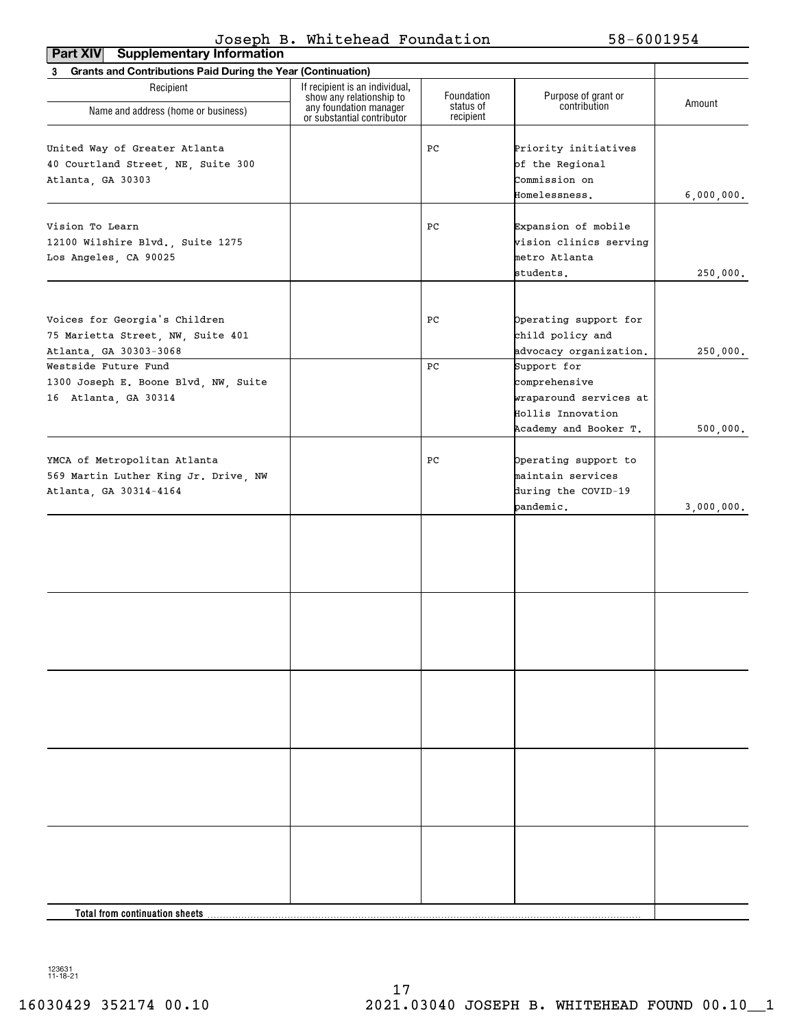Joseph B. Whitehead Foundation 58-6001954

**Part XIV Supplementary Information**

**3 Grants and Contributions Paid During the Year (Continuation)**

| Recipient<br>Name and address (home or business) | If recipient is an individual, show any relationship to any foundation manager or substantial contributor | Foundation status of recipient | Purpose of grant or contribution | Amount |
|---|---|---|---|---|
| United Way of Greater Atlanta<br>40 Courtland Street, NE, Suite 300<br>Atlanta, GA 30303 | | PC | Priority initiatives of the Regional Commission on Homelessness. | 6,000,000. |
| Vision To Learn<br>12100 Wilshire Blvd., Suite 1275<br>Los Angeles, CA 90025 | | PC | Expansion of mobile vision clinics serving metro Atlanta students. | 250,000. |
| Voices for Georgia's Children<br>75 Marietta Street, NW, Suite 401<br>Atlanta, GA 30303-3068 | | PC | Operating support for child policy and advocacy organization. | 250,000. |
| Westside Future Fund<br>1300 Joseph E. Boone Blvd, NW, Suite 16 Atlanta, GA 30314 | | PC | Support for comprehensive wraparound services at Hollis Innovation Academy and Booker T. | 500,000. |
| YMCA of Metropolitan Atlanta<br>569 Martin Luther King Jr. Drive, NW<br>Atlanta, GA 30314-4164 | | PC | Operating support to maintain services during the COVID-19 pandemic. | 3,000,000. |
| | | | | |
| | | | | |
| | | | | |
| | | | | |
| | | | | |
| **Total from continuation sheets** | | | | |

123631 11-18-21

16030429 352174 00.10 2021.03040 JOSEPH B. WHITEHEAD FOUND 00.10__1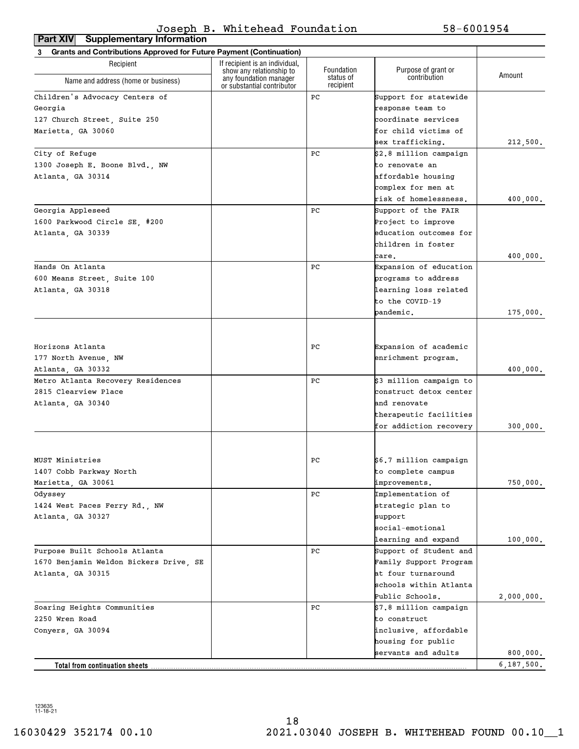Joseph B. Whitehead Foundation 58-6001954

**Part XIV Supplementary Information**

**3 Grants and Contributions Approved for Future Payment (Continuation)**

| Recipient Name and address (home or business) | If recipient is an individual, show any relationship to any foundation manager or substantial contributor | Foundation status of recipient | Purpose of grant or contribution | Amount |
|---|---|---|---|---|
| Children's Advocacy Centers of Georgia 127 Church Street, Suite 250 Marietta, GA 30060 | | PC | Support for statewide response team to coordinate services for child victims of sex trafficking. | 212,500. |
| City of Refuge 1300 Joseph E. Boone Blvd., NW Atlanta, GA 30314 | | PC | $2.8 million campaign to renovate an affordable housing complex for men at risk of homelessness. | 400,000. |
| Georgia Appleseed 1600 Parkwood Circle SE, #200 Atlanta, GA 30339 | | PC | Support of the FAIR Project to improve education outcomes for children in foster care. | 400,000. |
| Hands On Atlanta 600 Means Street, Suite 100 Atlanta, GA 30318 | | PC | Expansion of education programs to address learning loss related to the COVID-19 pandemic. | 175,000. |
| Horizons Atlanta 177 North Avenue, NW Atlanta, GA 30332 | | PC | Expansion of academic enrichment program. | 400,000. |
| Metro Atlanta Recovery Residences 2815 Clearview Place Atlanta, GA 30340 | | PC | $3 million campaign to construct detox center and renovate therapeutic facilities for addiction recovery | 300,000. |
| MUST Ministries 1407 Cobb Parkway North Marietta, GA 30061 | | PC | $6.7 million campaign to complete campus improvements. | 750,000. |
| Odyssey 1424 West Paces Ferry Rd., NW Atlanta, GA 30327 | | PC | Implementation of strategic plan to support social-emotional learning and expand | 100,000. |
| Purpose Built Schools Atlanta 1670 Benjamin Weldon Bickers Drive, SE Atlanta, GA 30315 | | PC | Support of Student and Family Support Program at four turnaround schools within Atlanta Public Schools. | 2,000,000. |
| Soaring Heights Communities 2250 Wren Road Conyers, GA 30094 | | PC | $7.8 million campaign to construct inclusive, affordable housing for public servants and adults | 800,000. |
| **Total from continuation sheets** | | | | 6,187,500. |

123635 11-18-21

16030429 352174 00.10 2021.03040 JOSEPH B. WHITEHEAD FOUND 00.10__1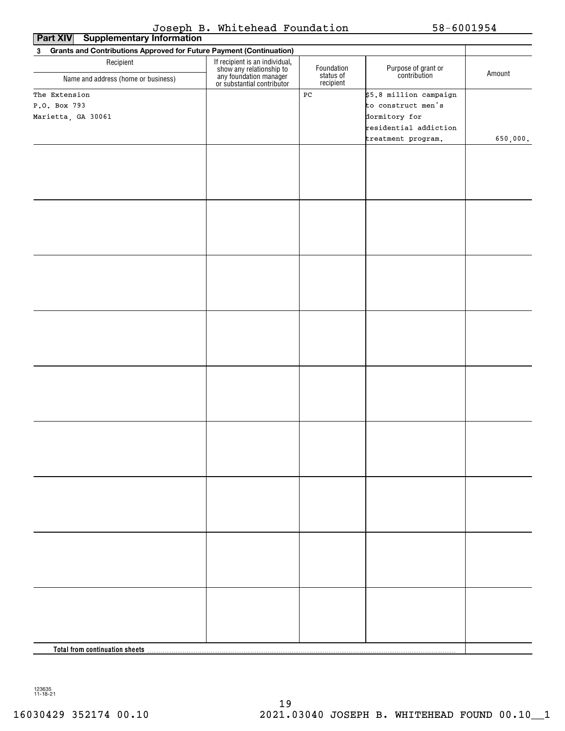Joseph B. Whitehead Foundation 58-6001954

**Part XIV Supplementary Information**

**3 Grants and Contributions Approved for Future Payment (Continuation)**

| Recipient<br>Name and address (home or business) | If recipient is an individual, show any relationship to any foundation manager or substantial contributor | Foundation status of recipient | Purpose of grant or contribution | Amount |
|---|---|---|---|---|
| The Extension<br>P.O. Box 793<br>Marietta, GA 30061 | | PC | $5.8 million campaign to construct men's dormitory for residential addiction treatment program. | 650,000. |
| | | | | |
| | | | | |
| | | | | |
| | | | | |
| | | | | |
| | | | | |
| | | | | |
| | | | | |
| | | | | |
| **Total from continuation sheets** | | | | |

123635
11-18-21

16030429 352174 00.10 2021.03040 JOSEPH B. WHITEHEAD FOUND 00.10__1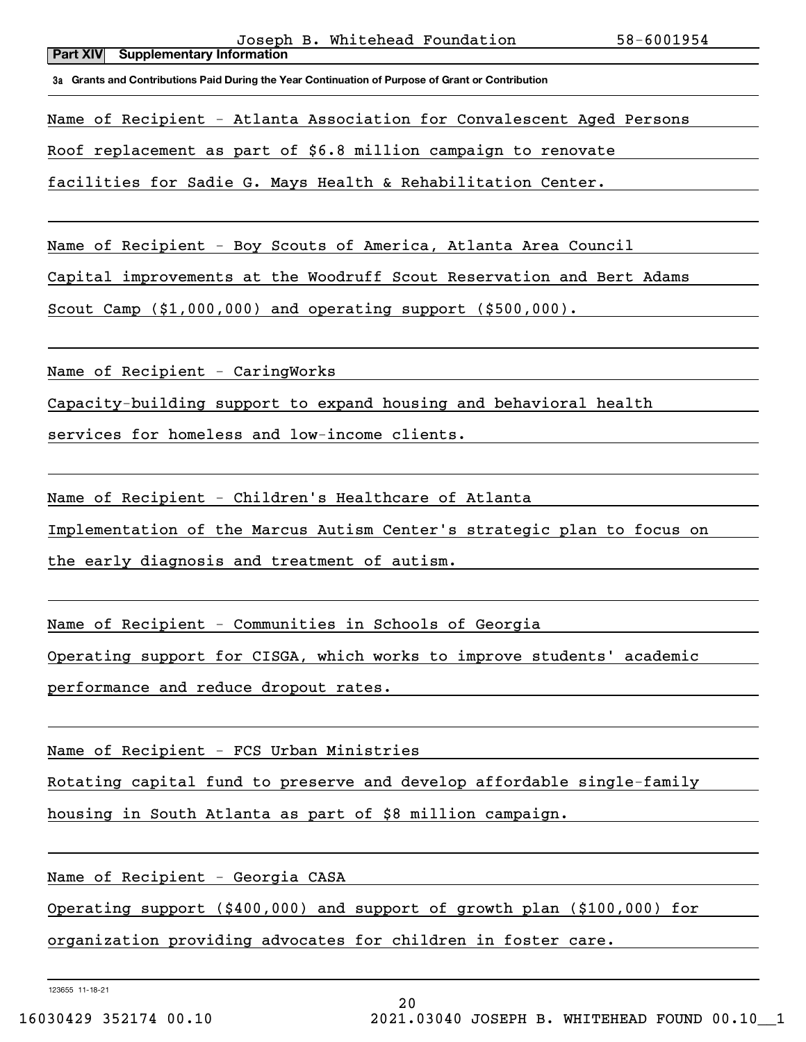Joseph B. Whitehead Foundation 58-6001954

**Part XIV Supplementary Information**

**3a Grants and Contributions Paid During the Year Continuation of Purpose of Grant or Contribution**

Name of Recipient - Atlanta Association for Convalescent Aged Persons

Roof replacement as part of $6.8 million campaign to renovate facilities for Sadie G. Mays Health & Rehabilitation Center.

Name of Recipient - Boy Scouts of America, Atlanta Area Council

Capital improvements at the Woodruff Scout Reservation and Bert Adams Scout Camp ($1,000,000) and operating support ($500,000).

Name of Recipient - CaringWorks

Capacity-building support to expand housing and behavioral health services for homeless and low-income clients.

Name of Recipient - Children's Healthcare of Atlanta

Implementation of the Marcus Autism Center's strategic plan to focus on the early diagnosis and treatment of autism.

Name of Recipient - Communities in Schools of Georgia

Operating support for CISGA, which works to improve students' academic performance and reduce dropout rates.

Name of Recipient - FCS Urban Ministries

Rotating capital fund to preserve and develop affordable single-family housing in South Atlanta as part of $8 million campaign.

Name of Recipient - Georgia CASA

Operating support ($400,000) and support of growth plan ($100,000) for organization providing advocates for children in foster care.

123655 11-18-21

16030429 352174 00.10 2021.03040 JOSEPH B. WHITEHEAD FOUND 00.10__1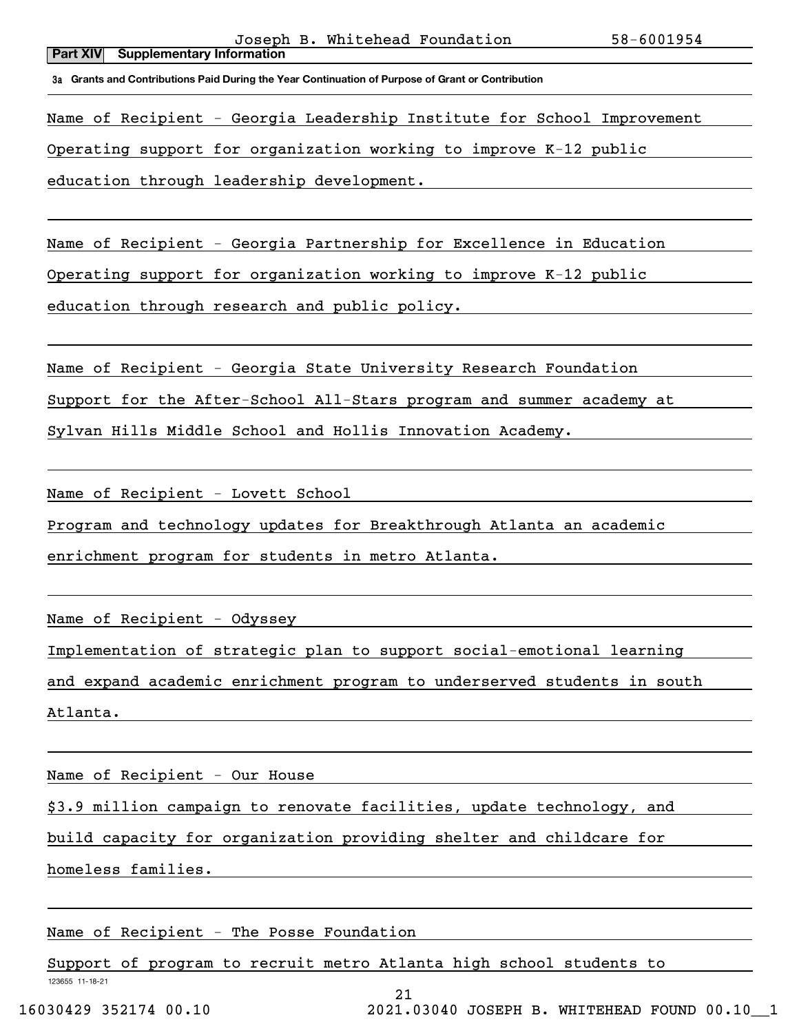**Part XIV Supplementary Information**

**3a Grants and Contributions Paid During the Year Continuation of Purpose of Grant or Contribution**

Name of Recipient - Georgia Leadership Institute for School Improvement
Operating support for organization working to improve K-12 public education through leadership development.

Name of Recipient - Georgia Partnership for Excellence in Education
Operating support for organization working to improve K-12 public education through research and public policy.

Name of Recipient - Georgia State University Research Foundation
Support for the After-School All-Stars program and summer academy at Sylvan Hills Middle School and Hollis Innovation Academy.

Name of Recipient - Lovett School
Program and technology updates for Breakthrough Atlanta an academic enrichment program for students in metro Atlanta.

Name of Recipient - Odyssey
Implementation of strategic plan to support social-emotional learning and expand academic enrichment program to underserved students in south Atlanta.

Name of Recipient - Our House
$3.9 million campaign to renovate facilities, update technology, and build capacity for organization providing shelter and childcare for homeless families.

Name of Recipient - The Posse Foundation
Support of program to recruit metro Atlanta high school students to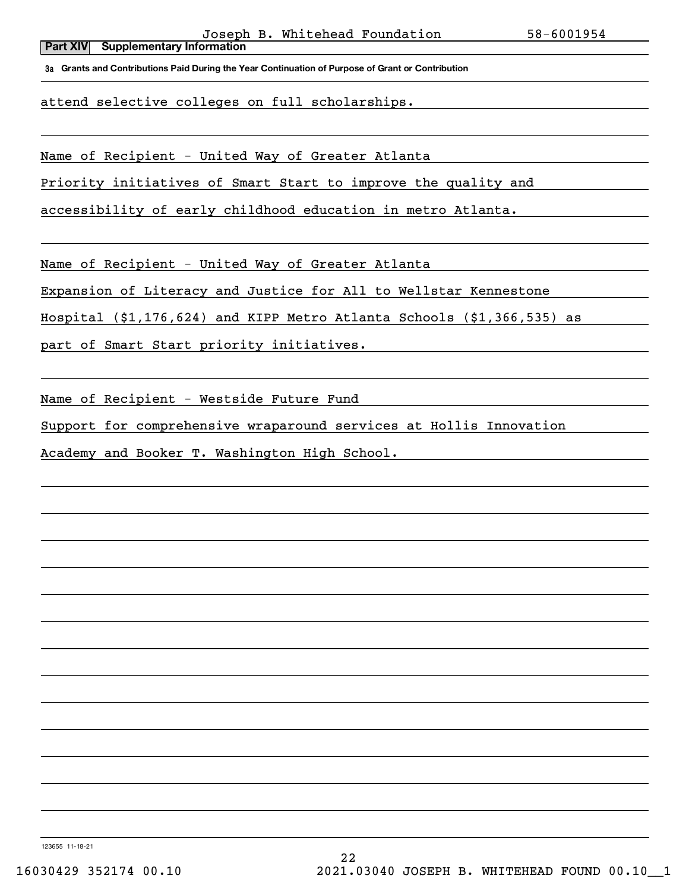Joseph B. Whitehead Foundation 58-6001954

**Part XIV Supplementary Information**

**3a Grants and Contributions Paid During the Year Continuation of Purpose of Grant or Contribution**

attend selective colleges on full scholarships.

Name of Recipient - United Way of Greater Atlanta

Priority initiatives of Smart Start to improve the quality and accessibility of early childhood education in metro Atlanta.

Name of Recipient - United Way of Greater Atlanta

Expansion of Literacy and Justice for All to Wellstar Kennestone Hospital ($1,176,624) and KIPP Metro Atlanta Schools ($1,366,535) as part of Smart Start priority initiatives.

Name of Recipient - Westside Future Fund

Support for comprehensive wraparound services at Hollis Innovation Academy and Booker T. Washington High School.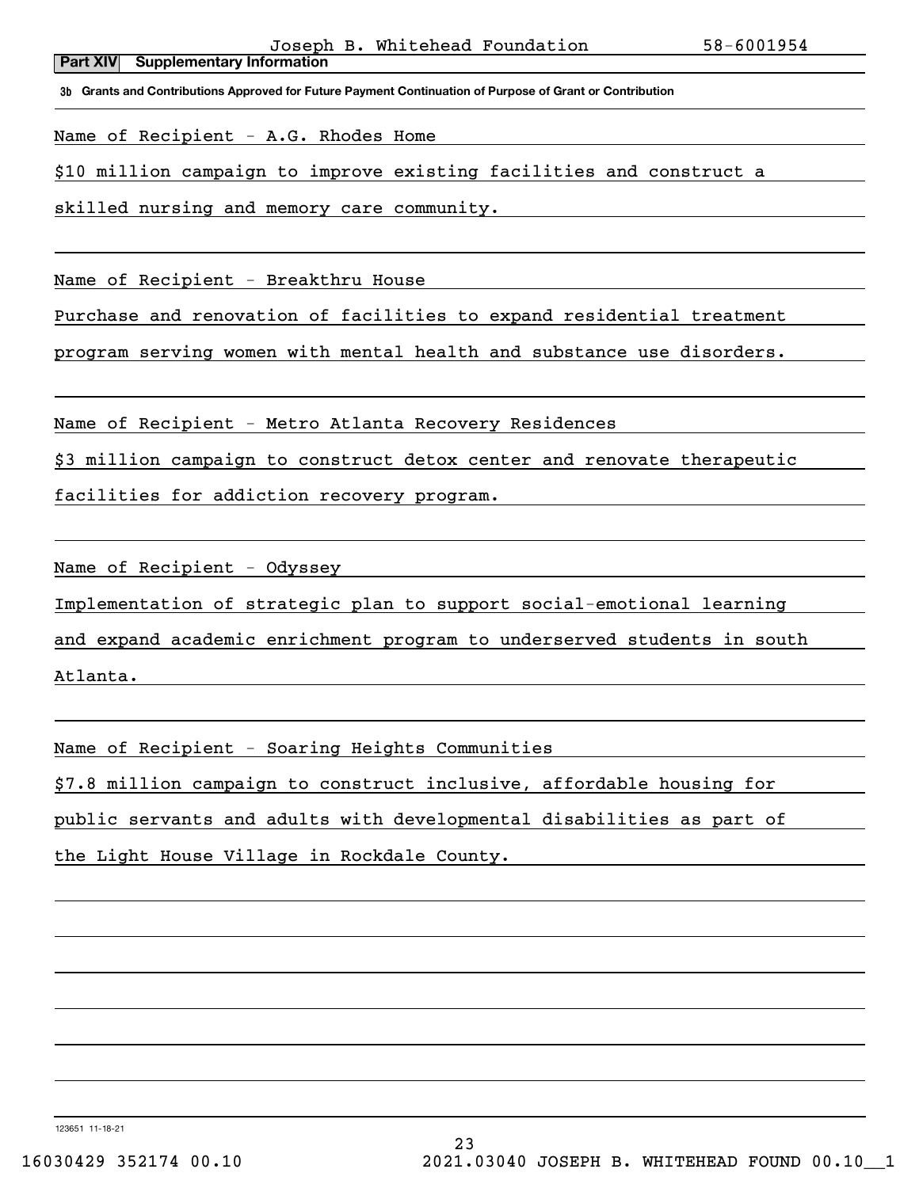Joseph B. Whitehead Foundation 58-6001954

**Part XIV Supplementary Information**

**3b Grants and Contributions Approved for Future Payment Continuation of Purpose of Grant or Contribution**

Name of Recipient - A.G. Rhodes Home

$10 million campaign to improve existing facilities and construct a skilled nursing and memory care community.

Name of Recipient - Breakthru House

Purchase and renovation of facilities to expand residential treatment program serving women with mental health and substance use disorders.

Name of Recipient - Metro Atlanta Recovery Residences

$3 million campaign to construct detox center and renovate therapeutic facilities for addiction recovery program.

Name of Recipient - Odyssey

Implementation of strategic plan to support social-emotional learning and expand academic enrichment program to underserved students in south Atlanta.

Name of Recipient - Soaring Heights Communities

$7.8 million campaign to construct inclusive, affordable housing for public servants and adults with developmental disabilities as part of the Light House Village in Rockdale County.

123651 11-18-21

16030429 352174 00.10 2021.03040 JOSEPH B. WHITEHEAD FOUND 00.10__1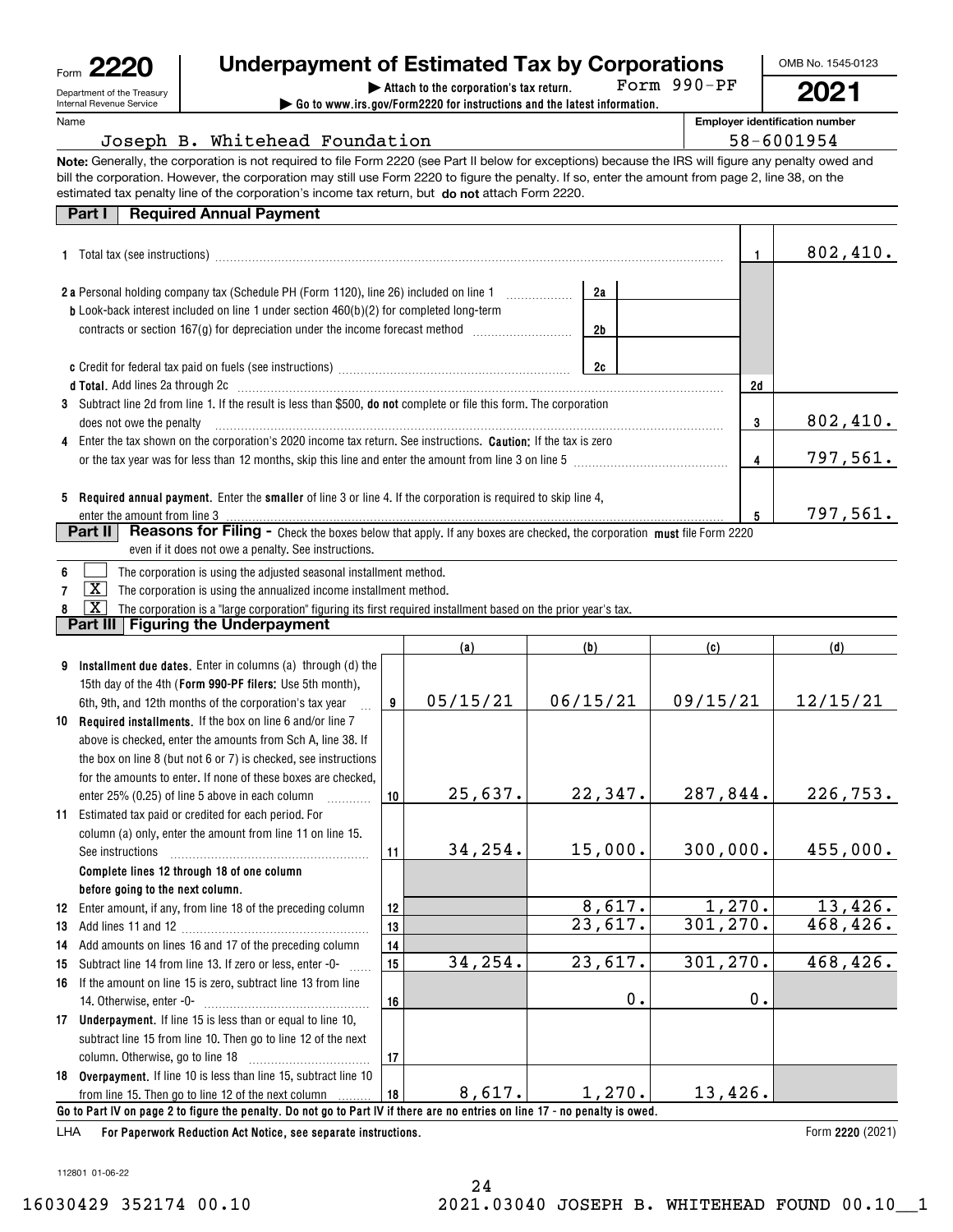Form **2220** | **Underpayment of Estimated Tax by Corporations** | OMB No. 1545-0123

Department of the Treasury Internal Revenue Service

▶ Attach to the corporation's tax return. Form 990-PF

▶ Go to www.irs.gov/Form2220 for instructions and the latest information.

**2021**

Name: Joseph B. Whitehead Foundation

Employer identification number: 58-6001954

**Note:** Generally, the corporation is not required to file Form 2220 (see Part II below for exceptions) because the IRS will figure any penalty owed and bill the corporation. However, the corporation may still use Form 2220 to figure the penalty. If so, enter the amount from page 2, line 38, on the estimated tax penalty line of the corporation's income tax return, but **do not** attach Form 2220.

## Part I Required Annual Payment

| | | | | |
|---|---|---|---|---|
| **1** Total tax (see instructions) | | | 1 | 802,410. |
| **2a** Personal holding company tax (Schedule PH (Form 1120), line 26) included on line 1 | 2a | | | |
| **b** Look-back interest included on line 1 under section 460(b)(2) for completed long-term contracts or section 167(g) for depreciation under the income forecast method | 2b | | | |
| **c** Credit for federal tax paid on fuels (see instructions) | 2c | | | |
| **d Total.** Add lines 2a through 2c | | | 2d | |
| **3** Subtract line 2d from line 1. If the result is less than $500, **do not** complete or file this form. The corporation does not owe the penalty | | | 3 | 802,410. |
| **4** Enter the tax shown on the corporation's 2020 income tax return. See instructions. **Caution:** If the tax is zero or the tax year was for less than 12 months, skip this line and enter the amount from line 3 on line 5 | | | 4 | 797,561. |
| **5 Required annual payment.** Enter the **smaller** of line 3 or line 4. If the corporation is required to skip line 4, enter the amount from line 3 | | | 5 | 797,561. |

## Part II Reasons for Filing - Check the boxes below that apply. If any boxes are checked, the corporation **must** file Form 2220 even if it does not owe a penalty. See instructions.

6 [ ] The corporation is using the adjusted seasonal installment method.

7 [X] The corporation is using the annualized income installment method.

8 [X] The corporation is a "large corporation" figuring its first required installment based on the prior year's tax.

## Part III Figuring the Underpayment

| | | (a) | (b) | (c) | (d) |
|---|---|---|---|---|---|
| **9 Installment due dates.** Enter in columns (a) through (d) the 15th day of the 4th (**Form 990-PF filers:** Use 5th month), 6th, 9th, and 12th months of the corporation's tax year | 9 | 05/15/21 | 06/15/21 | 09/15/21 | 12/15/21 |
| **10 Required installments.** If the box on line 6 and/or line 7 above is checked, enter the amounts from Sch A, line 38. If the box on line 8 (but not 6 or 7) is checked, see instructions for the amounts to enter. If none of these boxes are checked, enter 25% (0.25) of line 5 above in each column | 10 | 25,637. | 22,347. | 287,844. | 226,753. |
| **11** Estimated tax paid or credited for each period. For column (a) only, enter the amount from line 11 on line 15. See instructions | 11 | 34,254. | 15,000. | 300,000. | 455,000. |
| **Complete lines 12 through 18 of one column before going to the next column.** | | | | | |
| **12** Enter amount, if any, from line 18 of the preceding column | 12 | | 8,617. | 1,270. | 13,426. |
| **13** Add lines 11 and 12 | 13 | | 23,617. | 301,270. | 468,426. |
| **14** Add amounts on lines 16 and 17 of the preceding column | 14 | | | | |
| **15** Subtract line 14 from line 13. If zero or less, enter -0- | 15 | 34,254. | 23,617. | 301,270. | 468,426. |
| **16** If the amount on line 15 is zero, subtract line 13 from line 14. Otherwise, enter -0- | 16 | | 0. | 0. | |
| **17 Underpayment.** If line 15 is less than or equal to line 10, subtract line 15 from line 10. Then go to line 12 of the next column. Otherwise, go to line 18 | 17 | | | | |
| **18 Overpayment.** If line 10 is less than line 15, subtract line 10 from line 15. Then go to line 12 of the next column | 18 | 8,617. | 1,270. | 13,426. | |

**Go to Part IV on page 2 to figure the penalty. Do not go to Part IV if there are no entries on line 17 - no penalty is owed.**

LHA **For Paperwork Reduction Act Notice, see separate instructions.** Form **2220** (2021)

112801 01-06-22

16030429 352174 00.10 2021.03040 JOSEPH B. WHITEHEAD FOUND 00.10__1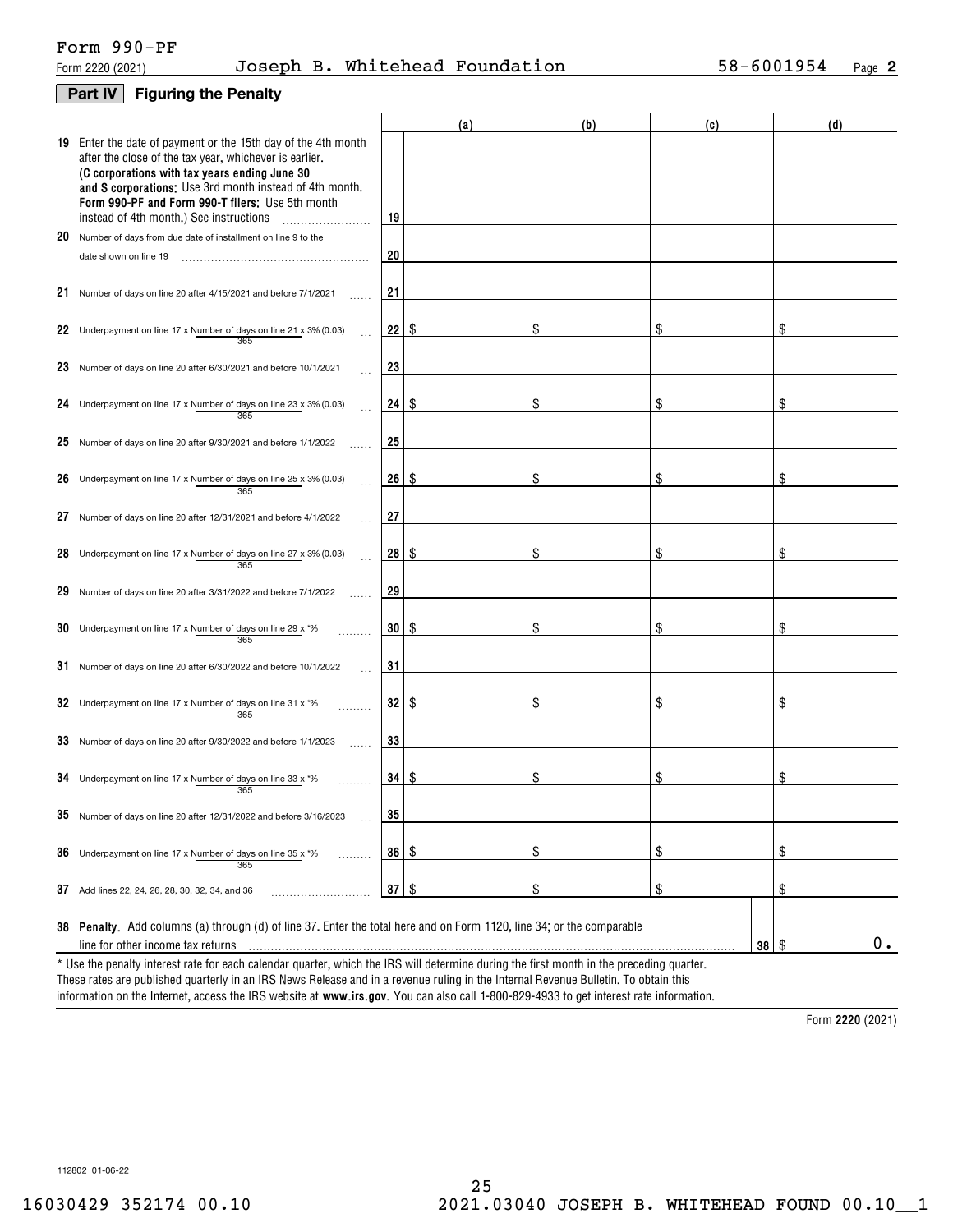Form 990-PF

Form 2220 (2021) Joseph B. Whitehead Foundation 58-6001954 Page **2**

## Part IV Figuring the Penalty

| | | | (a) | (b) | (c) | (d) |
|---|---|---|---|---|---|---|
| 19 | Enter the date of payment or the 15th day of the 4th month after the close of the tax year, whichever is earlier. **(C corporations with tax years ending June 30 and S corporations:** Use 3rd month instead of 4th month. **Form 990-PF and Form 990-T filers:** Use 5th month instead of 4th month.) See instructions | 19 | | | | |
| 20 | Number of days from due date of installment on line 9 to the date shown on line 19 | 20 | | | | |
| 21 | Number of days on line 20 after 4/15/2021 and before 7/1/2021 | 21 | | | | |
| 22 | Underpayment on line 17 x Number of days on line 21 / 365 x 3% (0.03) | 22 | $ | $ | $ | $ |
| 23 | Number of days on line 20 after 6/30/2021 and before 10/1/2021 | 23 | | | | |
| 24 | Underpayment on line 17 x Number of days on line 23 / 365 x 3% (0.03) | 24 | $ | $ | $ | $ |
| 25 | Number of days on line 20 after 9/30/2021 and before 1/1/2022 | 25 | | | | |
| 26 | Underpayment on line 17 x Number of days on line 25 / 365 x 3% (0.03) | 26 | $ | $ | $ | $ |
| 27 | Number of days on line 20 after 12/31/2021 and before 4/1/2022 | 27 | | | | |
| 28 | Underpayment on line 17 x Number of days on line 27 / 365 x 3% (0.03) | 28 | $ | $ | $ | $ |
| 29 | Number of days on line 20 after 3/31/2022 and before 7/1/2022 | 29 | | | | |
| 30 | Underpayment on line 17 x Number of days on line 29 / 365 x *% | 30 | $ | $ | $ | $ |
| 31 | Number of days on line 20 after 6/30/2022 and before 10/1/2022 | 31 | | | | |
| 32 | Underpayment on line 17 x Number of days on line 31 / 365 x *% | 32 | $ | $ | $ | $ |
| 33 | Number of days on line 20 after 9/30/2022 and before 1/1/2023 | 33 | | | | |
| 34 | Underpayment on line 17 x Number of days on line 33 / 365 x *% | 34 | $ | $ | $ | $ |
| 35 | Number of days on line 20 after 12/31/2022 and before 3/16/2023 | 35 | | | | |
| 36 | Underpayment on line 17 x Number of days on line 35 / 365 x *% | 36 | $ | $ | $ | $ |
| 37 | Add lines 22, 24, 26, 28, 30, 32, 34, and 36 | 37 | $ | $ | $ | $ |

**38 Penalty.** Add columns (a) through (d) of line 37. Enter the total here and on Form 1120, line 34; or the comparable line for other income tax returns ..... **38** $ 0.

\* Use the penalty interest rate for each calendar quarter, which the IRS will determine during the first month in the preceding quarter. These rates are published quarterly in an IRS News Release and in a revenue ruling in the Internal Revenue Bulletin. To obtain this information on the Internet, access the IRS website at **www.irs.gov**. You can also call 1-800-829-4933 to get interest rate information.

Form **2220** (2021)

112802 01-06-22

16030429 352174 00.10 2021.03040 JOSEPH B. WHITEHEAD FOUND 00.10__1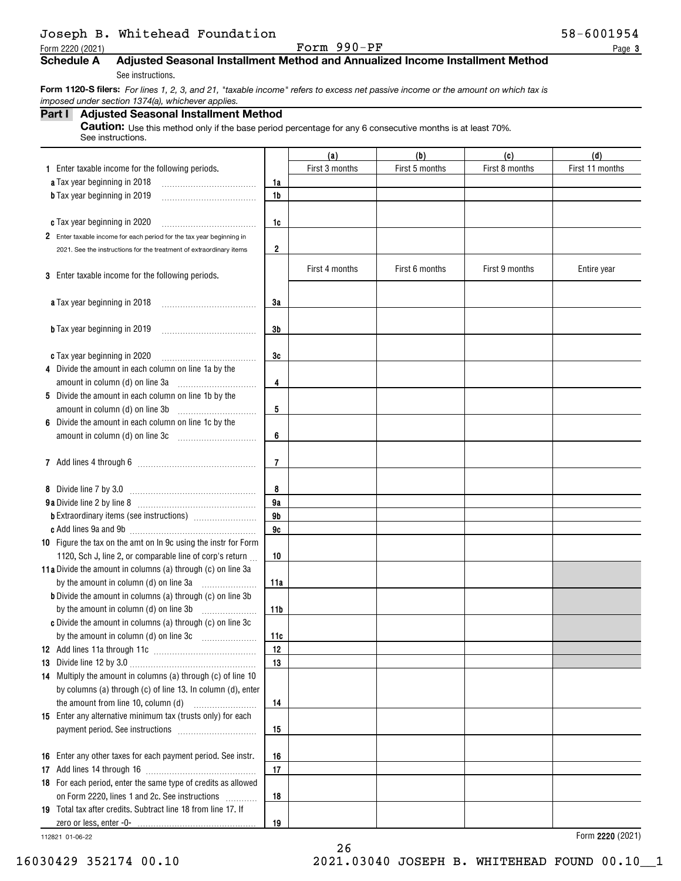Joseph B. Whitehead Foundation 58-6001954

Form 2220 (2021) Form 990-PF Page 3

## Schedule A Adjusted Seasonal Installment Method and Annualized Income Installment Method

See instructions.

**Form 1120-S filers:** *For lines 1, 2, 3, and 21, "taxable income" refers to excess net passive income or the amount on which tax is imposed under section 1374(a), whichever applies.*

### Part I Adjusted Seasonal Installment Method

**Caution:** Use this method only if the base period percentage for any 6 consecutive months is at least 70%. See instructions.

| | | (a) | (b) | (c) | (d) |
|---|---|---|---|---|---|
| **1** Enter taxable income for the following periods. | | First 3 months | First 5 months | First 8 months | First 11 months |
| **a** Tax year beginning in 2018 | 1a | | | | |
| **b** Tax year beginning in 2019 | 1b | | | | |
| **c** Tax year beginning in 2020 | 1c | | | | |
| **2** Enter taxable income for each period for the tax year beginning in 2021. See the instructions for the treatment of extraordinary items | 2 | | | | |
| **3** Enter taxable income for the following periods. | | First 4 months | First 6 months | First 9 months | Entire year |
| **a** Tax year beginning in 2018 | 3a | | | | |
| **b** Tax year beginning in 2019 | 3b | | | | |
| **c** Tax year beginning in 2020 | 3c | | | | |
| **4** Divide the amount in each column on line 1a by the amount in column (d) on line 3a | 4 | | | | |
| **5** Divide the amount in each column on line 1b by the amount in column (d) on line 3b | 5 | | | | |
| **6** Divide the amount in each column on line 1c by the amount in column (d) on line 3c | 6 | | | | |
| **7** Add lines 4 through 6 | 7 | | | | |
| **8** Divide line 7 by 3.0 | 8 | | | | |
| **9a** Divide line 2 by line 8 | 9a | | | | |
| **b** Extraordinary items (see instructions) | 9b | | | | |
| **c** Add lines 9a and 9b | 9c | | | | |
| **10** Figure the tax on the amt on ln 9c using the instr for Form 1120, Sch J, line 2, or comparable line of corp's return | 10 | | | | |
| **11a** Divide the amount in columns (a) through (c) on line 3a by the amount in column (d) on line 3a | 11a | | | | |
| **b** Divide the amount in columns (a) through (c) on line 3b by the amount in column (d) on line 3b | 11b | | | | |
| **c** Divide the amount in columns (a) through (c) on line 3c by the amount in column (d) on line 3c | 11c | | | | |
| **12** Add lines 11a through 11c | 12 | | | | |
| **13** Divide line 12 by 3.0 | 13 | | | | |
| **14** Multiply the amount in columns (a) through (c) of line 10 by columns (a) through (c) of line 13. In column (d), enter the amount from line 10, column (d) | 14 | | | | |
| **15** Enter any alternative minimum tax (trusts only) for each payment period. See instructions | 15 | | | | |
| **16** Enter any other taxes for each payment period. See instr. | 16 | | | | |
| **17** Add lines 14 through 16 | 17 | | | | |
| **18** For each period, enter the same type of credits as allowed on Form 2220, lines 1 and 2c. See instructions | 18 | | | | |
| **19** Total tax after credits. Subtract line 18 from line 17. If zero or less, enter -0- | 19 | | | | |

112821 01-06-22 Form **2220** (2021)

16030429 352174 00.10 2021.03040 JOSEPH B. WHITEHEAD FOUND 00.10__1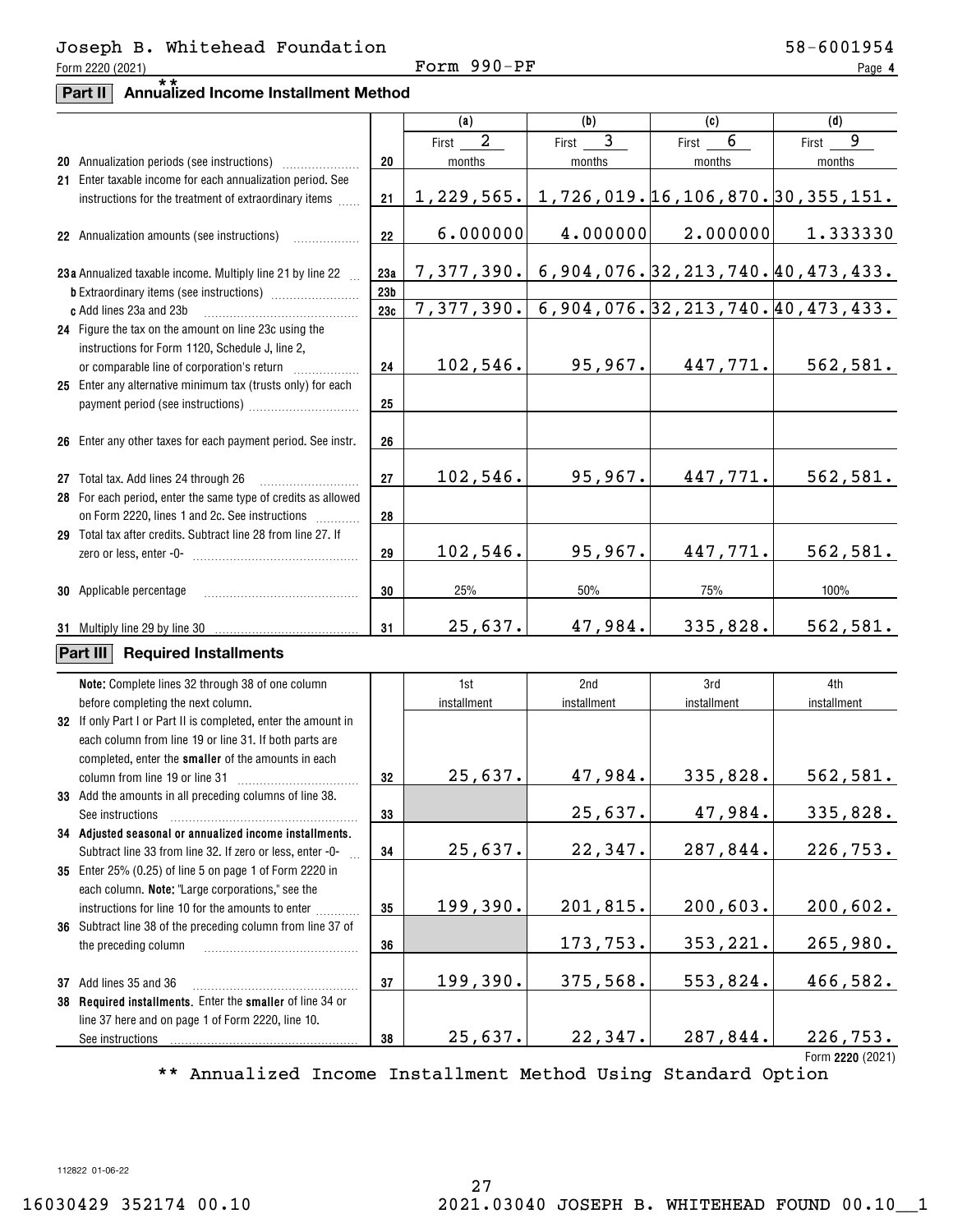Joseph B. Whitehead Foundation 58-6001954

Form 2220 (2021) Form 990-PF Page 4

## Part II Annualized Income Installment Method **

| | | (a) | (b) | (c) | (d) |
|---|---|---|---|---|---|
| **20** Annualization periods (see instructions) | 20 | First 2 months | First 3 months | First 6 months | First 9 months |
| **21** Enter taxable income for each annualization period. See instructions for the treatment of extraordinary items | 21 | 1,229,565. | 1,726,019. | 16,106,870. | 30,355,151. |
| **22** Annualization amounts (see instructions) | 22 | 6.000000 | 4.000000 | 2.000000 | 1.333330 |
| **23a** Annualized taxable income. Multiply line 21 by line 22 | 23a | 7,377,390. | 6,904,076. | 32,213,740. | 40,473,433. |
| **b** Extraordinary items (see instructions) | 23b | | | | |
| **c** Add lines 23a and 23b | 23c | 7,377,390. | 6,904,076. | 32,213,740. | 40,473,433. |
| **24** Figure the tax on the amount on line 23c using the instructions for Form 1120, Schedule J, line 2, or comparable line of corporation's return | 24 | 102,546. | 95,967. | 447,771. | 562,581. |
| **25** Enter any alternative minimum tax (trusts only) for each payment period (see instructions) | 25 | | | | |
| **26** Enter any other taxes for each payment period. See instr. | 26 | | | | |
| **27** Total tax. Add lines 24 through 26 | 27 | 102,546. | 95,967. | 447,771. | 562,581. |
| **28** For each period, enter the same type of credits as allowed on Form 2220, lines 1 and 2c. See instructions | 28 | | | | |
| **29** Total tax after credits. Subtract line 28 from line 27. If zero or less, enter -0- | 29 | 102,546. | 95,967. | 447,771. | 562,581. |
| **30** Applicable percentage | 30 | 25% | 50% | 75% | 100% |
| **31** Multiply line 29 by line 30 | 31 | 25,637. | 47,984. | 335,828. | 562,581. |

## Part III Required Installments

| **Note:** Complete lines 32 through 38 of one column before completing the next column. | | 1st installment | 2nd installment | 3rd installment | 4th installment |
|---|---|---|---|---|---|
| **32** If only Part I or Part II is completed, enter the amount in each column from line 19 or line 31. If both parts are completed, enter the **smaller** of the amounts in each column from line 19 or line 31 | 32 | 25,637. | 47,984. | 335,828. | 562,581. |
| **33** Add the amounts in all preceding columns of line 38. See instructions | 33 | | 25,637. | 47,984. | 335,828. |
| **34 Adjusted seasonal or annualized income installments.** Subtract line 33 from line 32. If zero or less, enter -0- | 34 | 25,637. | 22,347. | 287,844. | 226,753. |
| **35** Enter 25% (0.25) of line 5 on page 1 of Form 2220 in each column. **Note:** "Large corporations," see the instructions for line 10 for the amounts to enter | 35 | 199,390. | 201,815. | 200,603. | 200,602. |
| **36** Subtract line 38 of the preceding column from line 37 of the preceding column | 36 | | 173,753. | 353,221. | 265,980. |
| **37** Add lines 35 and 36 | 37 | 199,390. | 375,568. | 553,824. | 466,582. |
| **38 Required installments.** Enter the **smaller** of line 34 or line 37 here and on page 1 of Form 2220, line 10. See instructions | 38 | 25,637. | 22,347. | 287,844. | 226,753. |

Form **2220** (2021)

** Annualized Income Installment Method Using Standard Option

112822 01-06-22

16030429 352174 00.10 2021.03040 JOSEPH B. WHITEHEAD FOUND 00.10__1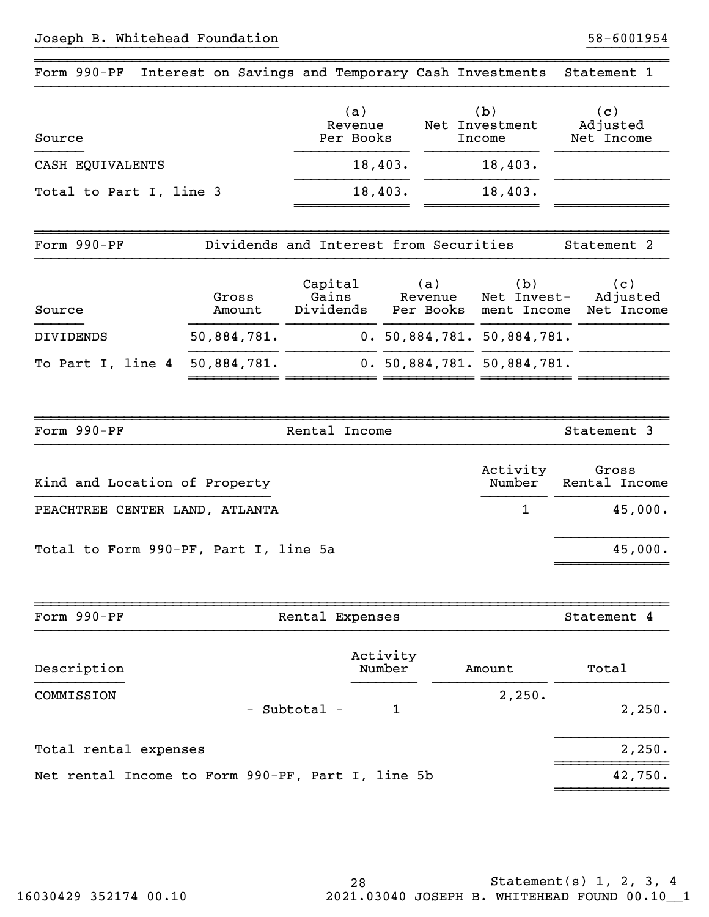Joseph B. Whitehead Foundation 58-6001954

## Form 990-PF Interest on Savings and Temporary Cash Investments Statement 1

| Source | (a) Revenue Per Books | (b) Net Investment Income | (c) Adjusted Net Income |
|---|---|---|---|
| CASH EQUIVALENTS | 18,403. | 18,403. | |
| Total to Part I, line 3 | 18,403. | 18,403. | |

## Form 990-PF Dividends and Interest from Securities Statement 2

| Source | Gross Amount | Capital Gains Dividends | (a) Revenue Per Books | (b) Net Investment Income | (c) Adjusted Net Income |
|---|---|---|---|---|---|
| DIVIDENDS | 50,884,781. | 0. | 50,884,781. | 50,884,781. | |
| To Part I, line 4 | 50,884,781. | 0. | 50,884,781. | 50,884,781. | |

## Form 990-PF Rental Income Statement 3

| Kind and Location of Property | Activity Number | Gross Rental Income |
|---|---|---|
| PEACHTREE CENTER LAND, ATLANTA | 1 | 45,000. |
| Total to Form 990-PF, Part I, line 5a | | 45,000. |

## Form 990-PF Rental Expenses Statement 4

| Description | Activity Number | Amount | Total |
|---|---|---|---|
| COMMISSION | | 2,250. | |
| - Subtotal - | 1 | | 2,250. |
| Total rental expenses | | | 2,250. |
| Net rental Income to Form 990-PF, Part I, line 5b | | | 42,750. |

Statement(s) 1, 2, 3, 4

16030429 352174 00.10 2021.03040 JOSEPH B. WHITEHEAD FOUND 00.10__1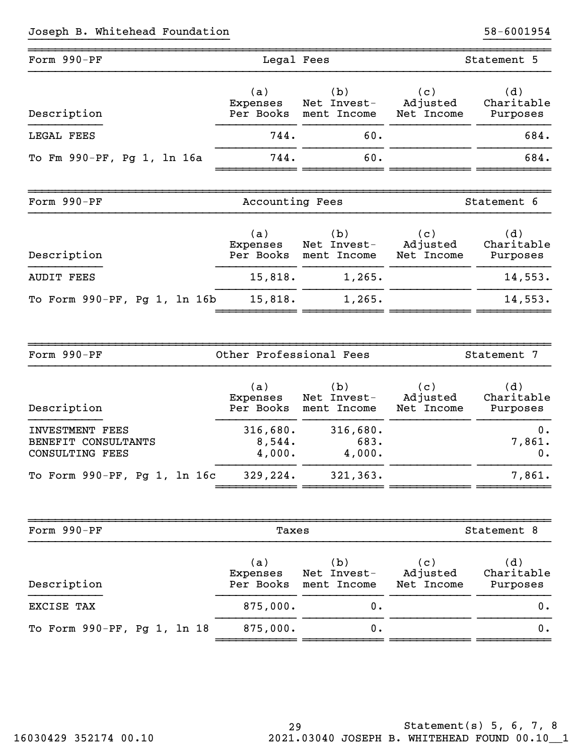Joseph B. Whitehead Foundation 58-6001954

## Form 990-PF — Legal Fees — Statement 5

| Description | (a) Expenses Per Books | (b) Net Investment Income | (c) Adjusted Net Income | (d) Charitable Purposes |
|---|---|---|---|---|
| LEGAL FEES | 744. | 60. | | 684. |
| To Fm 990-PF, Pg 1, ln 16a | 744. | 60. | | 684. |

## Form 990-PF — Accounting Fees — Statement 6

| Description | (a) Expenses Per Books | (b) Net Investment Income | (c) Adjusted Net Income | (d) Charitable Purposes |
|---|---|---|---|---|
| AUDIT FEES | 15,818. | 1,265. | | 14,553. |
| To Form 990-PF, Pg 1, ln 16b | 15,818. | 1,265. | | 14,553. |

## Form 990-PF — Other Professional Fees — Statement 7

| Description | (a) Expenses Per Books | (b) Net Investment Income | (c) Adjusted Net Income | (d) Charitable Purposes |
|---|---|---|---|---|
| INVESTMENT FEES | 316,680. | 316,680. | | 0. |
| BENEFIT CONSULTANTS | 8,544. | 683. | | 7,861. |
| CONSULTING FEES | 4,000. | 4,000. | | 0. |
| To Form 990-PF, Pg 1, ln 16c | 329,224. | 321,363. | | 7,861. |

## Form 990-PF — Taxes — Statement 8

| Description | (a) Expenses Per Books | (b) Net Investment Income | (c) Adjusted Net Income | (d) Charitable Purposes |
|---|---|---|---|---|
| EXCISE TAX | 875,000. | 0. | | 0. |
| To Form 990-PF, Pg 1, ln 18 | 875,000. | 0. | | 0. |

Statement(s) 5, 6, 7, 8

16030429 352174 00.10 2021.03040 JOSEPH B. WHITEHEAD FOUND 00.10__1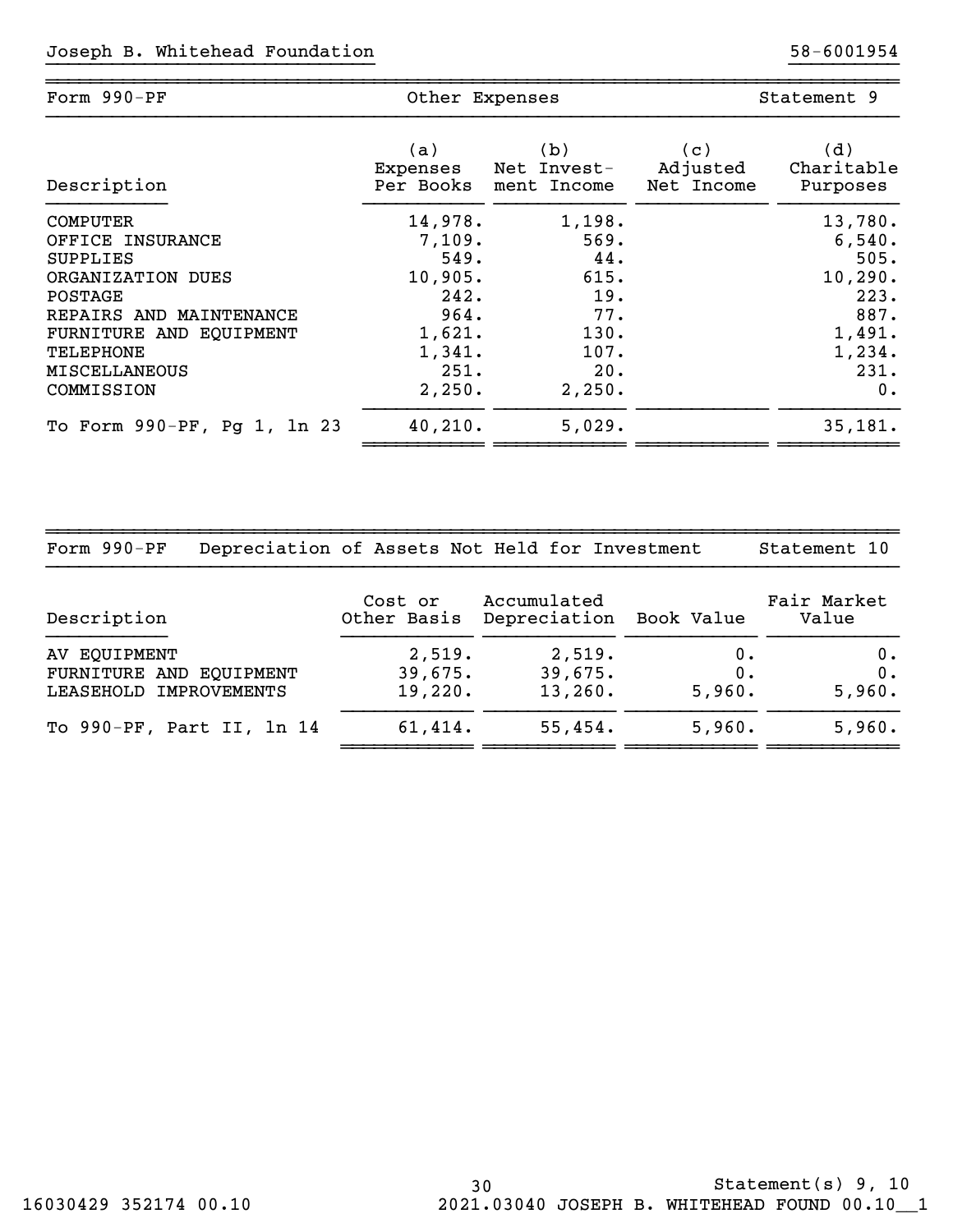Joseph B. Whitehead Foundation 58-6001954

## Form 990-PF — Other Expenses — Statement 9

| Description | (a) Expenses Per Books | (b) Net Investment Income | (c) Adjusted Net Income | (d) Charitable Purposes |
|---|---|---|---|---|
| COMPUTER | 14,978. | 1,198. | | 13,780. |
| OFFICE INSURANCE | 7,109. | 569. | | 6,540. |
| SUPPLIES | 549. | 44. | | 505. |
| ORGANIZATION DUES | 10,905. | 615. | | 10,290. |
| POSTAGE | 242. | 19. | | 223. |
| REPAIRS AND MAINTENANCE | 964. | 77. | | 887. |
| FURNITURE AND EQUIPMENT | 1,621. | 130. | | 1,491. |
| TELEPHONE | 1,341. | 107. | | 1,234. |
| MISCELLANEOUS | 251. | 20. | | 231. |
| COMMISSION | 2,250. | 2,250. | | 0. |
| To Form 990-PF, Pg 1, ln 23 | 40,210. | 5,029. | | 35,181. |

## Form 990-PF — Depreciation of Assets Not Held for Investment — Statement 10

| Description | Cost or Other Basis | Accumulated Depreciation | Book Value | Fair Market Value |
|---|---|---|---|---|
| AV EQUIPMENT | 2,519. | 2,519. | 0. | 0. |
| FURNITURE AND EQUIPMENT | 39,675. | 39,675. | 0. | 0. |
| LEASEHOLD IMPROVEMENTS | 19,220. | 13,260. | 5,960. | 5,960. |
| To 990-PF, Part II, ln 14 | 61,414. | 55,454. | 5,960. | 5,960. |

Statement(s) 9, 10

16030429 352174 00.10 2021.03040 JOSEPH B. WHITEHEAD FOUND 00.10__1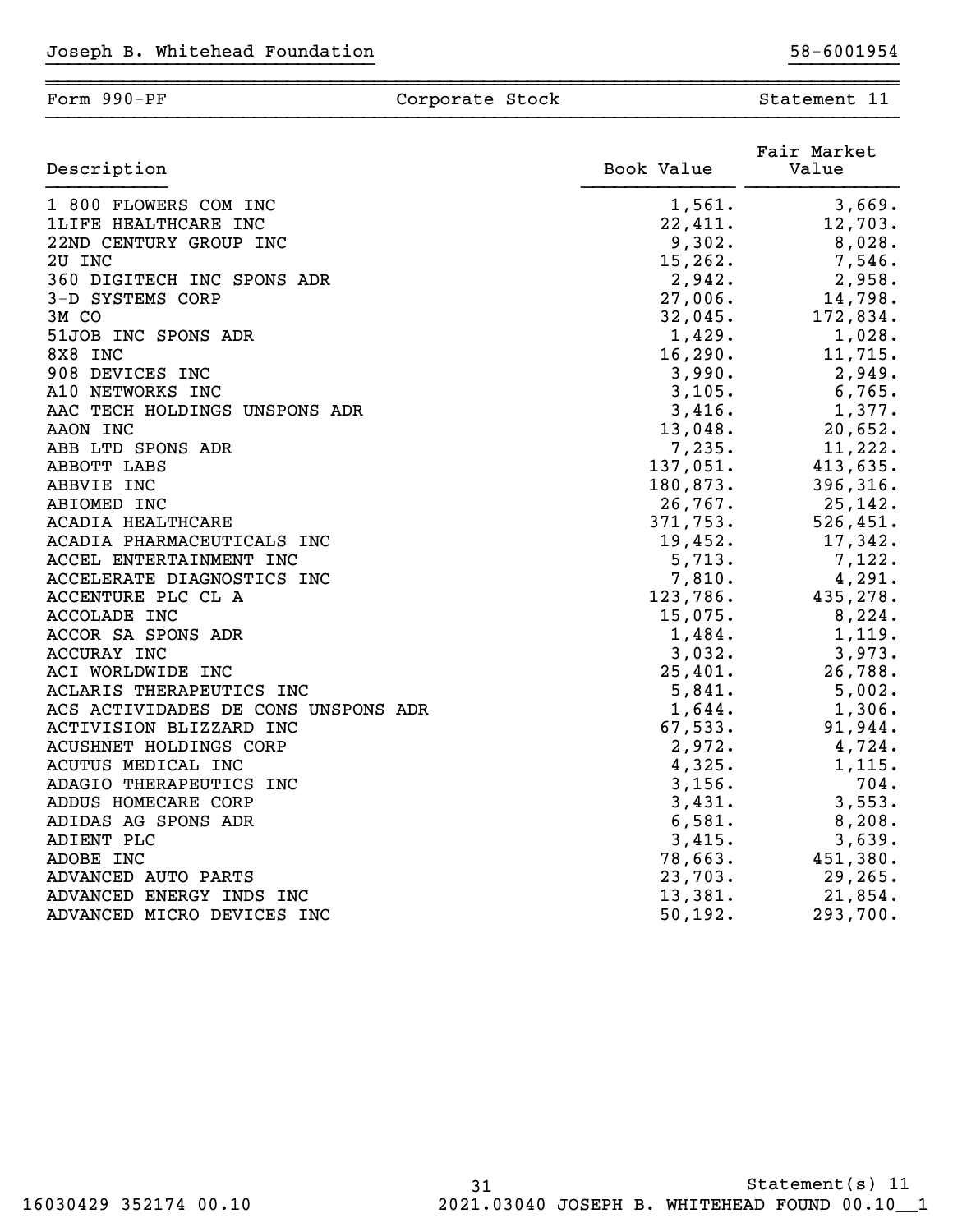Joseph B. Whitehead Foundation 58-6001954

| Form 990-PF | Corporate Stock | Statement 11 |
|---|---|---|

| Description | Book Value | Fair Market Value |
|---|---|---|
| 1 800 FLOWERS COM INC | 1,561. | 3,669. |
| 1LIFE HEALTHCARE INC | 22,411. | 12,703. |
| 22ND CENTURY GROUP INC | 9,302. | 8,028. |
| 2U INC | 15,262. | 7,546. |
| 360 DIGITECH INC SPONS ADR | 2,942. | 2,958. |
| 3-D SYSTEMS CORP | 27,006. | 14,798. |
| 3M CO | 32,045. | 172,834. |
| 51JOB INC SPONS ADR | 1,429. | 1,028. |
| 8X8 INC | 16,290. | 11,715. |
| 908 DEVICES INC | 3,990. | 2,949. |
| A10 NETWORKS INC | 3,105. | 6,765. |
| AAC TECH HOLDINGS UNSPONS ADR | 3,416. | 1,377. |
| AAON INC | 13,048. | 20,652. |
| ABB LTD SPONS ADR | 7,235. | 11,222. |
| ABBOTT LABS | 137,051. | 413,635. |
| ABBVIE INC | 180,873. | 396,316. |
| ABIOMED INC | 26,767. | 25,142. |
| ACADIA HEALTHCARE | 371,753. | 526,451. |
| ACADIA PHARMACEUTICALS INC | 19,452. | 17,342. |
| ACCEL ENTERTAINMENT INC | 5,713. | 7,122. |
| ACCELERATE DIAGNOSTICS INC | 7,810. | 4,291. |
| ACCENTURE PLC CL A | 123,786. | 435,278. |
| ACCOLADE INC | 15,075. | 8,224. |
| ACCOR SA SPONS ADR | 1,484. | 1,119. |
| ACCURAY INC | 3,032. | 3,973. |
| ACI WORLDWIDE INC | 25,401. | 26,788. |
| ACLARIS THERAPEUTICS INC | 5,841. | 5,002. |
| ACS ACTIVIDADES DE CONS UNSPONS ADR | 1,644. | 1,306. |
| ACTIVISION BLIZZARD INC | 67,533. | 91,944. |
| ACUSHNET HOLDINGS CORP | 2,972. | 4,724. |
| ACUTUS MEDICAL INC | 4,325. | 1,115. |
| ADAGIO THERAPEUTICS INC | 3,156. | 704. |
| ADDUS HOMECARE CORP | 3,431. | 3,553. |
| ADIDAS AG SPONS ADR | 6,581. | 8,208. |
| ADIENT PLC | 3,415. | 3,639. |
| ADOBE INC | 78,663. | 451,380. |
| ADVANCED AUTO PARTS | 23,703. | 29,265. |
| ADVANCED ENERGY INDS INC | 13,381. | 21,854. |
| ADVANCED MICRO DEVICES INC | 50,192. | 293,700. |

Statement(s) 11

16030429 352174 00.10 2021.03040 JOSEPH B. WHITEHEAD FOUND 00.10__1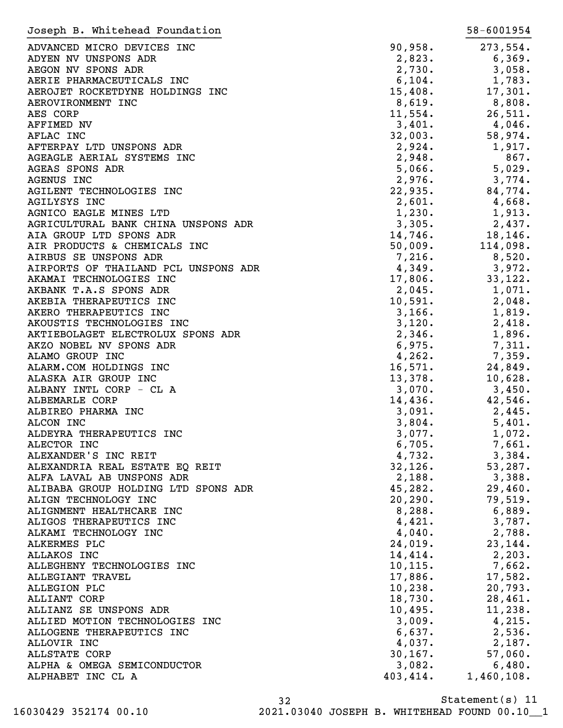Joseph B. Whitehead Foundation 58-6001954

| | | |
|---|---:|---:|
| ADVANCED MICRO DEVICES INC | 90,958. | 273,554. |
| ADYEN NV UNSPONS ADR | 2,823. | 6,369. |
| AEGON NV SPONS ADR | 2,730. | 3,058. |
| AERIE PHARMACEUTICALS INC | 6,104. | 1,783. |
| AEROJET ROCKETDYNE HOLDINGS INC | 15,408. | 17,301. |
| AEROVIRONMENT INC | 8,619. | 8,808. |
| AES CORP | 11,554. | 26,511. |
| AFFIMED NV | 3,401. | 4,046. |
| AFLAC INC | 32,003. | 58,974. |
| AFTERPAY LTD UNSPONS ADR | 2,924. | 1,917. |
| AGEAGLE AERIAL SYSTEMS INC | 2,948. | 867. |
| AGEAS SPONS ADR | 5,066. | 5,029. |
| AGENUS INC | 2,976. | 3,774. |
| AGILENT TECHNOLOGIES INC | 22,935. | 84,774. |
| AGILYSYS INC | 2,601. | 4,668. |
| AGNICO EAGLE MINES LTD | 1,230. | 1,913. |
| AGRICULTURAL BANK CHINA UNSPONS ADR | 3,305. | 2,437. |
| AIA GROUP LTD SPONS ADR | 14,746. | 18,146. |
| AIR PRODUCTS & CHEMICALS INC | 50,009. | 114,098. |
| AIRBUS SE UNSPONS ADR | 7,216. | 8,520. |
| AIRPORTS OF THAILAND PCL UNSPONS ADR | 4,349. | 3,972. |
| AKAMAI TECHNOLOGIES INC | 17,806. | 33,122. |
| AKBANK T.A.S SPONS ADR | 2,045. | 1,071. |
| AKEBIA THERAPEUTICS INC | 10,591. | 2,048. |
| AKERO THERAPEUTICS INC | 3,166. | 1,819. |
| AKOUSTIS TECHNOLOGIES INC | 3,120. | 2,418. |
| AKTIEBOLAGET ELECTROLUX SPONS ADR | 2,346. | 1,896. |
| AKZO NOBEL NV SPONS ADR | 6,975. | 7,311. |
| ALAMO GROUP INC | 4,262. | 7,359. |
| ALARM.COM HOLDINGS INC | 16,571. | 24,849. |
| ALASKA AIR GROUP INC | 13,378. | 10,628. |
| ALBANY INTL CORP - CL A | 3,070. | 3,450. |
| ALBEMARLE CORP | 14,436. | 42,546. |
| ALBIREO PHARMA INC | 3,091. | 2,445. |
| ALCON INC | 3,804. | 5,401. |
| ALDEYRA THERAPEUTICS INC | 3,077. | 1,072. |
| ALECTOR INC | 6,705. | 7,661. |
| ALEXANDER'S INC REIT | 4,732. | 3,384. |
| ALEXANDRIA REAL ESTATE EQ REIT | 32,126. | 53,287. |
| ALFA LAVAL AB UNSPONS ADR | 2,188. | 3,388. |
| ALIBABA GROUP HOLDING LTD SPONS ADR | 45,282. | 29,460. |
| ALIGN TECHNOLOGY INC | 20,290. | 79,519. |
| ALIGNMENT HEALTHCARE INC | 8,288. | 6,889. |
| ALIGOS THERAPEUTICS INC | 4,421. | 3,787. |
| ALKAMI TECHNOLOGY INC | 4,040. | 2,788. |
| ALKERMES PLC | 24,019. | 23,144. |
| ALLAKOS INC | 14,414. | 2,203. |
| ALLEGHENY TECHNOLOGIES INC | 10,115. | 7,662. |
| ALLEGIANT TRAVEL | 17,886. | 17,582. |
| ALLEGION PLC | 10,238. | 20,793. |
| ALLIANT CORP | 18,730. | 28,461. |
| ALLIANZ SE UNSPONS ADR | 10,495. | 11,238. |
| ALLIED MOTION TECHNOLOGIES INC | 3,009. | 4,215. |
| ALLOGENE THERAPEUTICS INC | 6,637. | 2,536. |
| ALLOVIR INC | 4,037. | 2,187. |
| ALLSTATE CORP | 30,167. | 57,060. |
| ALPHA & OMEGA SEMICONDUCTOR | 3,082. | 6,480. |
| ALPHABET INC CL A | 403,414. | 1,460,108. |

Statement(s) 11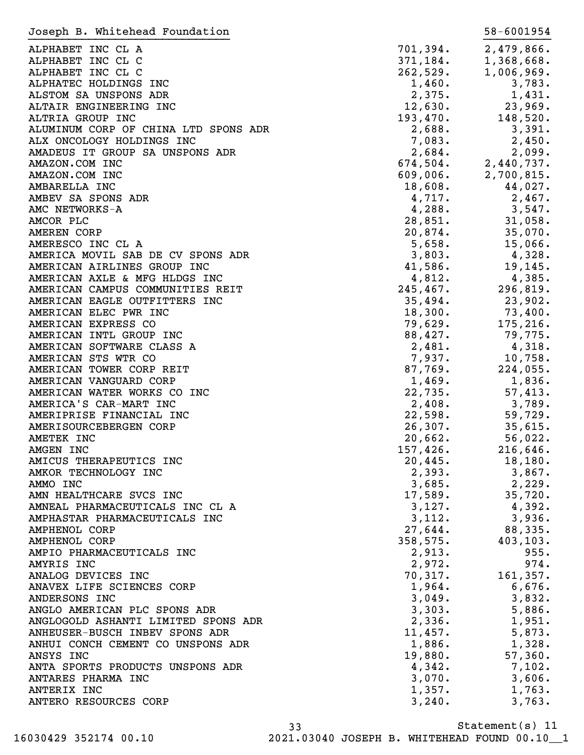Joseph B. Whitehead Foundation 58-6001954

| | | |
|---|---|---|
| ALPHABET INC CL A | 701,394. | 2,479,866. |
| ALPHABET INC CL C | 371,184. | 1,368,668. |
| ALPHABET INC CL C | 262,529. | 1,006,969. |
| ALPHATEC HOLDINGS INC | 1,460. | 3,783. |
| ALSTOM SA UNSPONS ADR | 2,375. | 1,431. |
| ALTAIR ENGINEERING INC | 12,630. | 23,969. |
| ALTRIA GROUP INC | 193,470. | 148,520. |
| ALUMINUM CORP OF CHINA LTD SPONS ADR | 2,688. | 3,391. |
| ALX ONCOLOGY HOLDINGS INC | 7,083. | 2,450. |
| AMADEUS IT GROUP SA UNSPONS ADR | 2,684. | 2,099. |
| AMAZON.COM INC | 674,504. | 2,440,737. |
| AMAZON.COM INC | 609,006. | 2,700,815. |
| AMBARELLA INC | 18,608. | 44,027. |
| AMBEV SA SPONS ADR | 4,717. | 2,467. |
| AMC NETWORKS-A | 4,288. | 3,547. |
| AMCOR PLC | 28,851. | 31,058. |
| AMEREN CORP | 20,874. | 35,070. |
| AMERESCO INC CL A | 5,658. | 15,066. |
| AMERICA MOVIL SAB DE CV SPONS ADR | 3,803. | 4,328. |
| AMERICAN AIRLINES GROUP INC | 41,586. | 19,145. |
| AMERICAN AXLE & MFG HLDGS INC | 4,812. | 4,385. |
| AMERICAN CAMPUS COMMUNITIES REIT | 245,467. | 296,819. |
| AMERICAN EAGLE OUTFITTERS INC | 35,494. | 23,902. |
| AMERICAN ELEC PWR INC | 18,300. | 73,400. |
| AMERICAN EXPRESS CO | 79,629. | 175,216. |
| AMERICAN INTL GROUP INC | 88,427. | 79,775. |
| AMERICAN SOFTWARE CLASS A | 2,481. | 4,318. |
| AMERICAN STS WTR CO | 7,937. | 10,758. |
| AMERICAN TOWER CORP REIT | 87,769. | 224,055. |
| AMERICAN VANGUARD CORP | 1,469. | 1,836. |
| AMERICAN WATER WORKS CO INC | 22,735. | 57,413. |
| AMERICA'S CAR-MART INC | 2,408. | 3,789. |
| AMERIPRISE FINANCIAL INC | 22,598. | 59,729. |
| AMERISOURCEBERGEN CORP | 26,307. | 35,615. |
| AMETEK INC | 20,662. | 56,022. |
| AMGEN INC | 157,426. | 216,646. |
| AMICUS THERAPEUTICS INC | 20,445. | 18,180. |
| AMKOR TECHNOLOGY INC | 2,393. | 3,867. |
| AMMO INC | 3,685. | 2,229. |
| AMN HEALTHCARE SVCS INC | 17,589. | 35,720. |
| AMNEAL PHARMACEUTICALS INC CL A | 3,127. | 4,392. |
| AMPHASTAR PHARMACEUTICALS INC | 3,112. | 3,936. |
| AMPHENOL CORP | 27,644. | 88,335. |
| AMPHENOL CORP | 358,575. | 403,103. |
| AMPIO PHARMACEUTICALS INC | 2,913. | 955. |
| AMYRIS INC | 2,972. | 974. |
| ANALOG DEVICES INC | 70,317. | 161,357. |
| ANAVEX LIFE SCIENCES CORP | 1,964. | 6,676. |
| ANDERSONS INC | 3,049. | 3,832. |
| ANGLO AMERICAN PLC SPONS ADR | 3,303. | 5,886. |
| ANGLOGOLD ASHANTI LIMITED SPONS ADR | 2,336. | 1,951. |
| ANHEUSER-BUSCH INBEV SPONS ADR | 11,457. | 5,873. |
| ANHUI CONCH CEMENT CO UNSPONS ADR | 1,886. | 1,328. |
| ANSYS INC | 19,880. | 57,360. |
| ANTA SPORTS PRODUCTS UNSPONS ADR | 4,342. | 7,102. |
| ANTARES PHARMA INC | 3,070. | 3,606. |
| ANTERIX INC | 1,357. | 1,763. |
| ANTERO RESOURCES CORP | 3,240. | 3,763. |

Statement(s) 11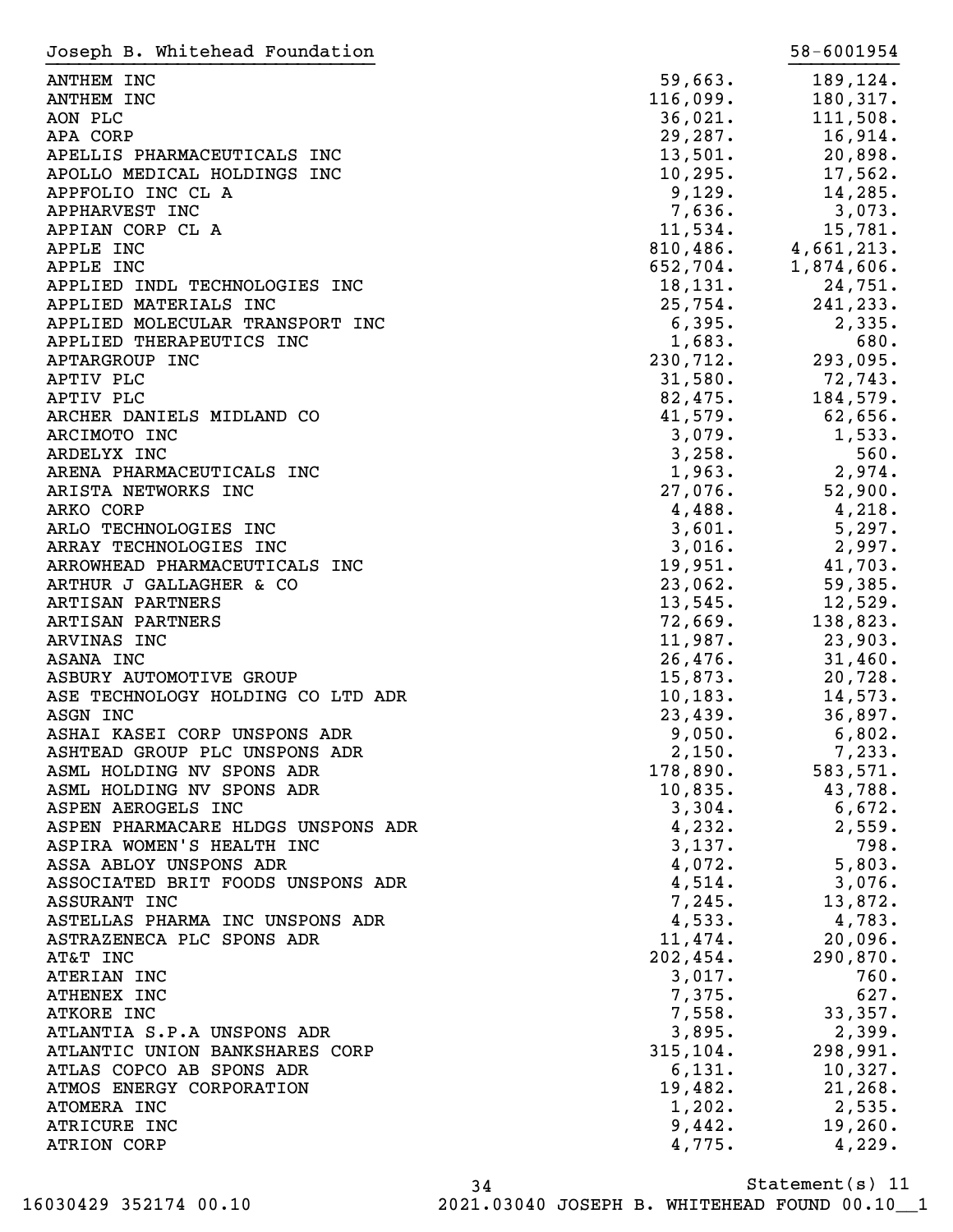Joseph B. Whitehead Foundation 58-6001954

| | | |
|---|---|---|
| ANTHEM INC | 59,663. | 189,124. |
| ANTHEM INC | 116,099. | 180,317. |
| AON PLC | 36,021. | 111,508. |
| APA CORP | 29,287. | 16,914. |
| APELLIS PHARMACEUTICALS INC | 13,501. | 20,898. |
| APOLLO MEDICAL HOLDINGS INC | 10,295. | 17,562. |
| APPFOLIO INC CL A | 9,129. | 14,285. |
| APPHARVEST INC | 7,636. | 3,073. |
| APPIAN CORP CL A | 11,534. | 15,781. |
| APPLE INC | 810,486. | 4,661,213. |
| APPLE INC | 652,704. | 1,874,606. |
| APPLIED INDL TECHNOLOGIES INC | 18,131. | 24,751. |
| APPLIED MATERIALS INC | 25,754. | 241,233. |
| APPLIED MOLECULAR TRANSPORT INC | 6,395. | 2,335. |
| APPLIED THERAPEUTICS INC | 1,683. | 680. |
| APTARGROUP INC | 230,712. | 293,095. |
| APTIV PLC | 31,580. | 72,743. |
| APTIV PLC | 82,475. | 184,579. |
| ARCHER DANIELS MIDLAND CO | 41,579. | 62,656. |
| ARCIMOTO INC | 3,079. | 1,533. |
| ARDELYX INC | 3,258. | 560. |
| ARENA PHARMACEUTICALS INC | 1,963. | 2,974. |
| ARISTA NETWORKS INC | 27,076. | 52,900. |
| ARKO CORP | 4,488. | 4,218. |
| ARLO TECHNOLOGIES INC | 3,601. | 5,297. |
| ARRAY TECHNOLOGIES INC | 3,016. | 2,997. |
| ARROWHEAD PHARMACEUTICALS INC | 19,951. | 41,703. |
| ARTHUR J GALLAGHER & CO | 23,062. | 59,385. |
| ARTISAN PARTNERS | 13,545. | 12,529. |
| ARTISAN PARTNERS | 72,669. | 138,823. |
| ARVINAS INC | 11,987. | 23,903. |
| ASANA INC | 26,476. | 31,460. |
| ASBURY AUTOMOTIVE GROUP | 15,873. | 20,728. |
| ASE TECHNOLOGY HOLDING CO LTD ADR | 10,183. | 14,573. |
| ASGN INC | 23,439. | 36,897. |
| ASHAI KASEI CORP UNSPONS ADR | 9,050. | 6,802. |
| ASHTEAD GROUP PLC UNSPONS ADR | 2,150. | 7,233. |
| ASML HOLDING NV SPONS ADR | 178,890. | 583,571. |
| ASML HOLDING NV SPONS ADR | 10,835. | 43,788. |
| ASPEN AEROGELS INC | 3,304. | 6,672. |
| ASPEN PHARMACARE HLDGS UNSPONS ADR | 4,232. | 2,559. |
| ASPIRA WOMEN'S HEALTH INC | 3,137. | 798. |
| ASSA ABLOY UNSPONS ADR | 4,072. | 5,803. |
| ASSOCIATED BRIT FOODS UNSPONS ADR | 4,514. | 3,076. |
| ASSURANT INC | 7,245. | 13,872. |
| ASTELLAS PHARMA INC UNSPONS ADR | 4,533. | 4,783. |
| ASTRAZENECA PLC SPONS ADR | 11,474. | 20,096. |
| AT&T INC | 202,454. | 290,870. |
| ATERIAN INC | 3,017. | 760. |
| ATHENEX INC | 7,375. | 627. |
| ATKORE INC | 7,558. | 33,357. |
| ATLANTIA S.P.A UNSPONS ADR | 3,895. | 2,399. |
| ATLANTIC UNION BANKSHARES CORP | 315,104. | 298,991. |
| ATLAS COPCO AB SPONS ADR | 6,131. | 10,327. |
| ATMOS ENERGY CORPORATION | 19,482. | 21,268. |
| ATOMERA INC | 1,202. | 2,535. |
| ATRICURE INC | 9,442. | 19,260. |
| ATRION CORP | 4,775. | 4,229. |

Statement(s) 11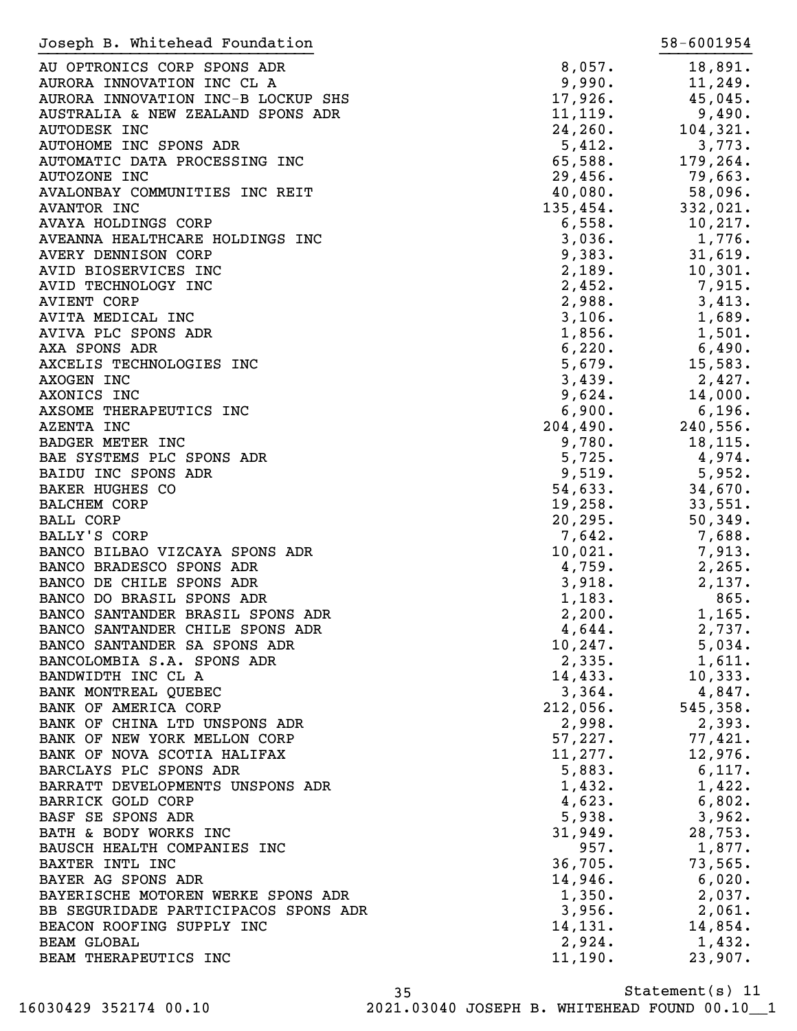Joseph B. Whitehead Foundation 58-6001954

| | | |
|---|---:|---:|
| AU OPTRONICS CORP SPONS ADR | 8,057. | 18,891. |
| AURORA INNOVATION INC CL A | 9,990. | 11,249. |
| AURORA INNOVATION INC-B LOCKUP SHS | 17,926. | 45,045. |
| AUSTRALIA & NEW ZEALAND SPONS ADR | 11,119. | 9,490. |
| AUTODESK INC | 24,260. | 104,321. |
| AUTOHOME INC SPONS ADR | 5,412. | 3,773. |
| AUTOMATIC DATA PROCESSING INC | 65,588. | 179,264. |
| AUTOZONE INC | 29,456. | 79,663. |
| AVALONBAY COMMUNITIES INC REIT | 40,080. | 58,096. |
| AVANTOR INC | 135,454. | 332,021. |
| AVAYA HOLDINGS CORP | 6,558. | 10,217. |
| AVEANNA HEALTHCARE HOLDINGS INC | 3,036. | 1,776. |
| AVERY DENNISON CORP | 9,383. | 31,619. |
| AVID BIOSERVICES INC | 2,189. | 10,301. |
| AVID TECHNOLOGY INC | 2,452. | 7,915. |
| AVIENT CORP | 2,988. | 3,413. |
| AVITA MEDICAL INC | 3,106. | 1,689. |
| AVIVA PLC SPONS ADR | 1,856. | 1,501. |
| AXA SPONS ADR | 6,220. | 6,490. |
| AXCELIS TECHNOLOGIES INC | 5,679. | 15,583. |
| AXOGEN INC | 3,439. | 2,427. |
| AXONICS INC | 9,624. | 14,000. |
| AXSOME THERAPEUTICS INC | 6,900. | 6,196. |
| AZENTA INC | 204,490. | 240,556. |
| BADGER METER INC | 9,780. | 18,115. |
| BAE SYSTEMS PLC SPONS ADR | 5,725. | 4,974. |
| BAIDU INC SPONS ADR | 9,519. | 5,952. |
| BAKER HUGHES CO | 54,633. | 34,670. |
| BALCHEM CORP | 19,258. | 33,551. |
| BALL CORP | 20,295. | 50,349. |
| BALLY'S CORP | 7,642. | 7,688. |
| BANCO BILBAO VIZCAYA SPONS ADR | 10,021. | 7,913. |
| BANCO BRADESCO SPONS ADR | 4,759. | 2,265. |
| BANCO DE CHILE SPONS ADR | 3,918. | 2,137. |
| BANCO DO BRASIL SPONS ADR | 1,183. | 865. |
| BANCO SANTANDER BRASIL SPONS ADR | 2,200. | 1,165. |
| BANCO SANTANDER CHILE SPONS ADR | 4,644. | 2,737. |
| BANCO SANTANDER SA SPONS ADR | 10,247. | 5,034. |
| BANCOLOMBIA S.A. SPONS ADR | 2,335. | 1,611. |
| BANDWIDTH INC CL A | 14,433. | 10,333. |
| BANK MONTREAL QUEBEC | 3,364. | 4,847. |
| BANK OF AMERICA CORP | 212,056. | 545,358. |
| BANK OF CHINA LTD UNSPONS ADR | 2,998. | 2,393. |
| BANK OF NEW YORK MELLON CORP | 57,227. | 77,421. |
| BANK OF NOVA SCOTIA HALIFAX | 11,277. | 12,976. |
| BARCLAYS PLC SPONS ADR | 5,883. | 6,117. |
| BARRATT DEVELOPMENTS UNSPONS ADR | 1,432. | 1,422. |
| BARRICK GOLD CORP | 4,623. | 6,802. |
| BASF SE SPONS ADR | 5,938. | 3,962. |
| BATH & BODY WORKS INC | 31,949. | 28,753. |
| BAUSCH HEALTH COMPANIES INC | 957. | 1,877. |
| BAXTER INTL INC | 36,705. | 73,565. |
| BAYER AG SPONS ADR | 14,946. | 6,020. |
| BAYERISCHE MOTOREN WERKE SPONS ADR | 1,350. | 2,037. |
| BB SEGURIDADE PARTICIPACOS SPONS ADR | 3,956. | 2,061. |
| BEACON ROOFING SUPPLY INC | 14,131. | 14,854. |
| BEAM GLOBAL | 2,924. | 1,432. |
| BEAM THERAPEUTICS INC | 11,190. | 23,907. |

Statement(s) 11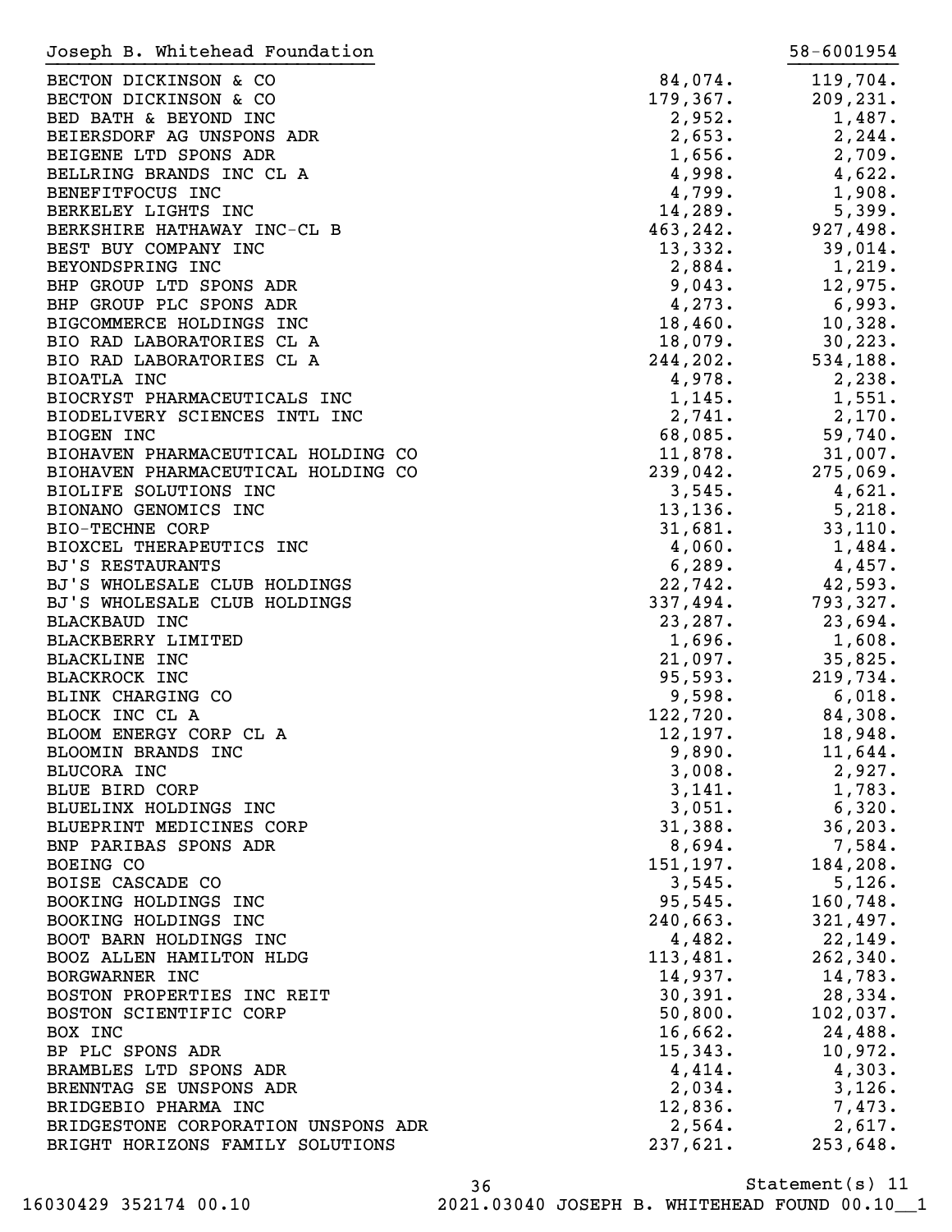| Joseph B. Whitehead Foundation | | 58-6001954 |
|---|---|---|
| BECTON DICKINSON & CO | 84,074. | 119,704. |
| BECTON DICKINSON & CO | 179,367. | 209,231. |
| BED BATH & BEYOND INC | 2,952. | 1,487. |
| BEIERSDORF AG UNSPONS ADR | 2,653. | 2,244. |
| BEIGENE LTD SPONS ADR | 1,656. | 2,709. |
| BELLRING BRANDS INC CL A | 4,998. | 4,622. |
| BENEFITFOCUS INC | 4,799. | 1,908. |
| BERKELEY LIGHTS INC | 14,289. | 5,399. |
| BERKSHIRE HATHAWAY INC-CL B | 463,242. | 927,498. |
| BEST BUY COMPANY INC | 13,332. | 39,014. |
| BEYONDSPRING INC | 2,884. | 1,219. |
| BHP GROUP LTD SPONS ADR | 9,043. | 12,975. |
| BHP GROUP PLC SPONS ADR | 4,273. | 6,993. |
| BIGCOMMERCE HOLDINGS INC | 18,460. | 10,328. |
| BIO RAD LABORATORIES CL A | 18,079. | 30,223. |
| BIO RAD LABORATORIES CL A | 244,202. | 534,188. |
| BIOATLA INC | 4,978. | 2,238. |
| BIOCRYST PHARMACEUTICALS INC | 1,145. | 1,551. |
| BIODELIVERY SCIENCES INTL INC | 2,741. | 2,170. |
| BIOGEN INC | 68,085. | 59,740. |
| BIOHAVEN PHARMACEUTICAL HOLDING CO | 11,878. | 31,007. |
| BIOHAVEN PHARMACEUTICAL HOLDING CO | 239,042. | 275,069. |
| BIOLIFE SOLUTIONS INC | 3,545. | 4,621. |
| BIONANO GENOMICS INC | 13,136. | 5,218. |
| BIO-TECHNE CORP | 31,681. | 33,110. |
| BIOXCEL THERAPEUTICS INC | 4,060. | 1,484. |
| BJ'S RESTAURANTS | 6,289. | 4,457. |
| BJ'S WHOLESALE CLUB HOLDINGS | 22,742. | 42,593. |
| BJ'S WHOLESALE CLUB HOLDINGS | 337,494. | 793,327. |
| BLACKBAUD INC | 23,287. | 23,694. |
| BLACKBERRY LIMITED | 1,696. | 1,608. |
| BLACKLINE INC | 21,097. | 35,825. |
| BLACKROCK INC | 95,593. | 219,734. |
| BLINK CHARGING CO | 9,598. | 6,018. |
| BLOCK INC CL A | 122,720. | 84,308. |
| BLOOM ENERGY CORP CL A | 12,197. | 18,948. |
| BLOOMIN BRANDS INC | 9,890. | 11,644. |
| BLUCORA INC | 3,008. | 2,927. |
| BLUE BIRD CORP | 3,141. | 1,783. |
| BLUELINX HOLDINGS INC | 3,051. | 6,320. |
| BLUEPRINT MEDICINES CORP | 31,388. | 36,203. |
| BNP PARIBAS SPONS ADR | 8,694. | 7,584. |
| BOEING CO | 151,197. | 184,208. |
| BOISE CASCADE CO | 3,545. | 5,126. |
| BOOKING HOLDINGS INC | 95,545. | 160,748. |
| BOOKING HOLDINGS INC | 240,663. | 321,497. |
| BOOT BARN HOLDINGS INC | 4,482. | 22,149. |
| BOOZ ALLEN HAMILTON HLDG | 113,481. | 262,340. |
| BORGWARNER INC | 14,937. | 14,783. |
| BOSTON PROPERTIES INC REIT | 30,391. | 28,334. |
| BOSTON SCIENTIFIC CORP | 50,800. | 102,037. |
| BOX INC | 16,662. | 24,488. |
| BP PLC SPONS ADR | 15,343. | 10,972. |
| BRAMBLES LTD SPONS ADR | 4,414. | 4,303. |
| BRENNTAG SE UNSPONS ADR | 2,034. | 3,126. |
| BRIDGEBIO PHARMA INC | 12,836. | 7,473. |
| BRIDGESTONE CORPORATION UNSPONS ADR | 2,564. | 2,617. |
| BRIGHT HORIZONS FAMILY SOLUTIONS | 237,621. | 253,648. |

Statement(s) 11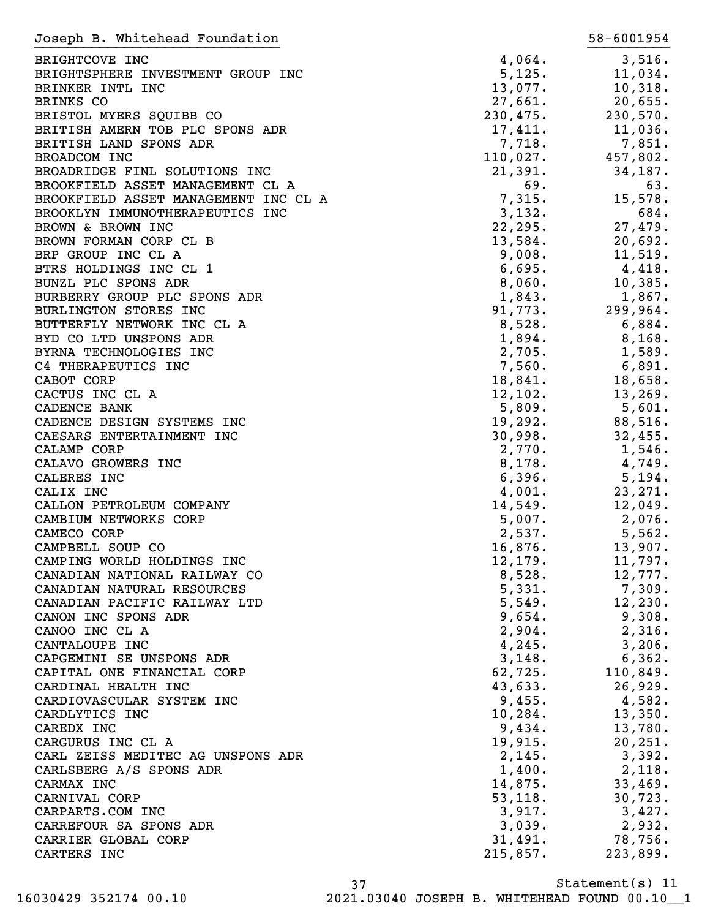Joseph B. Whitehead Foundation 58-6001954

| | | |
|---|---|---|
| BRIGHTCOVE INC | 4,064. | 3,516. |
| BRIGHTSPHERE INVESTMENT GROUP INC | 5,125. | 11,034. |
| BRINKER INTL INC | 13,077. | 10,318. |
| BRINKS CO | 27,661. | 20,655. |
| BRISTOL MYERS SQUIBB CO | 230,475. | 230,570. |
| BRITISH AMERN TOB PLC SPONS ADR | 17,411. | 11,036. |
| BRITISH LAND SPONS ADR | 7,718. | 7,851. |
| BROADCOM INC | 110,027. | 457,802. |
| BROADRIDGE FINL SOLUTIONS INC | 21,391. | 34,187. |
| BROOKFIELD ASSET MANAGEMENT CL A | 69. | 63. |
| BROOKFIELD ASSET MANAGEMENT INC CL A | 7,315. | 15,578. |
| BROOKLYN IMMUNOTHERAPEUTICS INC | 3,132. | 684. |
| BROWN & BROWN INC | 22,295. | 27,479. |
| BROWN FORMAN CORP CL B | 13,584. | 20,692. |
| BRP GROUP INC CL A | 9,008. | 11,519. |
| BTRS HOLDINGS INC CL 1 | 6,695. | 4,418. |
| BUNZL PLC SPONS ADR | 8,060. | 10,385. |
| BURBERRY GROUP PLC SPONS ADR | 1,843. | 1,867. |
| BURLINGTON STORES INC | 91,773. | 299,964. |
| BUTTERFLY NETWORK INC CL A | 8,528. | 6,884. |
| BYD CO LTD UNSPONS ADR | 1,894. | 8,168. |
| BYRNA TECHNOLOGIES INC | 2,705. | 1,589. |
| C4 THERAPEUTICS INC | 7,560. | 6,891. |
| CABOT CORP | 18,841. | 18,658. |
| CACTUS INC CL A | 12,102. | 13,269. |
| CADENCE BANK | 5,809. | 5,601. |
| CADENCE DESIGN SYSTEMS INC | 19,292. | 88,516. |
| CAESARS ENTERTAINMENT INC | 30,998. | 32,455. |
| CALAMP CORP | 2,770. | 1,546. |
| CALAVO GROWERS INC | 8,178. | 4,749. |
| CALERES INC | 6,396. | 5,194. |
| CALIX INC | 4,001. | 23,271. |
| CALLON PETROLEUM COMPANY | 14,549. | 12,049. |
| CAMBIUM NETWORKS CORP | 5,007. | 2,076. |
| CAMECO CORP | 2,537. | 5,562. |
| CAMPBELL SOUP CO | 16,876. | 13,907. |
| CAMPING WORLD HOLDINGS INC | 12,179. | 11,797. |
| CANADIAN NATIONAL RAILWAY CO | 8,528. | 12,777. |
| CANADIAN NATURAL RESOURCES | 5,331. | 7,309. |
| CANADIAN PACIFIC RAILWAY LTD | 5,549. | 12,230. |
| CANON INC SPONS ADR | 9,654. | 9,308. |
| CANOO INC CL A | 2,904. | 2,316. |
| CANTALOUPE INC | 4,245. | 3,206. |
| CAPGEMINI SE UNSPONS ADR | 3,148. | 6,362. |
| CAPITAL ONE FINANCIAL CORP | 62,725. | 110,849. |
| CARDINAL HEALTH INC | 43,633. | 26,929. |
| CARDIOVASCULAR SYSTEM INC | 9,455. | 4,582. |
| CARDLYTICS INC | 10,284. | 13,350. |
| CAREDX INC | 9,434. | 13,780. |
| CARGURUS INC CL A | 19,915. | 20,251. |
| CARL ZEISS MEDITEC AG UNSPONS ADR | 2,145. | 3,392. |
| CARLSBERG A/S SPONS ADR | 1,400. | 2,118. |
| CARMAX INC | 14,875. | 33,469. |
| CARNIVAL CORP | 53,118. | 30,723. |
| CARPARTS.COM INC | 3,917. | 3,427. |
| CARREFOUR SA SPONS ADR | 3,039. | 2,932. |
| CARRIER GLOBAL CORP | 31,491. | 78,756. |
| CARTERS INC | 215,857. | 223,899. |

Statement(s) 11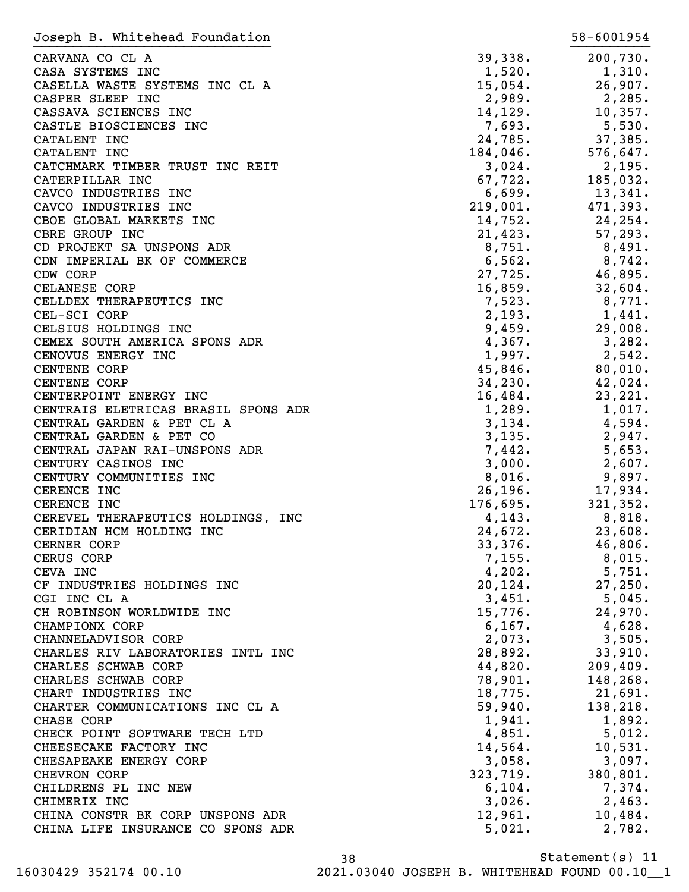Joseph B. Whitehead Foundation 58-6001954

| | | |
|---|---|---|
| CARVANA CO CL A | 39,338. | 200,730. |
| CASA SYSTEMS INC | 1,520. | 1,310. |
| CASELLA WASTE SYSTEMS INC CL A | 15,054. | 26,907. |
| CASPER SLEEP INC | 2,989. | 2,285. |
| CASSAVA SCIENCES INC | 14,129. | 10,357. |
| CASTLE BIOSCIENCES INC | 7,693. | 5,530. |
| CATALENT INC | 24,785. | 37,385. |
| CATALENT INC | 184,046. | 576,647. |
| CATCHMARK TIMBER TRUST INC REIT | 3,024. | 2,195. |
| CATERPILLAR INC | 67,722. | 185,032. |
| CAVCO INDUSTRIES INC | 6,699. | 13,341. |
| CAVCO INDUSTRIES INC | 219,001. | 471,393. |
| CBOE GLOBAL MARKETS INC | 14,752. | 24,254. |
| CBRE GROUP INC | 21,423. | 57,293. |
| CD PROJEKT SA UNSPONS ADR | 8,751. | 8,491. |
| CDN IMPERIAL BK OF COMMERCE | 6,562. | 8,742. |
| CDW CORP | 27,725. | 46,895. |
| CELANESE CORP | 16,859. | 32,604. |
| CELLDEX THERAPEUTICS INC | 7,523. | 8,771. |
| CEL-SCI CORP | 2,193. | 1,441. |
| CELSIUS HOLDINGS INC | 9,459. | 29,008. |
| CEMEX SOUTH AMERICA SPONS ADR | 4,367. | 3,282. |
| CENOVUS ENERGY INC | 1,997. | 2,542. |
| CENTENE CORP | 45,846. | 80,010. |
| CENTENE CORP | 34,230. | 42,024. |
| CENTERPOINT ENERGY INC | 16,484. | 23,221. |
| CENTRAIS ELETRICAS BRASIL SPONS ADR | 1,289. | 1,017. |
| CENTRAL GARDEN & PET CL A | 3,134. | 4,594. |
| CENTRAL GARDEN & PET CO | 3,135. | 2,947. |
| CENTRAL JAPAN RAI-UNSPONS ADR | 7,442. | 5,653. |
| CENTURY CASINOS INC | 3,000. | 2,607. |
| CENTURY COMMUNITIES INC | 8,016. | 9,897. |
| CERENCE INC | 26,196. | 17,934. |
| CERENCE INC | 176,695. | 321,352. |
| CEREVEL THERAPEUTICS HOLDINGS, INC | 4,143. | 8,818. |
| CERIDIAN HCM HOLDING INC | 24,672. | 23,608. |
| CERNER CORP | 33,376. | 46,806. |
| CERUS CORP | 7,155. | 8,015. |
| CEVA INC | 4,202. | 5,751. |
| CF INDUSTRIES HOLDINGS INC | 20,124. | 27,250. |
| CGI INC CL A | 3,451. | 5,045. |
| CH ROBINSON WORLDWIDE INC | 15,776. | 24,970. |
| CHAMPIONX CORP | 6,167. | 4,628. |
| CHANNELADVISOR CORP | 2,073. | 3,505. |
| CHARLES RIV LABORATORIES INTL INC | 28,892. | 33,910. |
| CHARLES SCHWAB CORP | 44,820. | 209,409. |
| CHARLES SCHWAB CORP | 78,901. | 148,268. |
| CHART INDUSTRIES INC | 18,775. | 21,691. |
| CHARTER COMMUNICATIONS INC CL A | 59,940. | 138,218. |
| CHASE CORP | 1,941. | 1,892. |
| CHECK POINT SOFTWARE TECH LTD | 4,851. | 5,012. |
| CHEESECAKE FACTORY INC | 14,564. | 10,531. |
| CHESAPEAKE ENERGY CORP | 3,058. | 3,097. |
| CHEVRON CORP | 323,719. | 380,801. |
| CHILDRENS PL INC NEW | 6,104. | 7,374. |
| CHIMERIX INC | 3,026. | 2,463. |
| CHINA CONSTR BK CORP UNSPONS ADR | 12,961. | 10,484. |
| CHINA LIFE INSURANCE CO SPONS ADR | 5,021. | 2,782. |

Statement(s) 11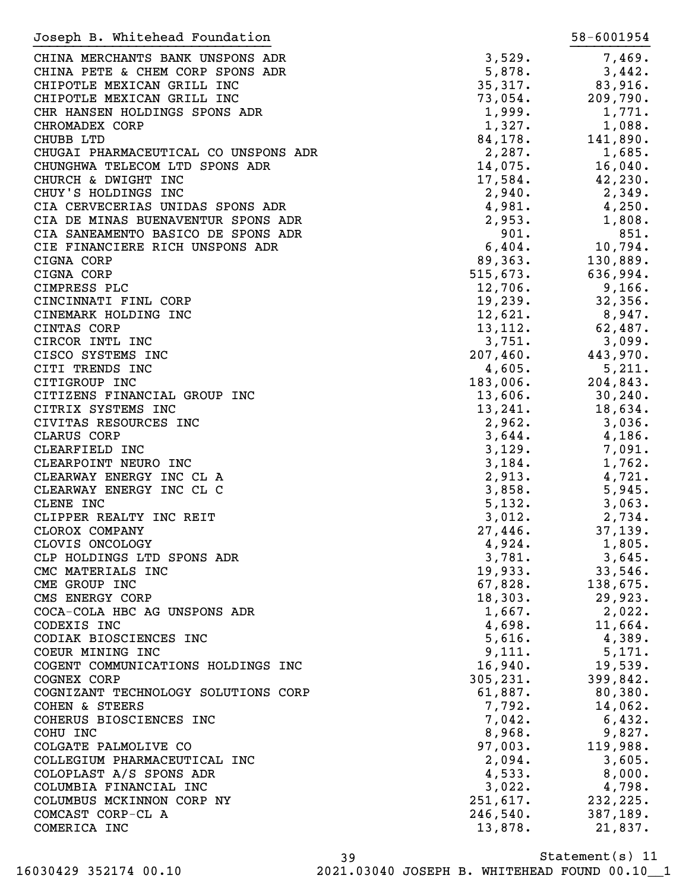Joseph B. Whitehead Foundation 58-6001954

| | | |
|---|---|---|
| CHINA MERCHANTS BANK UNSPONS ADR | 3,529. | 7,469. |
| CHINA PETE & CHEM CORP SPONS ADR | 5,878. | 3,442. |
| CHIPOTLE MEXICAN GRILL INC | 35,317. | 83,916. |
| CHIPOTLE MEXICAN GRILL INC | 73,054. | 209,790. |
| CHR HANSEN HOLDINGS SPONS ADR | 1,999. | 1,771. |
| CHROMADEX CORP | 1,327. | 1,088. |
| CHUBB LTD | 84,178. | 141,890. |
| CHUGAI PHARMACEUTICAL CO UNSPONS ADR | 2,287. | 1,685. |
| CHUNGHWA TELECOM LTD SPONS ADR | 14,075. | 16,040. |
| CHURCH & DWIGHT INC | 17,584. | 42,230. |
| CHUY'S HOLDINGS INC | 2,940. | 2,349. |
| CIA CERVECERIAS UNIDAS SPONS ADR | 4,981. | 4,250. |
| CIA DE MINAS BUENAVENTUR SPONS ADR | 2,953. | 1,808. |
| CIA SANEAMENTO BASICO DE SPONS ADR | 901. | 851. |
| CIE FINANCIERE RICH UNSPONS ADR | 6,404. | 10,794. |
| CIGNA CORP | 89,363. | 130,889. |
| CIGNA CORP | 515,673. | 636,994. |
| CIMPRESS PLC | 12,706. | 9,166. |
| CINCINNATI FINL CORP | 19,239. | 32,356. |
| CINEMARK HOLDING INC | 12,621. | 8,947. |
| CINTAS CORP | 13,112. | 62,487. |
| CIRCOR INTL INC | 3,751. | 3,099. |
| CISCO SYSTEMS INC | 207,460. | 443,970. |
| CITI TRENDS INC | 4,605. | 5,211. |
| CITIGROUP INC | 183,006. | 204,843. |
| CITIZENS FINANCIAL GROUP INC | 13,606. | 30,240. |
| CITRIX SYSTEMS INC | 13,241. | 18,634. |
| CIVITAS RESOURCES INC | 2,962. | 3,036. |
| CLARUS CORP | 3,644. | 4,186. |
| CLEARFIELD INC | 3,129. | 7,091. |
| CLEARPOINT NEURO INC | 3,184. | 1,762. |
| CLEARWAY ENERGY INC CL A | 2,913. | 4,721. |
| CLEARWAY ENERGY INC CL C | 3,858. | 5,945. |
| CLENE INC | 5,132. | 3,063. |
| CLIPPER REALTY INC REIT | 3,012. | 2,734. |
| CLOROX COMPANY | 27,446. | 37,139. |
| CLOVIS ONCOLOGY | 4,924. | 1,805. |
| CLP HOLDINGS LTD SPONS ADR | 3,781. | 3,645. |
| CMC MATERIALS INC | 19,933. | 33,546. |
| CME GROUP INC | 67,828. | 138,675. |
| CMS ENERGY CORP | 18,303. | 29,923. |
| COCA-COLA HBC AG UNSPONS ADR | 1,667. | 2,022. |
| CODEXIS INC | 4,698. | 11,664. |
| CODIAK BIOSCIENCES INC | 5,616. | 4,389. |
| COEUR MINING INC | 9,111. | 5,171. |
| COGENT COMMUNICATIONS HOLDINGS INC | 16,940. | 19,539. |
| COGNEX CORP | 305,231. | 399,842. |
| COGNIZANT TECHNOLOGY SOLUTIONS CORP | 61,887. | 80,380. |
| COHEN & STEERS | 7,792. | 14,062. |
| COHERUS BIOSCIENCES INC | 7,042. | 6,432. |
| COHU INC | 8,968. | 9,827. |
| COLGATE PALMOLIVE CO | 97,003. | 119,988. |
| COLLEGIUM PHARMACEUTICAL INC | 2,094. | 3,605. |
| COLOPLAST A/S SPONS ADR | 4,533. | 8,000. |
| COLUMBIA FINANCIAL INC | 3,022. | 4,798. |
| COLUMBUS MCKINNON CORP NY | 251,617. | 232,225. |
| COMCAST CORP-CL A | 246,540. | 387,189. |
| COMERICA INC | 13,878. | 21,837. |

Statement(s) 11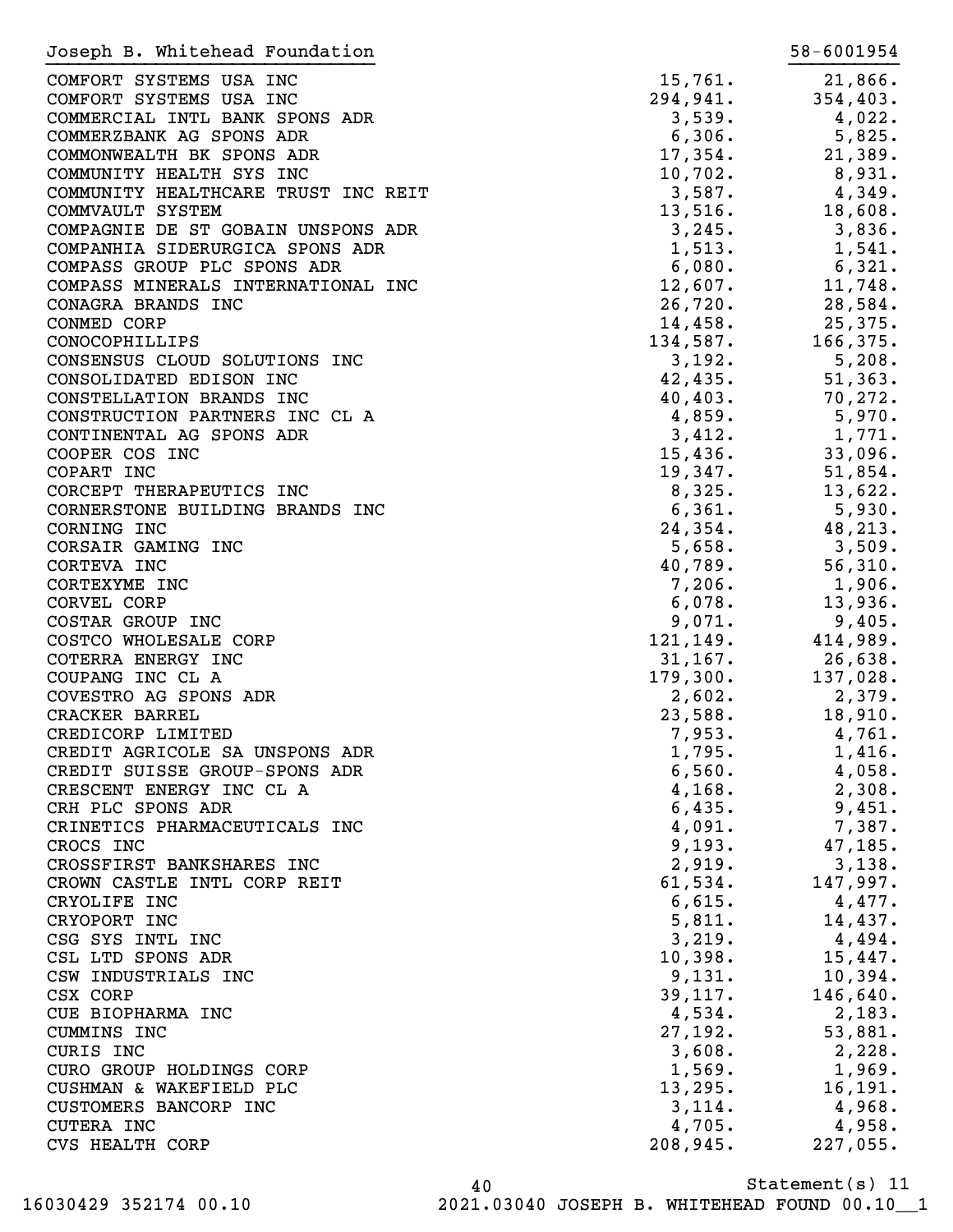| Joseph B. Whitehead Foundation | | 58-6001954 |
|---|---|---|
| COMFORT SYSTEMS USA INC | 15,761. | 21,866. |
| COMFORT SYSTEMS USA INC | 294,941. | 354,403. |
| COMMERCIAL INTL BANK SPONS ADR | 3,539. | 4,022. |
| COMMERZBANK AG SPONS ADR | 6,306. | 5,825. |
| COMMONWEALTH BK SPONS ADR | 17,354. | 21,389. |
| COMMUNITY HEALTH SYS INC | 10,702. | 8,931. |
| COMMUNITY HEALTHCARE TRUST INC REIT | 3,587. | 4,349. |
| COMMVAULT SYSTEM | 13,516. | 18,608. |
| COMPAGNIE DE ST GOBAIN UNSPONS ADR | 3,245. | 3,836. |
| COMPANHIA SIDERURGICA SPONS ADR | 1,513. | 1,541. |
| COMPASS GROUP PLC SPONS ADR | 6,080. | 6,321. |
| COMPASS MINERALS INTERNATIONAL INC | 12,607. | 11,748. |
| CONAGRA BRANDS INC | 26,720. | 28,584. |
| CONMED CORP | 14,458. | 25,375. |
| CONOCOPHILLIPS | 134,587. | 166,375. |
| CONSENSUS CLOUD SOLUTIONS INC | 3,192. | 5,208. |
| CONSOLIDATED EDISON INC | 42,435. | 51,363. |
| CONSTELLATION BRANDS INC | 40,403. | 70,272. |
| CONSTRUCTION PARTNERS INC CL A | 4,859. | 5,970. |
| CONTINENTAL AG SPONS ADR | 3,412. | 1,771. |
| COOPER COS INC | 15,436. | 33,096. |
| COPART INC | 19,347. | 51,854. |
| CORCEPT THERAPEUTICS INC | 8,325. | 13,622. |
| CORNERSTONE BUILDING BRANDS INC | 6,361. | 5,930. |
| CORNING INC | 24,354. | 48,213. |
| CORSAIR GAMING INC | 5,658. | 3,509. |
| CORTEVA INC | 40,789. | 56,310. |
| CORTEXYME INC | 7,206. | 1,906. |
| CORVEL CORP | 6,078. | 13,936. |
| COSTAR GROUP INC | 9,071. | 9,405. |
| COSTCO WHOLESALE CORP | 121,149. | 414,989. |
| COTERRA ENERGY INC | 31,167. | 26,638. |
| COUPANG INC CL A | 179,300. | 137,028. |
| COVESTRO AG SPONS ADR | 2,602. | 2,379. |
| CRACKER BARREL | 23,588. | 18,910. |
| CREDICORP LIMITED | 7,953. | 4,761. |
| CREDIT AGRICOLE SA UNSPONS ADR | 1,795. | 1,416. |
| CREDIT SUISSE GROUP-SPONS ADR | 6,560. | 4,058. |
| CRESCENT ENERGY INC CL A | 4,168. | 2,308. |
| CRH PLC SPONS ADR | 6,435. | 9,451. |
| CRINETICS PHARMACEUTICALS INC | 4,091. | 7,387. |
| CROCS INC | 9,193. | 47,185. |
| CROSSFIRST BANKSHARES INC | 2,919. | 3,138. |
| CROWN CASTLE INTL CORP REIT | 61,534. | 147,997. |
| CRYOLIFE INC | 6,615. | 4,477. |
| CRYOPORT INC | 5,811. | 14,437. |
| CSG SYS INTL INC | 3,219. | 4,494. |
| CSL LTD SPONS ADR | 10,398. | 15,447. |
| CSW INDUSTRIALS INC | 9,131. | 10,394. |
| CSX CORP | 39,117. | 146,640. |
| CUE BIOPHARMA INC | 4,534. | 2,183. |
| CUMMINS INC | 27,192. | 53,881. |
| CURIS INC | 3,608. | 2,228. |
| CURO GROUP HOLDINGS CORP | 1,569. | 1,969. |
| CUSHMAN & WAKEFIELD PLC | 13,295. | 16,191. |
| CUSTOMERS BANCORP INC | 3,114. | 4,968. |
| CUTERA INC | 4,705. | 4,958. |
| CVS HEALTH CORP | 208,945. | 227,055. |

Statement(s) 11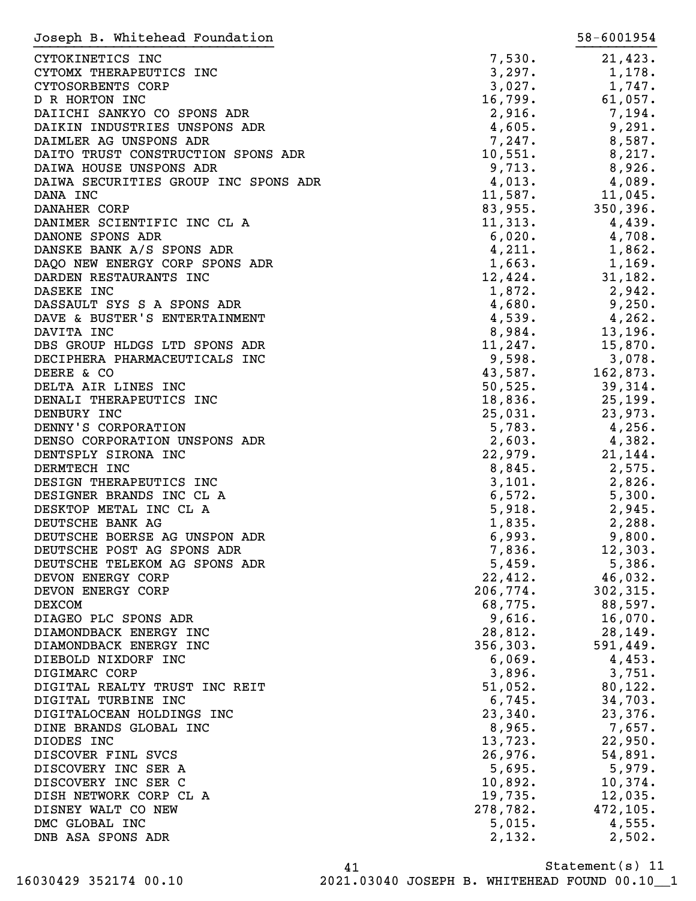Joseph B. Whitehead Foundation 58-6001954

| | | |
|---|---|---|
| CYTOKINETICS INC | 7,530. | 21,423. |
| CYTOMX THERAPEUTICS INC | 3,297. | 1,178. |
| CYTOSORBENTS CORP | 3,027. | 1,747. |
| D R HORTON INC | 16,799. | 61,057. |
| DAIICHI SANKYO CO SPONS ADR | 2,916. | 7,194. |
| DAIKIN INDUSTRIES UNSPONS ADR | 4,605. | 9,291. |
| DAIMLER AG UNSPONS ADR | 7,247. | 8,587. |
| DAITO TRUST CONSTRUCTION SPONS ADR | 10,551. | 8,217. |
| DAIWA HOUSE UNSPONS ADR | 9,713. | 8,926. |
| DAIWA SECURITIES GROUP INC SPONS ADR | 4,013. | 4,089. |
| DANA INC | 11,587. | 11,045. |
| DANAHER CORP | 83,955. | 350,396. |
| DANIMER SCIENTIFIC INC CL A | 11,313. | 4,439. |
| DANONE SPONS ADR | 6,020. | 4,708. |
| DANSKE BANK A/S SPONS ADR | 4,211. | 1,862. |
| DAQO NEW ENERGY CORP SPONS ADR | 1,663. | 1,169. |
| DARDEN RESTAURANTS INC | 12,424. | 31,182. |
| DASEKE INC | 1,872. | 2,942. |
| DASSAULT SYS S A SPONS ADR | 4,680. | 9,250. |
| DAVE & BUSTER'S ENTERTAINMENT | 4,539. | 4,262. |
| DAVITA INC | 8,984. | 13,196. |
| DBS GROUP HLDGS LTD SPONS ADR | 11,247. | 15,870. |
| DECIPHERA PHARMACEUTICALS INC | 9,598. | 3,078. |
| DEERE & CO | 43,587. | 162,873. |
| DELTA AIR LINES INC | 50,525. | 39,314. |
| DENALI THERAPEUTICS INC | 18,836. | 25,199. |
| DENBURY INC | 25,031. | 23,973. |
| DENNY'S CORPORATION | 5,783. | 4,256. |
| DENSO CORPORATION UNSPONS ADR | 2,603. | 4,382. |
| DENTSPLY SIRONA INC | 22,979. | 21,144. |
| DERMTECH INC | 8,845. | 2,575. |
| DESIGN THERAPEUTICS INC | 3,101. | 2,826. |
| DESIGNER BRANDS INC CL A | 6,572. | 5,300. |
| DESKTOP METAL INC CL A | 5,918. | 2,945. |
| DEUTSCHE BANK AG | 1,835. | 2,288. |
| DEUTSCHE BOERSE AG UNSPON ADR | 6,993. | 9,800. |
| DEUTSCHE POST AG SPONS ADR | 7,836. | 12,303. |
| DEUTSCHE TELEKOM AG SPONS ADR | 5,459. | 5,386. |
| DEVON ENERGY CORP | 22,412. | 46,032. |
| DEVON ENERGY CORP | 206,774. | 302,315. |
| DEXCOM | 68,775. | 88,597. |
| DIAGEO PLC SPONS ADR | 9,616. | 16,070. |
| DIAMONDBACK ENERGY INC | 28,812. | 28,149. |
| DIAMONDBACK ENERGY INC | 356,303. | 591,449. |
| DIEBOLD NIXDORF INC | 6,069. | 4,453. |
| DIGIMARC CORP | 3,896. | 3,751. |
| DIGITAL REALTY TRUST INC REIT | 51,052. | 80,122. |
| DIGITAL TURBINE INC | 6,745. | 34,703. |
| DIGITALOCEAN HOLDINGS INC | 23,340. | 23,376. |
| DINE BRANDS GLOBAL INC | 8,965. | 7,657. |
| DIODES INC | 13,723. | 22,950. |
| DISCOVER FINL SVCS | 26,976. | 54,891. |
| DISCOVERY INC SER A | 5,695. | 5,979. |
| DISCOVERY INC SER C | 10,892. | 10,374. |
| DISH NETWORK CORP CL A | 19,735. | 12,035. |
| DISNEY WALT CO NEW | 278,782. | 472,105. |
| DMC GLOBAL INC | 5,015. | 4,555. |
| DNB ASA SPONS ADR | 2,132. | 2,502. |

Statement(s) 11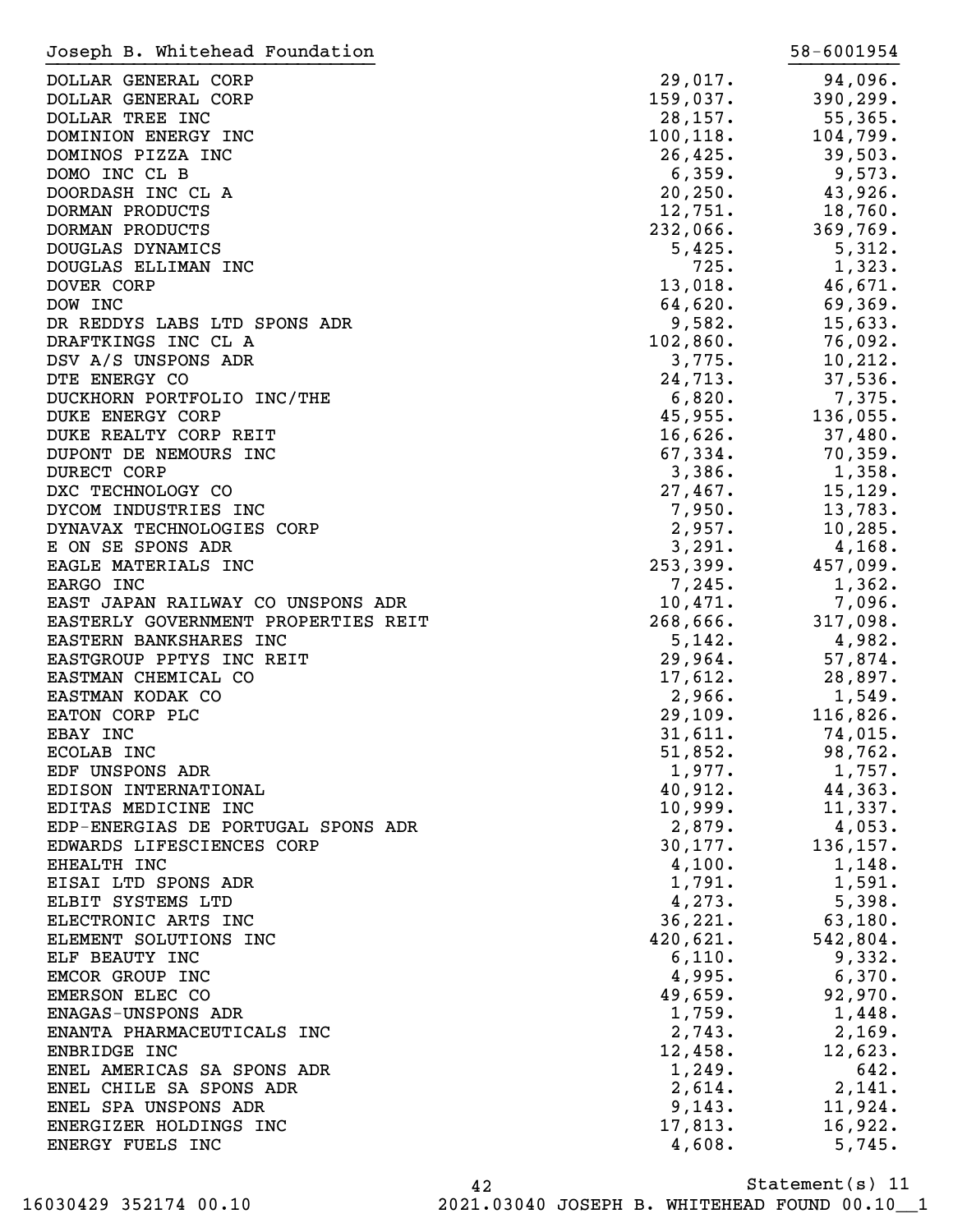Joseph B. Whitehead Foundation 58-6001954

| | | |
|---|---|---|
| DOLLAR GENERAL CORP | 29,017. | 94,096. |
| DOLLAR GENERAL CORP | 159,037. | 390,299. |
| DOLLAR TREE INC | 28,157. | 55,365. |
| DOMINION ENERGY INC | 100,118. | 104,799. |
| DOMINOS PIZZA INC | 26,425. | 39,503. |
| DOMO INC CL B | 6,359. | 9,573. |
| DOORDASH INC CL A | 20,250. | 43,926. |
| DORMAN PRODUCTS | 12,751. | 18,760. |
| DORMAN PRODUCTS | 232,066. | 369,769. |
| DOUGLAS DYNAMICS | 5,425. | 5,312. |
| DOUGLAS ELLIMAN INC | 725. | 1,323. |
| DOVER CORP | 13,018. | 46,671. |
| DOW INC | 64,620. | 69,369. |
| DR REDDYS LABS LTD SPONS ADR | 9,582. | 15,633. |
| DRAFTKINGS INC CL A | 102,860. | 76,092. |
| DSV A/S UNSPONS ADR | 3,775. | 10,212. |
| DTE ENERGY CO | 24,713. | 37,536. |
| DUCKHORN PORTFOLIO INC/THE | 6,820. | 7,375. |
| DUKE ENERGY CORP | 45,955. | 136,055. |
| DUKE REALTY CORP REIT | 16,626. | 37,480. |
| DUPONT DE NEMOURS INC | 67,334. | 70,359. |
| DURECT CORP | 3,386. | 1,358. |
| DXC TECHNOLOGY CO | 27,467. | 15,129. |
| DYCOM INDUSTRIES INC | 7,950. | 13,783. |
| DYNAVAX TECHNOLOGIES CORP | 2,957. | 10,285. |
| E ON SE SPONS ADR | 3,291. | 4,168. |
| EAGLE MATERIALS INC | 253,399. | 457,099. |
| EARGO INC | 7,245. | 1,362. |
| EAST JAPAN RAILWAY CO UNSPONS ADR | 10,471. | 7,096. |
| EASTERLY GOVERNMENT PROPERTIES REIT | 268,666. | 317,098. |
| EASTERN BANKSHARES INC | 5,142. | 4,982. |
| EASTGROUP PPTYS INC REIT | 29,964. | 57,874. |
| EASTMAN CHEMICAL CO | 17,612. | 28,897. |
| EASTMAN KODAK CO | 2,966. | 1,549. |
| EATON CORP PLC | 29,109. | 116,826. |
| EBAY INC | 31,611. | 74,015. |
| ECOLAB INC | 51,852. | 98,762. |
| EDF UNSPONS ADR | 1,977. | 1,757. |
| EDISON INTERNATIONAL | 40,912. | 44,363. |
| EDITAS MEDICINE INC | 10,999. | 11,337. |
| EDP-ENERGIAS DE PORTUGAL SPONS ADR | 2,879. | 4,053. |
| EDWARDS LIFESCIENCES CORP | 30,177. | 136,157. |
| EHEALTH INC | 4,100. | 1,148. |
| EISAI LTD SPONS ADR | 1,791. | 1,591. |
| ELBIT SYSTEMS LTD | 4,273. | 5,398. |
| ELECTRONIC ARTS INC | 36,221. | 63,180. |
| ELEMENT SOLUTIONS INC | 420,621. | 542,804. |
| ELF BEAUTY INC | 6,110. | 9,332. |
| EMCOR GROUP INC | 4,995. | 6,370. |
| EMERSON ELEC CO | 49,659. | 92,970. |
| ENAGAS-UNSPONS ADR | 1,759. | 1,448. |
| ENANTA PHARMACEUTICALS INC | 2,743. | 2,169. |
| ENBRIDGE INC | 12,458. | 12,623. |
| ENEL AMERICAS SA SPONS ADR | 1,249. | 642. |
| ENEL CHILE SA SPONS ADR | 2,614. | 2,141. |
| ENEL SPA UNSPONS ADR | 9,143. | 11,924. |
| ENERGIZER HOLDINGS INC | 17,813. | 16,922. |
| ENERGY FUELS INC | 4,608. | 5,745. |

Statement(s) 11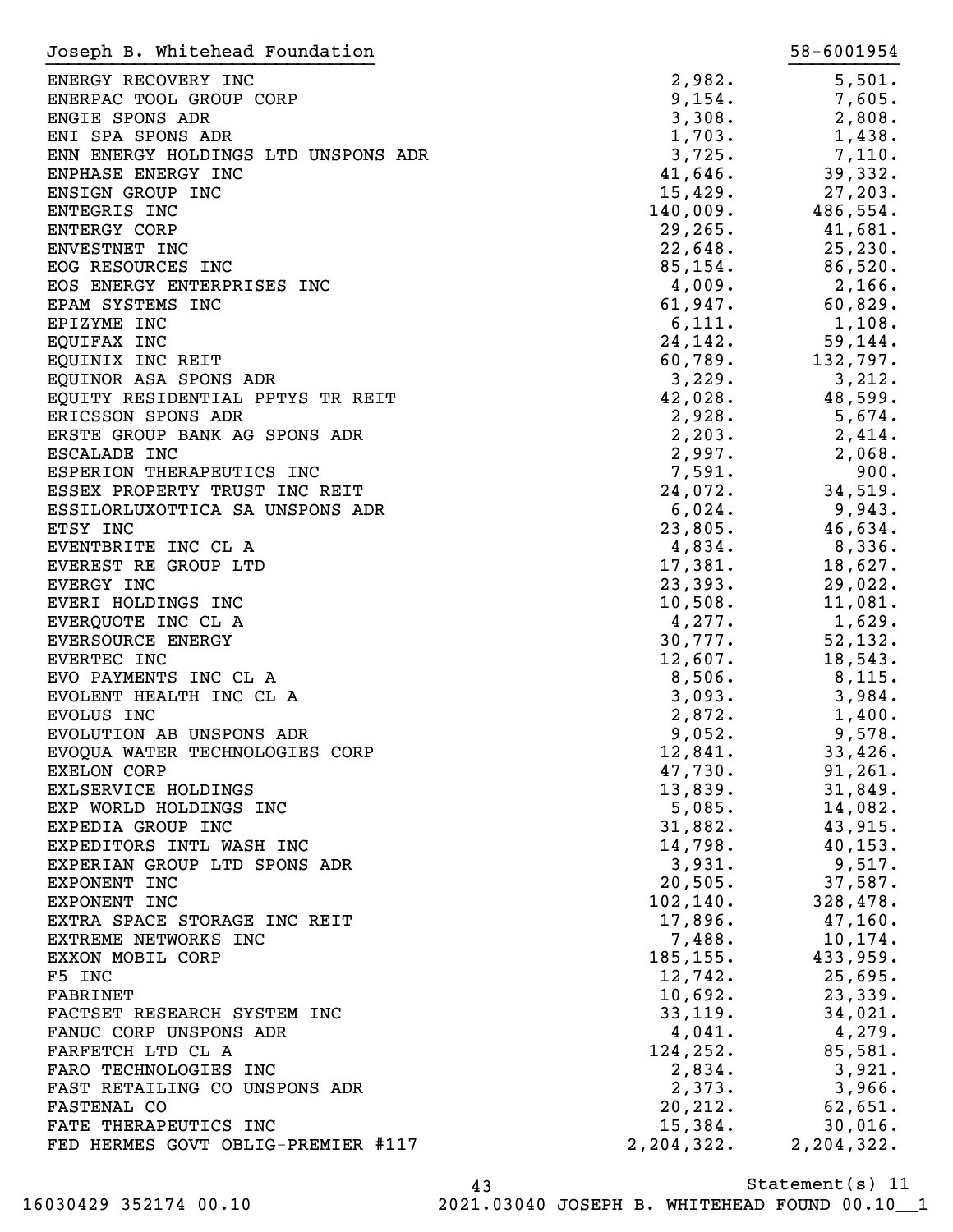Joseph B. Whitehead Foundation 58-6001954

| | | |
|---|---|---|
| ENERGY RECOVERY INC | 2,982. | 5,501. |
| ENERPAC TOOL GROUP CORP | 9,154. | 7,605. |
| ENGIE SPONS ADR | 3,308. | 2,808. |
| ENI SPA SPONS ADR | 1,703. | 1,438. |
| ENN ENERGY HOLDINGS LTD UNSPONS ADR | 3,725. | 7,110. |
| ENPHASE ENERGY INC | 41,646. | 39,332. |
| ENSIGN GROUP INC | 15,429. | 27,203. |
| ENTEGRIS INC | 140,009. | 486,554. |
| ENTERGY CORP | 29,265. | 41,681. |
| ENVESTNET INC | 22,648. | 25,230. |
| EOG RESOURCES INC | 85,154. | 86,520. |
| EOS ENERGY ENTERPRISES INC | 4,009. | 2,166. |
| EPAM SYSTEMS INC | 61,947. | 60,829. |
| EPIZYME INC | 6,111. | 1,108. |
| EQUIFAX INC | 24,142. | 59,144. |
| EQUINIX INC REIT | 60,789. | 132,797. |
| EQUINOR ASA SPONS ADR | 3,229. | 3,212. |
| EQUITY RESIDENTIAL PPTYS TR REIT | 42,028. | 48,599. |
| ERICSSON SPONS ADR | 2,928. | 5,674. |
| ERSTE GROUP BANK AG SPONS ADR | 2,203. | 2,414. |
| ESCALADE INC | 2,997. | 2,068. |
| ESPERION THERAPEUTICS INC | 7,591. | 900. |
| ESSEX PROPERTY TRUST INC REIT | 24,072. | 34,519. |
| ESSILORLUXOTTICA SA UNSPONS ADR | 6,024. | 9,943. |
| ETSY INC | 23,805. | 46,634. |
| EVENTBRITE INC CL A | 4,834. | 8,336. |
| EVEREST RE GROUP LTD | 17,381. | 18,627. |
| EVERGY INC | 23,393. | 29,022. |
| EVERI HOLDINGS INC | 10,508. | 11,081. |
| EVERQUOTE INC CL A | 4,277. | 1,629. |
| EVERSOURCE ENERGY | 30,777. | 52,132. |
| EVERTEC INC | 12,607. | 18,543. |
| EVO PAYMENTS INC CL A | 8,506. | 8,115. |
| EVOLENT HEALTH INC CL A | 3,093. | 3,984. |
| EVOLUS INC | 2,872. | 1,400. |
| EVOLUTION AB UNSPONS ADR | 9,052. | 9,578. |
| EVOQUA WATER TECHNOLOGIES CORP | 12,841. | 33,426. |
| EXELON CORP | 47,730. | 91,261. |
| EXLSERVICE HOLDINGS | 13,839. | 31,849. |
| EXP WORLD HOLDINGS INC | 5,085. | 14,082. |
| EXPEDIA GROUP INC | 31,882. | 43,915. |
| EXPEDITORS INTL WASH INC | 14,798. | 40,153. |
| EXPERIAN GROUP LTD SPONS ADR | 3,931. | 9,517. |
| EXPONENT INC | 20,505. | 37,587. |
| EXPONENT INC | 102,140. | 328,478. |
| EXTRA SPACE STORAGE INC REIT | 17,896. | 47,160. |
| EXTREME NETWORKS INC | 7,488. | 10,174. |
| EXXON MOBIL CORP | 185,155. | 433,959. |
| F5 INC | 12,742. | 25,695. |
| FABRINET | 10,692. | 23,339. |
| FACTSET RESEARCH SYSTEM INC | 33,119. | 34,021. |
| FANUC CORP UNSPONS ADR | 4,041. | 4,279. |
| FARFETCH LTD CL A | 124,252. | 85,581. |
| FARO TECHNOLOGIES INC | 2,834. | 3,921. |
| FAST RETAILING CO UNSPONS ADR | 2,373. | 3,966. |
| FASTENAL CO | 20,212. | 62,651. |
| FATE THERAPEUTICS INC | 15,384. | 30,016. |
| FED HERMES GOVT OBLIG-PREMIER #117 | 2,204,322. | 2,204,322. |

Statement(s) 11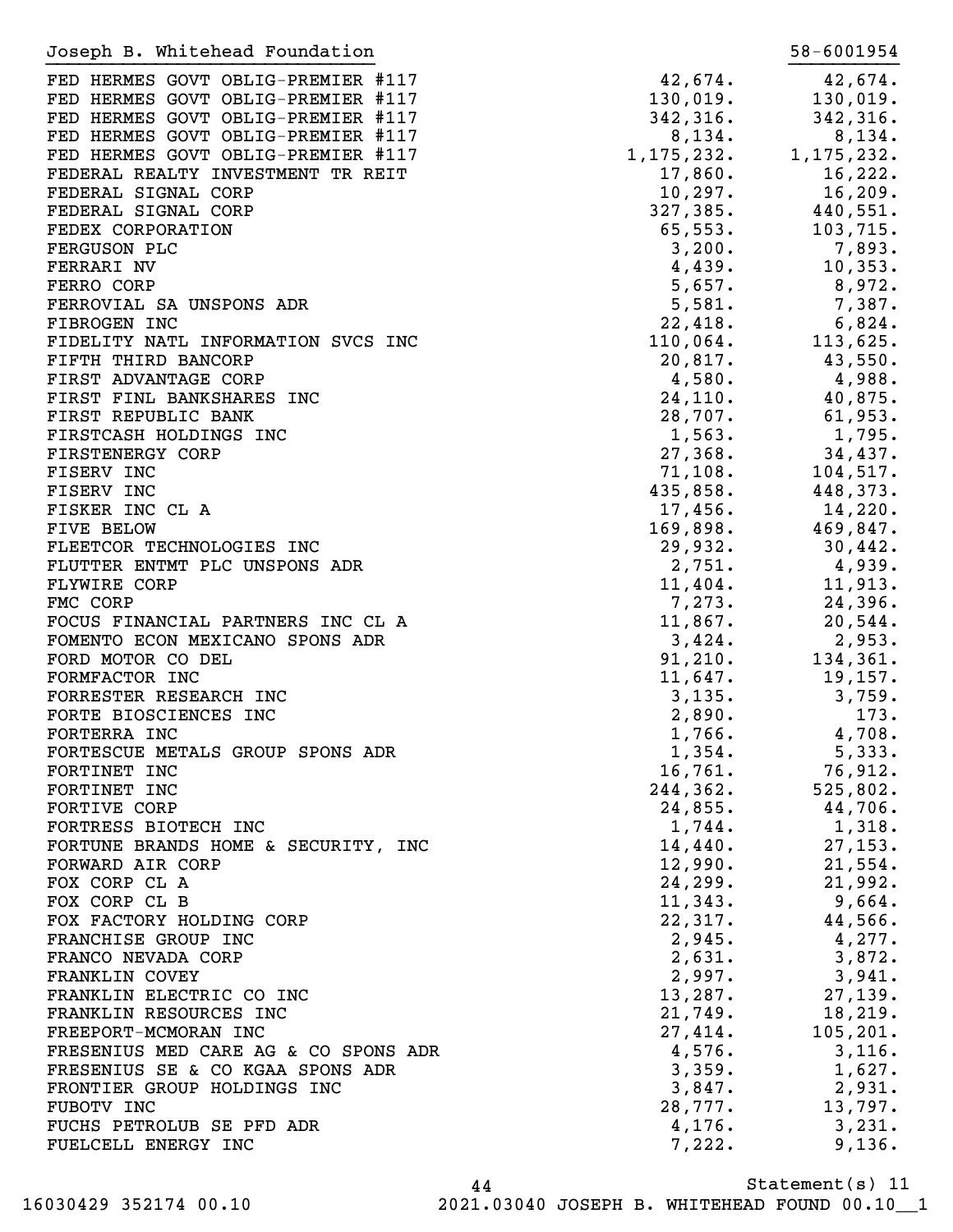Joseph B. Whitehead Foundation 58-6001954

| | | |
|---|---|---|
| FED HERMES GOVT OBLIG-PREMIER #117 | 42,674. | 42,674. |
| FED HERMES GOVT OBLIG-PREMIER #117 | 130,019. | 130,019. |
| FED HERMES GOVT OBLIG-PREMIER #117 | 342,316. | 342,316. |
| FED HERMES GOVT OBLIG-PREMIER #117 | 8,134. | 8,134. |
| FED HERMES GOVT OBLIG-PREMIER #117 | 1,175,232. | 1,175,232. |
| FEDERAL REALTY INVESTMENT TR REIT | 17,860. | 16,222. |
| FEDERAL SIGNAL CORP | 10,297. | 16,209. |
| FEDERAL SIGNAL CORP | 327,385. | 440,551. |
| FEDEX CORPORATION | 65,553. | 103,715. |
| FERGUSON PLC | 3,200. | 7,893. |
| FERRARI NV | 4,439. | 10,353. |
| FERRO CORP | 5,657. | 8,972. |
| FERROVIAL SA UNSPONS ADR | 5,581. | 7,387. |
| FIBROGEN INC | 22,418. | 6,824. |
| FIDELITY NATL INFORMATION SVCS INC | 110,064. | 113,625. |
| FIFTH THIRD BANCORP | 20,817. | 43,550. |
| FIRST ADVANTAGE CORP | 4,580. | 4,988. |
| FIRST FINL BANKSHARES INC | 24,110. | 40,875. |
| FIRST REPUBLIC BANK | 28,707. | 61,953. |
| FIRSTCASH HOLDINGS INC | 1,563. | 1,795. |
| FIRSTENERGY CORP | 27,368. | 34,437. |
| FISERV INC | 71,108. | 104,517. |
| FISERV INC | 435,858. | 448,373. |
| FISKER INC CL A | 17,456. | 14,220. |
| FIVE BELOW | 169,898. | 469,847. |
| FLEETCOR TECHNOLOGIES INC | 29,932. | 30,442. |
| FLUTTER ENTMT PLC UNSPONS ADR | 2,751. | 4,939. |
| FLYWIRE CORP | 11,404. | 11,913. |
| FMC CORP | 7,273. | 24,396. |
| FOCUS FINANCIAL PARTNERS INC CL A | 11,867. | 20,544. |
| FOMENTO ECON MEXICANO SPONS ADR | 3,424. | 2,953. |
| FORD MOTOR CO DEL | 91,210. | 134,361. |
| FORMFACTOR INC | 11,647. | 19,157. |
| FORRESTER RESEARCH INC | 3,135. | 3,759. |
| FORTE BIOSCIENCES INC | 2,890. | 173. |
| FORTERRA INC | 1,766. | 4,708. |
| FORTESCUE METALS GROUP SPONS ADR | 1,354. | 5,333. |
| FORTINET INC | 16,761. | 76,912. |
| FORTINET INC | 244,362. | 525,802. |
| FORTIVE CORP | 24,855. | 44,706. |
| FORTRESS BIOTECH INC | 1,744. | 1,318. |
| FORTUNE BRANDS HOME & SECURITY, INC | 14,440. | 27,153. |
| FORWARD AIR CORP | 12,990. | 21,554. |
| FOX CORP CL A | 24,299. | 21,992. |
| FOX CORP CL B | 11,343. | 9,664. |
| FOX FACTORY HOLDING CORP | 22,317. | 44,566. |
| FRANCHISE GROUP INC | 2,945. | 4,277. |
| FRANCO NEVADA CORP | 2,631. | 3,872. |
| FRANKLIN COVEY | 2,997. | 3,941. |
| FRANKLIN ELECTRIC CO INC | 13,287. | 27,139. |
| FRANKLIN RESOURCES INC | 21,749. | 18,219. |
| FREEPORT-MCMORAN INC | 27,414. | 105,201. |
| FRESENIUS MED CARE AG & CO SPONS ADR | 4,576. | 3,116. |
| FRESENIUS SE & CO KGAA SPONS ADR | 3,359. | 1,627. |
| FRONTIER GROUP HOLDINGS INC | 3,847. | 2,931. |
| FUBOTV INC | 28,777. | 13,797. |
| FUCHS PETROLUB SE PFD ADR | 4,176. | 3,231. |
| FUELCELL ENERGY INC | 7,222. | 9,136. |

Statement(s) 11

16030429 352174 00.10 2021.03040 JOSEPH B. WHITEHEAD FOUND 00.10__1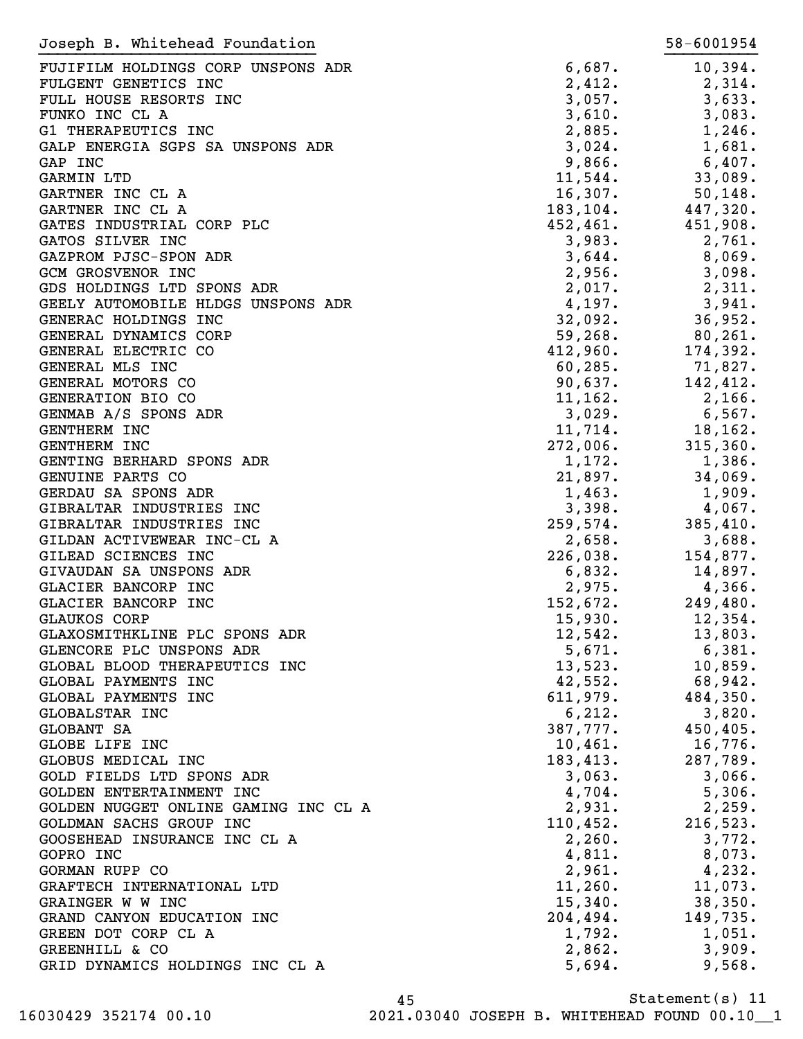Joseph B. Whitehead Foundation 58-6001954

| | | |
|---|---|---|
| FUJIFILM HOLDINGS CORP UNSPONS ADR | 6,687. | 10,394. |
| FULGENT GENETICS INC | 2,412. | 2,314. |
| FULL HOUSE RESORTS INC | 3,057. | 3,633. |
| FUNKO INC CL A | 3,610. | 3,083. |
| G1 THERAPEUTICS INC | 2,885. | 1,246. |
| GALP ENERGIA SGPS SA UNSPONS ADR | 3,024. | 1,681. |
| GAP INC | 9,866. | 6,407. |
| GARMIN LTD | 11,544. | 33,089. |
| GARTNER INC CL A | 16,307. | 50,148. |
| GARTNER INC CL A | 183,104. | 447,320. |
| GATES INDUSTRIAL CORP PLC | 452,461. | 451,908. |
| GATOS SILVER INC | 3,983. | 2,761. |
| GAZPROM PJSC-SPON ADR | 3,644. | 8,069. |
| GCM GROSVENOR INC | 2,956. | 3,098. |
| GDS HOLDINGS LTD SPONS ADR | 2,017. | 2,311. |
| GEELY AUTOMOBILE HLDGS UNSPONS ADR | 4,197. | 3,941. |
| GENERAC HOLDINGS INC | 32,092. | 36,952. |
| GENERAL DYNAMICS CORP | 59,268. | 80,261. |
| GENERAL ELECTRIC CO | 412,960. | 174,392. |
| GENERAL MLS INC | 60,285. | 71,827. |
| GENERAL MOTORS CO | 90,637. | 142,412. |
| GENERATION BIO CO | 11,162. | 2,166. |
| GENMAB A/S SPONS ADR | 3,029. | 6,567. |
| GENTHERM INC | 11,714. | 18,162. |
| GENTHERM INC | 272,006. | 315,360. |
| GENTING BERHARD SPONS ADR | 1,172. | 1,386. |
| GENUINE PARTS CO | 21,897. | 34,069. |
| GERDAU SA SPONS ADR | 1,463. | 1,909. |
| GIBRALTAR INDUSTRIES INC | 3,398. | 4,067. |
| GIBRALTAR INDUSTRIES INC | 259,574. | 385,410. |
| GILDAN ACTIVEWEAR INC-CL A | 2,658. | 3,688. |
| GILEAD SCIENCES INC | 226,038. | 154,877. |
| GIVAUDAN SA UNSPONS ADR | 6,832. | 14,897. |
| GLACIER BANCORP INC | 2,975. | 4,366. |
| GLACIER BANCORP INC | 152,672. | 249,480. |
| GLAUKOS CORP | 15,930. | 12,354. |
| GLAXOSMITHKLINE PLC SPONS ADR | 12,542. | 13,803. |
| GLENCORE PLC UNSPONS ADR | 5,671. | 6,381. |
| GLOBAL BLOOD THERAPEUTICS INC | 13,523. | 10,859. |
| GLOBAL PAYMENTS INC | 42,552. | 68,942. |
| GLOBAL PAYMENTS INC | 611,979. | 484,350. |
| GLOBALSTAR INC | 6,212. | 3,820. |
| GLOBANT SA | 387,777. | 450,405. |
| GLOBE LIFE INC | 10,461. | 16,776. |
| GLOBUS MEDICAL INC | 183,413. | 287,789. |
| GOLD FIELDS LTD SPONS ADR | 3,063. | 3,066. |
| GOLDEN ENTERTAINMENT INC | 4,704. | 5,306. |
| GOLDEN NUGGET ONLINE GAMING INC CL A | 2,931. | 2,259. |
| GOLDMAN SACHS GROUP INC | 110,452. | 216,523. |
| GOOSEHEAD INSURANCE INC CL A | 2,260. | 3,772. |
| GOPRO INC | 4,811. | 8,073. |
| GORMAN RUPP CO | 2,961. | 4,232. |
| GRAFTECH INTERNATIONAL LTD | 11,260. | 11,073. |
| GRAINGER W W INC | 15,340. | 38,350. |
| GRAND CANYON EDUCATION INC | 204,494. | 149,735. |
| GREEN DOT CORP CL A | 1,792. | 1,051. |
| GREENHILL & CO | 2,862. | 3,909. |
| GRID DYNAMICS HOLDINGS INC CL A | 5,694. | 9,568. |

Statement(s) 11

16030429 352174 00.10 2021.03040 JOSEPH B. WHITEHEAD FOUND 00.10__1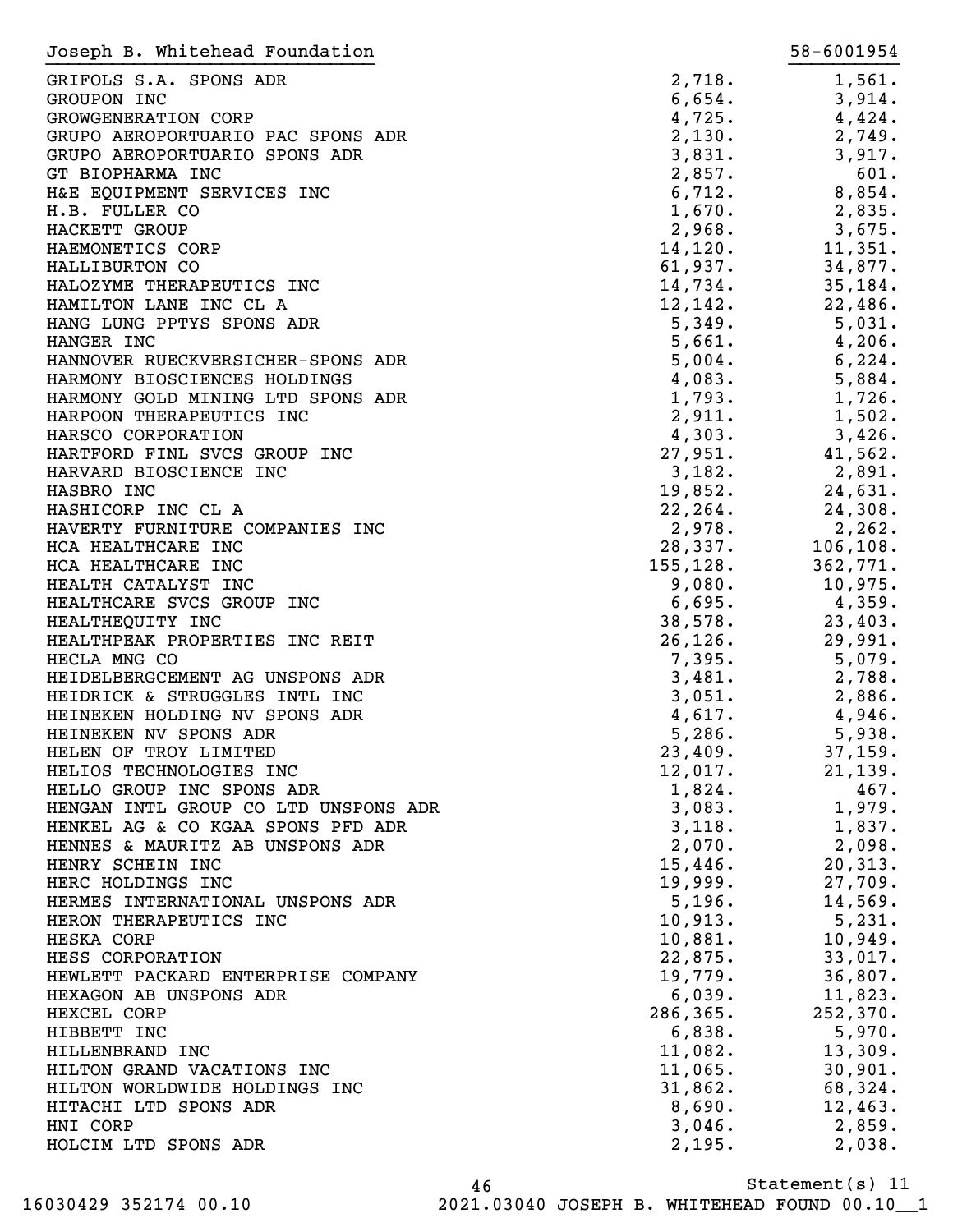Joseph B. Whitehead Foundation 58-6001954

| | | |
|---|---|---|
| GRIFOLS S.A. SPONS ADR | 2,718. | 1,561. |
| GROUPON INC | 6,654. | 3,914. |
| GROWGENERATION CORP | 4,725. | 4,424. |
| GRUPO AEROPORTUARIO PAC SPONS ADR | 2,130. | 2,749. |
| GRUPO AEROPORTUARIO SPONS ADR | 3,831. | 3,917. |
| GT BIOPHARMA INC | 2,857. | 601. |
| H&E EQUIPMENT SERVICES INC | 6,712. | 8,854. |
| H.B. FULLER CO | 1,670. | 2,835. |
| HACKETT GROUP | 2,968. | 3,675. |
| HAEMONETICS CORP | 14,120. | 11,351. |
| HALLIBURTON CO | 61,937. | 34,877. |
| HALOZYME THERAPEUTICS INC | 14,734. | 35,184. |
| HAMILTON LANE INC CL A | 12,142. | 22,486. |
| HANG LUNG PPTYS SPONS ADR | 5,349. | 5,031. |
| HANGER INC | 5,661. | 4,206. |
| HANNOVER RUECKVERSICHER-SPONS ADR | 5,004. | 6,224. |
| HARMONY BIOSCIENCES HOLDINGS | 4,083. | 5,884. |
| HARMONY GOLD MINING LTD SPONS ADR | 1,793. | 1,726. |
| HARPOON THERAPEUTICS INC | 2,911. | 1,502. |
| HARSCO CORPORATION | 4,303. | 3,426. |
| HARTFORD FINL SVCS GROUP INC | 27,951. | 41,562. |
| HARVARD BIOSCIENCE INC | 3,182. | 2,891. |
| HASBRO INC | 19,852. | 24,631. |
| HASHICORP INC CL A | 22,264. | 24,308. |
| HAVERTY FURNITURE COMPANIES INC | 2,978. | 2,262. |
| HCA HEALTHCARE INC | 28,337. | 106,108. |
| HCA HEALTHCARE INC | 155,128. | 362,771. |
| HEALTH CATALYST INC | 9,080. | 10,975. |
| HEALTHCARE SVCS GROUP INC | 6,695. | 4,359. |
| HEALTHEQUITY INC | 38,578. | 23,403. |
| HEALTHPEAK PROPERTIES INC REIT | 26,126. | 29,991. |
| HECLA MNG CO | 7,395. | 5,079. |
| HEIDELBERGCEMENT AG UNSPONS ADR | 3,481. | 2,788. |
| HEIDRICK & STRUGGLES INTL INC | 3,051. | 2,886. |
| HEINEKEN HOLDING NV SPONS ADR | 4,617. | 4,946. |
| HEINEKEN NV SPONS ADR | 5,286. | 5,938. |
| HELEN OF TROY LIMITED | 23,409. | 37,159. |
| HELIOS TECHNOLOGIES INC | 12,017. | 21,139. |
| HELLO GROUP INC SPONS ADR | 1,824. | 467. |
| HENGAN INTL GROUP CO LTD UNSPONS ADR | 3,083. | 1,979. |
| HENKEL AG & CO KGAA SPONS PFD ADR | 3,118. | 1,837. |
| HENNES & MAURITZ AB UNSPONS ADR | 2,070. | 2,098. |
| HENRY SCHEIN INC | 15,446. | 20,313. |
| HERC HOLDINGS INC | 19,999. | 27,709. |
| HERMES INTERNATIONAL UNSPONS ADR | 5,196. | 14,569. |
| HERON THERAPEUTICS INC | 10,913. | 5,231. |
| HESKA CORP | 10,881. | 10,949. |
| HESS CORPORATION | 22,875. | 33,017. |
| HEWLETT PACKARD ENTERPRISE COMPANY | 19,779. | 36,807. |
| HEXAGON AB UNSPONS ADR | 6,039. | 11,823. |
| HEXCEL CORP | 286,365. | 252,370. |
| HIBBETT INC | 6,838. | 5,970. |
| HILLENBRAND INC | 11,082. | 13,309. |
| HILTON GRAND VACATIONS INC | 11,065. | 30,901. |
| HILTON WORLDWIDE HOLDINGS INC | 31,862. | 68,324. |
| HITACHI LTD SPONS ADR | 8,690. | 12,463. |
| HNI CORP | 3,046. | 2,859. |
| HOLCIM LTD SPONS ADR | 2,195. | 2,038. |

Statement(s) 11

16030429 352174 00.10 2021.03040 JOSEPH B. WHITEHEAD FOUND 00.10__1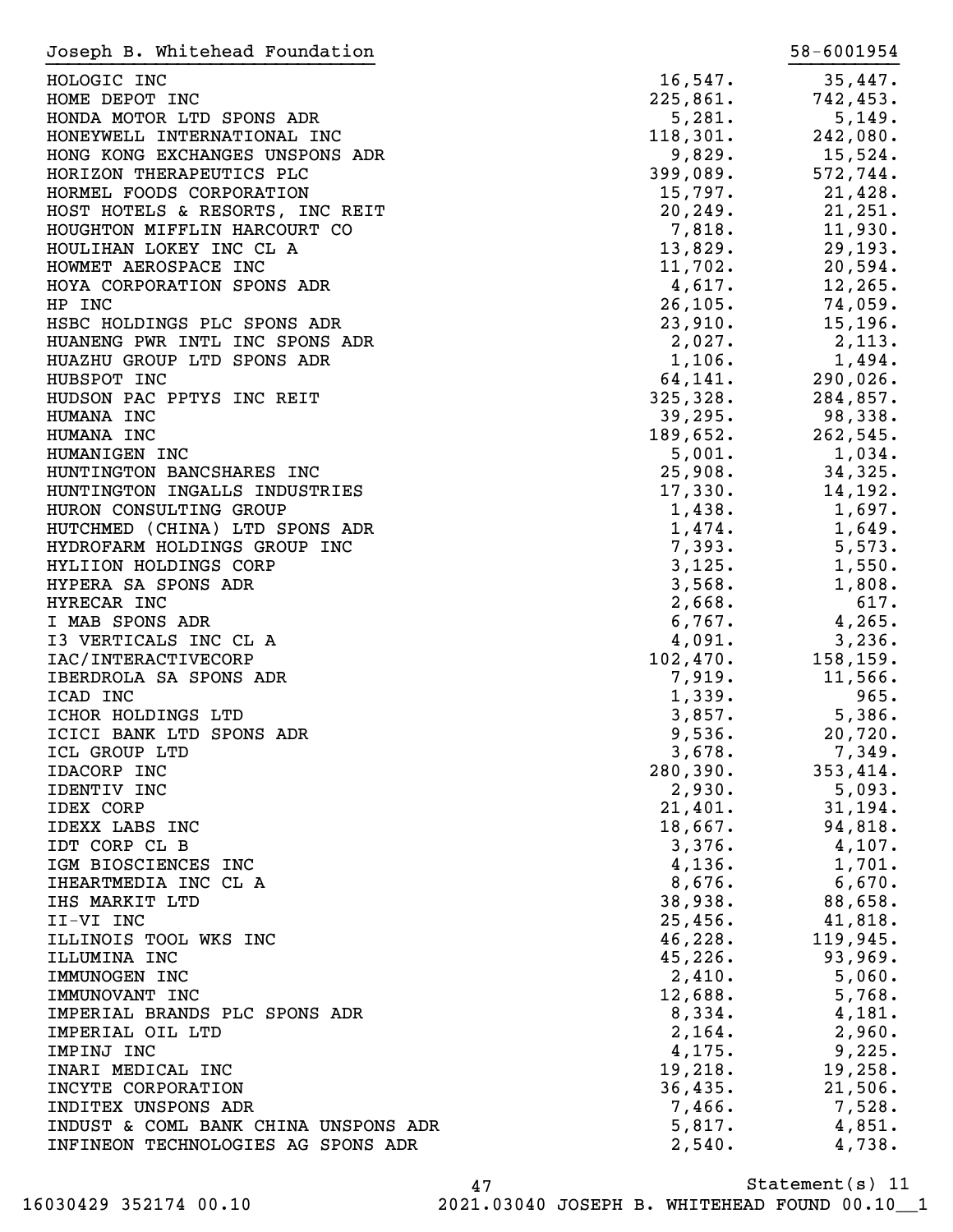Joseph B. Whitehead Foundation 58-6001954

| | | |
|---|---|---|
| HOLOGIC INC | 16,547. | 35,447. |
| HOME DEPOT INC | 225,861. | 742,453. |
| HONDA MOTOR LTD SPONS ADR | 5,281. | 5,149. |
| HONEYWELL INTERNATIONAL INC | 118,301. | 242,080. |
| HONG KONG EXCHANGES UNSPONS ADR | 9,829. | 15,524. |
| HORIZON THERAPEUTICS PLC | 399,089. | 572,744. |
| HORMEL FOODS CORPORATION | 15,797. | 21,428. |
| HOST HOTELS & RESORTS, INC REIT | 20,249. | 21,251. |
| HOUGHTON MIFFLIN HARCOURT CO | 7,818. | 11,930. |
| HOULIHAN LOKEY INC CL A | 13,829. | 29,193. |
| HOWMET AEROSPACE INC | 11,702. | 20,594. |
| HOYA CORPORATION SPONS ADR | 4,617. | 12,265. |
| HP INC | 26,105. | 74,059. |
| HSBC HOLDINGS PLC SPONS ADR | 23,910. | 15,196. |
| HUANENG PWR INTL INC SPONS ADR | 2,027. | 2,113. |
| HUAZHU GROUP LTD SPONS ADR | 1,106. | 1,494. |
| HUBSPOT INC | 64,141. | 290,026. |
| HUDSON PAC PPTYS INC REIT | 325,328. | 284,857. |
| HUMANA INC | 39,295. | 98,338. |
| HUMANA INC | 189,652. | 262,545. |
| HUMANIGEN INC | 5,001. | 1,034. |
| HUNTINGTON BANCSHARES INC | 25,908. | 34,325. |
| HUNTINGTON INGALLS INDUSTRIES | 17,330. | 14,192. |
| HURON CONSULTING GROUP | 1,438. | 1,697. |
| HUTCHMED (CHINA) LTD SPONS ADR | 1,474. | 1,649. |
| HYDROFARM HOLDINGS GROUP INC | 7,393. | 5,573. |
| HYLIION HOLDINGS CORP | 3,125. | 1,550. |
| HYPERA SA SPONS ADR | 3,568. | 1,808. |
| HYRECAR INC | 2,668. | 617. |
| I MAB SPONS ADR | 6,767. | 4,265. |
| I3 VERTICALS INC CL A | 4,091. | 3,236. |
| IAC/INTERACTIVECORP | 102,470. | 158,159. |
| IBERDROLA SA SPONS ADR | 7,919. | 11,566. |
| ICAD INC | 1,339. | 965. |
| ICHOR HOLDINGS LTD | 3,857. | 5,386. |
| ICICI BANK LTD SPONS ADR | 9,536. | 20,720. |
| ICL GROUP LTD | 3,678. | 7,349. |
| IDACORP INC | 280,390. | 353,414. |
| IDENTIV INC | 2,930. | 5,093. |
| IDEX CORP | 21,401. | 31,194. |
| IDEXX LABS INC | 18,667. | 94,818. |
| IDT CORP CL B | 3,376. | 4,107. |
| IGM BIOSCIENCES INC | 4,136. | 1,701. |
| IHEARTMEDIA INC CL A | 8,676. | 6,670. |
| IHS MARKIT LTD | 38,938. | 88,658. |
| II-VI INC | 25,456. | 41,818. |
| ILLINOIS TOOL WKS INC | 46,228. | 119,945. |
| ILLUMINA INC | 45,226. | 93,969. |
| IMMUNOGEN INC | 2,410. | 5,060. |
| IMMUNOVANT INC | 12,688. | 5,768. |
| IMPERIAL BRANDS PLC SPONS ADR | 8,334. | 4,181. |
| IMPERIAL OIL LTD | 2,164. | 2,960. |
| IMPINJ INC | 4,175. | 9,225. |
| INARI MEDICAL INC | 19,218. | 19,258. |
| INCYTE CORPORATION | 36,435. | 21,506. |
| INDITEX UNSPONS ADR | 7,466. | 7,528. |
| INDUST & COML BANK CHINA UNSPONS ADR | 5,817. | 4,851. |
| INFINEON TECHNOLOGIES AG SPONS ADR | 2,540. | 4,738. |

Statement(s) 11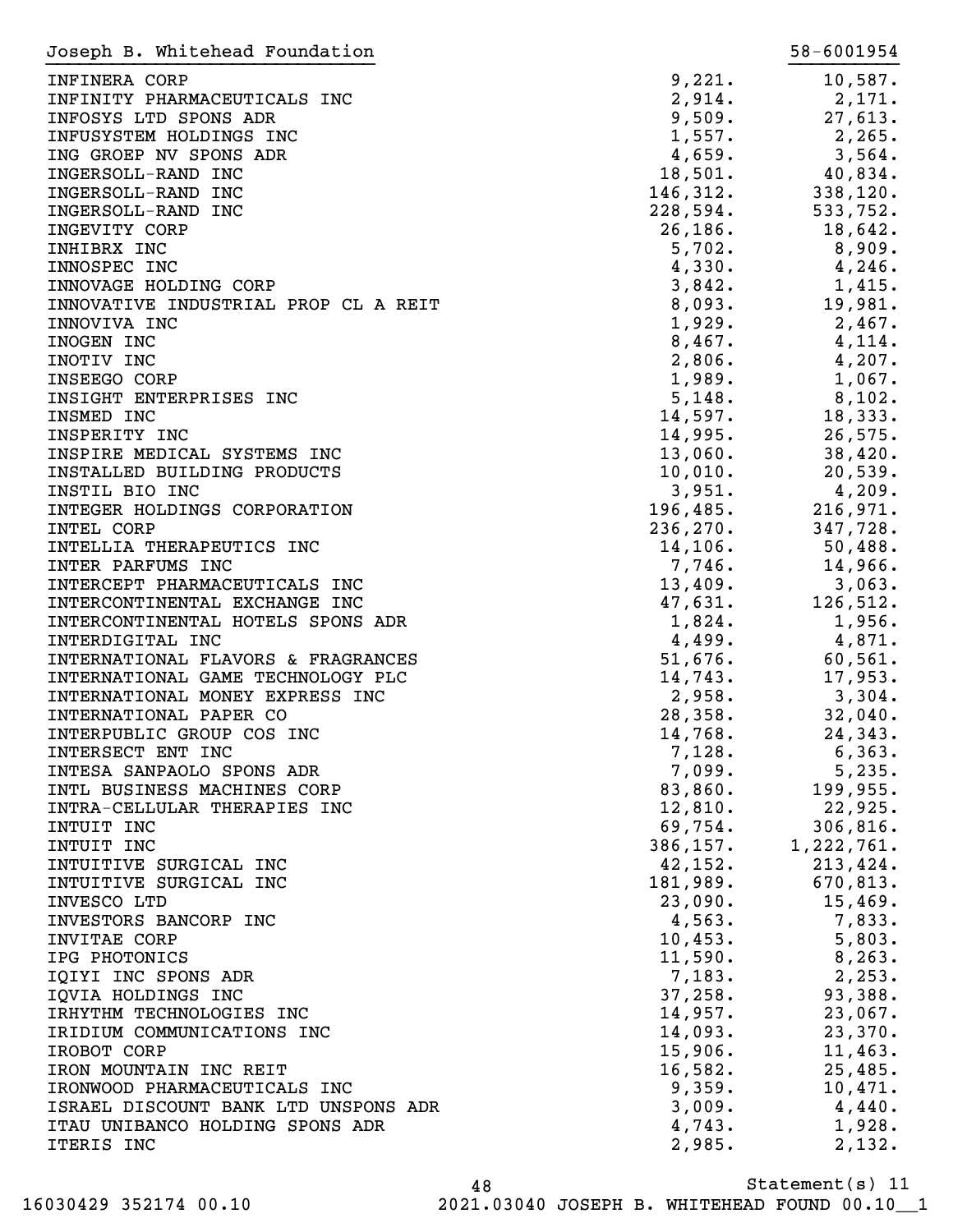Joseph B. Whitehead Foundation 58-6001954

| | | |
|---|---|---|
| INFINERA CORP | 9,221. | 10,587. |
| INFINITY PHARMACEUTICALS INC | 2,914. | 2,171. |
| INFOSYS LTD SPONS ADR | 9,509. | 27,613. |
| INFUSYSTEM HOLDINGS INC | 1,557. | 2,265. |
| ING GROEP NV SPONS ADR | 4,659. | 3,564. |
| INGERSOLL-RAND INC | 18,501. | 40,834. |
| INGERSOLL-RAND INC | 146,312. | 338,120. |
| INGERSOLL-RAND INC | 228,594. | 533,752. |
| INGEVITY CORP | 26,186. | 18,642. |
| INHIBRX INC | 5,702. | 8,909. |
| INNOSPEC INC | 4,330. | 4,246. |
| INNOVAGE HOLDING CORP | 3,842. | 1,415. |
| INNOVATIVE INDUSTRIAL PROP CL A REIT | 8,093. | 19,981. |
| INNOVIVA INC | 1,929. | 2,467. |
| INOGEN INC | 8,467. | 4,114. |
| INOTIV INC | 2,806. | 4,207. |
| INSEEGO CORP | 1,989. | 1,067. |
| INSIGHT ENTERPRISES INC | 5,148. | 8,102. |
| INSMED INC | 14,597. | 18,333. |
| INSPERITY INC | 14,995. | 26,575. |
| INSPIRE MEDICAL SYSTEMS INC | 13,060. | 38,420. |
| INSTALLED BUILDING PRODUCTS | 10,010. | 20,539. |
| INSTIL BIO INC | 3,951. | 4,209. |
| INTEGER HOLDINGS CORPORATION | 196,485. | 216,971. |
| INTEL CORP | 236,270. | 347,728. |
| INTELLIA THERAPEUTICS INC | 14,106. | 50,488. |
| INTER PARFUMS INC | 7,746. | 14,966. |
| INTERCEPT PHARMACEUTICALS INC | 13,409. | 3,063. |
| INTERCONTINENTAL EXCHANGE INC | 47,631. | 126,512. |
| INTERCONTINENTAL HOTELS SPONS ADR | 1,824. | 1,956. |
| INTERDIGITAL INC | 4,499. | 4,871. |
| INTERNATIONAL FLAVORS & FRAGRANCES | 51,676. | 60,561. |
| INTERNATIONAL GAME TECHNOLOGY PLC | 14,743. | 17,953. |
| INTERNATIONAL MONEY EXPRESS INC | 2,958. | 3,304. |
| INTERNATIONAL PAPER CO | 28,358. | 32,040. |
| INTERPUBLIC GROUP COS INC | 14,768. | 24,343. |
| INTERSECT ENT INC | 7,128. | 6,363. |
| INTESA SANPAOLO SPONS ADR | 7,099. | 5,235. |
| INTL BUSINESS MACHINES CORP | 83,860. | 199,955. |
| INTRA-CELLULAR THERAPIES INC | 12,810. | 22,925. |
| INTUIT INC | 69,754. | 306,816. |
| INTUIT INC | 386,157. | 1,222,761. |
| INTUITIVE SURGICAL INC | 42,152. | 213,424. |
| INTUITIVE SURGICAL INC | 181,989. | 670,813. |
| INVESCO LTD | 23,090. | 15,469. |
| INVESTORS BANCORP INC | 4,563. | 7,833. |
| INVITAE CORP | 10,453. | 5,803. |
| IPG PHOTONICS | 11,590. | 8,263. |
| IQIYI INC SPONS ADR | 7,183. | 2,253. |
| IQVIA HOLDINGS INC | 37,258. | 93,388. |
| IRHYTHM TECHNOLOGIES INC | 14,957. | 23,067. |
| IRIDIUM COMMUNICATIONS INC | 14,093. | 23,370. |
| IROBOT CORP | 15,906. | 11,463. |
| IRON MOUNTAIN INC REIT | 16,582. | 25,485. |
| IRONWOOD PHARMACEUTICALS INC | 9,359. | 10,471. |
| ISRAEL DISCOUNT BANK LTD UNSPONS ADR | 3,009. | 4,440. |
| ITAU UNIBANCO HOLDING SPONS ADR | 4,743. | 1,928. |
| ITERIS INC | 2,985. | 2,132. |

Statement(s) 11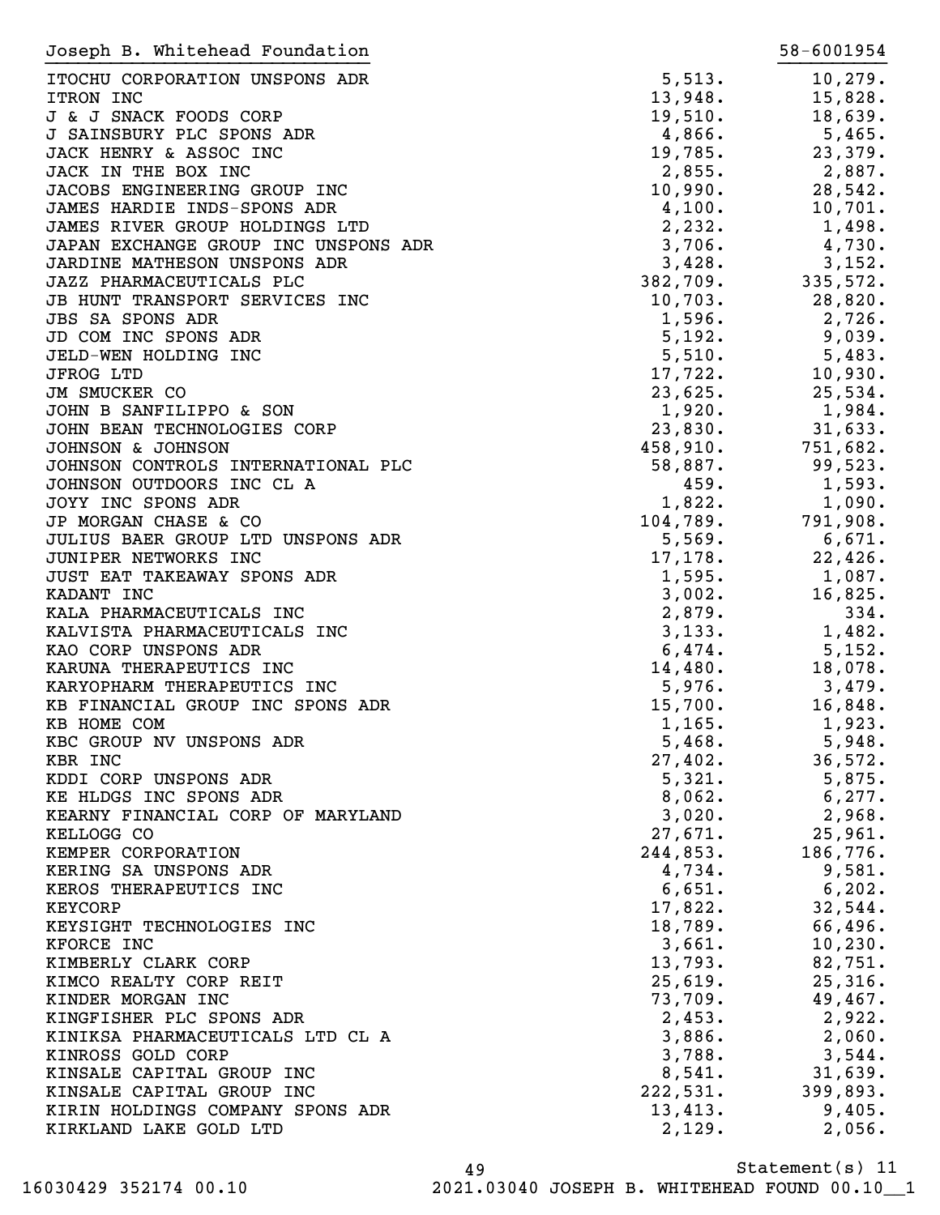Joseph B. Whitehead Foundation 58-6001954

| | | |
|---|---|---|
| ITOCHU CORPORATION UNSPONS ADR | 5,513. | 10,279. |
| ITRON INC | 13,948. | 15,828. |
| J & J SNACK FOODS CORP | 19,510. | 18,639. |
| J SAINSBURY PLC SPONS ADR | 4,866. | 5,465. |
| JACK HENRY & ASSOC INC | 19,785. | 23,379. |
| JACK IN THE BOX INC | 2,855. | 2,887. |
| JACOBS ENGINEERING GROUP INC | 10,990. | 28,542. |
| JAMES HARDIE INDS-SPONS ADR | 4,100. | 10,701. |
| JAMES RIVER GROUP HOLDINGS LTD | 2,232. | 1,498. |
| JAPAN EXCHANGE GROUP INC UNSPONS ADR | 3,706. | 4,730. |
| JARDINE MATHESON UNSPONS ADR | 3,428. | 3,152. |
| JAZZ PHARMACEUTICALS PLC | 382,709. | 335,572. |
| JB HUNT TRANSPORT SERVICES INC | 10,703. | 28,820. |
| JBS SA SPONS ADR | 1,596. | 2,726. |
| JD COM INC SPONS ADR | 5,192. | 9,039. |
| JELD-WEN HOLDING INC | 5,510. | 5,483. |
| JFROG LTD | 17,722. | 10,930. |
| JM SMUCKER CO | 23,625. | 25,534. |
| JOHN B SANFILIPPO & SON | 1,920. | 1,984. |
| JOHN BEAN TECHNOLOGIES CORP | 23,830. | 31,633. |
| JOHNSON & JOHNSON | 458,910. | 751,682. |
| JOHNSON CONTROLS INTERNATIONAL PLC | 58,887. | 99,523. |
| JOHNSON OUTDOORS INC CL A | 459. | 1,593. |
| JOYY INC SPONS ADR | 1,822. | 1,090. |
| JP MORGAN CHASE & CO | 104,789. | 791,908. |
| JULIUS BAER GROUP LTD UNSPONS ADR | 5,569. | 6,671. |
| JUNIPER NETWORKS INC | 17,178. | 22,426. |
| JUST EAT TAKEAWAY SPONS ADR | 1,595. | 1,087. |
| KADANT INC | 3,002. | 16,825. |
| KALA PHARMACEUTICALS INC | 2,879. | 334. |
| KALVISTA PHARMACEUTICALS INC | 3,133. | 1,482. |
| KAO CORP UNSPONS ADR | 6,474. | 5,152. |
| KARUNA THERAPEUTICS INC | 14,480. | 18,078. |
| KARYOPHARM THERAPEUTICS INC | 5,976. | 3,479. |
| KB FINANCIAL GROUP INC SPONS ADR | 15,700. | 16,848. |
| KB HOME COM | 1,165. | 1,923. |
| KBC GROUP NV UNSPONS ADR | 5,468. | 5,948. |
| KBR INC | 27,402. | 36,572. |
| KDDI CORP UNSPONS ADR | 5,321. | 5,875. |
| KE HLDGS INC SPONS ADR | 8,062. | 6,277. |
| KEARNY FINANCIAL CORP OF MARYLAND | 3,020. | 2,968. |
| KELLOGG CO | 27,671. | 25,961. |
| KEMPER CORPORATION | 244,853. | 186,776. |
| KERING SA UNSPONS ADR | 4,734. | 9,581. |
| KEROS THERAPEUTICS INC | 6,651. | 6,202. |
| KEYCORP | 17,822. | 32,544. |
| KEYSIGHT TECHNOLOGIES INC | 18,789. | 66,496. |
| KFORCE INC | 3,661. | 10,230. |
| KIMBERLY CLARK CORP | 13,793. | 82,751. |
| KIMCO REALTY CORP REIT | 25,619. | 25,316. |
| KINDER MORGAN INC | 73,709. | 49,467. |
| KINGFISHER PLC SPONS ADR | 2,453. | 2,922. |
| KINIKSA PHARMACEUTICALS LTD CL A | 3,886. | 2,060. |
| KINROSS GOLD CORP | 3,788. | 3,544. |
| KINSALE CAPITAL GROUP INC | 8,541. | 31,639. |
| KINSALE CAPITAL GROUP INC | 222,531. | 399,893. |
| KIRIN HOLDINGS COMPANY SPONS ADR | 13,413. | 9,405. |
| KIRKLAND LAKE GOLD LTD | 2,129. | 2,056. |

Statement(s) 11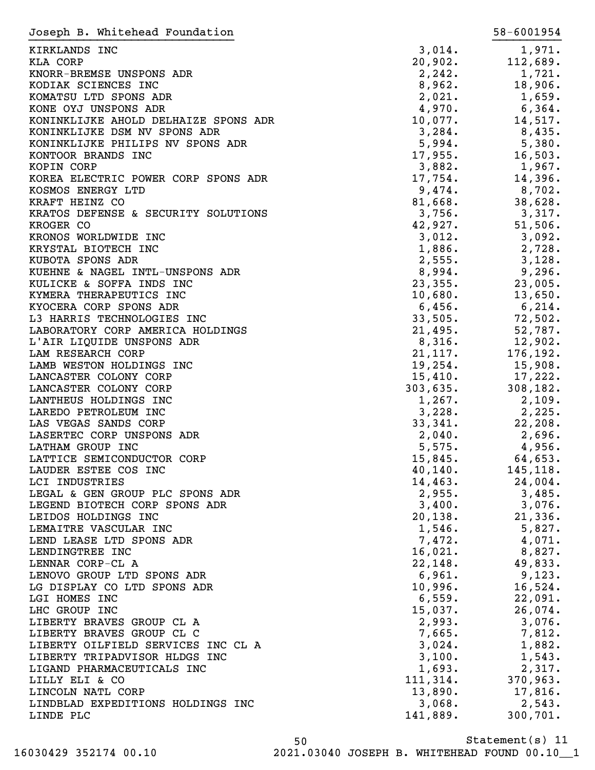Joseph B. Whitehead Foundation 58-6001954

| | | |
|---|---|---|
| KIRKLANDS INC | 3,014. | 1,971. |
| KLA CORP | 20,902. | 112,689. |
| KNORR-BREMSE UNSPONS ADR | 2,242. | 1,721. |
| KODIAK SCIENCES INC | 8,962. | 18,906. |
| KOMATSU LTD SPONS ADR | 2,021. | 1,659. |
| KONE OYJ UNSPONS ADR | 4,970. | 6,364. |
| KONINKLIJKE AHOLD DELHAIZE SPONS ADR | 10,077. | 14,517. |
| KONINKLIJKE DSM NV SPONS ADR | 3,284. | 8,435. |
| KONINKLIJKE PHILIPS NV SPONS ADR | 5,994. | 5,380. |
| KONTOOR BRANDS INC | 17,955. | 16,503. |
| KOPIN CORP | 3,882. | 1,967. |
| KOREA ELECTRIC POWER CORP SPONS ADR | 17,754. | 14,396. |
| KOSMOS ENERGY LTD | 9,474. | 8,702. |
| KRAFT HEINZ CO | 81,668. | 38,628. |
| KRATOS DEFENSE & SECURITY SOLUTIONS | 3,756. | 3,317. |
| KROGER CO | 42,927. | 51,506. |
| KRONOS WORLDWIDE INC | 3,012. | 3,092. |
| KRYSTAL BIOTECH INC | 1,886. | 2,728. |
| KUBOTA SPONS ADR | 2,555. | 3,128. |
| KUEHNE & NAGEL INTL-UNSPONS ADR | 8,994. | 9,296. |
| KULICKE & SOFFA INDS INC | 23,355. | 23,005. |
| KYMERA THERAPEUTICS INC | 10,680. | 13,650. |
| KYOCERA CORP SPONS ADR | 6,456. | 6,214. |
| L3 HARRIS TECHNOLOGIES INC | 33,505. | 72,502. |
| LABORATORY CORP AMERICA HOLDINGS | 21,495. | 52,787. |
| L'AIR LIQUIDE UNSPONS ADR | 8,316. | 12,902. |
| LAM RESEARCH CORP | 21,117. | 176,192. |
| LAMB WESTON HOLDINGS INC | 19,254. | 15,908. |
| LANCASTER COLONY CORP | 15,410. | 17,222. |
| LANCASTER COLONY CORP | 303,635. | 308,182. |
| LANTHEUS HOLDINGS INC | 1,267. | 2,109. |
| LAREDO PETROLEUM INC | 3,228. | 2,225. |
| LAS VEGAS SANDS CORP | 33,341. | 22,208. |
| LASERTEC CORP UNSPONS ADR | 2,040. | 2,696. |
| LATHAM GROUP INC | 5,575. | 4,956. |
| LATTICE SEMICONDUCTOR CORP | 15,845. | 64,653. |
| LAUDER ESTEE COS INC | 40,140. | 145,118. |
| LCI INDUSTRIES | 14,463. | 24,004. |
| LEGAL & GEN GROUP PLC SPONS ADR | 2,955. | 3,485. |
| LEGEND BIOTECH CORP SPONS ADR | 3,400. | 3,076. |
| LEIDOS HOLDINGS INC | 20,138. | 21,336. |
| LEMAITRE VASCULAR INC | 1,546. | 5,827. |
| LEND LEASE LTD SPONS ADR | 7,472. | 4,071. |
| LENDINGTREE INC | 16,021. | 8,827. |
| LENNAR CORP-CL A | 22,148. | 49,833. |
| LENOVO GROUP LTD SPONS ADR | 6,961. | 9,123. |
| LG DISPLAY CO LTD SPONS ADR | 10,996. | 16,524. |
| LGI HOMES INC | 6,559. | 22,091. |
| LHC GROUP INC | 15,037. | 26,074. |
| LIBERTY BRAVES GROUP CL A | 2,993. | 3,076. |
| LIBERTY BRAVES GROUP CL C | 7,665. | 7,812. |
| LIBERTY OILFIELD SERVICES INC CL A | 3,024. | 1,882. |
| LIBERTY TRIPADVISOR HLDGS INC | 3,100. | 1,543. |
| LIGAND PHARMACEUTICALS INC | 1,693. | 2,317. |
| LILLY ELI & CO | 111,314. | 370,963. |
| LINCOLN NATL CORP | 13,890. | 17,816. |
| LINDBLAD EXPEDITIONS HOLDINGS INC | 3,068. | 2,543. |
| LINDE PLC | 141,889. | 300,701. |

Statement(s) 11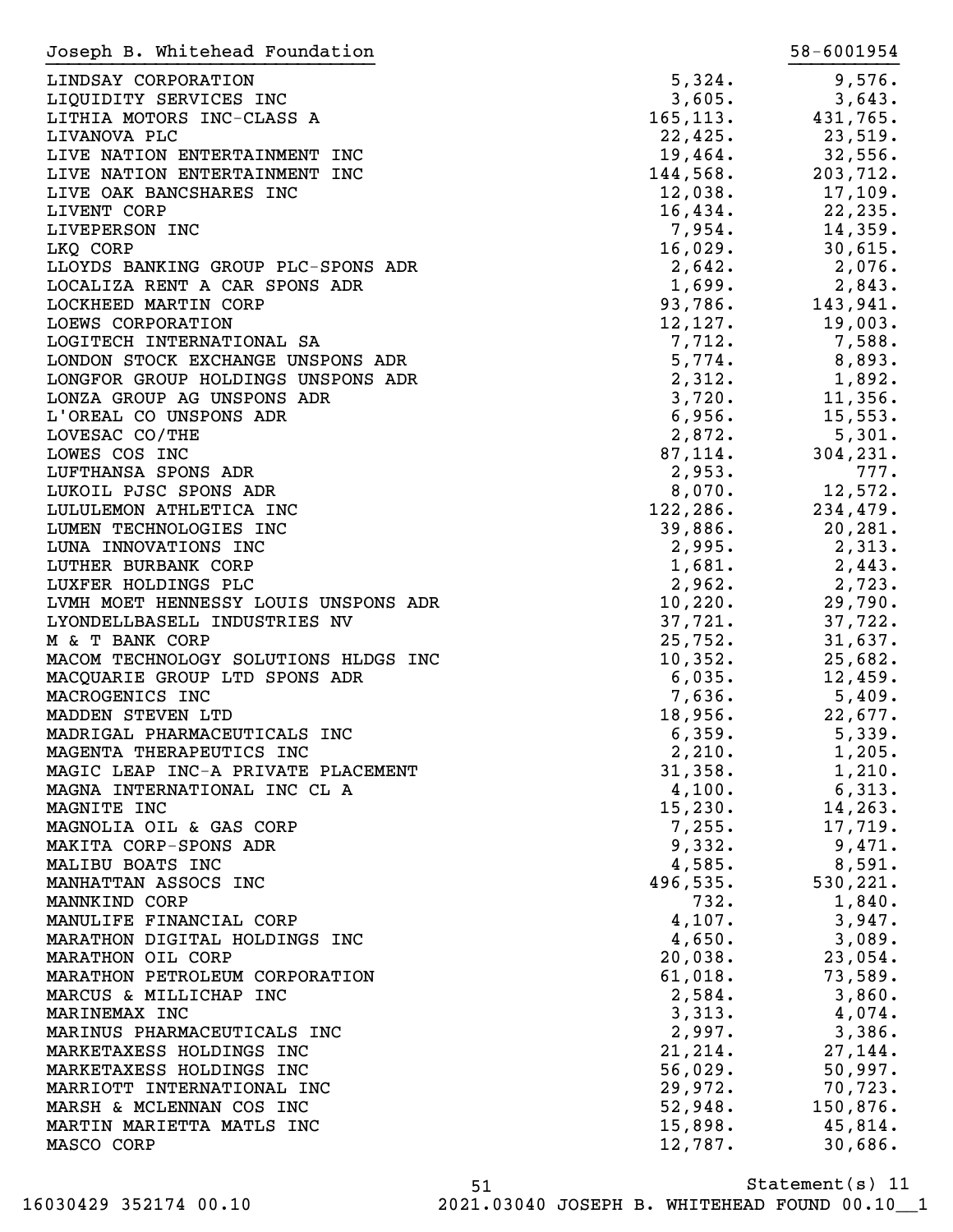| Joseph B. Whitehead Foundation | | 58-6001954 |
|---|---|---|
| LINDSAY CORPORATION | 5,324. | 9,576. |
| LIQUIDITY SERVICES INC | 3,605. | 3,643. |
| LITHIA MOTORS INC-CLASS A | 165,113. | 431,765. |
| LIVANOVA PLC | 22,425. | 23,519. |
| LIVE NATION ENTERTAINMENT INC | 19,464. | 32,556. |
| LIVE NATION ENTERTAINMENT INC | 144,568. | 203,712. |
| LIVE OAK BANCSHARES INC | 12,038. | 17,109. |
| LIVENT CORP | 16,434. | 22,235. |
| LIVEPERSON INC | 7,954. | 14,359. |
| LKQ CORP | 16,029. | 30,615. |
| LLOYDS BANKING GROUP PLC-SPONS ADR | 2,642. | 2,076. |
| LOCALIZA RENT A CAR SPONS ADR | 1,699. | 2,843. |
| LOCKHEED MARTIN CORP | 93,786. | 143,941. |
| LOEWS CORPORATION | 12,127. | 19,003. |
| LOGITECH INTERNATIONAL SA | 7,712. | 7,588. |
| LONDON STOCK EXCHANGE UNSPONS ADR | 5,774. | 8,893. |
| LONGFOR GROUP HOLDINGS UNSPONS ADR | 2,312. | 1,892. |
| LONZA GROUP AG UNSPONS ADR | 3,720. | 11,356. |
| L'OREAL CO UNSPONS ADR | 6,956. | 15,553. |
| LOVESAC CO/THE | 2,872. | 5,301. |
| LOWES COS INC | 87,114. | 304,231. |
| LUFTHANSA SPONS ADR | 2,953. | 777. |
| LUKOIL PJSC SPONS ADR | 8,070. | 12,572. |
| LULULEMON ATHLETICA INC | 122,286. | 234,479. |
| LUMEN TECHNOLOGIES INC | 39,886. | 20,281. |
| LUNA INNOVATIONS INC | 2,995. | 2,313. |
| LUTHER BURBANK CORP | 1,681. | 2,443. |
| LUXFER HOLDINGS PLC | 2,962. | 2,723. |
| LVMH MOET HENNESSY LOUIS UNSPONS ADR | 10,220. | 29,790. |
| LYONDELLBASELL INDUSTRIES NV | 37,721. | 37,722. |
| M & T BANK CORP | 25,752. | 31,637. |
| MACOM TECHNOLOGY SOLUTIONS HLDGS INC | 10,352. | 25,682. |
| MACQUARIE GROUP LTD SPONS ADR | 6,035. | 12,459. |
| MACROGENICS INC | 7,636. | 5,409. |
| MADDEN STEVEN LTD | 18,956. | 22,677. |
| MADRIGAL PHARMACEUTICALS INC | 6,359. | 5,339. |
| MAGENTA THERAPEUTICS INC | 2,210. | 1,205. |
| MAGIC LEAP INC-A PRIVATE PLACEMENT | 31,358. | 1,210. |
| MAGNA INTERNATIONAL INC CL A | 4,100. | 6,313. |
| MAGNITE INC | 15,230. | 14,263. |
| MAGNOLIA OIL & GAS CORP | 7,255. | 17,719. |
| MAKITA CORP-SPONS ADR | 9,332. | 9,471. |
| MALIBU BOATS INC | 4,585. | 8,591. |
| MANHATTAN ASSOCS INC | 496,535. | 530,221. |
| MANNKIND CORP | 732. | 1,840. |
| MANULIFE FINANCIAL CORP | 4,107. | 3,947. |
| MARATHON DIGITAL HOLDINGS INC | 4,650. | 3,089. |
| MARATHON OIL CORP | 20,038. | 23,054. |
| MARATHON PETROLEUM CORPORATION | 61,018. | 73,589. |
| MARCUS & MILLICHAP INC | 2,584. | 3,860. |
| MARINEMAX INC | 3,313. | 4,074. |
| MARINUS PHARMACEUTICALS INC | 2,997. | 3,386. |
| MARKETAXESS HOLDINGS INC | 21,214. | 27,144. |
| MARKETAXESS HOLDINGS INC | 56,029. | 50,997. |
| MARRIOTT INTERNATIONAL INC | 29,972. | 70,723. |
| MARSH & MCLENNAN COS INC | 52,948. | 150,876. |
| MARTIN MARIETTA MATLS INC | 15,898. | 45,814. |
| MASCO CORP | 12,787. | 30,686. |

Statement(s) 11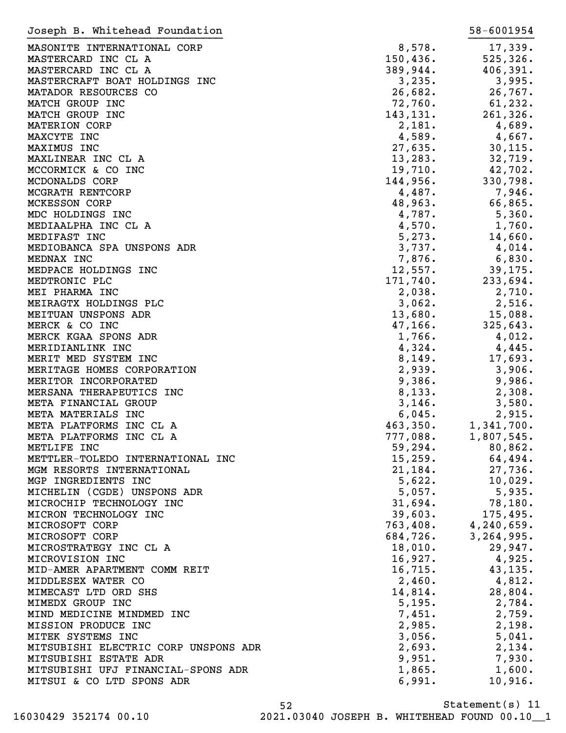Joseph B. Whitehead Foundation 58-6001954

| | | |
|---|---|---|
| MASONITE INTERNATIONAL CORP | 8,578. | 17,339. |
| MASTERCARD INC CL A | 150,436. | 525,326. |
| MASTERCARD INC CL A | 389,944. | 406,391. |
| MASTERCRAFT BOAT HOLDINGS INC | 3,235. | 3,995. |
| MATADOR RESOURCES CO | 26,682. | 26,767. |
| MATCH GROUP INC | 72,760. | 61,232. |
| MATCH GROUP INC | 143,131. | 261,326. |
| MATERION CORP | 2,181. | 4,689. |
| MAXCYTE INC | 4,589. | 4,667. |
| MAXIMUS INC | 27,635. | 30,115. |
| MAXLINEAR INC CL A | 13,283. | 32,719. |
| MCCORMICK & CO INC | 19,710. | 42,702. |
| MCDONALDS CORP | 144,956. | 330,798. |
| MCGRATH RENTCORP | 4,487. | 7,946. |
| MCKESSON CORP | 48,963. | 66,865. |
| MDC HOLDINGS INC | 4,787. | 5,360. |
| MEDIAALPHA INC CL A | 4,570. | 1,760. |
| MEDIFAST INC | 5,273. | 14,660. |
| MEDIOBANCA SPA UNSPONS ADR | 3,737. | 4,014. |
| MEDNAX INC | 7,876. | 6,830. |
| MEDPACE HOLDINGS INC | 12,557. | 39,175. |
| MEDTRONIC PLC | 171,740. | 233,694. |
| MEI PHARMA INC | 2,038. | 2,710. |
| MEIRAGTX HOLDINGS PLC | 3,062. | 2,516. |
| MEITUAN UNSPONS ADR | 13,680. | 15,088. |
| MERCK & CO INC | 47,166. | 325,643. |
| MERCK KGAA SPONS ADR | 1,766. | 4,012. |
| MERIDIANLINK INC | 4,324. | 4,445. |
| MERIT MED SYSTEM INC | 8,149. | 17,693. |
| MERITAGE HOMES CORPORATION | 2,939. | 3,906. |
| MERITOR INCORPORATED | 9,386. | 9,986. |
| MERSANA THERAPEUTICS INC | 8,133. | 2,308. |
| META FINANCIAL GROUP | 3,146. | 3,580. |
| META MATERIALS INC | 6,045. | 2,915. |
| META PLATFORMS INC CL A | 463,350. | 1,341,700. |
| META PLATFORMS INC CL A | 777,088. | 1,807,545. |
| METLIFE INC | 59,294. | 80,862. |
| METTLER-TOLEDO INTERNATIONAL INC | 15,259. | 64,494. |
| MGM RESORTS INTERNATIONAL | 21,184. | 27,736. |
| MGP INGREDIENTS INC | 5,622. | 10,029. |
| MICHELIN (CGDE) UNSPONS ADR | 5,057. | 5,935. |
| MICROCHIP TECHNOLOGY INC | 31,694. | 78,180. |
| MICRON TECHNOLOGY INC | 39,603. | 175,495. |
| MICROSOFT CORP | 763,408. | 4,240,659. |
| MICROSOFT CORP | 684,726. | 3,264,995. |
| MICROSTRATEGY INC CL A | 18,010. | 29,947. |
| MICROVISION INC | 16,927. | 4,925. |
| MID-AMER APARTMENT COMM REIT | 16,715. | 43,135. |
| MIDDLESEX WATER CO | 2,460. | 4,812. |
| MIMECAST LTD ORD SHS | 14,814. | 28,804. |
| MIMEDX GROUP INC | 5,195. | 2,784. |
| MIND MEDICINE MINDMED INC | 7,451. | 2,759. |
| MISSION PRODUCE INC | 2,985. | 2,198. |
| MITEK SYSTEMS INC | 3,056. | 5,041. |
| MITSUBISHI ELECTRIC CORP UNSPONS ADR | 2,693. | 2,134. |
| MITSUBISHI ESTATE ADR | 9,951. | 7,930. |
| MITSUBISHI UFJ FINANCIAL-SPONS ADR | 1,865. | 1,600. |
| MITSUI & CO LTD SPONS ADR | 6,991. | 10,916. |

Statement(s) 11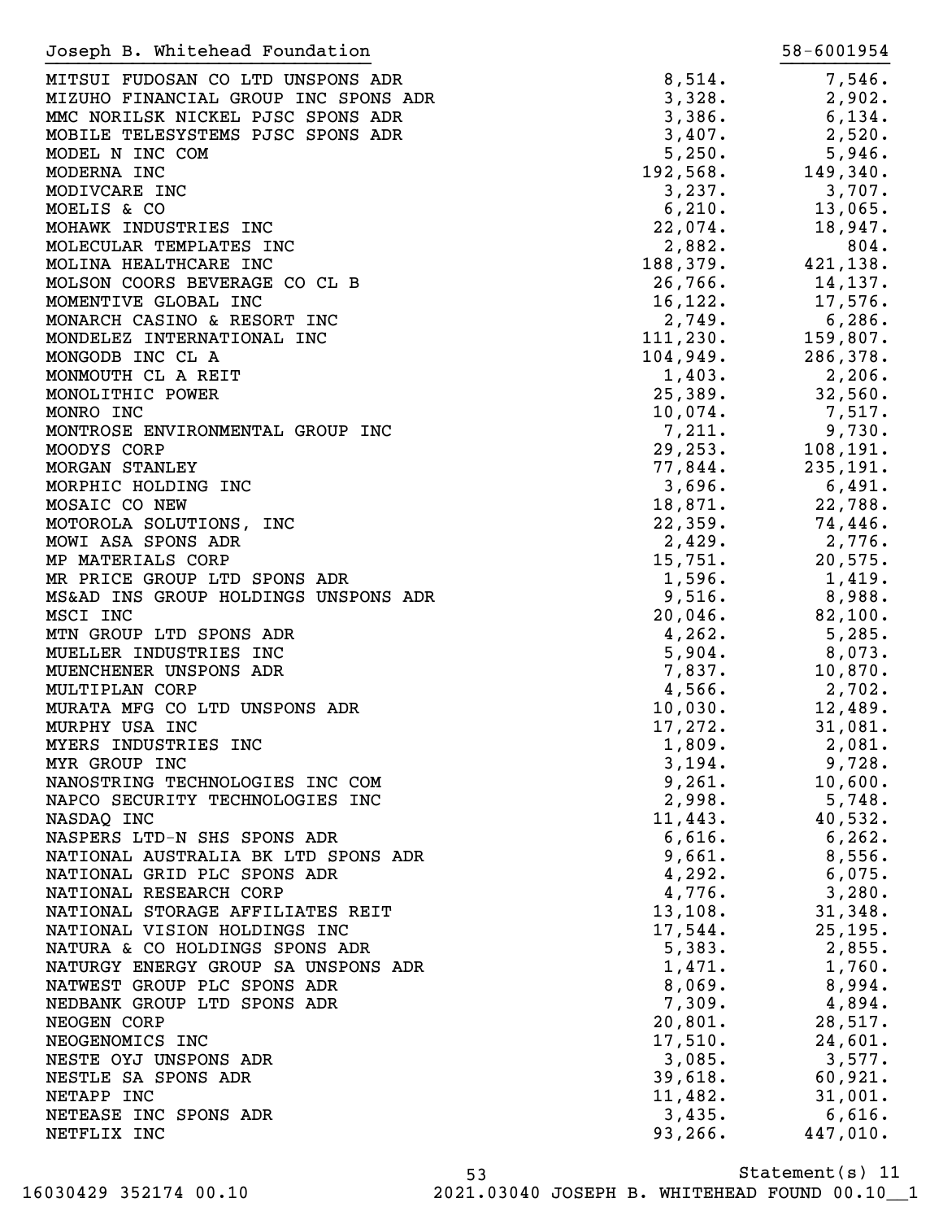Joseph B. Whitehead Foundation 58-6001954

| | | |
|---|---|---|
| MITSUI FUDOSAN CO LTD UNSPONS ADR | 8,514. | 7,546. |
| MIZUHO FINANCIAL GROUP INC SPONS ADR | 3,328. | 2,902. |
| MMC NORILSK NICKEL PJSC SPONS ADR | 3,386. | 6,134. |
| MOBILE TELESYSTEMS PJSC SPONS ADR | 3,407. | 2,520. |
| MODEL N INC COM | 5,250. | 5,946. |
| MODERNA INC | 192,568. | 149,340. |
| MODIVCARE INC | 3,237. | 3,707. |
| MOELIS & CO | 6,210. | 13,065. |
| MOHAWK INDUSTRIES INC | 22,074. | 18,947. |
| MOLECULAR TEMPLATES INC | 2,882. | 804. |
| MOLINA HEALTHCARE INC | 188,379. | 421,138. |
| MOLSON COORS BEVERAGE CO CL B | 26,766. | 14,137. |
| MOMENTIVE GLOBAL INC | 16,122. | 17,576. |
| MONARCH CASINO & RESORT INC | 2,749. | 6,286. |
| MONDELEZ INTERNATIONAL INC | 111,230. | 159,807. |
| MONGODB INC CL A | 104,949. | 286,378. |
| MONMOUTH CL A REIT | 1,403. | 2,206. |
| MONOLITHIC POWER | 25,389. | 32,560. |
| MONRO INC | 10,074. | 7,517. |
| MONTROSE ENVIRONMENTAL GROUP INC | 7,211. | 9,730. |
| MOODYS CORP | 29,253. | 108,191. |
| MORGAN STANLEY | 77,844. | 235,191. |
| MORPHIC HOLDING INC | 3,696. | 6,491. |
| MOSAIC CO NEW | 18,871. | 22,788. |
| MOTOROLA SOLUTIONS, INC | 22,359. | 74,446. |
| MOWI ASA SPONS ADR | 2,429. | 2,776. |
| MP MATERIALS CORP | 15,751. | 20,575. |
| MR PRICE GROUP LTD SPONS ADR | 1,596. | 1,419. |
| MS&AD INS GROUP HOLDINGS UNSPONS ADR | 9,516. | 8,988. |
| MSCI INC | 20,046. | 82,100. |
| MTN GROUP LTD SPONS ADR | 4,262. | 5,285. |
| MUELLER INDUSTRIES INC | 5,904. | 8,073. |
| MUENCHENER UNSPONS ADR | 7,837. | 10,870. |
| MULTIPLAN CORP | 4,566. | 2,702. |
| MURATA MFG CO LTD UNSPONS ADR | 10,030. | 12,489. |
| MURPHY USA INC | 17,272. | 31,081. |
| MYERS INDUSTRIES INC | 1,809. | 2,081. |
| MYR GROUP INC | 3,194. | 9,728. |
| NANOSTRING TECHNOLOGIES INC COM | 9,261. | 10,600. |
| NAPCO SECURITY TECHNOLOGIES INC | 2,998. | 5,748. |
| NASDAQ INC | 11,443. | 40,532. |
| NASPERS LTD-N SHS SPONS ADR | 6,616. | 6,262. |
| NATIONAL AUSTRALIA BK LTD SPONS ADR | 9,661. | 8,556. |
| NATIONAL GRID PLC SPONS ADR | 4,292. | 6,075. |
| NATIONAL RESEARCH CORP | 4,776. | 3,280. |
| NATIONAL STORAGE AFFILIATES REIT | 13,108. | 31,348. |
| NATIONAL VISION HOLDINGS INC | 17,544. | 25,195. |
| NATURA & CO HOLDINGS SPONS ADR | 5,383. | 2,855. |
| NATURGY ENERGY GROUP SA UNSPONS ADR | 1,471. | 1,760. |
| NATWEST GROUP PLC SPONS ADR | 8,069. | 8,994. |
| NEDBANK GROUP LTD SPONS ADR | 7,309. | 4,894. |
| NEOGEN CORP | 20,801. | 28,517. |
| NEOGENOMICS INC | 17,510. | 24,601. |
| NESTE OYJ UNSPONS ADR | 3,085. | 3,577. |
| NESTLE SA SPONS ADR | 39,618. | 60,921. |
| NETAPP INC | 11,482. | 31,001. |
| NETEASE INC SPONS ADR | 3,435. | 6,616. |
| NETFLIX INC | 93,266. | 447,010. |

Statement(s) 11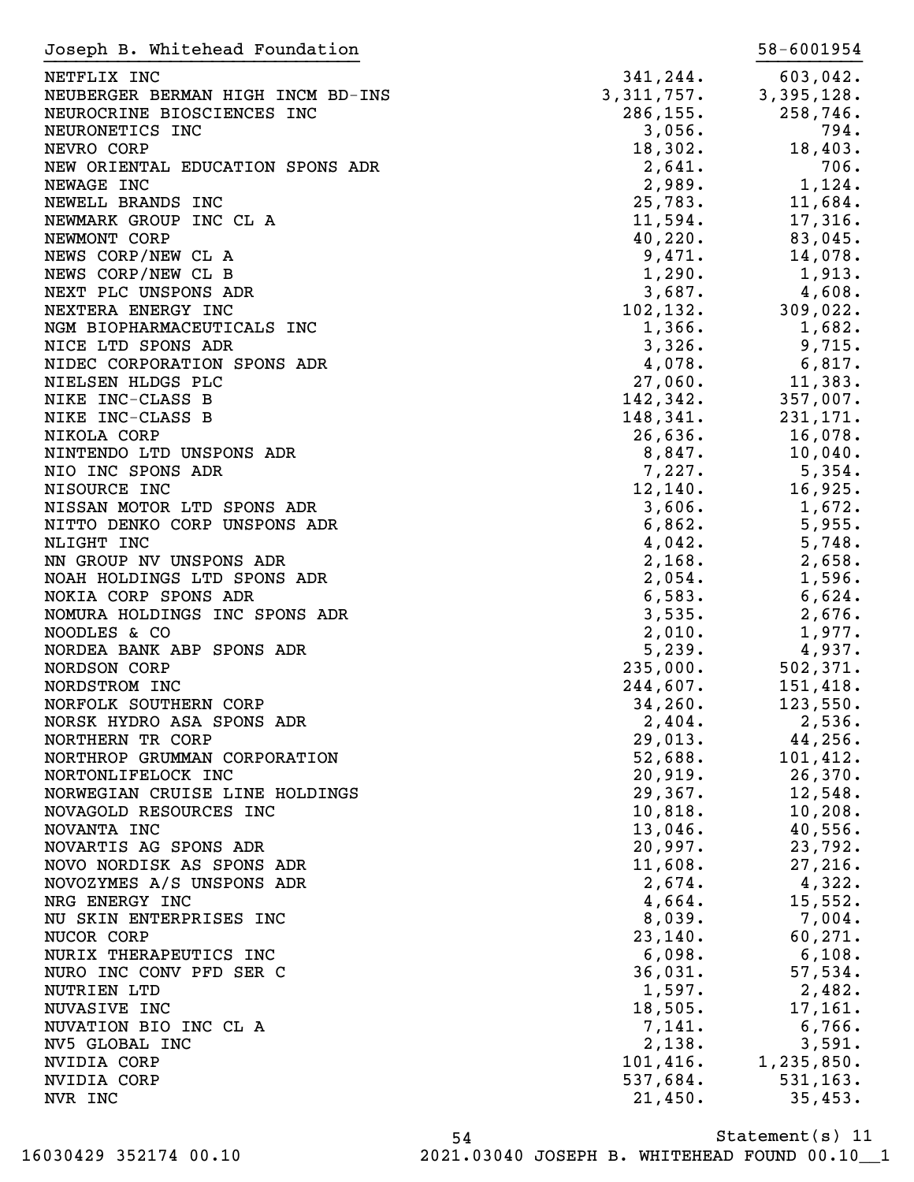Joseph B. Whitehead Foundation 58-6001954

| | | |
|---|---|---|
| NETFLIX INC | 341,244. | 603,042. |
| NEUBERGER BERMAN HIGH INCM BD-INS | 3,311,757. | 3,395,128. |
| NEUROCRINE BIOSCIENCES INC | 286,155. | 258,746. |
| NEURONETICS INC | 3,056. | 794. |
| NEVRO CORP | 18,302. | 18,403. |
| NEW ORIENTAL EDUCATION SPONS ADR | 2,641. | 706. |
| NEWAGE INC | 2,989. | 1,124. |
| NEWELL BRANDS INC | 25,783. | 11,684. |
| NEWMARK GROUP INC CL A | 11,594. | 17,316. |
| NEWMONT CORP | 40,220. | 83,045. |
| NEWS CORP/NEW CL A | 9,471. | 14,078. |
| NEWS CORP/NEW CL B | 1,290. | 1,913. |
| NEXT PLC UNSPONS ADR | 3,687. | 4,608. |
| NEXTERA ENERGY INC | 102,132. | 309,022. |
| NGM BIOPHARMACEUTICALS INC | 1,366. | 1,682. |
| NICE LTD SPONS ADR | 3,326. | 9,715. |
| NIDEC CORPORATION SPONS ADR | 4,078. | 6,817. |
| NIELSEN HLDGS PLC | 27,060. | 11,383. |
| NIKE INC-CLASS B | 142,342. | 357,007. |
| NIKE INC-CLASS B | 148,341. | 231,171. |
| NIKOLA CORP | 26,636. | 16,078. |
| NINTENDO LTD UNSPONS ADR | 8,847. | 10,040. |
| NIO INC SPONS ADR | 7,227. | 5,354. |
| NISOURCE INC | 12,140. | 16,925. |
| NISSAN MOTOR LTD SPONS ADR | 3,606. | 1,672. |
| NITTO DENKO CORP UNSPONS ADR | 6,862. | 5,955. |
| NLIGHT INC | 4,042. | 5,748. |
| NN GROUP NV UNSPONS ADR | 2,168. | 2,658. |
| NOAH HOLDINGS LTD SPONS ADR | 2,054. | 1,596. |
| NOKIA CORP SPONS ADR | 6,583. | 6,624. |
| NOMURA HOLDINGS INC SPONS ADR | 3,535. | 2,676. |
| NOODLES & CO | 2,010. | 1,977. |
| NORDEA BANK ABP SPONS ADR | 5,239. | 4,937. |
| NORDSON CORP | 235,000. | 502,371. |
| NORDSTROM INC | 244,607. | 151,418. |
| NORFOLK SOUTHERN CORP | 34,260. | 123,550. |
| NORSK HYDRO ASA SPONS ADR | 2,404. | 2,536. |
| NORTHERN TR CORP | 29,013. | 44,256. |
| NORTHROP GRUMMAN CORPORATION | 52,688. | 101,412. |
| NORTONLIFELOCK INC | 20,919. | 26,370. |
| NORWEGIAN CRUISE LINE HOLDINGS | 29,367. | 12,548. |
| NOVAGOLD RESOURCES INC | 10,818. | 10,208. |
| NOVANTA INC | 13,046. | 40,556. |
| NOVARTIS AG SPONS ADR | 20,997. | 23,792. |
| NOVO NORDISK AS SPONS ADR | 11,608. | 27,216. |
| NOVOZYMES A/S UNSPONS ADR | 2,674. | 4,322. |
| NRG ENERGY INC | 4,664. | 15,552. |
| NU SKIN ENTERPRISES INC | 8,039. | 7,004. |
| NUCOR CORP | 23,140. | 60,271. |
| NURIX THERAPEUTICS INC | 6,098. | 6,108. |
| NURO INC CONV PFD SER C | 36,031. | 57,534. |
| NUTRIEN LTD | 1,597. | 2,482. |
| NUVASIVE INC | 18,505. | 17,161. |
| NUVATION BIO INC CL A | 7,141. | 6,766. |
| NV5 GLOBAL INC | 2,138. | 3,591. |
| NVIDIA CORP | 101,416. | 1,235,850. |
| NVIDIA CORP | 537,684. | 531,163. |
| NVR INC | 21,450. | 35,453. |

Statement(s) 11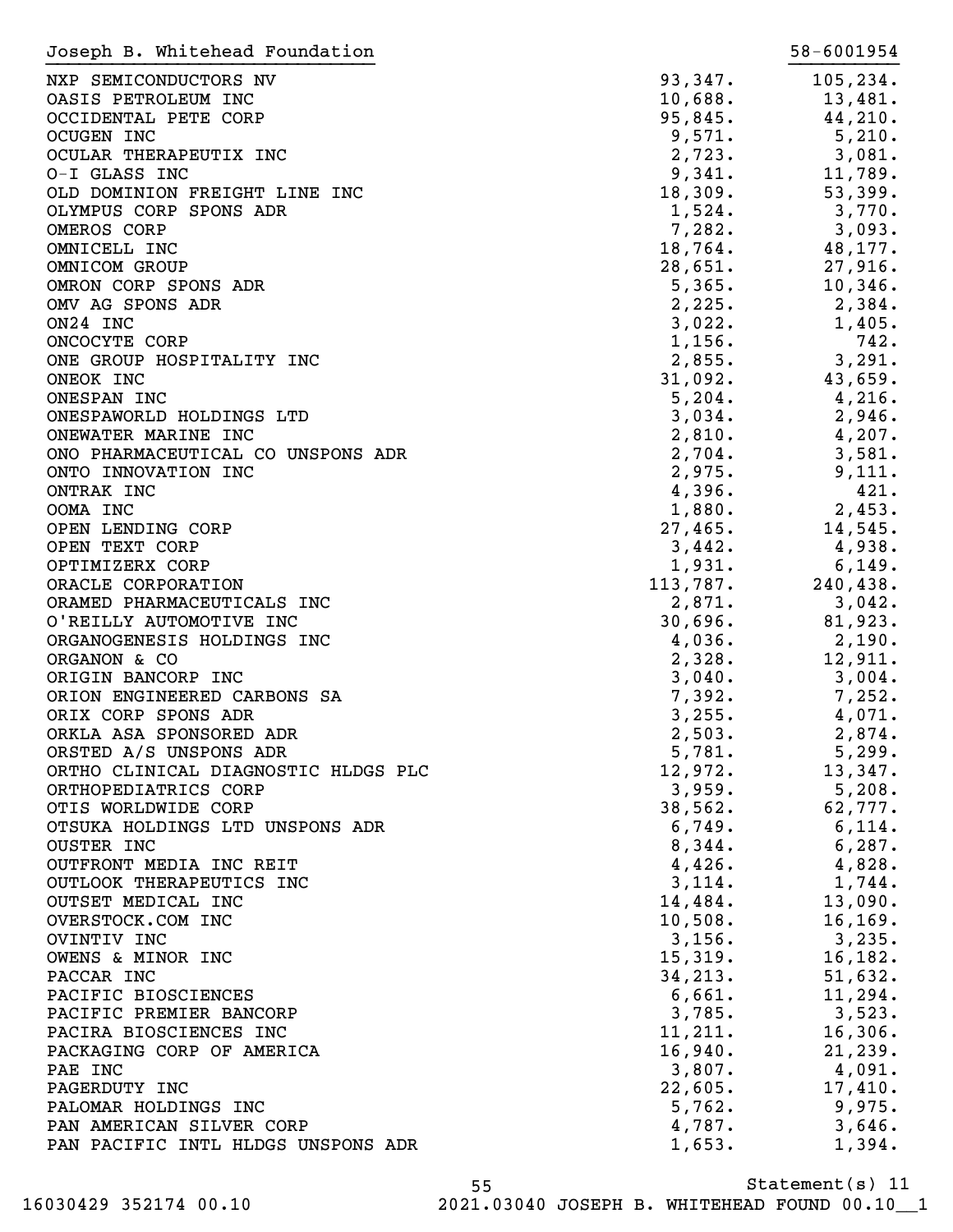Joseph B. Whitehead Foundation 58-6001954

| | | |
|---|---|---|
| NXP SEMICONDUCTORS NV | 93,347. | 105,234. |
| OASIS PETROLEUM INC | 10,688. | 13,481. |
| OCCIDENTAL PETE CORP | 95,845. | 44,210. |
| OCUGEN INC | 9,571. | 5,210. |
| OCULAR THERAPEUTIX INC | 2,723. | 3,081. |
| O-I GLASS INC | 9,341. | 11,789. |
| OLD DOMINION FREIGHT LINE INC | 18,309. | 53,399. |
| OLYMPUS CORP SPONS ADR | 1,524. | 3,770. |
| OMEROS CORP | 7,282. | 3,093. |
| OMNICELL INC | 18,764. | 48,177. |
| OMNICOM GROUP | 28,651. | 27,916. |
| OMRON CORP SPONS ADR | 5,365. | 10,346. |
| OMV AG SPONS ADR | 2,225. | 2,384. |
| ON24 INC | 3,022. | 1,405. |
| ONCOCYTE CORP | 1,156. | 742. |
| ONE GROUP HOSPITALITY INC | 2,855. | 3,291. |
| ONEOK INC | 31,092. | 43,659. |
| ONESPAN INC | 5,204. | 4,216. |
| ONESPAWORLD HOLDINGS LTD | 3,034. | 2,946. |
| ONEWATER MARINE INC | 2,810. | 4,207. |
| ONO PHARMACEUTICAL CO UNSPONS ADR | 2,704. | 3,581. |
| ONTO INNOVATION INC | 2,975. | 9,111. |
| ONTRAK INC | 4,396. | 421. |
| OOMA INC | 1,880. | 2,453. |
| OPEN LENDING CORP | 27,465. | 14,545. |
| OPEN TEXT CORP | 3,442. | 4,938. |
| OPTIMIZERX CORP | 1,931. | 6,149. |
| ORACLE CORPORATION | 113,787. | 240,438. |
| ORAMED PHARMACEUTICALS INC | 2,871. | 3,042. |
| O'REILLY AUTOMOTIVE INC | 30,696. | 81,923. |
| ORGANOGENESIS HOLDINGS INC | 4,036. | 2,190. |
| ORGANON & CO | 2,328. | 12,911. |
| ORIGIN BANCORP INC | 3,040. | 3,004. |
| ORION ENGINEERED CARBONS SA | 7,392. | 7,252. |
| ORIX CORP SPONS ADR | 3,255. | 4,071. |
| ORKLA ASA SPONSORED ADR | 2,503. | 2,874. |
| ORSTED A/S UNSPONS ADR | 5,781. | 5,299. |
| ORTHO CLINICAL DIAGNOSTIC HLDGS PLC | 12,972. | 13,347. |
| ORTHOPEDIATRICS CORP | 3,959. | 5,208. |
| OTIS WORLDWIDE CORP | 38,562. | 62,777. |
| OTSUKA HOLDINGS LTD UNSPONS ADR | 6,749. | 6,114. |
| OUSTER INC | 8,344. | 6,287. |
| OUTFRONT MEDIA INC REIT | 4,426. | 4,828. |
| OUTLOOK THERAPEUTICS INC | 3,114. | 1,744. |
| OUTSET MEDICAL INC | 14,484. | 13,090. |
| OVERSTOCK.COM INC | 10,508. | 16,169. |
| OVINTIV INC | 3,156. | 3,235. |
| OWENS & MINOR INC | 15,319. | 16,182. |
| PACCAR INC | 34,213. | 51,632. |
| PACIFIC BIOSCIENCES | 6,661. | 11,294. |
| PACIFIC PREMIER BANCORP | 3,785. | 3,523. |
| PACIRA BIOSCIENCES INC | 11,211. | 16,306. |
| PACKAGING CORP OF AMERICA | 16,940. | 21,239. |
| PAE INC | 3,807. | 4,091. |
| PAGERDUTY INC | 22,605. | 17,410. |
| PALOMAR HOLDINGS INC | 5,762. | 9,975. |
| PAN AMERICAN SILVER CORP | 4,787. | 3,646. |
| PAN PACIFIC INTL HLDGS UNSPONS ADR | 1,653. | 1,394. |

Statement(s) 11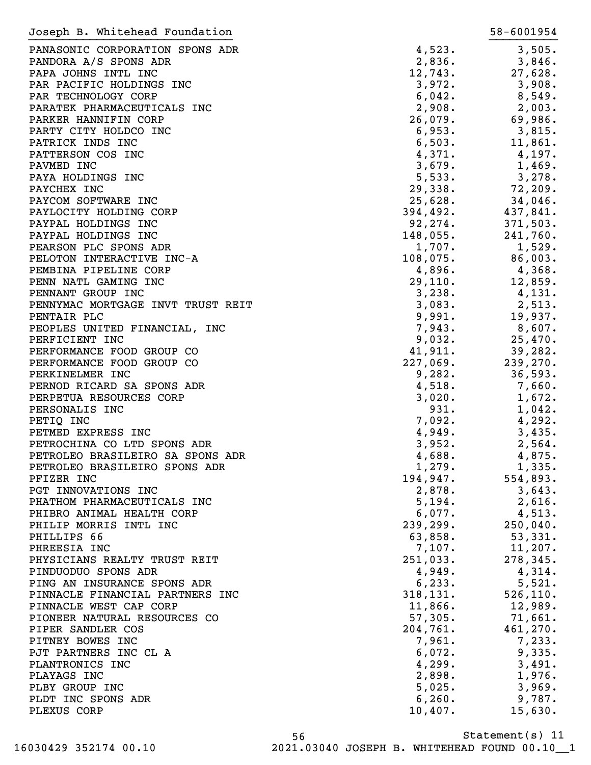Joseph B. Whitehead Foundation 58-6001954

| | | |
|---|---|---|
| PANASONIC CORPORATION SPONS ADR | 4,523. | 3,505. |
| PANDORA A/S SPONS ADR | 2,836. | 3,846. |
| PAPA JOHNS INTL INC | 12,743. | 27,628. |
| PAR PACIFIC HOLDINGS INC | 3,972. | 3,908. |
| PAR TECHNOLOGY CORP | 6,042. | 8,549. |
| PARATEK PHARMACEUTICALS INC | 2,908. | 2,003. |
| PARKER HANNIFIN CORP | 26,079. | 69,986. |
| PARTY CITY HOLDCO INC | 6,953. | 3,815. |
| PATRICK INDS INC | 6,503. | 11,861. |
| PATTERSON COS INC | 4,371. | 4,197. |
| PAVMED INC | 3,679. | 1,469. |
| PAYA HOLDINGS INC | 5,533. | 3,278. |
| PAYCHEX INC | 29,338. | 72,209. |
| PAYCOM SOFTWARE INC | 25,628. | 34,046. |
| PAYLOCITY HOLDING CORP | 394,492. | 437,841. |
| PAYPAL HOLDINGS INC | 92,274. | 371,503. |
| PAYPAL HOLDINGS INC | 148,055. | 241,760. |
| PEARSON PLC SPONS ADR | 1,707. | 1,529. |
| PELOTON INTERACTIVE INC-A | 108,075. | 86,003. |
| PEMBINA PIPELINE CORP | 4,896. | 4,368. |
| PENN NATL GAMING INC | 29,110. | 12,859. |
| PENNANT GROUP INC | 3,238. | 4,131. |
| PENNYMAC MORTGAGE INVT TRUST REIT | 3,083. | 2,513. |
| PENTAIR PLC | 9,991. | 19,937. |
| PEOPLES UNITED FINANCIAL, INC | 7,943. | 8,607. |
| PERFICIENT INC | 9,032. | 25,470. |
| PERFORMANCE FOOD GROUP CO | 41,911. | 39,282. |
| PERFORMANCE FOOD GROUP CO | 227,069. | 239,270. |
| PERKINELMER INC | 9,282. | 36,593. |
| PERNOD RICARD SA SPONS ADR | 4,518. | 7,660. |
| PERPETUA RESOURCES CORP | 3,020. | 1,672. |
| PERSONALIS INC | 931. | 1,042. |
| PETIQ INC | 7,092. | 4,292. |
| PETMED EXPRESS INC | 4,949. | 3,435. |
| PETROCHINA CO LTD SPONS ADR | 3,952. | 2,564. |
| PETROLEO BRASILEIRO SA SPONS ADR | 4,688. | 4,875. |
| PETROLEO BRASILEIRO SPONS ADR | 1,279. | 1,335. |
| PFIZER INC | 194,947. | 554,893. |
| PGT INNOVATIONS INC | 2,878. | 3,643. |
| PHATHOM PHARMACEUTICALS INC | 5,194. | 2,616. |
| PHIBRO ANIMAL HEALTH CORP | 6,077. | 4,513. |
| PHILIP MORRIS INTL INC | 239,299. | 250,040. |
| PHILLIPS 66 | 63,858. | 53,331. |
| PHREESIA INC | 7,107. | 11,207. |
| PHYSICIANS REALTY TRUST REIT | 251,033. | 278,345. |
| PINDUODUO SPONS ADR | 4,949. | 4,314. |
| PING AN INSURANCE SPONS ADR | 6,233. | 5,521. |
| PINNACLE FINANCIAL PARTNERS INC | 318,131. | 526,110. |
| PINNACLE WEST CAP CORP | 11,866. | 12,989. |
| PIONEER NATURAL RESOURCES CO | 57,305. | 71,661. |
| PIPER SANDLER COS | 204,761. | 461,270. |
| PITNEY BOWES INC | 7,961. | 7,233. |
| PJT PARTNERS INC CL A | 6,072. | 9,335. |
| PLANTRONICS INC | 4,299. | 3,491. |
| PLAYAGS INC | 2,898. | 1,976. |
| PLBY GROUP INC | 5,025. | 3,969. |
| PLDT INC SPONS ADR | 6,260. | 9,787. |
| PLEXUS CORP | 10,407. | 15,630. |

Statement(s) 11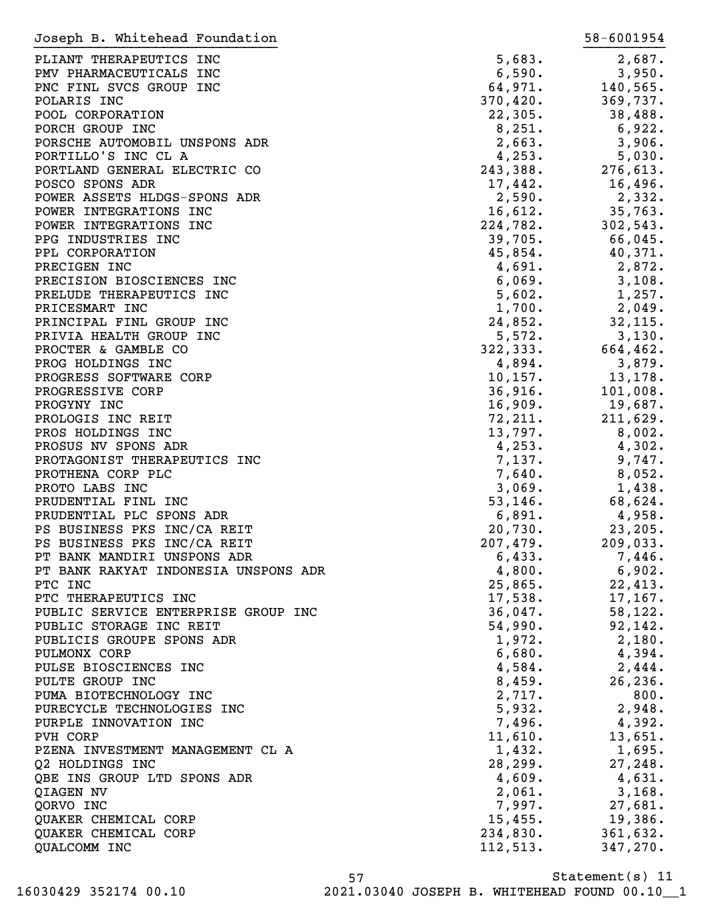Joseph B. Whitehead Foundation 58-6001954

| | | |
|---|---|---|
| PLIANT THERAPEUTICS INC | 5,683. | 2,687. |
| PMV PHARMACEUTICALS INC | 6,590. | 3,950. |
| PNC FINL SVCS GROUP INC | 64,971. | 140,565. |
| POLARIS INC | 370,420. | 369,737. |
| POOL CORPORATION | 22,305. | 38,488. |
| PORCH GROUP INC | 8,251. | 6,922. |
| PORSCHE AUTOMOBIL UNSPONS ADR | 2,663. | 3,906. |
| PORTILLO'S INC CL A | 4,253. | 5,030. |
| PORTLAND GENERAL ELECTRIC CO | 243,388. | 276,613. |
| POSCO SPONS ADR | 17,442. | 16,496. |
| POWER ASSETS HLDGS-SPONS ADR | 2,590. | 2,332. |
| POWER INTEGRATIONS INC | 16,612. | 35,763. |
| POWER INTEGRATIONS INC | 224,782. | 302,543. |
| PPG INDUSTRIES INC | 39,705. | 66,045. |
| PPL CORPORATION | 45,854. | 40,371. |
| PRECIGEN INC | 4,691. | 2,872. |
| PRECISION BIOSCIENCES INC | 6,069. | 3,108. |
| PRELUDE THERAPEUTICS INC | 5,602. | 1,257. |
| PRICESMART INC | 1,700. | 2,049. |
| PRINCIPAL FINL GROUP INC | 24,852. | 32,115. |
| PRIVIA HEALTH GROUP INC | 5,572. | 3,130. |
| PROCTER & GAMBLE CO | 322,333. | 664,462. |
| PROG HOLDINGS INC | 4,894. | 3,879. |
| PROGRESS SOFTWARE CORP | 10,157. | 13,178. |
| PROGRESSIVE CORP | 36,916. | 101,008. |
| PROGYNY INC | 16,909. | 19,687. |
| PROLOGIS INC REIT | 72,211. | 211,629. |
| PROS HOLDINGS INC | 13,797. | 8,002. |
| PROSUS NV SPONS ADR | 4,253. | 4,302. |
| PROTAGONIST THERAPEUTICS INC | 7,137. | 9,747. |
| PROTHENA CORP PLC | 7,640. | 8,052. |
| PROTO LABS INC | 3,069. | 1,438. |
| PRUDENTIAL FINL INC | 53,146. | 68,624. |
| PRUDENTIAL PLC SPONS ADR | 6,891. | 4,958. |
| PS BUSINESS PKS INC/CA REIT | 20,730. | 23,205. |
| PS BUSINESS PKS INC/CA REIT | 207,479. | 209,033. |
| PT BANK MANDIRI UNSPONS ADR | 6,433. | 7,446. |
| PT BANK RAKYAT INDONESIA UNSPONS ADR | 4,800. | 6,902. |
| PTC INC | 25,865. | 22,413. |
| PTC THERAPEUTICS INC | 17,538. | 17,167. |
| PUBLIC SERVICE ENTERPRISE GROUP INC | 36,047. | 58,122. |
| PUBLIC STORAGE INC REIT | 54,990. | 92,142. |
| PUBLICIS GROUPE SPONS ADR | 1,972. | 2,180. |
| PULMONX CORP | 6,680. | 4,394. |
| PULSE BIOSCIENCES INC | 4,584. | 2,444. |
| PULTE GROUP INC | 8,459. | 26,236. |
| PUMA BIOTECHNOLOGY INC | 2,717. | 800. |
| PURECYCLE TECHNOLOGIES INC | 5,932. | 2,948. |
| PURPLE INNOVATION INC | 7,496. | 4,392. |
| PVH CORP | 11,610. | 13,651. |
| PZENA INVESTMENT MANAGEMENT CL A | 1,432. | 1,695. |
| Q2 HOLDINGS INC | 28,299. | 27,248. |
| QBE INS GROUP LTD SPONS ADR | 4,609. | 4,631. |
| QIAGEN NV | 2,061. | 3,168. |
| QORVO INC | 7,997. | 27,681. |
| QUAKER CHEMICAL CORP | 15,455. | 19,386. |
| QUAKER CHEMICAL CORP | 234,830. | 361,632. |
| QUALCOMM INC | 112,513. | 347,270. |

Statement(s) 11

16030429 352174 00.10 2021.03040 JOSEPH B. WHITEHEAD FOUND 00.10__1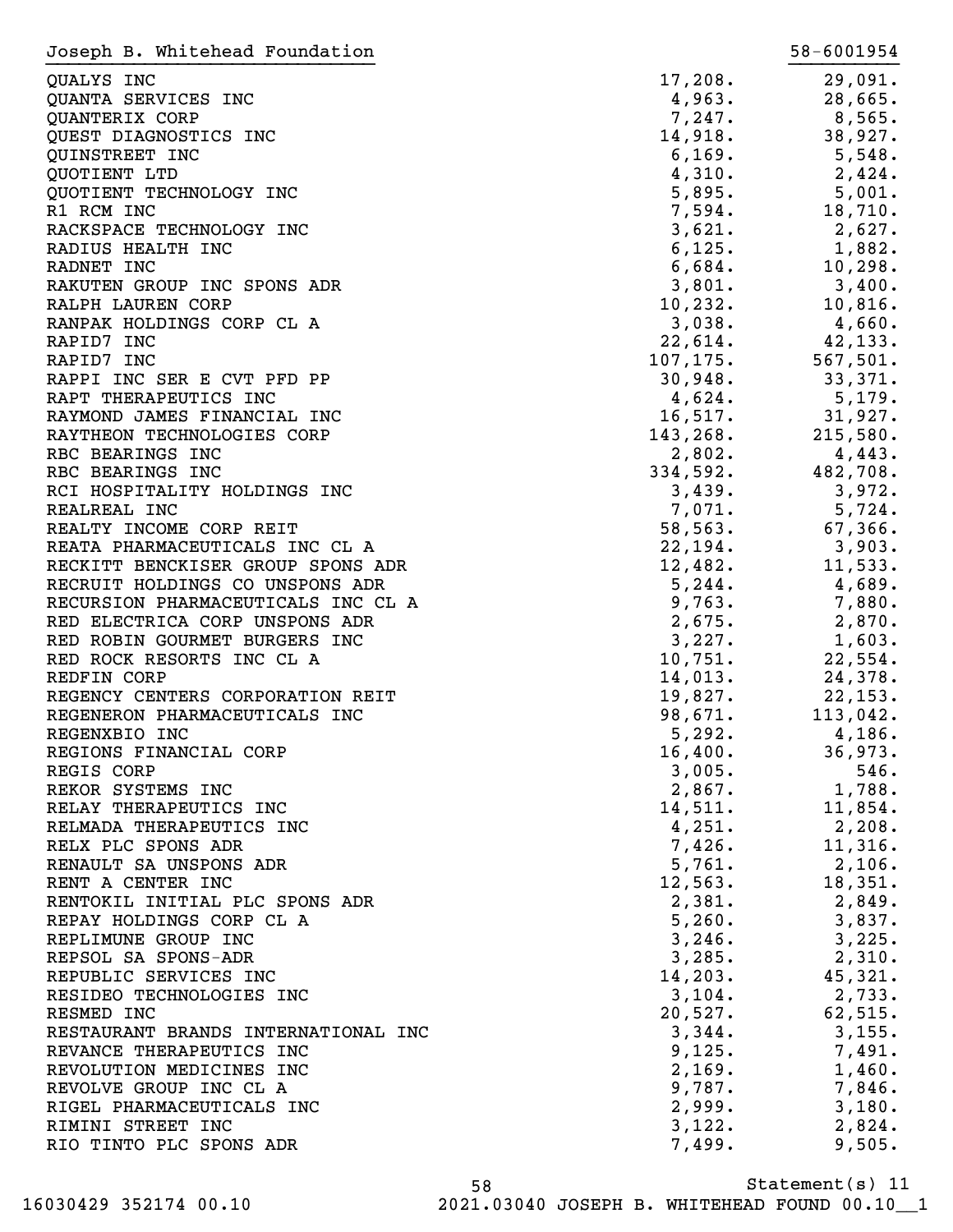Joseph B. Whitehead Foundation 58-6001954

| | | |
|---|---:|---:|
| QUALYS INC | 17,208. | 29,091. |
| QUANTA SERVICES INC | 4,963. | 28,665. |
| QUANTERIX CORP | 7,247. | 8,565. |
| QUEST DIAGNOSTICS INC | 14,918. | 38,927. |
| QUINSTREET INC | 6,169. | 5,548. |
| QUOTIENT LTD | 4,310. | 2,424. |
| QUOTIENT TECHNOLOGY INC | 5,895. | 5,001. |
| R1 RCM INC | 7,594. | 18,710. |
| RACKSPACE TECHNOLOGY INC | 3,621. | 2,627. |
| RADIUS HEALTH INC | 6,125. | 1,882. |
| RADNET INC | 6,684. | 10,298. |
| RAKUTEN GROUP INC SPONS ADR | 3,801. | 3,400. |
| RALPH LAUREN CORP | 10,232. | 10,816. |
| RANPAK HOLDINGS CORP CL A | 3,038. | 4,660. |
| RAPID7 INC | 22,614. | 42,133. |
| RAPID7 INC | 107,175. | 567,501. |
| RAPPI INC SER E CVT PFD PP | 30,948. | 33,371. |
| RAPT THERAPEUTICS INC | 4,624. | 5,179. |
| RAYMOND JAMES FINANCIAL INC | 16,517. | 31,927. |
| RAYTHEON TECHNOLOGIES CORP | 143,268. | 215,580. |
| RBC BEARINGS INC | 2,802. | 4,443. |
| RBC BEARINGS INC | 334,592. | 482,708. |
| RCI HOSPITALITY HOLDINGS INC | 3,439. | 3,972. |
| REALREAL INC | 7,071. | 5,724. |
| REALTY INCOME CORP REIT | 58,563. | 67,366. |
| REATA PHARMACEUTICALS INC CL A | 22,194. | 3,903. |
| RECKITT BENCKISER GROUP SPONS ADR | 12,482. | 11,533. |
| RECRUIT HOLDINGS CO UNSPONS ADR | 5,244. | 4,689. |
| RECURSION PHARMACEUTICALS INC CL A | 9,763. | 7,880. |
| RED ELECTRICA CORP UNSPONS ADR | 2,675. | 2,870. |
| RED ROBIN GOURMET BURGERS INC | 3,227. | 1,603. |
| RED ROCK RESORTS INC CL A | 10,751. | 22,554. |
| REDFIN CORP | 14,013. | 24,378. |
| REGENCY CENTERS CORPORATION REIT | 19,827. | 22,153. |
| REGENERON PHARMACEUTICALS INC | 98,671. | 113,042. |
| REGENXBIO INC | 5,292. | 4,186. |
| REGIONS FINANCIAL CORP | 16,400. | 36,973. |
| REGIS CORP | 3,005. | 546. |
| REKOR SYSTEMS INC | 2,867. | 1,788. |
| RELAY THERAPEUTICS INC | 14,511. | 11,854. |
| RELMADA THERAPEUTICS INC | 4,251. | 2,208. |
| RELX PLC SPONS ADR | 7,426. | 11,316. |
| RENAULT SA UNSPONS ADR | 5,761. | 2,106. |
| RENT A CENTER INC | 12,563. | 18,351. |
| RENTOKIL INITIAL PLC SPONS ADR | 2,381. | 2,849. |
| REPAY HOLDINGS CORP CL A | 5,260. | 3,837. |
| REPLIMUNE GROUP INC | 3,246. | 3,225. |
| REPSOL SA SPONS-ADR | 3,285. | 2,310. |
| REPUBLIC SERVICES INC | 14,203. | 45,321. |
| RESIDEO TECHNOLOGIES INC | 3,104. | 2,733. |
| RESMED INC | 20,527. | 62,515. |
| RESTAURANT BRANDS INTERNATIONAL INC | 3,344. | 3,155. |
| REVANCE THERAPEUTICS INC | 9,125. | 7,491. |
| REVOLUTION MEDICINES INC | 2,169. | 1,460. |
| REVOLVE GROUP INC CL A | 9,787. | 7,846. |
| RIGEL PHARMACEUTICALS INC | 2,999. | 3,180. |
| RIMINI STREET INC | 3,122. | 2,824. |
| RIO TINTO PLC SPONS ADR | 7,499. | 9,505. |

Statement(s) 11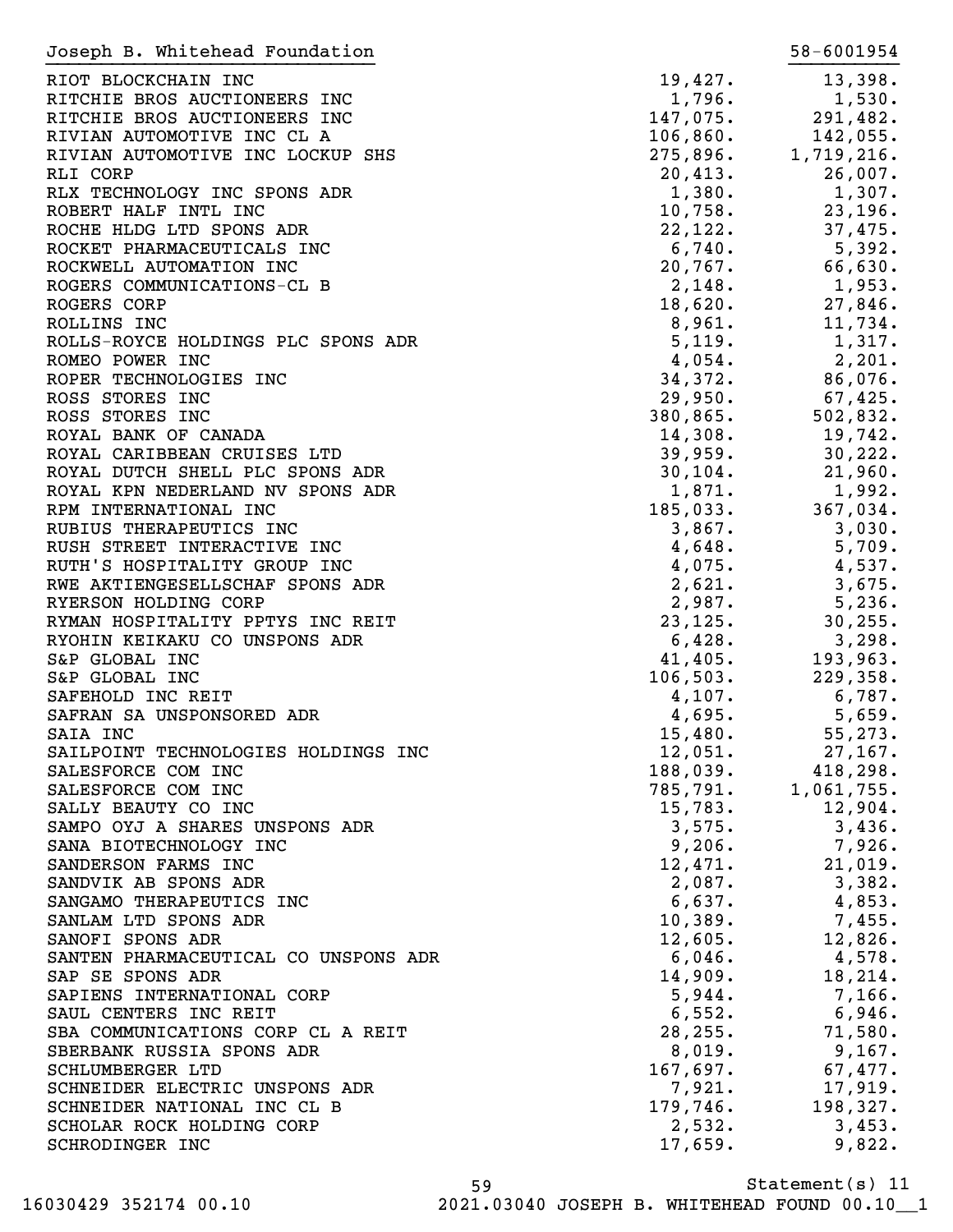Joseph B. Whitehead Foundation 58-6001954

| | | |
|---|---|---|
| RIOT BLOCKCHAIN INC | 19,427. | 13,398. |
| RITCHIE BROS AUCTIONEERS INC | 1,796. | 1,530. |
| RITCHIE BROS AUCTIONEERS INC | 147,075. | 291,482. |
| RIVIAN AUTOMOTIVE INC CL A | 106,860. | 142,055. |
| RIVIAN AUTOMOTIVE INC LOCKUP SHS | 275,896. | 1,719,216. |
| RLI CORP | 20,413. | 26,007. |
| RLX TECHNOLOGY INC SPONS ADR | 1,380. | 1,307. |
| ROBERT HALF INTL INC | 10,758. | 23,196. |
| ROCHE HLDG LTD SPONS ADR | 22,122. | 37,475. |
| ROCKET PHARMACEUTICALS INC | 6,740. | 5,392. |
| ROCKWELL AUTOMATION INC | 20,767. | 66,630. |
| ROGERS COMMUNICATIONS-CL B | 2,148. | 1,953. |
| ROGERS CORP | 18,620. | 27,846. |
| ROLLINS INC | 8,961. | 11,734. |
| ROLLS-ROYCE HOLDINGS PLC SPONS ADR | 5,119. | 1,317. |
| ROMEO POWER INC | 4,054. | 2,201. |
| ROPER TECHNOLOGIES INC | 34,372. | 86,076. |
| ROSS STORES INC | 29,950. | 67,425. |
| ROSS STORES INC | 380,865. | 502,832. |
| ROYAL BANK OF CANADA | 14,308. | 19,742. |
| ROYAL CARIBBEAN CRUISES LTD | 39,959. | 30,222. |
| ROYAL DUTCH SHELL PLC SPONS ADR | 30,104. | 21,960. |
| ROYAL KPN NEDERLAND NV SPONS ADR | 1,871. | 1,992. |
| RPM INTERNATIONAL INC | 185,033. | 367,034. |
| RUBIUS THERAPEUTICS INC | 3,867. | 3,030. |
| RUSH STREET INTERACTIVE INC | 4,648. | 5,709. |
| RUTH'S HOSPITALITY GROUP INC | 4,075. | 4,537. |
| RWE AKTIENGESELLSCHAF SPONS ADR | 2,621. | 3,675. |
| RYERSON HOLDING CORP | 2,987. | 5,236. |
| RYMAN HOSPITALITY PPTYS INC REIT | 23,125. | 30,255. |
| RYOHIN KEIKAKU CO UNSPONS ADR | 6,428. | 3,298. |
| S&P GLOBAL INC | 41,405. | 193,963. |
| S&P GLOBAL INC | 106,503. | 229,358. |
| SAFEHOLD INC REIT | 4,107. | 6,787. |
| SAFRAN SA UNSPONSORED ADR | 4,695. | 5,659. |
| SAIA INC | 15,480. | 55,273. |
| SAILPOINT TECHNOLOGIES HOLDINGS INC | 12,051. | 27,167. |
| SALESFORCE COM INC | 188,039. | 418,298. |
| SALESFORCE COM INC | 785,791. | 1,061,755. |
| SALLY BEAUTY CO INC | 15,783. | 12,904. |
| SAMPO OYJ A SHARES UNSPONS ADR | 3,575. | 3,436. |
| SANA BIOTECHNOLOGY INC | 9,206. | 7,926. |
| SANDERSON FARMS INC | 12,471. | 21,019. |
| SANDVIK AB SPONS ADR | 2,087. | 3,382. |
| SANGAMO THERAPEUTICS INC | 6,637. | 4,853. |
| SANLAM LTD SPONS ADR | 10,389. | 7,455. |
| SANOFI SPONS ADR | 12,605. | 12,826. |
| SANTEN PHARMACEUTICAL CO UNSPONS ADR | 6,046. | 4,578. |
| SAP SE SPONS ADR | 14,909. | 18,214. |
| SAPIENS INTERNATIONAL CORP | 5,944. | 7,166. |
| SAUL CENTERS INC REIT | 6,552. | 6,946. |
| SBA COMMUNICATIONS CORP CL A REIT | 28,255. | 71,580. |
| SBERBANK RUSSIA SPONS ADR | 8,019. | 9,167. |
| SCHLUMBERGER LTD | 167,697. | 67,477. |
| SCHNEIDER ELECTRIC UNSPONS ADR | 7,921. | 17,919. |
| SCHNEIDER NATIONAL INC CL B | 179,746. | 198,327. |
| SCHOLAR ROCK HOLDING CORP | 2,532. | 3,453. |
| SCHRODINGER INC | 17,659. | 9,822. |

Statement(s) 11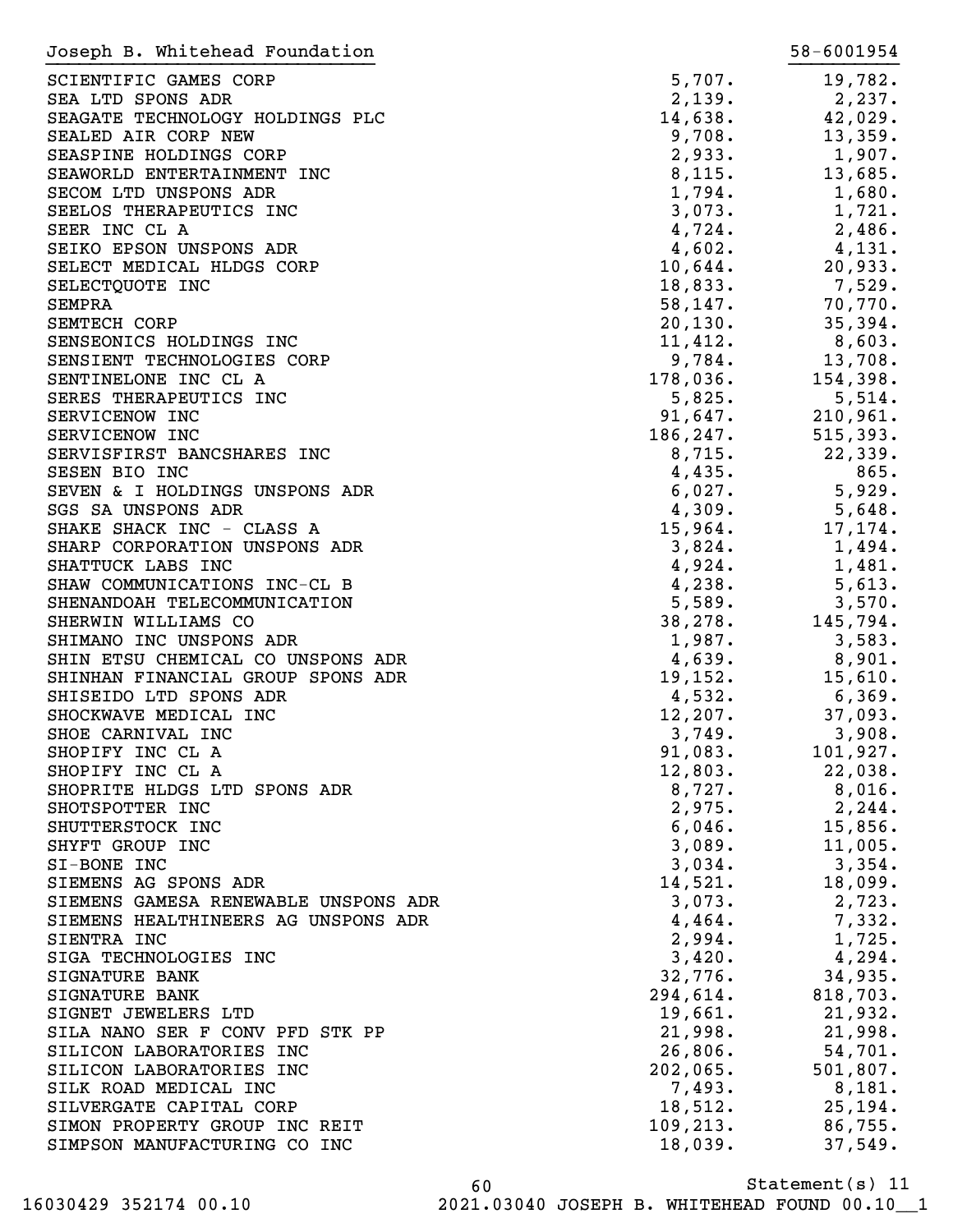Joseph B. Whitehead Foundation 58-6001954

| | | |
|---|---|---|
| SCIENTIFIC GAMES CORP | 5,707. | 19,782. |
| SEA LTD SPONS ADR | 2,139. | 2,237. |
| SEAGATE TECHNOLOGY HOLDINGS PLC | 14,638. | 42,029. |
| SEALED AIR CORP NEW | 9,708. | 13,359. |
| SEASPINE HOLDINGS CORP | 2,933. | 1,907. |
| SEAWORLD ENTERTAINMENT INC | 8,115. | 13,685. |
| SECOM LTD UNSPONS ADR | 1,794. | 1,680. |
| SEELOS THERAPEUTICS INC | 3,073. | 1,721. |
| SEER INC CL A | 4,724. | 2,486. |
| SEIKO EPSON UNSPONS ADR | 4,602. | 4,131. |
| SELECT MEDICAL HLDGS CORP | 10,644. | 20,933. |
| SELECTQUOTE INC | 18,833. | 7,529. |
| SEMPRA | 58,147. | 70,770. |
| SEMTECH CORP | 20,130. | 35,394. |
| SENSEONICS HOLDINGS INC | 11,412. | 8,603. |
| SENSIENT TECHNOLOGIES CORP | 9,784. | 13,708. |
| SENTINELONE INC CL A | 178,036. | 154,398. |
| SERES THERAPEUTICS INC | 5,825. | 5,514. |
| SERVICENOW INC | 91,647. | 210,961. |
| SERVICENOW INC | 186,247. | 515,393. |
| SERVISFIRST BANCSHARES INC | 8,715. | 22,339. |
| SESEN BIO INC | 4,435. | 865. |
| SEVEN & I HOLDINGS UNSPONS ADR | 6,027. | 5,929. |
| SGS SA UNSPONS ADR | 4,309. | 5,648. |
| SHAKE SHACK INC - CLASS A | 15,964. | 17,174. |
| SHARP CORPORATION UNSPONS ADR | 3,824. | 1,494. |
| SHATTUCK LABS INC | 4,924. | 1,481. |
| SHAW COMMUNICATIONS INC-CL B | 4,238. | 5,613. |
| SHENANDOAH TELECOMMUNICATION | 5,589. | 3,570. |
| SHERWIN WILLIAMS CO | 38,278. | 145,794. |
| SHIMANO INC UNSPONS ADR | 1,987. | 3,583. |
| SHIN ETSU CHEMICAL CO UNSPONS ADR | 4,639. | 8,901. |
| SHINHAN FINANCIAL GROUP SPONS ADR | 19,152. | 15,610. |
| SHISEIDO LTD SPONS ADR | 4,532. | 6,369. |
| SHOCKWAVE MEDICAL INC | 12,207. | 37,093. |
| SHOE CARNIVAL INC | 3,749. | 3,908. |
| SHOPIFY INC CL A | 91,083. | 101,927. |
| SHOPIFY INC CL A | 12,803. | 22,038. |
| SHOPRITE HLDGS LTD SPONS ADR | 8,727. | 8,016. |
| SHOTSPOTTER INC | 2,975. | 2,244. |
| SHUTTERSTOCK INC | 6,046. | 15,856. |
| SHYFT GROUP INC | 3,089. | 11,005. |
| SI-BONE INC | 3,034. | 3,354. |
| SIEMENS AG SPONS ADR | 14,521. | 18,099. |
| SIEMENS GAMESA RENEWABLE UNSPONS ADR | 3,073. | 2,723. |
| SIEMENS HEALTHINEERS AG UNSPONS ADR | 4,464. | 7,332. |
| SIENTRA INC | 2,994. | 1,725. |
| SIGA TECHNOLOGIES INC | 3,420. | 4,294. |
| SIGNATURE BANK | 32,776. | 34,935. |
| SIGNATURE BANK | 294,614. | 818,703. |
| SIGNET JEWELERS LTD | 19,661. | 21,932. |
| SILA NANO SER F CONV PFD STK PP | 21,998. | 21,998. |
| SILICON LABORATORIES INC | 26,806. | 54,701. |
| SILICON LABORATORIES INC | 202,065. | 501,807. |
| SILK ROAD MEDICAL INC | 7,493. | 8,181. |
| SILVERGATE CAPITAL CORP | 18,512. | 25,194. |
| SIMON PROPERTY GROUP INC REIT | 109,213. | 86,755. |
| SIMPSON MANUFACTURING CO INC | 18,039. | 37,549. |

Statement(s) 11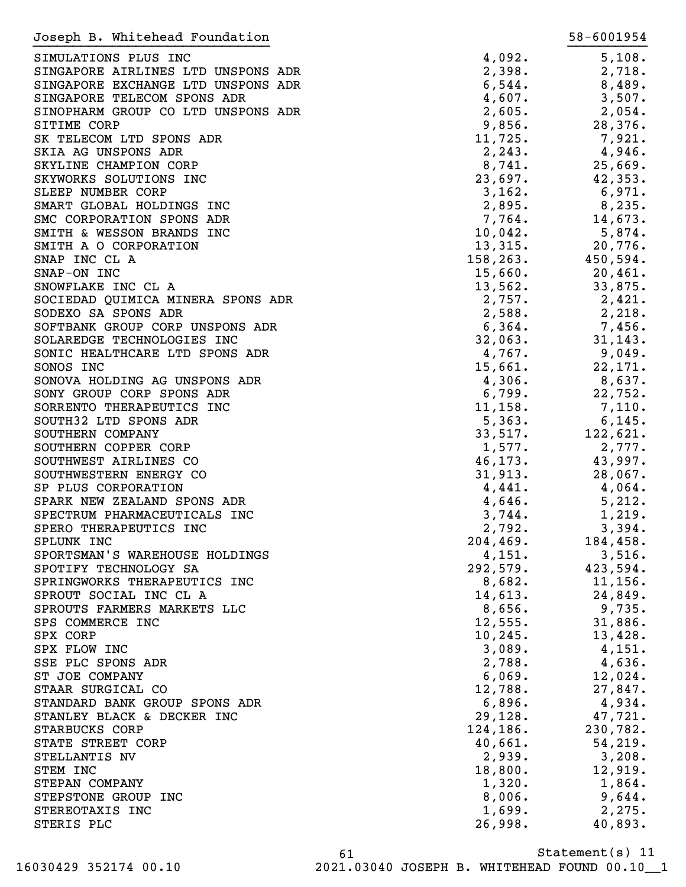Joseph B. Whitehead Foundation 58-6001954

| | | |
|---|---|---|
| SIMULATIONS PLUS INC | 4,092. | 5,108. |
| SINGAPORE AIRLINES LTD UNSPONS ADR | 2,398. | 2,718. |
| SINGAPORE EXCHANGE LTD UNSPONS ADR | 6,544. | 8,489. |
| SINGAPORE TELECOM SPONS ADR | 4,607. | 3,507. |
| SINOPHARM GROUP CO LTD UNSPONS ADR | 2,605. | 2,054. |
| SITIME CORP | 9,856. | 28,376. |
| SK TELECOM LTD SPONS ADR | 11,725. | 7,921. |
| SKIA AG UNSPONS ADR | 2,243. | 4,946. |
| SKYLINE CHAMPION CORP | 8,741. | 25,669. |
| SKYWORKS SOLUTIONS INC | 23,697. | 42,353. |
| SLEEP NUMBER CORP | 3,162. | 6,971. |
| SMART GLOBAL HOLDINGS INC | 2,895. | 8,235. |
| SMC CORPORATION SPONS ADR | 7,764. | 14,673. |
| SMITH & WESSON BRANDS INC | 10,042. | 5,874. |
| SMITH A O CORPORATION | 13,315. | 20,776. |
| SNAP INC CL A | 158,263. | 450,594. |
| SNAP-ON INC | 15,660. | 20,461. |
| SNOWFLAKE INC CL A | 13,562. | 33,875. |
| SOCIEDAD QUIMICA MINERA SPONS ADR | 2,757. | 2,421. |
| SODEXO SA SPONS ADR | 2,588. | 2,218. |
| SOFTBANK GROUP CORP UNSPONS ADR | 6,364. | 7,456. |
| SOLAREDGE TECHNOLOGIES INC | 32,063. | 31,143. |
| SONIC HEALTHCARE LTD SPONS ADR | 4,767. | 9,049. |
| SONOS INC | 15,661. | 22,171. |
| SONOVA HOLDING AG UNSPONS ADR | 4,306. | 8,637. |
| SONY GROUP CORP SPONS ADR | 6,799. | 22,752. |
| SORRENTO THERAPEUTICS INC | 11,158. | 7,110. |
| SOUTH32 LTD SPONS ADR | 5,363. | 6,145. |
| SOUTHERN COMPANY | 33,517. | 122,621. |
| SOUTHERN COPPER CORP | 1,577. | 2,777. |
| SOUTHWEST AIRLINES CO | 46,173. | 43,997. |
| SOUTHWESTERN ENERGY CO | 31,913. | 28,067. |
| SP PLUS CORPORATION | 4,441. | 4,064. |
| SPARK NEW ZEALAND SPONS ADR | 4,646. | 5,212. |
| SPECTRUM PHARMACEUTICALS INC | 3,744. | 1,219. |
| SPERO THERAPEUTICS INC | 2,792. | 3,394. |
| SPLUNK INC | 204,469. | 184,458. |
| SPORTSMAN'S WAREHOUSE HOLDINGS | 4,151. | 3,516. |
| SPOTIFY TECHNOLOGY SA | 292,579. | 423,594. |
| SPRINGWORKS THERAPEUTICS INC | 8,682. | 11,156. |
| SPROUT SOCIAL INC CL A | 14,613. | 24,849. |
| SPROUTS FARMERS MARKETS LLC | 8,656. | 9,735. |
| SPS COMMERCE INC | 12,555. | 31,886. |
| SPX CORP | 10,245. | 13,428. |
| SPX FLOW INC | 3,089. | 4,151. |
| SSE PLC SPONS ADR | 2,788. | 4,636. |
| ST JOE COMPANY | 6,069. | 12,024. |
| STAAR SURGICAL CO | 12,788. | 27,847. |
| STANDARD BANK GROUP SPONS ADR | 6,896. | 4,934. |
| STANLEY BLACK & DECKER INC | 29,128. | 47,721. |
| STARBUCKS CORP | 124,186. | 230,782. |
| STATE STREET CORP | 40,661. | 54,219. |
| STELLANTIS NV | 2,939. | 3,208. |
| STEM INC | 18,800. | 12,919. |
| STEPAN COMPANY | 1,320. | 1,864. |
| STEPSTONE GROUP INC | 8,006. | 9,644. |
| STEREOTAXIS INC | 1,699. | 2,275. |
| STERIS PLC | 26,998. | 40,893. |

Statement(s) 11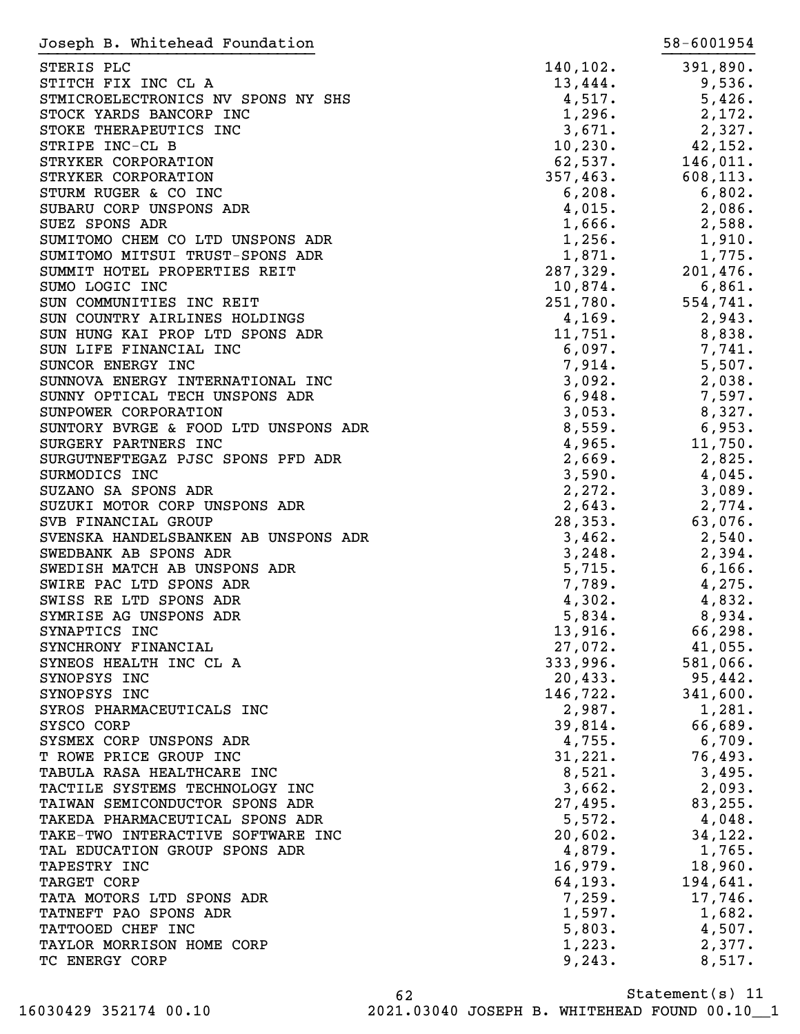Joseph B. Whitehead Foundation 58-6001954

| | | |
|---|---|---|
| STERIS PLC | 140,102. | 391,890. |
| STITCH FIX INC CL A | 13,444. | 9,536. |
| STMICROELECTRONICS NV SPONS NY SHS | 4,517. | 5,426. |
| STOCK YARDS BANCORP INC | 1,296. | 2,172. |
| STOKE THERAPEUTICS INC | 3,671. | 2,327. |
| STRIPE INC-CL B | 10,230. | 42,152. |
| STRYKER CORPORATION | 62,537. | 146,011. |
| STRYKER CORPORATION | 357,463. | 608,113. |
| STURM RUGER & CO INC | 6,208. | 6,802. |
| SUBARU CORP UNSPONS ADR | 4,015. | 2,086. |
| SUEZ SPONS ADR | 1,666. | 2,588. |
| SUMITOMO CHEM CO LTD UNSPONS ADR | 1,256. | 1,910. |
| SUMITOMO MITSUI TRUST-SPONS ADR | 1,871. | 1,775. |
| SUMMIT HOTEL PROPERTIES REIT | 287,329. | 201,476. |
| SUMO LOGIC INC | 10,874. | 6,861. |
| SUN COMMUNITIES INC REIT | 251,780. | 554,741. |
| SUN COUNTRY AIRLINES HOLDINGS | 4,169. | 2,943. |
| SUN HUNG KAI PROP LTD SPONS ADR | 11,751. | 8,838. |
| SUN LIFE FINANCIAL INC | 6,097. | 7,741. |
| SUNCOR ENERGY INC | 7,914. | 5,507. |
| SUNNOVA ENERGY INTERNATIONAL INC | 3,092. | 2,038. |
| SUNNY OPTICAL TECH UNSPONS ADR | 6,948. | 7,597. |
| SUNPOWER CORPORATION | 3,053. | 8,327. |
| SUNTORY BVRGE & FOOD LTD UNSPONS ADR | 8,559. | 6,953. |
| SURGERY PARTNERS INC | 4,965. | 11,750. |
| SURGUTNEFTEGAZ PJSC SPONS PFD ADR | 2,669. | 2,825. |
| SURMODICS INC | 3,590. | 4,045. |
| SUZANO SA SPONS ADR | 2,272. | 3,089. |
| SUZUKI MOTOR CORP UNSPONS ADR | 2,643. | 2,774. |
| SVB FINANCIAL GROUP | 28,353. | 63,076. |
| SVENSKA HANDELSBANKEN AB UNSPONS ADR | 3,462. | 2,540. |
| SWEDBANK AB SPONS ADR | 3,248. | 2,394. |
| SWEDISH MATCH AB UNSPONS ADR | 5,715. | 6,166. |
| SWIRE PAC LTD SPONS ADR | 7,789. | 4,275. |
| SWISS RE LTD SPONS ADR | 4,302. | 4,832. |
| SYMRISE AG UNSPONS ADR | 5,834. | 8,934. |
| SYNAPTICS INC | 13,916. | 66,298. |
| SYNCHRONY FINANCIAL | 27,072. | 41,055. |
| SYNEOS HEALTH INC CL A | 333,996. | 581,066. |
| SYNOPSYS INC | 20,433. | 95,442. |
| SYNOPSYS INC | 146,722. | 341,600. |
| SYROS PHARMACEUTICALS INC | 2,987. | 1,281. |
| SYSCO CORP | 39,814. | 66,689. |
| SYSMEX CORP UNSPONS ADR | 4,755. | 6,709. |
| T ROWE PRICE GROUP INC | 31,221. | 76,493. |
| TABULA RASA HEALTHCARE INC | 8,521. | 3,495. |
| TACTILE SYSTEMS TECHNOLOGY INC | 3,662. | 2,093. |
| TAIWAN SEMICONDUCTOR SPONS ADR | 27,495. | 83,255. |
| TAKEDA PHARMACEUTICAL SPONS ADR | 5,572. | 4,048. |
| TAKE-TWO INTERACTIVE SOFTWARE INC | 20,602. | 34,122. |
| TAL EDUCATION GROUP SPONS ADR | 4,879. | 1,765. |
| TAPESTRY INC | 16,979. | 18,960. |
| TARGET CORP | 64,193. | 194,641. |
| TATA MOTORS LTD SPONS ADR | 7,259. | 17,746. |
| TATNEFT PAO SPONS ADR | 1,597. | 1,682. |
| TATTOOED CHEF INC | 5,803. | 4,507. |
| TAYLOR MORRISON HOME CORP | 1,223. | 2,377. |
| TC ENERGY CORP | 9,243. | 8,517. |

Statement(s) 11

16030429 352174 00.10 2021.03040 JOSEPH B. WHITEHEAD FOUND 00.10__1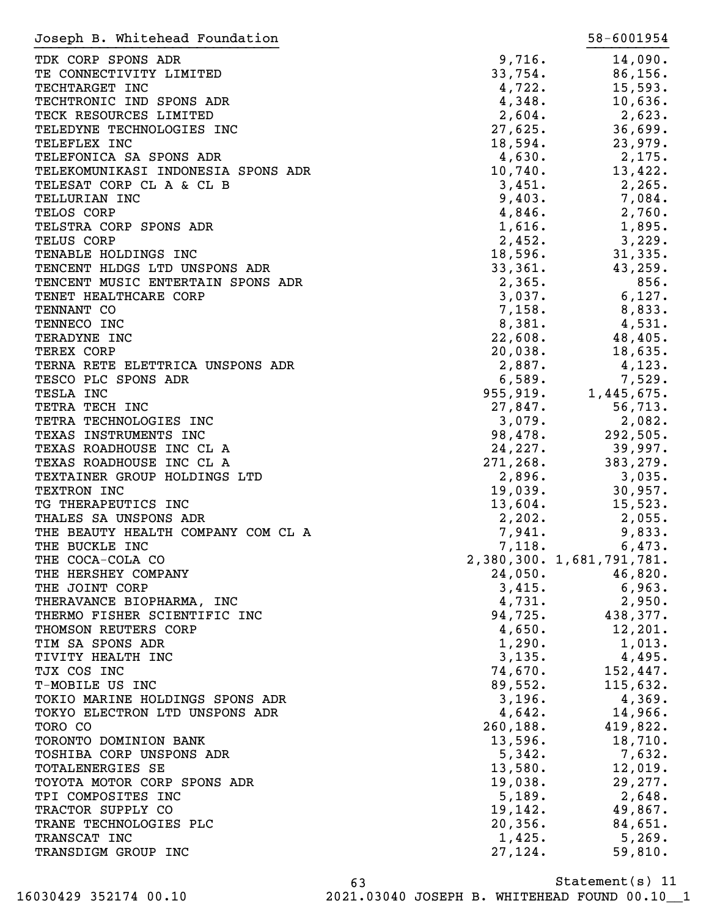Joseph B. Whitehead Foundation 58-6001954

| | | |
|---|---|---|
| TDK CORP SPONS ADR | 9,716. | 14,090. |
| TE CONNECTIVITY LIMITED | 33,754. | 86,156. |
| TECHTARGET INC | 4,722. | 15,593. |
| TECHTRONIC IND SPONS ADR | 4,348. | 10,636. |
| TECK RESOURCES LIMITED | 2,604. | 2,623. |
| TELEDYNE TECHNOLOGIES INC | 27,625. | 36,699. |
| TELEFLEX INC | 18,594. | 23,979. |
| TELEFONICA SA SPONS ADR | 4,630. | 2,175. |
| TELEKOMUNIKASI INDONESIA SPONS ADR | 10,740. | 13,422. |
| TELESAT CORP CL A & CL B | 3,451. | 2,265. |
| TELLURIAN INC | 9,403. | 7,084. |
| TELOS CORP | 4,846. | 2,760. |
| TELSTRA CORP SPONS ADR | 1,616. | 1,895. |
| TELUS CORP | 2,452. | 3,229. |
| TENABLE HOLDINGS INC | 18,596. | 31,335. |
| TENCENT HLDGS LTD UNSPONS ADR | 33,361. | 43,259. |
| TENCENT MUSIC ENTERTAIN SPONS ADR | 2,365. | 856. |
| TENET HEALTHCARE CORP | 3,037. | 6,127. |
| TENNANT CO | 7,158. | 8,833. |
| TENNECO INC | 8,381. | 4,531. |
| TERADYNE INC | 22,608. | 48,405. |
| TEREX CORP | 20,038. | 18,635. |
| TERNA RETE ELETTRICA UNSPONS ADR | 2,887. | 4,123. |
| TESCO PLC SPONS ADR | 6,589. | 7,529. |
| TESLA INC | 955,919. | 1,445,675. |
| TETRA TECH INC | 27,847. | 56,713. |
| TETRA TECHNOLOGIES INC | 3,079. | 2,082. |
| TEXAS INSTRUMENTS INC | 98,478. | 292,505. |
| TEXAS ROADHOUSE INC CL A | 24,227. | 39,997. |
| TEXAS ROADHOUSE INC CL A | 271,268. | 383,279. |
| TEXTAINER GROUP HOLDINGS LTD | 2,896. | 3,035. |
| TEXTRON INC | 19,039. | 30,957. |
| TG THERAPEUTICS INC | 13,604. | 15,523. |
| THALES SA UNSPONS ADR | 2,202. | 2,055. |
| THE BEAUTY HEALTH COMPANY COM CL A | 7,941. | 9,833. |
| THE BUCKLE INC | 7,118. | 6,473. |
| THE COCA-COLA CO | 2,380,300. | 1,681,791,781. |
| THE HERSHEY COMPANY | 24,050. | 46,820. |
| THE JOINT CORP | 3,415. | 6,963. |
| THERAVANCE BIOPHARMA, INC | 4,731. | 2,950. |
| THERMO FISHER SCIENTIFIC INC | 94,725. | 438,377. |
| THOMSON REUTERS CORP | 4,650. | 12,201. |
| TIM SA SPONS ADR | 1,290. | 1,013. |
| TIVITY HEALTH INC | 3,135. | 4,495. |
| TJX COS INC | 74,670. | 152,447. |
| T-MOBILE US INC | 89,552. | 115,632. |
| TOKIO MARINE HOLDINGS SPONS ADR | 3,196. | 4,369. |
| TOKYO ELECTRON LTD UNSPONS ADR | 4,642. | 14,966. |
| TORO CO | 260,188. | 419,822. |
| TORONTO DOMINION BANK | 13,596. | 18,710. |
| TOSHIBA CORP UNSPONS ADR | 5,342. | 7,632. |
| TOTALENERGIES SE | 13,580. | 12,019. |
| TOYOTA MOTOR CORP SPONS ADR | 19,038. | 29,277. |
| TPI COMPOSITES INC | 5,189. | 2,648. |
| TRACTOR SUPPLY CO | 19,142. | 49,867. |
| TRANE TECHNOLOGIES PLC | 20,356. | 84,651. |
| TRANSCAT INC | 1,425. | 5,269. |
| TRANSDIGM GROUP INC | 27,124. | 59,810. |

Statement(s) 11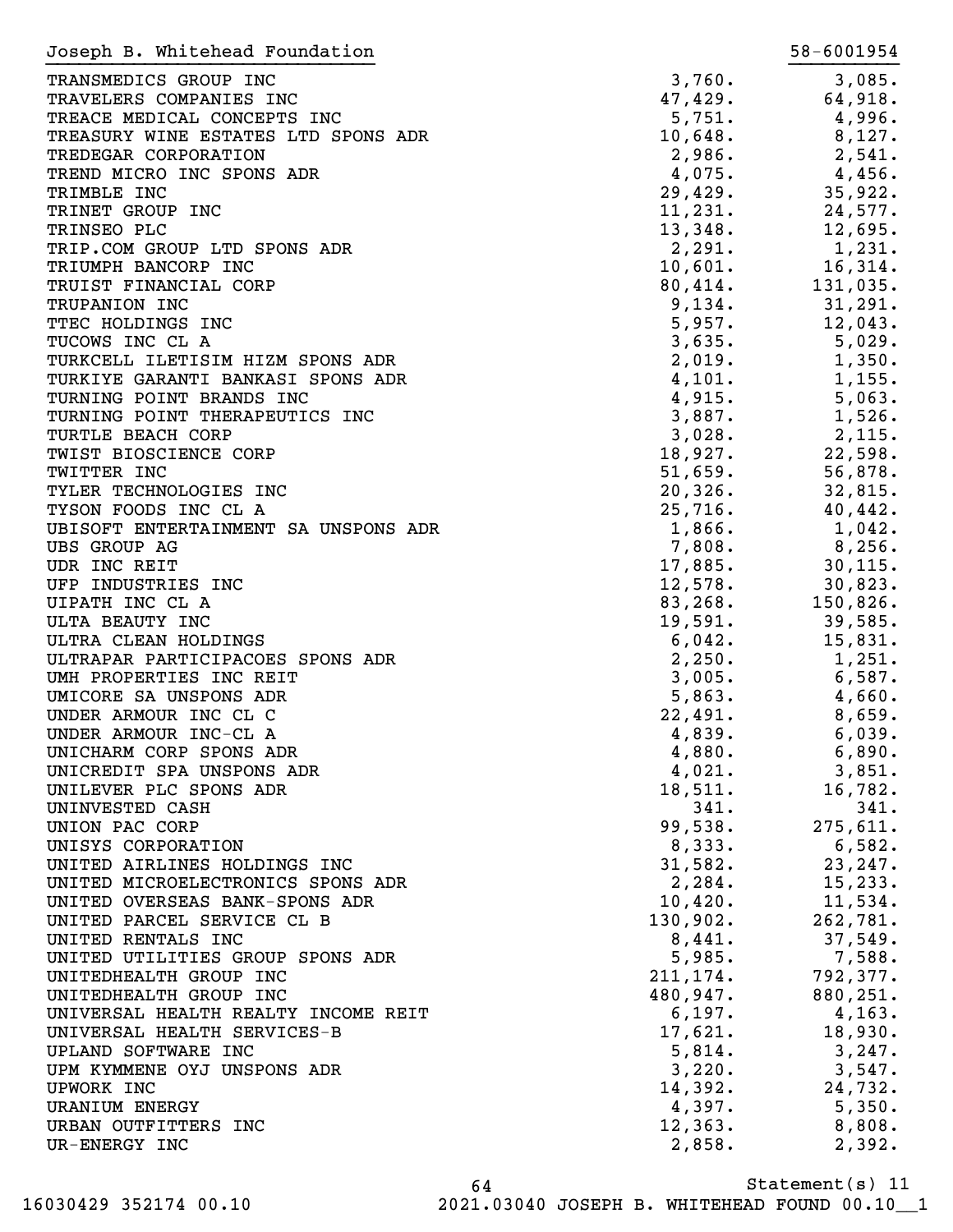Joseph B. Whitehead Foundation 58-6001954

| | | |
|---|---|---|
| TRANSMEDICS GROUP INC | 3,760. | 3,085. |
| TRAVELERS COMPANIES INC | 47,429. | 64,918. |
| TREACE MEDICAL CONCEPTS INC | 5,751. | 4,996. |
| TREASURY WINE ESTATES LTD SPONS ADR | 10,648. | 8,127. |
| TREDEGAR CORPORATION | 2,986. | 2,541. |
| TREND MICRO INC SPONS ADR | 4,075. | 4,456. |
| TRIMBLE INC | 29,429. | 35,922. |
| TRINET GROUP INC | 11,231. | 24,577. |
| TRINSEO PLC | 13,348. | 12,695. |
| TRIP.COM GROUP LTD SPONS ADR | 2,291. | 1,231. |
| TRIUMPH BANCORP INC | 10,601. | 16,314. |
| TRUIST FINANCIAL CORP | 80,414. | 131,035. |
| TRUPANION INC | 9,134. | 31,291. |
| TTEC HOLDINGS INC | 5,957. | 12,043. |
| TUCOWS INC CL A | 3,635. | 5,029. |
| TURKCELL ILETISIM HIZM SPONS ADR | 2,019. | 1,350. |
| TURKIYE GARANTI BANKASI SPONS ADR | 4,101. | 1,155. |
| TURNING POINT BRANDS INC | 4,915. | 5,063. |
| TURNING POINT THERAPEUTICS INC | 3,887. | 1,526. |
| TURTLE BEACH CORP | 3,028. | 2,115. |
| TWIST BIOSCIENCE CORP | 18,927. | 22,598. |
| TWITTER INC | 51,659. | 56,878. |
| TYLER TECHNOLOGIES INC | 20,326. | 32,815. |
| TYSON FOODS INC CL A | 25,716. | 40,442. |
| UBISOFT ENTERTAINMENT SA UNSPONS ADR | 1,866. | 1,042. |
| UBS GROUP AG | 7,808. | 8,256. |
| UDR INC REIT | 17,885. | 30,115. |
| UFP INDUSTRIES INC | 12,578. | 30,823. |
| UIPATH INC CL A | 83,268. | 150,826. |
| ULTA BEAUTY INC | 19,591. | 39,585. |
| ULTRA CLEAN HOLDINGS | 6,042. | 15,831. |
| ULTRAPAR PARTICIPACOES SPONS ADR | 2,250. | 1,251. |
| UMH PROPERTIES INC REIT | 3,005. | 6,587. |
| UMICORE SA UNSPONS ADR | 5,863. | 4,660. |
| UNDER ARMOUR INC CL C | 22,491. | 8,659. |
| UNDER ARMOUR INC-CL A | 4,839. | 6,039. |
| UNICHARM CORP SPONS ADR | 4,880. | 6,890. |
| UNICREDIT SPA UNSPONS ADR | 4,021. | 3,851. |
| UNILEVER PLC SPONS ADR | 18,511. | 16,782. |
| UNINVESTED CASH | 341. | 341. |
| UNION PAC CORP | 99,538. | 275,611. |
| UNISYS CORPORATION | 8,333. | 6,582. |
| UNITED AIRLINES HOLDINGS INC | 31,582. | 23,247. |
| UNITED MICROELECTRONICS SPONS ADR | 2,284. | 15,233. |
| UNITED OVERSEAS BANK-SPONS ADR | 10,420. | 11,534. |
| UNITED PARCEL SERVICE CL B | 130,902. | 262,781. |
| UNITED RENTALS INC | 8,441. | 37,549. |
| UNITED UTILITIES GROUP SPONS ADR | 5,985. | 7,588. |
| UNITEDHEALTH GROUP INC | 211,174. | 792,377. |
| UNITEDHEALTH GROUP INC | 480,947. | 880,251. |
| UNIVERSAL HEALTH REALTY INCOME REIT | 6,197. | 4,163. |
| UNIVERSAL HEALTH SERVICES-B | 17,621. | 18,930. |
| UPLAND SOFTWARE INC | 5,814. | 3,247. |
| UPM KYMMENE OYJ UNSPONS ADR | 3,220. | 3,547. |
| UPWORK INC | 14,392. | 24,732. |
| URANIUM ENERGY | 4,397. | 5,350. |
| URBAN OUTFITTERS INC | 12,363. | 8,808. |
| UR-ENERGY INC | 2,858. | 2,392. |

Statement(s) 11

16030429 352174 00.10 2021.03040 JOSEPH B. WHITEHEAD FOUND 00.10__1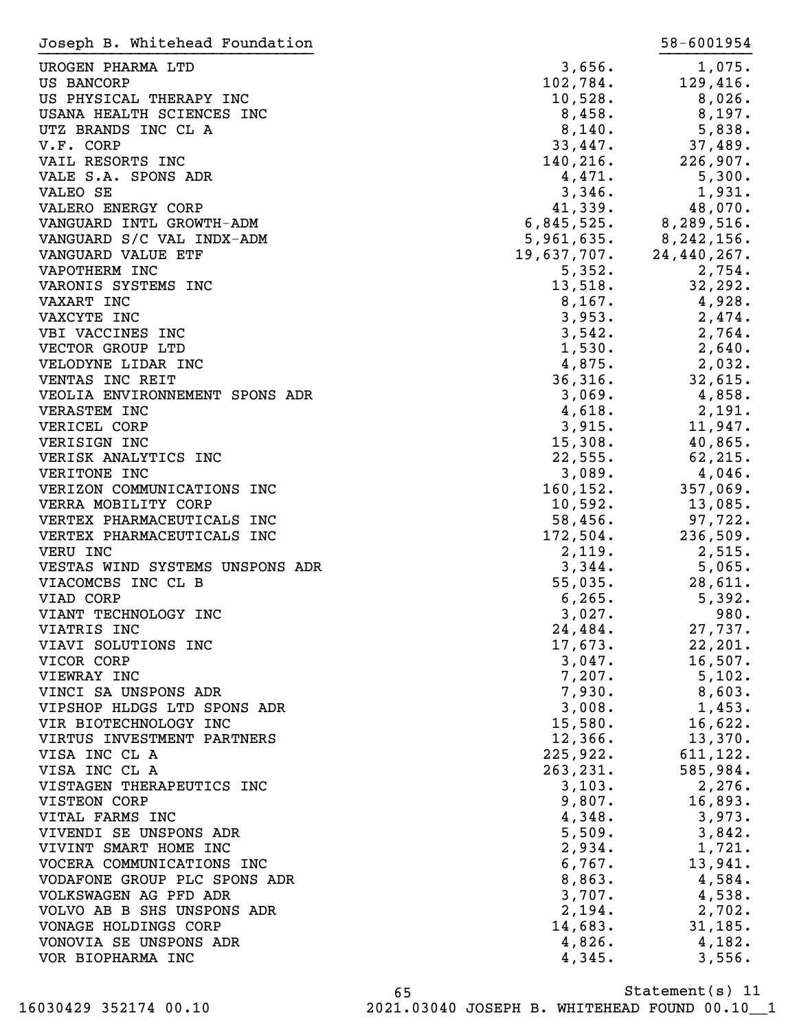Joseph B. Whitehead Foundation 58-6001954

| | | |
|---|---|---|
| UROGEN PHARMA LTD | 3,656. | 1,075. |
| US BANCORP | 102,784. | 129,416. |
| US PHYSICAL THERAPY INC | 10,528. | 8,026. |
| USANA HEALTH SCIENCES INC | 8,458. | 8,197. |
| UTZ BRANDS INC CL A | 8,140. | 5,838. |
| V.F. CORP | 33,447. | 37,489. |
| VAIL RESORTS INC | 140,216. | 226,907. |
| VALE S.A. SPONS ADR | 4,471. | 5,300. |
| VALEO SE | 3,346. | 1,931. |
| VALERO ENERGY CORP | 41,339. | 48,070. |
| VANGUARD INTL GROWTH-ADM | 6,845,525. | 8,289,516. |
| VANGUARD S/C VAL INDX-ADM | 5,961,635. | 8,242,156. |
| VANGUARD VALUE ETF | 19,637,707. | 24,440,267. |
| VAPOTHERM INC | 5,352. | 2,754. |
| VARONIS SYSTEMS INC | 13,518. | 32,292. |
| VAXART INC | 8,167. | 4,928. |
| VAXCYTE INC | 3,953. | 2,474. |
| VBI VACCINES INC | 3,542. | 2,764. |
| VECTOR GROUP LTD | 1,530. | 2,640. |
| VELODYNE LIDAR INC | 4,875. | 2,032. |
| VENTAS INC REIT | 36,316. | 32,615. |
| VEOLIA ENVIRONNEMENT SPONS ADR | 3,069. | 4,858. |
| VERASTEM INC | 4,618. | 2,191. |
| VERICEL CORP | 3,915. | 11,947. |
| VERISIGN INC | 15,308. | 40,865. |
| VERISK ANALYTICS INC | 22,555. | 62,215. |
| VERITONE INC | 3,089. | 4,046. |
| VERIZON COMMUNICATIONS INC | 160,152. | 357,069. |
| VERRA MOBILITY CORP | 10,592. | 13,085. |
| VERTEX PHARMACEUTICALS INC | 58,456. | 97,722. |
| VERTEX PHARMACEUTICALS INC | 172,504. | 236,509. |
| VERU INC | 2,119. | 2,515. |
| VESTAS WIND SYSTEMS UNSPONS ADR | 3,344. | 5,065. |
| VIACOMCBS INC CL B | 55,035. | 28,611. |
| VIAD CORP | 6,265. | 5,392. |
| VIANT TECHNOLOGY INC | 3,027. | 980. |
| VIATRIS INC | 24,484. | 27,737. |
| VIAVI SOLUTIONS INC | 17,673. | 22,201. |
| VICOR CORP | 3,047. | 16,507. |
| VIEWRAY INC | 7,207. | 5,102. |
| VINCI SA UNSPONS ADR | 7,930. | 8,603. |
| VIPSHOP HLDGS LTD SPONS ADR | 3,008. | 1,453. |
| VIR BIOTECHNOLOGY INC | 15,580. | 16,622. |
| VIRTUS INVESTMENT PARTNERS | 12,366. | 13,370. |
| VISA INC CL A | 225,922. | 611,122. |
| VISA INC CL A | 263,231. | 585,984. |
| VISTAGEN THERAPEUTICS INC | 3,103. | 2,276. |
| VISTEON CORP | 9,807. | 16,893. |
| VITAL FARMS INC | 4,348. | 3,973. |
| VIVENDI SE UNSPONS ADR | 5,509. | 3,842. |
| VIVINT SMART HOME INC | 2,934. | 1,721. |
| VOCERA COMMUNICATIONS INC | 6,767. | 13,941. |
| VODAFONE GROUP PLC SPONS ADR | 8,863. | 4,584. |
| VOLKSWAGEN AG PFD ADR | 3,707. | 4,538. |
| VOLVO AB B SHS UNSPONS ADR | 2,194. | 2,702. |
| VONAGE HOLDINGS CORP | 14,683. | 31,185. |
| VONOVIA SE UNSPONS ADR | 4,826. | 4,182. |
| VOR BIOPHARMA INC | 4,345. | 3,556. |

Statement(s) 11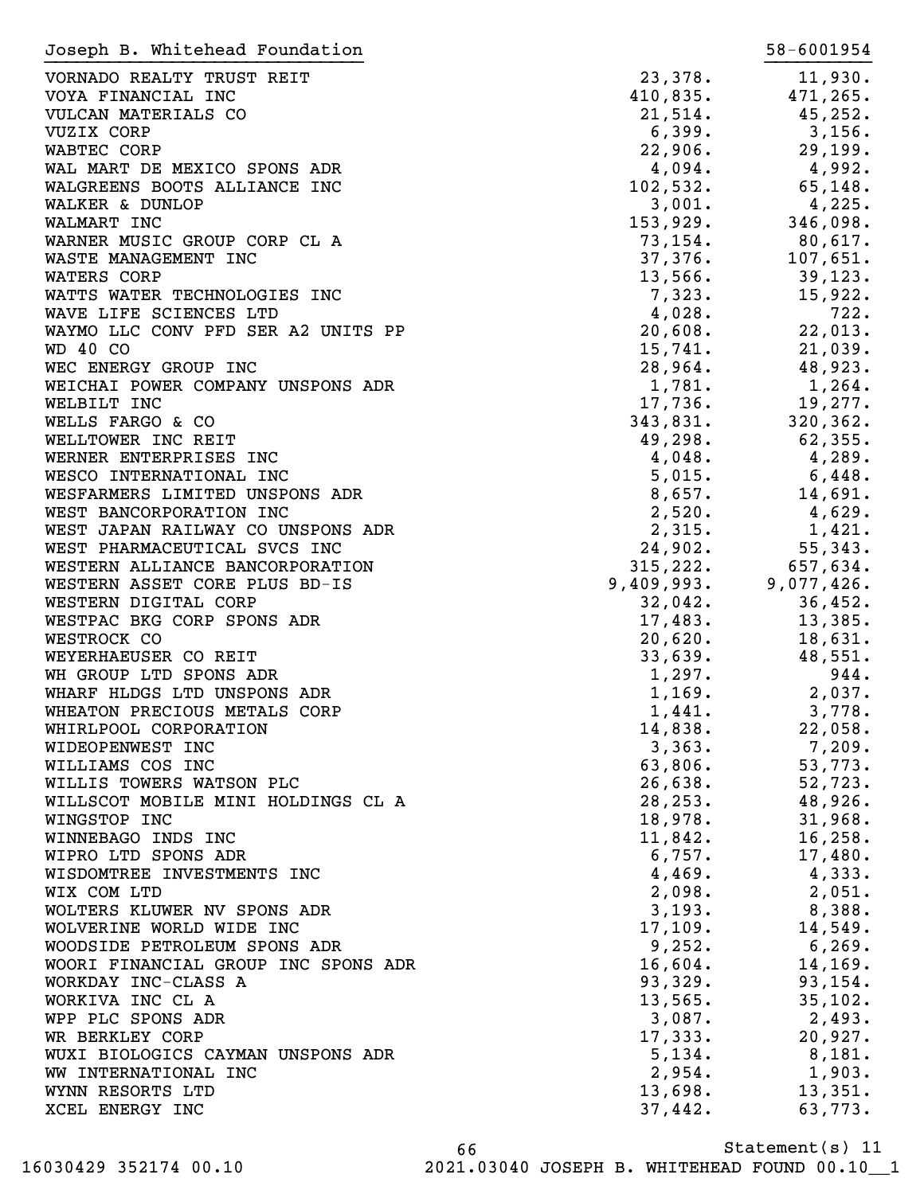Joseph B. Whitehead Foundation 58-6001954

| | | |
|---|---|---|
| VORNADO REALTY TRUST REIT | 23,378. | 11,930. |
| VOYA FINANCIAL INC | 410,835. | 471,265. |
| VULCAN MATERIALS CO | 21,514. | 45,252. |
| VUZIX CORP | 6,399. | 3,156. |
| WABTEC CORP | 22,906. | 29,199. |
| WAL MART DE MEXICO SPONS ADR | 4,094. | 4,992. |
| WALGREENS BOOTS ALLIANCE INC | 102,532. | 65,148. |
| WALKER & DUNLOP | 3,001. | 4,225. |
| WALMART INC | 153,929. | 346,098. |
| WARNER MUSIC GROUP CORP CL A | 73,154. | 80,617. |
| WASTE MANAGEMENT INC | 37,376. | 107,651. |
| WATERS CORP | 13,566. | 39,123. |
| WATTS WATER TECHNOLOGIES INC | 7,323. | 15,922. |
| WAVE LIFE SCIENCES LTD | 4,028. | 722. |
| WAYMO LLC CONV PFD SER A2 UNITS PP | 20,608. | 22,013. |
| WD 40 CO | 15,741. | 21,039. |
| WEC ENERGY GROUP INC | 28,964. | 48,923. |
| WEICHAI POWER COMPANY UNSPONS ADR | 1,781. | 1,264. |
| WELBILT INC | 17,736. | 19,277. |
| WELLS FARGO & CO | 343,831. | 320,362. |
| WELLTOWER INC REIT | 49,298. | 62,355. |
| WERNER ENTERPRISES INC | 4,048. | 4,289. |
| WESCO INTERNATIONAL INC | 5,015. | 6,448. |
| WESFARMERS LIMITED UNSPONS ADR | 8,657. | 14,691. |
| WEST BANCORPORATION INC | 2,520. | 4,629. |
| WEST JAPAN RAILWAY CO UNSPONS ADR | 2,315. | 1,421. |
| WEST PHARMACEUTICAL SVCS INC | 24,902. | 55,343. |
| WESTERN ALLIANCE BANCORPORATION | 315,222. | 657,634. |
| WESTERN ASSET CORE PLUS BD-IS | 9,409,993. | 9,077,426. |
| WESTERN DIGITAL CORP | 32,042. | 36,452. |
| WESTPAC BKG CORP SPONS ADR | 17,483. | 13,385. |
| WESTROCK CO | 20,620. | 18,631. |
| WEYERHAEUSER CO REIT | 33,639. | 48,551. |
| WH GROUP LTD SPONS ADR | 1,297. | 944. |
| WHARF HLDGS LTD UNSPONS ADR | 1,169. | 2,037. |
| WHEATON PRECIOUS METALS CORP | 1,441. | 3,778. |
| WHIRLPOOL CORPORATION | 14,838. | 22,058. |
| WIDEOPENWEST INC | 3,363. | 7,209. |
| WILLIAMS COS INC | 63,806. | 53,773. |
| WILLIS TOWERS WATSON PLC | 26,638. | 52,723. |
| WILLSCOT MOBILE MINI HOLDINGS CL A | 28,253. | 48,926. |
| WINGSTOP INC | 18,978. | 31,968. |
| WINNEBAGO INDS INC | 11,842. | 16,258. |
| WIPRO LTD SPONS ADR | 6,757. | 17,480. |
| WISDOMTREE INVESTMENTS INC | 4,469. | 4,333. |
| WIX COM LTD | 2,098. | 2,051. |
| WOLTERS KLUWER NV SPONS ADR | 3,193. | 8,388. |
| WOLVERINE WORLD WIDE INC | 17,109. | 14,549. |
| WOODSIDE PETROLEUM SPONS ADR | 9,252. | 6,269. |
| WOORI FINANCIAL GROUP INC SPONS ADR | 16,604. | 14,169. |
| WORKDAY INC-CLASS A | 93,329. | 93,154. |
| WORKIVA INC CL A | 13,565. | 35,102. |
| WPP PLC SPONS ADR | 3,087. | 2,493. |
| WR BERKLEY CORP | 17,333. | 20,927. |
| WUXI BIOLOGICS CAYMAN UNSPONS ADR | 5,134. | 8,181. |
| WW INTERNATIONAL INC | 2,954. | 1,903. |
| WYNN RESORTS LTD | 13,698. | 13,351. |
| XCEL ENERGY INC | 37,442. | 63,773. |

Statement(s) 11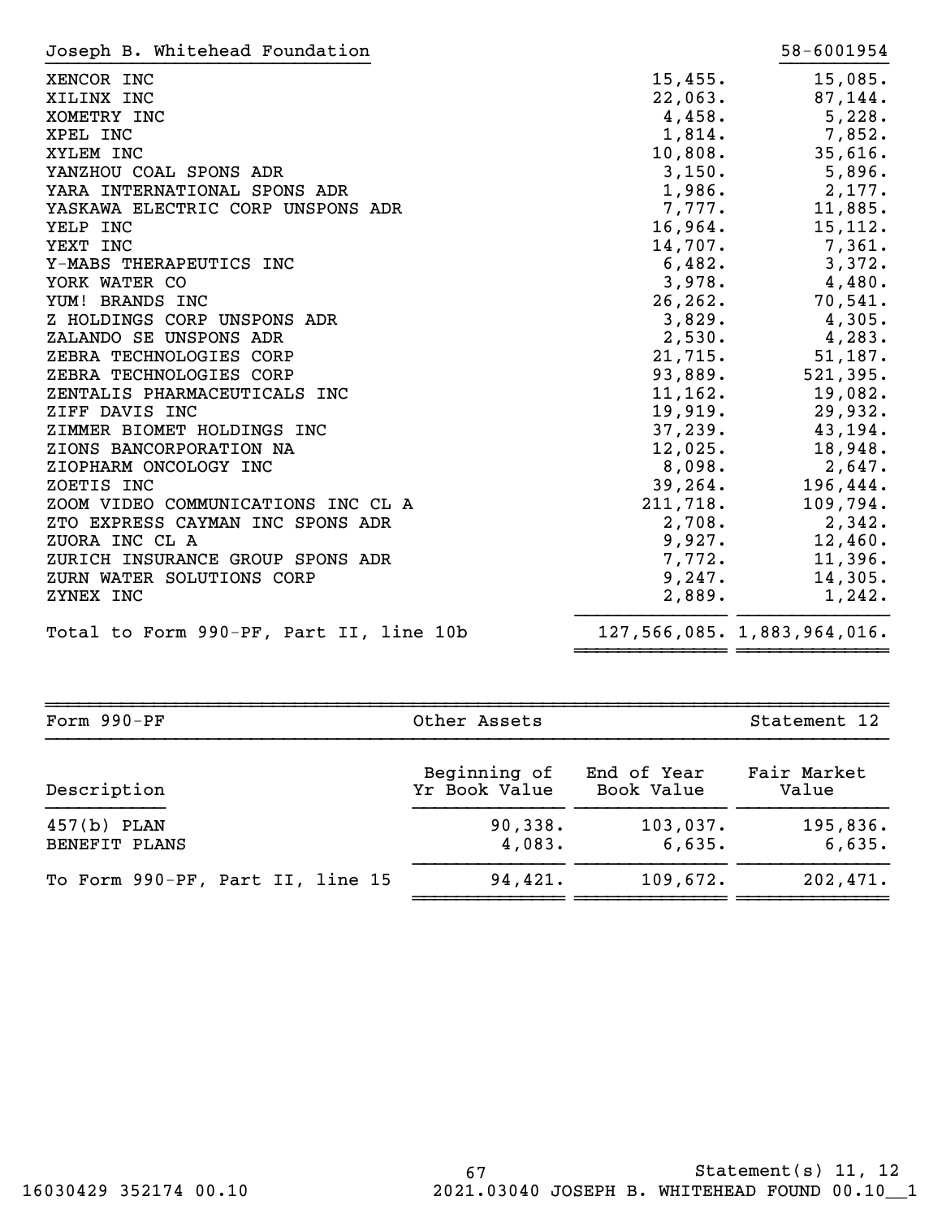Joseph B. Whitehead Foundation 58-6001954

| Description | Book Value | Fair Market Value |
|---|---|---|
| XENCOR INC | 15,455. | 15,085. |
| XILINX INC | 22,063. | 87,144. |
| XOMETRY INC | 4,458. | 5,228. |
| XPEL INC | 1,814. | 7,852. |
| XYLEM INC | 10,808. | 35,616. |
| YANZHOU COAL SPONS ADR | 3,150. | 5,896. |
| YARA INTERNATIONAL SPONS ADR | 1,986. | 2,177. |
| YASKAWA ELECTRIC CORP UNSPONS ADR | 7,777. | 11,885. |
| YELP INC | 16,964. | 15,112. |
| YEXT INC | 14,707. | 7,361. |
| Y-MABS THERAPEUTICS INC | 6,482. | 3,372. |
| YORK WATER CO | 3,978. | 4,480. |
| YUM! BRANDS INC | 26,262. | 70,541. |
| Z HOLDINGS CORP UNSPONS ADR | 3,829. | 4,305. |
| ZALANDO SE UNSPONS ADR | 2,530. | 4,283. |
| ZEBRA TECHNOLOGIES CORP | 21,715. | 51,187. |
| ZEBRA TECHNOLOGIES CORP | 93,889. | 521,395. |
| ZENTALIS PHARMACEUTICALS INC | 11,162. | 19,082. |
| ZIFF DAVIS INC | 19,919. | 29,932. |
| ZIMMER BIOMET HOLDINGS INC | 37,239. | 43,194. |
| ZIONS BANCORPORATION NA | 12,025. | 18,948. |
| ZIOPHARM ONCOLOGY INC | 8,098. | 2,647. |
| ZOETIS INC | 39,264. | 196,444. |
| ZOOM VIDEO COMMUNICATIONS INC CL A | 211,718. | 109,794. |
| ZTO EXPRESS CAYMAN INC SPONS ADR | 2,708. | 2,342. |
| ZUORA INC CL A | 9,927. | 12,460. |
| ZURICH INSURANCE GROUP SPONS ADR | 7,772. | 11,396. |
| ZURN WATER SOLUTIONS CORP | 9,247. | 14,305. |
| ZYNEX INC | 2,889. | 1,242. |
| Total to Form 990-PF, Part II, line 10b | 127,566,085. | 1,883,964,016. |

| Form 990-PF | Other Assets | | Statement 12 |
|---|---|---|---|
| Description | Beginning of Yr Book Value | End of Year Book Value | Fair Market Value |
| 457(b) PLAN | 90,338. | 103,037. | 195,836. |
| BENEFIT PLANS | 4,083. | 6,635. | 6,635. |
| To Form 990-PF, Part II, line 15 | 94,421. | 109,672. | 202,471. |

Statement(s) 11, 12

16030429 352174 00.10 2021.03040 JOSEPH B. WHITEHEAD FOUND 00.10__1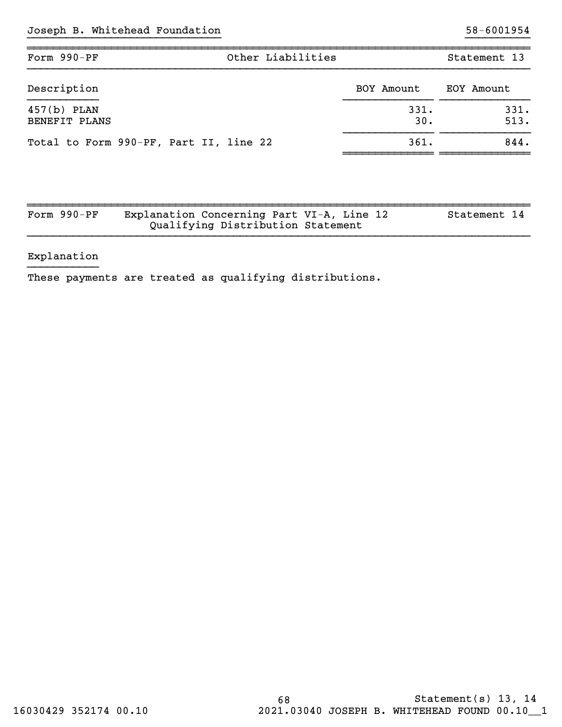Joseph B. Whitehead Foundation 58-6001954

| Form 990-PF | Other Liabilities | Statement 13 |
|---|---|---|

| Description | BOY Amount | EOY Amount |
|---|---|---|
| 457(b) PLAN | 331. | 331. |
| BENEFIT PLANS | 30. | 513. |
| Total to Form 990-PF, Part II, line 22 | 361. | 844. |

| Form 990-PF | Explanation Concerning Part VI-A, Line 12<br>Qualifying Distribution Statement | Statement 14 |
|---|---|---|

Explanation

These payments are treated as qualifying distributions.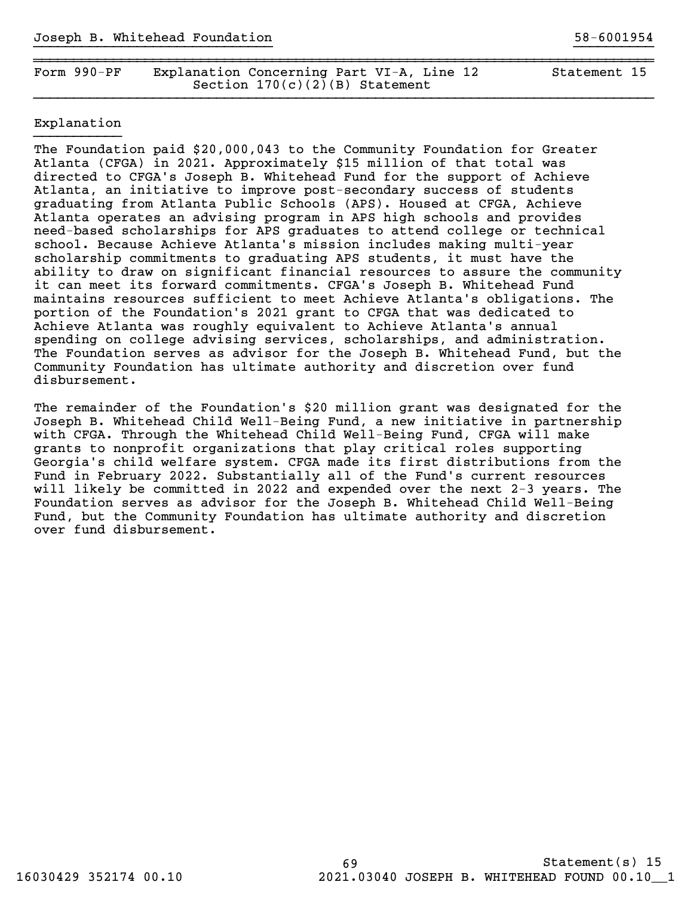Joseph B. Whitehead Foundation 58-6001954

| Form 990-PF | Explanation Concerning Part VI-A, Line 12 Section 170(c)(2)(B) Statement | Statement 15 |
| --- | --- | --- |

Explanation

The Foundation paid $20,000,043 to the Community Foundation for Greater Atlanta (CFGA) in 2021. Approximately $15 million of that total was directed to CFGA's Joseph B. Whitehead Fund for the support of Achieve Atlanta, an initiative to improve post-secondary success of students graduating from Atlanta Public Schools (APS). Housed at CFGA, Achieve Atlanta operates an advising program in APS high schools and provides need-based scholarships for APS graduates to attend college or technical school. Because Achieve Atlanta's mission includes making multi-year scholarship commitments to graduating APS students, it must have the ability to draw on significant financial resources to assure the community it can meet its forward commitments. CFGA's Joseph B. Whitehead Fund maintains resources sufficient to meet Achieve Atlanta's obligations. The portion of the Foundation's 2021 grant to CFGA that was dedicated to Achieve Atlanta was roughly equivalent to Achieve Atlanta's annual spending on college advising services, scholarships, and administration. The Foundation serves as advisor for the Joseph B. Whitehead Fund, but the Community Foundation has ultimate authority and discretion over fund disbursement.

The remainder of the Foundation's $20 million grant was designated for the Joseph B. Whitehead Child Well-Being Fund, a new initiative in partnership with CFGA. Through the Whitehead Child Well-Being Fund, CFGA will make grants to nonprofit organizations that play critical roles supporting Georgia's child welfare system. CFGA made its first distributions from the Fund in February 2022. Substantially all of the Fund's current resources will likely be committed in 2022 and expended over the next 2-3 years. The Foundation serves as advisor for the Joseph B. Whitehead Child Well-Being Fund, but the Community Foundation has ultimate authority and discretion over fund disbursement.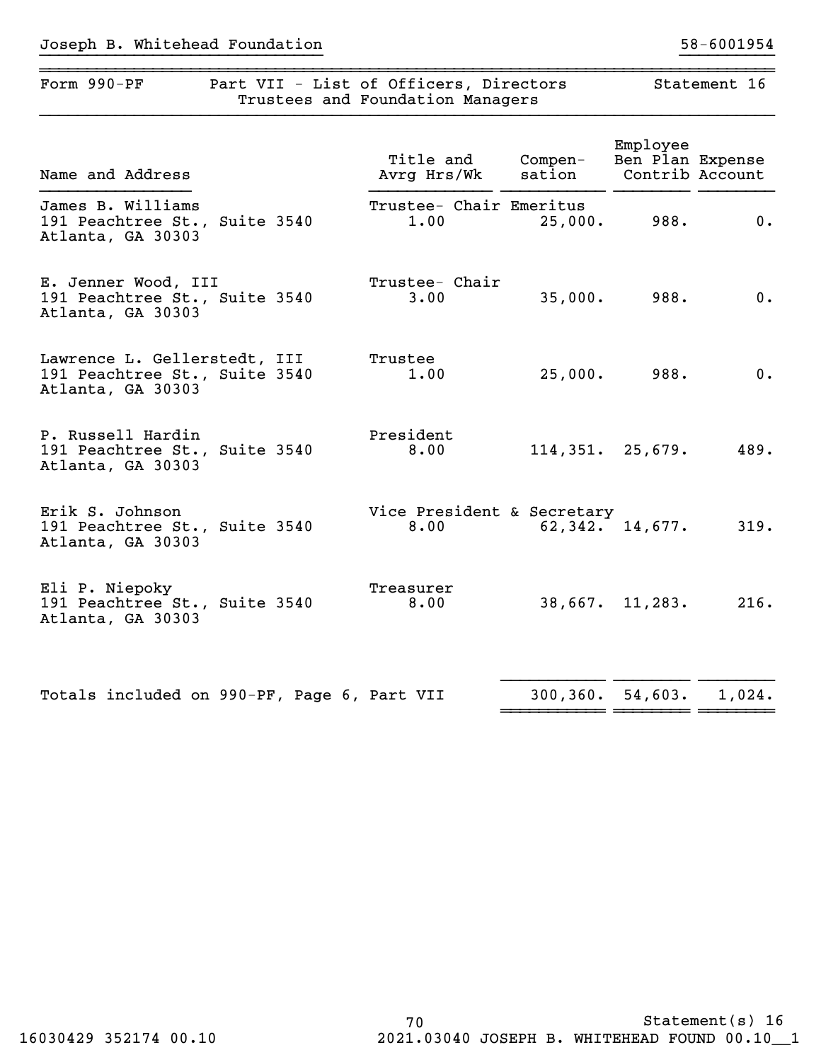Joseph B. Whitehead Foundation 58-6001954

| Form 990-PF | Part VII - List of Officers, Directors Trustees and Foundation Managers | Statement 16 |
|---|---|---|

| Name and Address | Title and Avrg Hrs/Wk | Compen-sation | Employee Ben Plan Contrib | Expense Account |
|---|---|---|---|---|
| James B. Williams<br>191 Peachtree St., Suite 3540<br>Atlanta, GA 30303 | Trustee- Chair Emeritus<br>1.00 | 25,000. | 988. | 0. |
| E. Jenner Wood, III<br>191 Peachtree St., Suite 3540<br>Atlanta, GA 30303 | Trustee- Chair<br>3.00 | 35,000. | 988. | 0. |
| Lawrence L. Gellerstedt, III<br>191 Peachtree St., Suite 3540<br>Atlanta, GA 30303 | Trustee<br>1.00 | 25,000. | 988. | 0. |
| P. Russell Hardin<br>191 Peachtree St., Suite 3540<br>Atlanta, GA 30303 | President<br>8.00 | 114,351. | 25,679. | 489. |
| Erik S. Johnson<br>191 Peachtree St., Suite 3540<br>Atlanta, GA 30303 | Vice President & Secretary<br>8.00 | 62,342. | 14,677. | 319. |
| Eli P. Niepoky<br>191 Peachtree St., Suite 3540<br>Atlanta, GA 30303 | Treasurer<br>8.00 | 38,667. | 11,283. | 216. |
| Totals included on 990-PF, Page 6, Part VII | | 300,360. | 54,603. | 1,024. |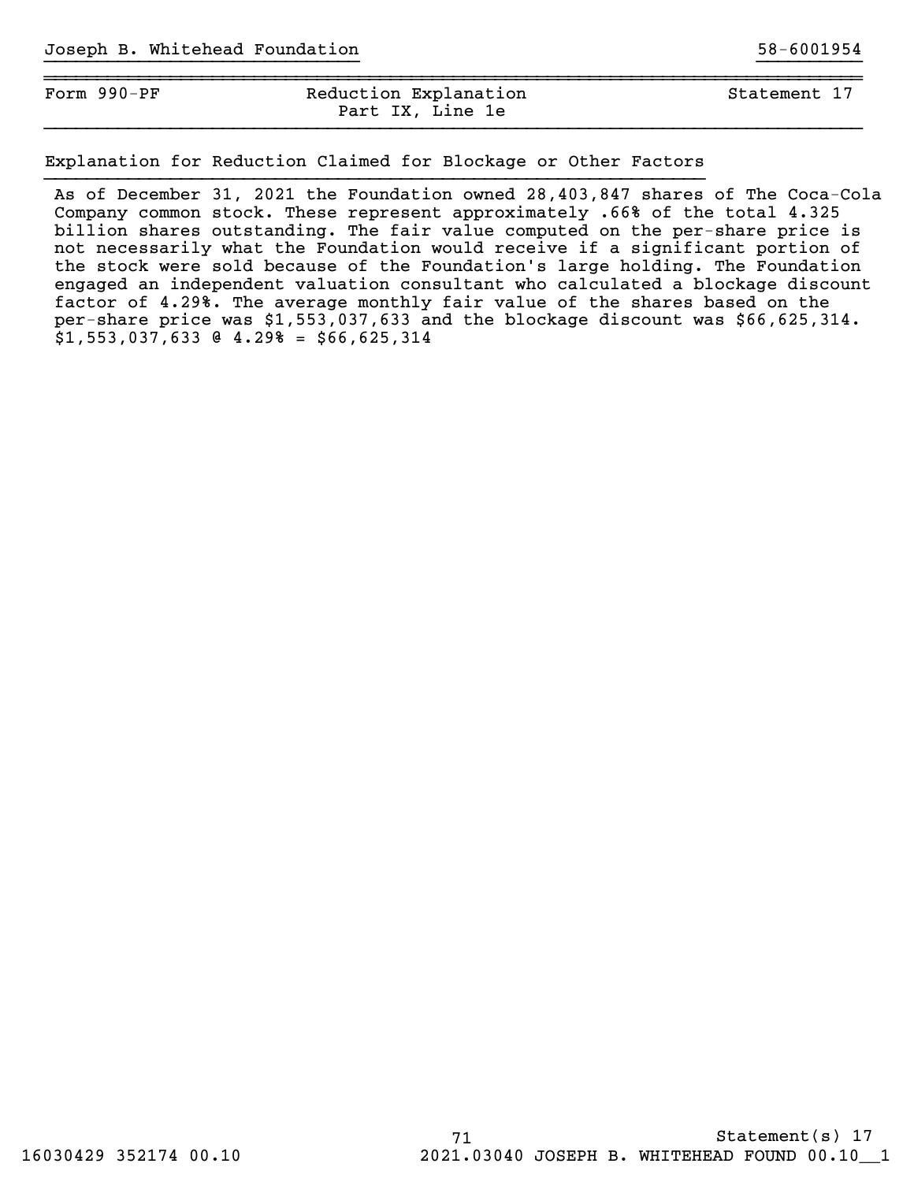Joseph B. Whitehead Foundation 58-6001954

| Form 990-PF | Reduction Explanation Part IX, Line 1e | Statement 17 |
| --- | --- | --- |

Explanation for Reduction Claimed for Blockage or Other Factors

As of December 31, 2021 the Foundation owned 28,403,847 shares of The Coca-Cola Company common stock. These represent approximately .66% of the total 4.325 billion shares outstanding. The fair value computed on the per-share price is not necessarily what the Foundation would receive if a significant portion of the stock were sold because of the Foundation's large holding. The Foundation engaged an independent valuation consultant who calculated a blockage discount factor of 4.29%. The average monthly fair value of the shares based on the per-share price was $1,553,037,633 and the blockage discount was $66,625,314. $1,553,037,633 @ 4.29% = $66,625,314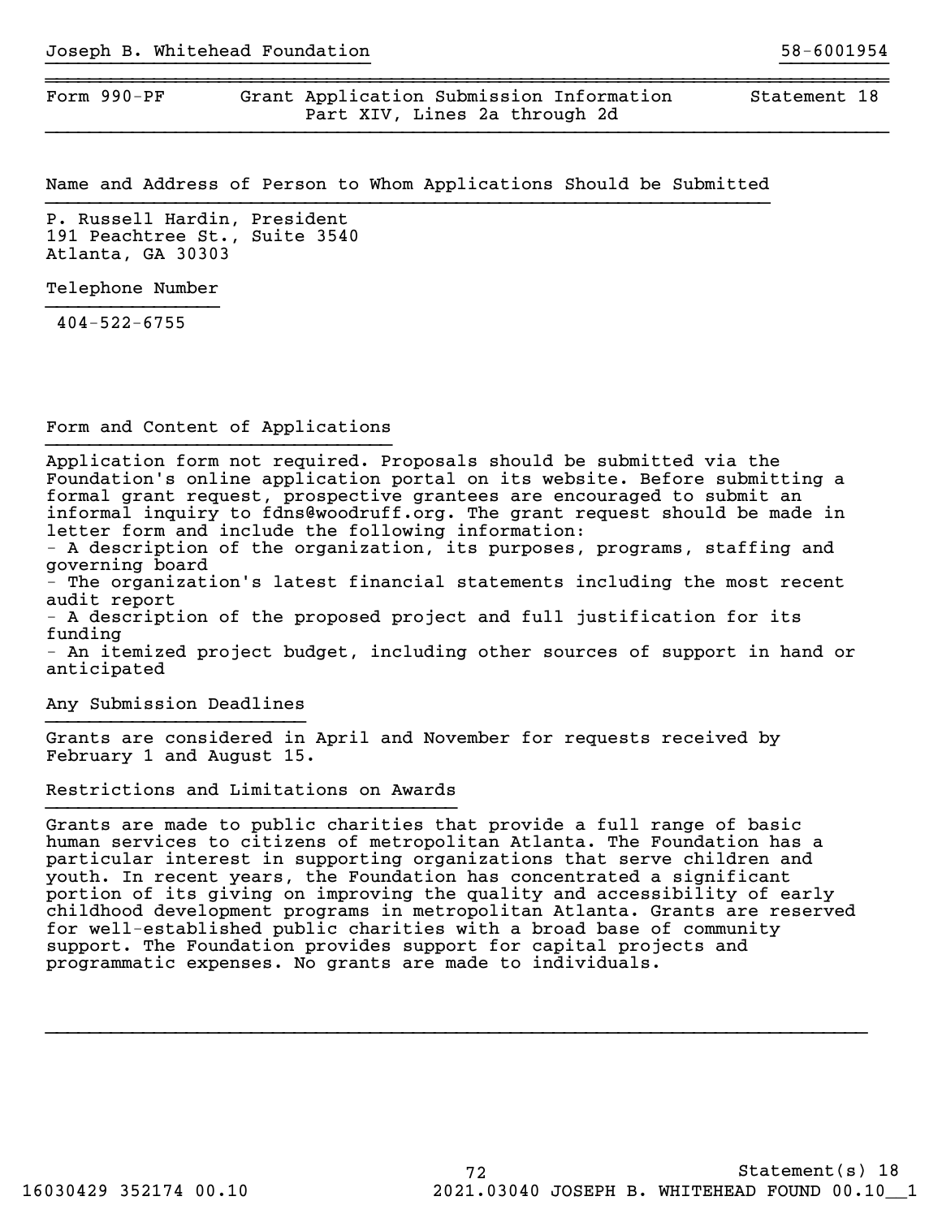Joseph B. Whitehead Foundation 58-6001954

| Form 990-PF | Grant Application Submission Information<br>Part XIV, Lines 2a through 2d | Statement 18 |
|---|---|---|

## Name and Address of Person to Whom Applications Should be Submitted

P. Russell Hardin, President
191 Peachtree St., Suite 3540
Atlanta, GA 30303

## Telephone Number

404-522-6755

## Form and Content of Applications

Application form not required. Proposals should be submitted via the Foundation's online application portal on its website. Before submitting a formal grant request, prospective grantees are encouraged to submit an informal inquiry to fdns@woodruff.org. The grant request should be made in letter form and include the following information:

- A description of the organization, its purposes, programs, staffing and governing board
- The organization's latest financial statements including the most recent audit report
- A description of the proposed project and full justification for its funding
- An itemized project budget, including other sources of support in hand or anticipated

## Any Submission Deadlines

Grants are considered in April and November for requests received by February 1 and August 15.

## Restrictions and Limitations on Awards

Grants are made to public charities that provide a full range of basic human services to citizens of metropolitan Atlanta. The Foundation has a particular interest in supporting organizations that serve children and youth. In recent years, the Foundation has concentrated a significant portion of its giving on improving the quality and accessibility of early childhood development programs in metropolitan Atlanta. Grants are reserved for well-established public charities with a broad base of community support. The Foundation provides support for capital projects and programmatic expenses. No grants are made to individuals.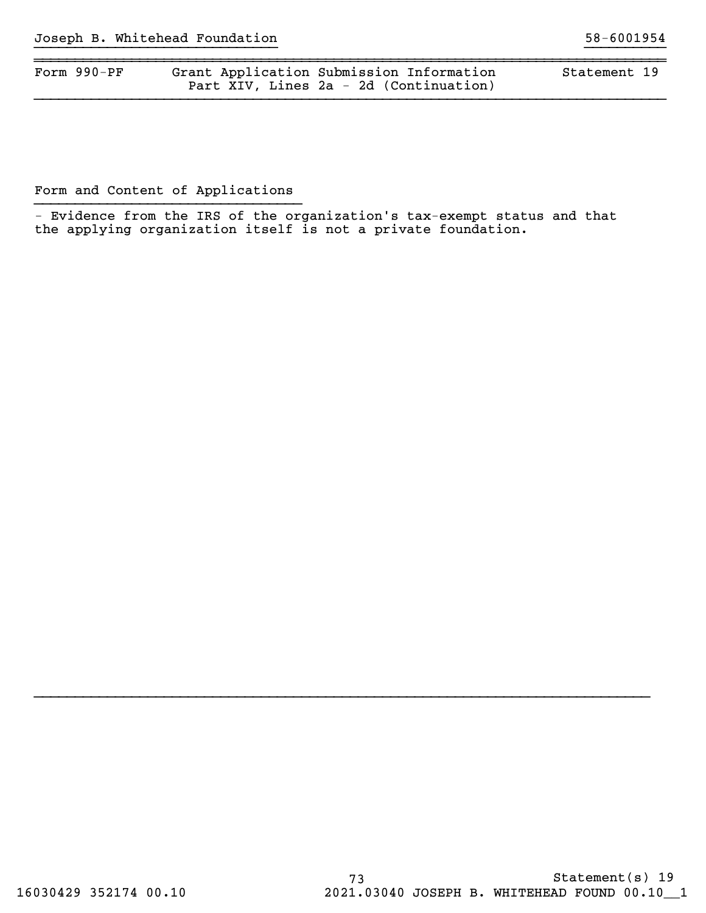Joseph B. Whitehead Foundation 58-6001954

| Form 990-PF | Grant Application Submission Information Part XIV, Lines 2a - 2d (Continuation) | Statement 19 |
|---|---|---|

Form and Content of Applications

- Evidence from the IRS of the organization's tax-exempt status and that the applying organization itself is not a private foundation.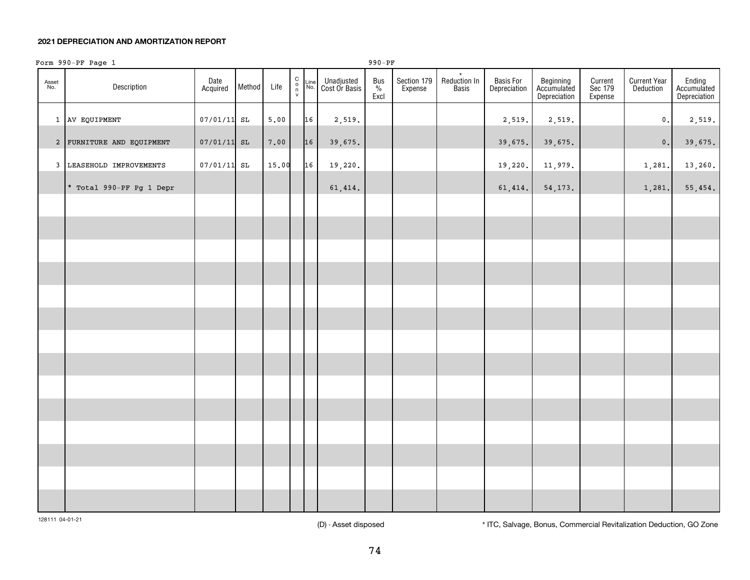**2021 DEPRECIATION AND AMORTIZATION REPORT**

Form 990-PF Page 1 990-PF

| Asset No. | Description | Date Acquired | Method | Life | C o n v | Line No. | Unadjusted Cost Or Basis | Bus % Excl | Section 179 Expense | * Reduction In Basis | Basis For Depreciation | Beginning Accumulated Depreciation | Current Sec 179 Expense | Current Year Deduction | Ending Accumulated Depreciation |
|---|---|---|---|---|---|---|---|---|---|---|---|---|---|---|---|
| 1 | AV EQUIPMENT | 07/01/11 | SL | 5.00 | | 16 | 2,519. | | | | 2,519. | 2,519. | | 0. | 2,519. |
| 2 | FURNITURE AND EQUIPMENT | 07/01/11 | SL | 7.00 | | 16 | 39,675. | | | | 39,675. | 39,675. | | 0. | 39,675. |
| 3 | LEASEHOLD IMPROVEMENTS | 07/01/11 | SL | 15.00 | | 16 | 19,220. | | | | 19,220. | 11,979. | | 1,281. | 13,260. |
| | * Total 990-PF Pg 1 Depr | | | | | | 61,414. | | | | 61,414. | 54,173. | | 1,281. | 55,454. |

128111 04-01-21

(D) - Asset disposed

* ITC, Salvage, Bonus, Commercial Revitalization Deduction, GO Zone